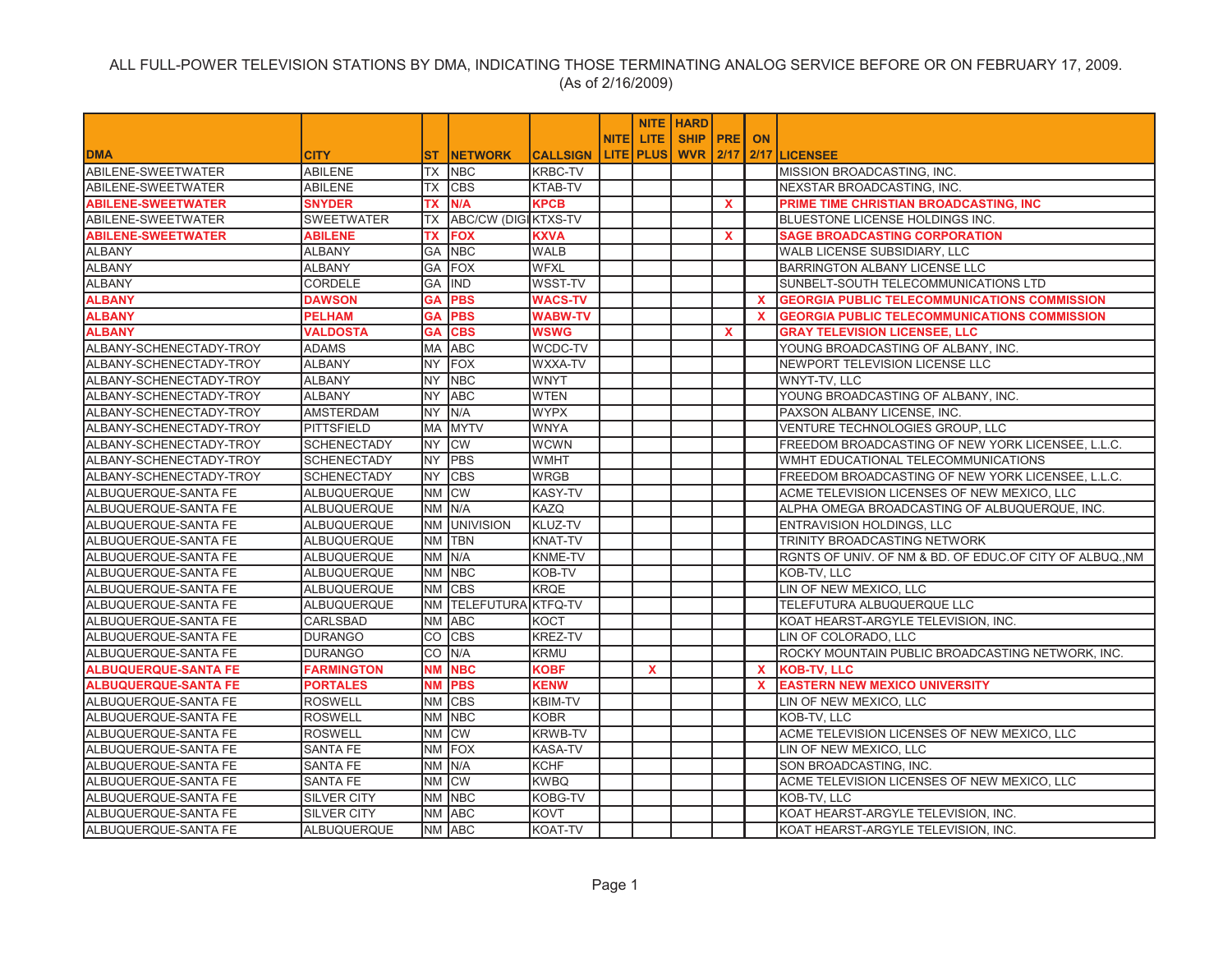ALL FULL-POWER TELEVISION STATIONS BY DMA, INDICATING THOSE TERMINATING ANALOG SERVICE BEFORE OR ON FEBRUARY 17, 2009.
(As of 2/16/2009)

| DMA | CITY | ST | NETWORK | CALLSIGN | NITE LITE | NITE LITE PLUS | HARD SHIP WVR | PRE 2/17 | ON 2/17 | LICENSEE |
|---|---|---|---|---|---|---|---|---|---|---|
| ABILENE-SWEETWATER | ABILENE | TX | NBC | KRBC-TV | | | | | | MISSION BROADCASTING, INC. |
| ABILENE-SWEETWATER | ABILENE | TX | CBS | KTAB-TV | | | | | | NEXSTAR BROADCASTING, INC. |
| **ABILENE-SWEETWATER** | **SNYDER** | **TX** | **N/A** | **KPCB** | | | | **X** | | **PRIME TIME CHRISTIAN BROADCASTING, INC** |
| ABILENE-SWEETWATER | SWEETWATER | TX | ABC/CW (DIGI | KTXS-TV | | | | | | BLUESTONE LICENSE HOLDINGS INC. |
| **ABILENE-SWEETWATER** | **ABILENE** | **TX** | **FOX** | **KXVA** | | | | **X** | | **SAGE BROADCASTING CORPORATION** |
| ALBANY | ALBANY | GA | NBC | WALB | | | | | | WALB LICENSE SUBSIDIARY, LLC |
| ALBANY | ALBANY | GA | FOX | WFXL | | | | | | BARRINGTON ALBANY LICENSE LLC |
| ALBANY | CORDELE | GA | IND | WSST-TV | | | | | | SUNBELT-SOUTH TELECOMMUNICATIONS LTD |
| **ALBANY** | **DAWSON** | **GA** | **PBS** | **WACS-TV** | | | | | **X** | **GEORGIA PUBLIC TELECOMMUNICATIONS COMMISSION** |
| **ALBANY** | **PELHAM** | **GA** | **PBS** | **WABW-TV** | | | | | **X** | **GEORGIA PUBLIC TELECOMMUNICATIONS COMMISSION** |
| **ALBANY** | **VALDOSTA** | **GA** | **CBS** | **WSWG** | | | | **X** | | **GRAY TELEVISION LICENSEE, LLC** |
| ALBANY-SCHENECTADY-TROY | ADAMS | MA | ABC | WCDC-TV | | | | | | YOUNG BROADCASTING OF ALBANY, INC. |
| ALBANY-SCHENECTADY-TROY | ALBANY | NY | FOX | WXXA-TV | | | | | | NEWPORT TELEVISION LICENSE LLC |
| ALBANY-SCHENECTADY-TROY | ALBANY | NY | NBC | WNYT | | | | | | WNYT-TV, LLC |
| ALBANY-SCHENECTADY-TROY | ALBANY | NY | ABC | WTEN | | | | | | YOUNG BROADCASTING OF ALBANY, INC. |
| ALBANY-SCHENECTADY-TROY | AMSTERDAM | NY | N/A | WYPX | | | | | | PAXSON ALBANY LICENSE, INC. |
| ALBANY-SCHENECTADY-TROY | PITTSFIELD | MA | MYTV | WNYA | | | | | | VENTURE TECHNOLOGIES GROUP, LLC |
| ALBANY-SCHENECTADY-TROY | SCHENECTADY | NY | CW | WCWN | | | | | | FREEDOM BROADCASTING OF NEW YORK LICENSEE, L.L.C. |
| ALBANY-SCHENECTADY-TROY | SCHENECTADY | NY | PBS | WMHT | | | | | | WMHT EDUCATIONAL TELECOMMUNICATIONS |
| ALBANY-SCHENECTADY-TROY | SCHENECTADY | NY | CBS | WRGB | | | | | | FREEDOM BROADCASTING OF NEW YORK LICENSEE, L.L.C. |
| ALBUQUERQUE-SANTA FE | ALBUQUERQUE | NM | CW | KASY-TV | | | | | | ACME TELEVISION LICENSES OF NEW MEXICO, LLC |
| ALBUQUERQUE-SANTA FE | ALBUQUERQUE | NM | N/A | KAZQ | | | | | | ALPHA OMEGA BROADCASTING OF ALBUQUERQUE, INC. |
| ALBUQUERQUE-SANTA FE | ALBUQUERQUE | NM | UNIVISION | KLUZ-TV | | | | | | ENTRAVISION HOLDINGS, LLC |
| ALBUQUERQUE-SANTA FE | ALBUQUERQUE | NM | TBN | KNAT-TV | | | | | | TRINITY BROADCASTING NETWORK |
| ALBUQUERQUE-SANTA FE | ALBUQUERQUE | NM | N/A | KNME-TV | | | | | | RGNTS OF UNIV. OF NM & BD. OF EDUC.OF CITY OF ALBUQ.,NM |
| ALBUQUERQUE-SANTA FE | ALBUQUERQUE | NM | NBC | KOB-TV | | | | | | KOB-TV, LLC |
| ALBUQUERQUE-SANTA FE | ALBUQUERQUE | NM | CBS | KRQE | | | | | | LIN OF NEW MEXICO, LLC |
| ALBUQUERQUE-SANTA FE | ALBUQUERQUE | NM | TELEFUTURA | KTFQ-TV | | | | | | TELEFUTURA ALBUQUERQUE LLC |
| ALBUQUERQUE-SANTA FE | CARLSBAD | NM | ABC | KOCT | | | | | | KOAT HEARST-ARGYLE TELEVISION, INC. |
| ALBUQUERQUE-SANTA FE | DURANGO | CO | CBS | KREZ-TV | | | | | | LIN OF COLORADO, LLC |
| ALBUQUERQUE-SANTA FE | DURANGO | CO | N/A | KRMU | | | | | | ROCKY MOUNTAIN PUBLIC BROADCASTING NETWORK, INC. |
| **ALBUQUERQUE-SANTA FE** | **FARMINGTON** | **NM** | **NBC** | **KOBF** | | **X** | | | **X** | **KOB-TV, LLC** |
| **ALBUQUERQUE-SANTA FE** | **PORTALES** | **NM** | **PBS** | **KENW** | | | | | **X** | **EASTERN NEW MEXICO UNIVERSITY** |
| ALBUQUERQUE-SANTA FE | ROSWELL | NM | CBS | KBIM-TV | | | | | | LIN OF NEW MEXICO, LLC |
| ALBUQUERQUE-SANTA FE | ROSWELL | NM | NBC | KOBR | | | | | | KOB-TV, LLC |
| ALBUQUERQUE-SANTA FE | ROSWELL | NM | CW | KRWB-TV | | | | | | ACME TELEVISION LICENSES OF NEW MEXICO, LLC |
| ALBUQUERQUE-SANTA FE | SANTA FE | NM | FOX | KASA-TV | | | | | | LIN OF NEW MEXICO, LLC |
| ALBUQUERQUE-SANTA FE | SANTA FE | NM | N/A | KCHF | | | | | | SON BROADCASTING, INC. |
| ALBUQUERQUE-SANTA FE | SANTA FE | NM | CW | KWBQ | | | | | | ACME TELEVISION LICENSES OF NEW MEXICO, LLC |
| ALBUQUERQUE-SANTA FE | SILVER CITY | NM | NBC | KOBG-TV | | | | | | KOB-TV, LLC |
| ALBUQUERQUE-SANTA FE | SILVER CITY | NM | ABC | KOVT | | | | | | KOAT HEARST-ARGYLE TELEVISION, INC. |
| ALBUQUERQUE-SANTA FE | ALBUQUERQUE | NM | ABC | KOAT-TV | | | | | | KOAT HEARST-ARGYLE TELEVISION, INC. |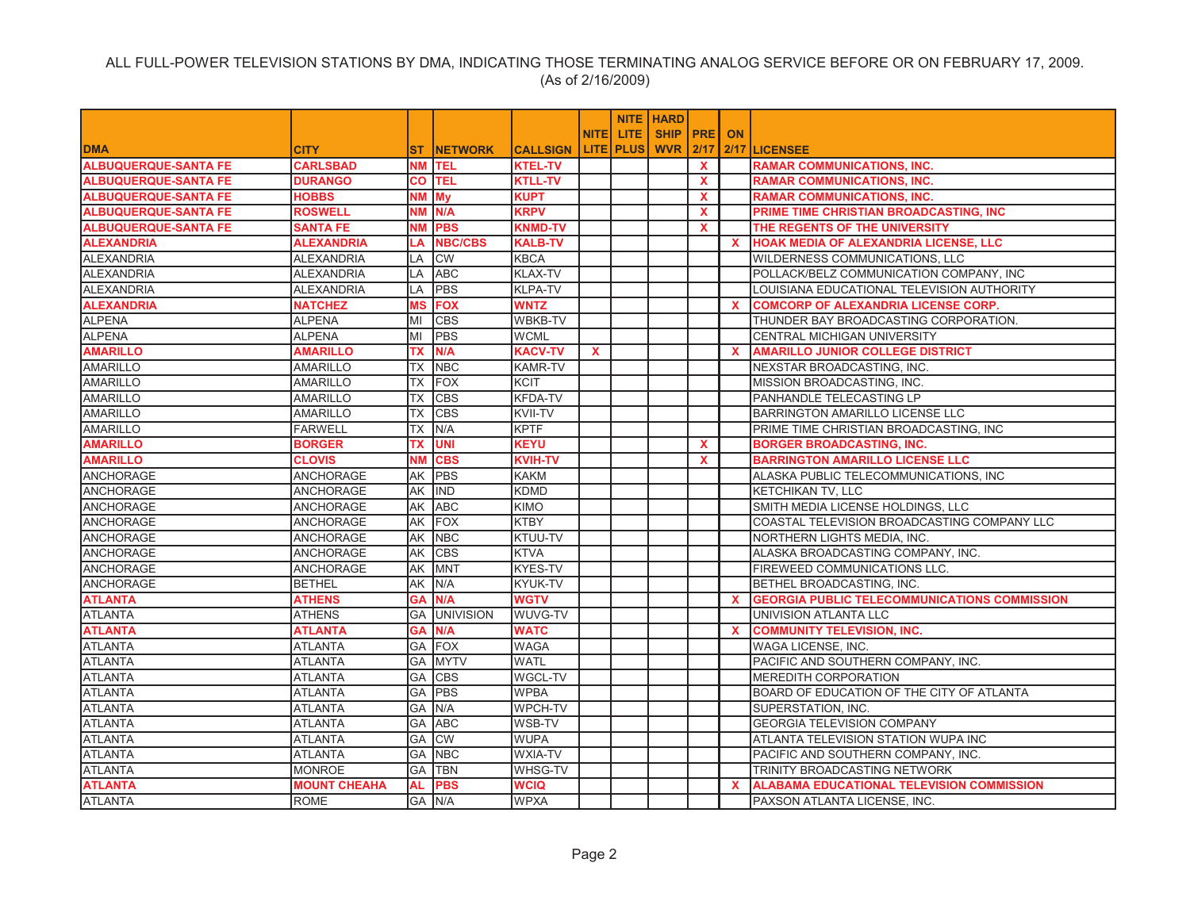ALL FULL-POWER TELEVISION STATIONS BY DMA, INDICATING THOSE TERMINATING ANALOG SERVICE BEFORE OR ON FEBRUARY 17, 2009.
(As of 2/16/2009)

| DMA | CITY | ST | NETWORK | CALLSIGN | NITE LITE | NITE LITE PLUS | HARD SHIP WVR | PRE 2/17 | ON 2/17 | LICENSEE |
|---|---|---|---|---|---|---|---|---|---|---|
| **ALBUQUERQUE-SANTA FE** | **CARLSBAD** | **NM** | **TEL** | **KTEL-TV** | | | | **X** | | **RAMAR COMMUNICATIONS, INC.** |
| **ALBUQUERQUE-SANTA FE** | **DURANGO** | **CO** | **TEL** | **KTLL-TV** | | | | **X** | | **RAMAR COMMUNICATIONS, INC.** |
| **ALBUQUERQUE-SANTA FE** | **HOBBS** | **NM** | **My** | **KUPT** | | | | **X** | | **RAMAR COMMUNICATIONS, INC.** |
| **ALBUQUERQUE-SANTA FE** | **ROSWELL** | **NM** | **N/A** | **KRPV** | | | | **X** | | **PRIME TIME CHRISTIAN BROADCASTING, INC** |
| **ALBUQUERQUE-SANTA FE** | **SANTA FE** | **NM** | **PBS** | **KNMD-TV** | | | | **X** | | **THE REGENTS OF THE UNIVERSITY** |
| **ALEXANDRIA** | **ALEXANDRIA** | **LA** | **NBC/CBS** | **KALB-TV** | | | | | **X** | **HOAK MEDIA OF ALEXANDRIA LICENSE, LLC** |
| ALEXANDRIA | ALEXANDRIA | LA | CW | KBCA | | | | | | WILDERNESS COMMUNICATIONS, LLC |
| ALEXANDRIA | ALEXANDRIA | LA | ABC | KLAX-TV | | | | | | POLLACK/BELZ COMMUNICATION COMPANY, INC |
| ALEXANDRIA | ALEXANDRIA | LA | PBS | KLPA-TV | | | | | | LOUISIANA EDUCATIONAL TELEVISION AUTHORITY |
| **ALEXANDRIA** | **NATCHEZ** | **MS** | **FOX** | **WNTZ** | | | | | **X** | **COMCORP OF ALEXANDRIA LICENSE CORP.** |
| ALPENA | ALPENA | MI | CBS | WBKB-TV | | | | | | THUNDER BAY BROADCASTING CORPORATION. |
| ALPENA | ALPENA | MI | PBS | WCML | | | | | | CENTRAL MICHIGAN UNIVERSITY |
| **AMARILLO** | **AMARILLO** | **TX** | **N/A** | **KACV-TV** | **X** | | | | **X** | **AMARILLO JUNIOR COLLEGE DISTRICT** |
| AMARILLO | AMARILLO | TX | NBC | KAMR-TV | | | | | | NEXSTAR BROADCASTING, INC. |
| AMARILLO | AMARILLO | TX | FOX | KCIT | | | | | | MISSION BROADCASTING, INC. |
| AMARILLO | AMARILLO | TX | CBS | KFDA-TV | | | | | | PANHANDLE TELECASTING LP |
| AMARILLO | AMARILLO | TX | CBS | KVII-TV | | | | | | BARRINGTON AMARILLO LICENSE LLC |
| AMARILLO | FARWELL | TX | N/A | KPTF | | | | | | PRIME TIME CHRISTIAN BROADCASTING, INC |
| **AMARILLO** | **BORGER** | **TX** | **UNI** | **KEYU** | | | | **X** | | **BORGER BROADCASTING, INC.** |
| **AMARILLO** | **CLOVIS** | **NM** | **CBS** | **KVIH-TV** | | | | **X** | | **BARRINGTON AMARILLO LICENSE LLC** |
| ANCHORAGE | ANCHORAGE | AK | PBS | KAKM | | | | | | ALASKA PUBLIC TELECOMMUNICATIONS, INC |
| ANCHORAGE | ANCHORAGE | AK | IND | KDMD | | | | | | KETCHIKAN TV, LLC |
| ANCHORAGE | ANCHORAGE | AK | ABC | KIMO | | | | | | SMITH MEDIA LICENSE HOLDINGS, LLC |
| ANCHORAGE | ANCHORAGE | AK | FOX | KTBY | | | | | | COASTAL TELEVISION BROADCASTING COMPANY LLC |
| ANCHORAGE | ANCHORAGE | AK | NBC | KTUU-TV | | | | | | NORTHERN LIGHTS MEDIA, INC. |
| ANCHORAGE | ANCHORAGE | AK | CBS | KTVA | | | | | | ALASKA BROADCASTING COMPANY, INC. |
| ANCHORAGE | ANCHORAGE | AK | MNT | KYES-TV | | | | | | FIREWEED COMMUNICATIONS LLC. |
| ANCHORAGE | BETHEL | AK | N/A | KYUK-TV | | | | | | BETHEL BROADCASTING, INC. |
| **ATLANTA** | **ATHENS** | **GA** | **N/A** | **WGTV** | | | | | **X** | **GEORGIA PUBLIC TELECOMMUNICATIONS COMMISSION** |
| ATLANTA | ATHENS | GA | UNIVISION | WUVG-TV | | | | | | UNIVISION ATLANTA LLC |
| **ATLANTA** | **ATLANTA** | **GA** | **N/A** | **WATC** | | | | | **X** | **COMMUNITY TELEVISION, INC.** |
| ATLANTA | ATLANTA | GA | FOX | WAGA | | | | | | WAGA LICENSE, INC. |
| ATLANTA | ATLANTA | GA | MYTV | WATL | | | | | | PACIFIC AND SOUTHERN COMPANY, INC. |
| ATLANTA | ATLANTA | GA | CBS | WGCL-TV | | | | | | MEREDITH CORPORATION |
| ATLANTA | ATLANTA | GA | PBS | WPBA | | | | | | BOARD OF EDUCATION OF THE CITY OF ATLANTA |
| ATLANTA | ATLANTA | GA | N/A | WPCH-TV | | | | | | SUPERSTATION, INC. |
| ATLANTA | ATLANTA | GA | ABC | WSB-TV | | | | | | GEORGIA TELEVISION COMPANY |
| ATLANTA | ATLANTA | GA | CW | WUPA | | | | | | ATLANTA TELEVISION STATION WUPA INC |
| ATLANTA | ATLANTA | GA | NBC | WXIA-TV | | | | | | PACIFIC AND SOUTHERN COMPANY, INC. |
| ATLANTA | MONROE | GA | TBN | WHSG-TV | | | | | | TRINITY BROADCASTING NETWORK |
| **ATLANTA** | **MOUNT CHEAHA** | **AL** | **PBS** | **WCIQ** | | | | | **X** | **ALABAMA EDUCATIONAL TELEVISION COMMISSION** |
| ATLANTA | ROME | GA | N/A | WPXA | | | | | | PAXSON ATLANTA LICENSE, INC. |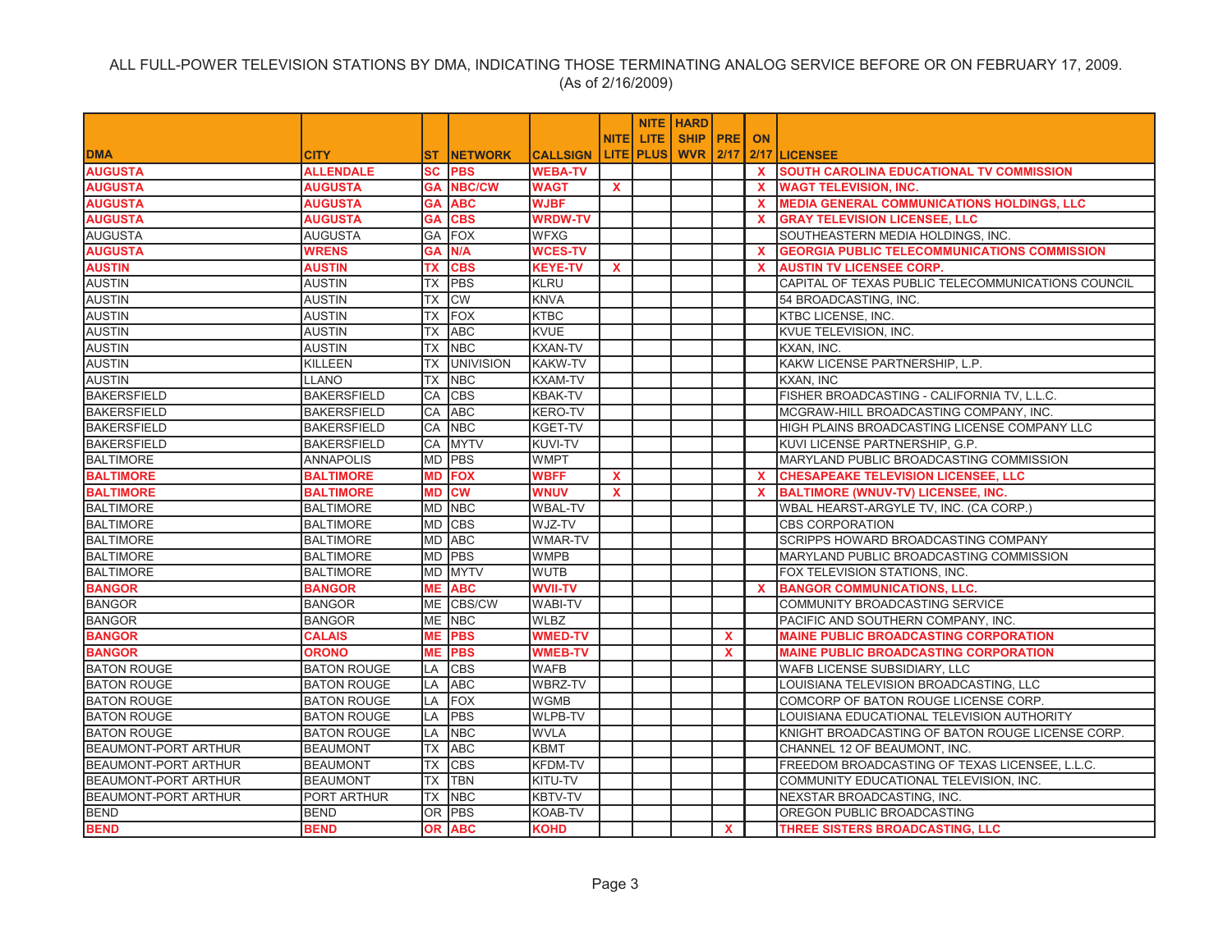ALL FULL-POWER TELEVISION STATIONS BY DMA, INDICATING THOSE TERMINATING ANALOG SERVICE BEFORE OR ON FEBRUARY 17, 2009.
(As of 2/16/2009)

| DMA | CITY | ST | NETWORK | CALLSIGN | NITE LITE | NITE LITE PLUS | HARD SHIP WVR | PRE 2/17 | ON 2/17 | LICENSEE |
|---|---|---|---|---|---|---|---|---|---|---|
| **AUGUSTA** | **ALLENDALE** | **SC** | **PBS** | **WEBA-TV** | | | | | **X** | **SOUTH CAROLINA EDUCATIONAL TV COMMISSION** |
| **AUGUSTA** | **AUGUSTA** | **GA** | **NBC/CW** | **WAGT** | **X** | | | | **X** | **WAGT TELEVISION, INC.** |
| **AUGUSTA** | **AUGUSTA** | **GA** | **ABC** | **WJBF** | | | | | **X** | **MEDIA GENERAL COMMUNICATIONS HOLDINGS, LLC** |
| **AUGUSTA** | **AUGUSTA** | **GA** | **CBS** | **WRDW-TV** | | | | | **X** | **GRAY TELEVISION LICENSEE, LLC** |
| AUGUSTA | AUGUSTA | GA | FOX | WFXG | | | | | | SOUTHEASTERN MEDIA HOLDINGS, INC. |
| **AUGUSTA** | **WRENS** | **GA** | **N/A** | **WCES-TV** | | | | | **X** | **GEORGIA PUBLIC TELECOMMUNICATIONS COMMISSION** |
| **AUSTIN** | **AUSTIN** | **TX** | **CBS** | **KEYE-TV** | **X** | | | | **X** | **AUSTIN TV LICENSEE CORP.** |
| AUSTIN | AUSTIN | TX | PBS | KLRU | | | | | | CAPITAL OF TEXAS PUBLIC TELECOMMUNICATIONS COUNCIL |
| AUSTIN | AUSTIN | TX | CW | KNVA | | | | | | 54 BROADCASTING, INC. |
| AUSTIN | AUSTIN | TX | FOX | KTBC | | | | | | KTBC LICENSE, INC. |
| AUSTIN | AUSTIN | TX | ABC | KVUE | | | | | | KVUE TELEVISION, INC. |
| AUSTIN | AUSTIN | TX | NBC | KXAN-TV | | | | | | KXAN, INC. |
| AUSTIN | KILLEEN | TX | UNIVISION | KAKW-TV | | | | | | KAKW LICENSE PARTNERSHIP, L.P. |
| AUSTIN | LLANO | TX | NBC | KXAM-TV | | | | | | KXAN, INC |
| BAKERSFIELD | BAKERSFIELD | CA | CBS | KBAK-TV | | | | | | FISHER BROADCASTING - CALIFORNIA TV, L.L.C. |
| BAKERSFIELD | BAKERSFIELD | CA | ABC | KERO-TV | | | | | | MCGRAW-HILL BROADCASTING COMPANY, INC. |
| BAKERSFIELD | BAKERSFIELD | CA | NBC | KGET-TV | | | | | | HIGH PLAINS BROADCASTING LICENSE COMPANY LLC |
| BAKERSFIELD | BAKERSFIELD | CA | MYTV | KUVI-TV | | | | | | KUVI LICENSE PARTNERSHIP, G.P. |
| BALTIMORE | ANNAPOLIS | MD | PBS | WMPT | | | | | | MARYLAND PUBLIC BROADCASTING COMMISSION |
| **BALTIMORE** | **BALTIMORE** | **MD** | **FOX** | **WBFF** | **X** | | | | **X** | **CHESAPEAKE TELEVISION LICENSEE, LLC** |
| **BALTIMORE** | **BALTIMORE** | **MD** | **CW** | **WNUV** | **X** | | | | **X** | **BALTIMORE (WNUV-TV) LICENSEE, INC.** |
| BALTIMORE | BALTIMORE | MD | NBC | WBAL-TV | | | | | | WBAL HEARST-ARGYLE TV, INC. (CA CORP.) |
| BALTIMORE | BALTIMORE | MD | CBS | WJZ-TV | | | | | | CBS CORPORATION |
| BALTIMORE | BALTIMORE | MD | ABC | WMAR-TV | | | | | | SCRIPPS HOWARD BROADCASTING COMPANY |
| BALTIMORE | BALTIMORE | MD | PBS | WMPB | | | | | | MARYLAND PUBLIC BROADCASTING COMMISSION |
| BALTIMORE | BALTIMORE | MD | MYTV | WUTB | | | | | | FOX TELEVISION STATIONS, INC. |
| **BANGOR** | **BANGOR** | **ME** | **ABC** | **WVII-TV** | | | | | **X** | **BANGOR COMMUNICATIONS, LLC.** |
| BANGOR | BANGOR | ME | CBS/CW | WABI-TV | | | | | | COMMUNITY BROADCASTING SERVICE |
| BANGOR | BANGOR | ME | NBC | WLBZ | | | | | | PACIFIC AND SOUTHERN COMPANY, INC. |
| **BANGOR** | **CALAIS** | **ME** | **PBS** | **WMED-TV** | | | | **X** | | **MAINE PUBLIC BROADCASTING CORPORATION** |
| **BANGOR** | **ORONO** | **ME** | **PBS** | **WMEB-TV** | | | | **X** | | **MAINE PUBLIC BROADCASTING CORPORATION** |
| BATON ROUGE | BATON ROUGE | LA | CBS | WAFB | | | | | | WAFB LICENSE SUBSIDIARY, LLC |
| BATON ROUGE | BATON ROUGE | LA | ABC | WBRZ-TV | | | | | | LOUISIANA TELEVISION BROADCASTING, LLC |
| BATON ROUGE | BATON ROUGE | LA | FOX | WGMB | | | | | | COMCORP OF BATON ROUGE LICENSE CORP. |
| BATON ROUGE | BATON ROUGE | LA | PBS | WLPB-TV | | | | | | LOUISIANA EDUCATIONAL TELEVISION AUTHORITY |
| BATON ROUGE | BATON ROUGE | LA | NBC | WVLA | | | | | | KNIGHT BROADCASTING OF BATON ROUGE LICENSE CORP. |
| BEAUMONT-PORT ARTHUR | BEAUMONT | TX | ABC | KBMT | | | | | | CHANNEL 12 OF BEAUMONT, INC. |
| BEAUMONT-PORT ARTHUR | BEAUMONT | TX | CBS | KFDM-TV | | | | | | FREEDOM BROADCASTING OF TEXAS LICENSEE, L.L.C. |
| BEAUMONT-PORT ARTHUR | BEAUMONT | TX | TBN | KITU-TV | | | | | | COMMUNITY EDUCATIONAL TELEVISION, INC. |
| BEAUMONT-PORT ARTHUR | PORT ARTHUR | TX | NBC | KBTV-TV | | | | | | NEXSTAR BROADCASTING, INC. |
| BEND | BEND | OR | PBS | KOAB-TV | | | | | | OREGON PUBLIC BROADCASTING |
| **BEND** | **BEND** | **OR** | **ABC** | **KOHD** | | | | **X** | | **THREE SISTERS BROADCASTING, LLC** |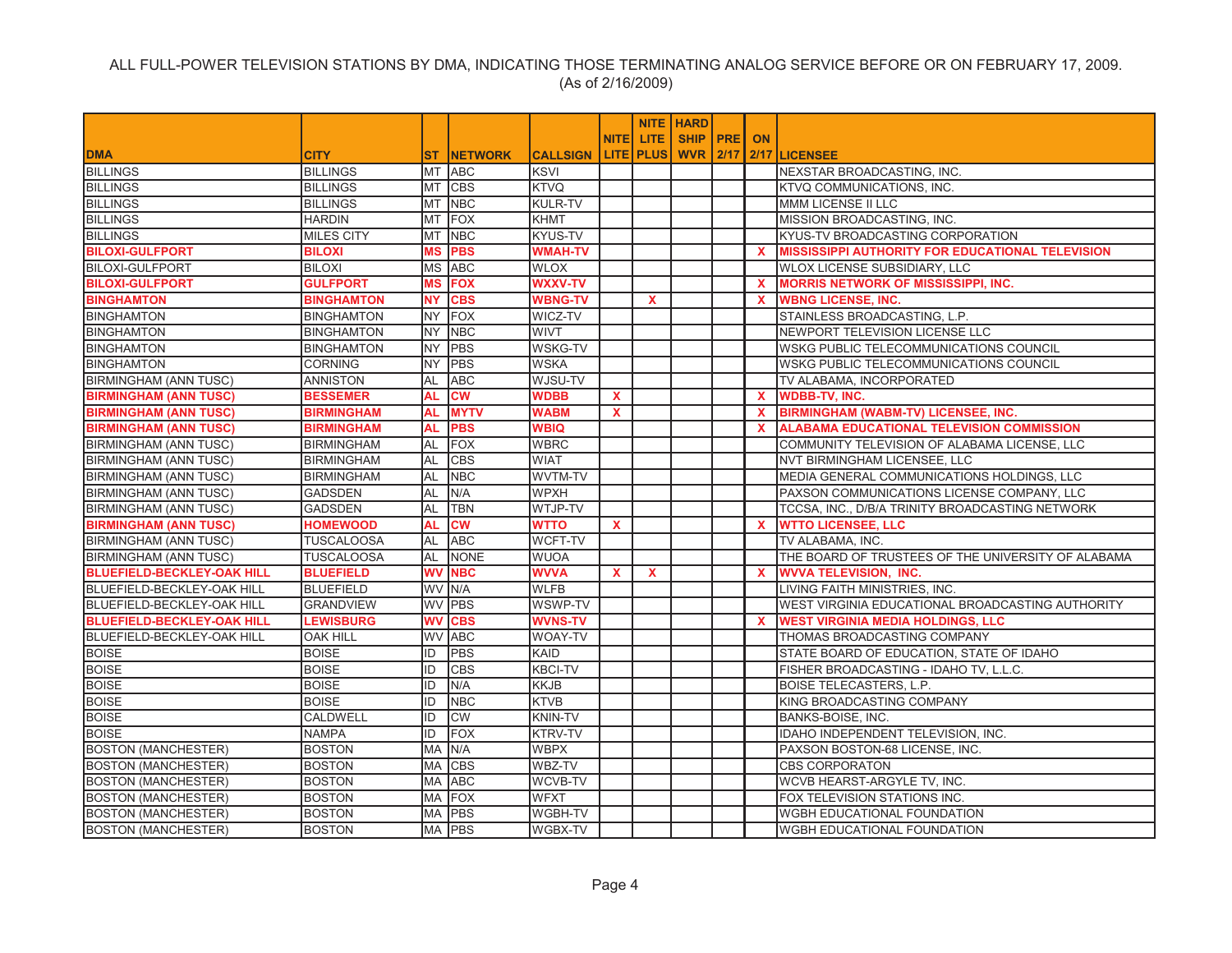ALL FULL-POWER TELEVISION STATIONS BY DMA, INDICATING THOSE TERMINATING ANALOG SERVICE BEFORE OR ON FEBRUARY 17, 2009.
(As of 2/16/2009)

| DMA | CITY | ST | NETWORK | CALLSIGN | NITE LITE | NITE LITE PLUS | HARD SHIP WVR | PRE 2/17 | ON 2/17 | LICENSEE |
|---|---|---|---|---|---|---|---|---|---|---|
| BILLINGS | BILLINGS | MT | ABC | KSVI | | | | | | NEXSTAR BROADCASTING, INC. |
| BILLINGS | BILLINGS | MT | CBS | KTVQ | | | | | | KTVQ COMMUNICATIONS, INC. |
| BILLINGS | BILLINGS | MT | NBC | KULR-TV | | | | | | MMM LICENSE II LLC |
| BILLINGS | HARDIN | MT | FOX | KHMT | | | | | | MISSION BROADCASTING, INC. |
| BILLINGS | MILES CITY | MT | NBC | KYUS-TV | | | | | | KYUS-TV BROADCASTING CORPORATION |
| **BILOXI-GULFPORT** | **BILOXI** | **MS** | **PBS** | **WMAH-TV** | | | | | **X** | **MISSISSIPPI AUTHORITY FOR EDUCATIONAL TELEVISION** |
| BILOXI-GULFPORT | BILOXI | MS | ABC | WLOX | | | | | | WLOX LICENSE SUBSIDIARY, LLC |
| **BILOXI-GULFPORT** | **GULFPORT** | **MS** | **FOX** | **WXXV-TV** | | | | | **X** | **MORRIS NETWORK OF MISSISSIPPI, INC.** |
| **BINGHAMTON** | **BINGHAMTON** | **NY** | **CBS** | **WBNG-TV** | | **X** | | | **X** | **WBNG LICENSE, INC.** |
| BINGHAMTON | BINGHAMTON | NY | FOX | WICZ-TV | | | | | | STAINLESS BROADCASTING, L.P. |
| BINGHAMTON | BINGHAMTON | NY | NBC | WIVT | | | | | | NEWPORT TELEVISION LICENSE LLC |
| BINGHAMTON | BINGHAMTON | NY | PBS | WSKG-TV | | | | | | WSKG PUBLIC TELECOMMUNICATIONS COUNCIL |
| BINGHAMTON | CORNING | NY | PBS | WSKA | | | | | | WSKG PUBLIC TELECOMMUNICATIONS COUNCIL |
| BIRMINGHAM (ANN TUSC) | ANNISTON | AL | ABC | WJSU-TV | | | | | | TV ALABAMA, INCORPORATED |
| **BIRMINGHAM (ANN TUSC)** | **BESSEMER** | **AL** | **CW** | **WDBB** | **X** | | | | **X** | **WDBB-TV, INC.** |
| **BIRMINGHAM (ANN TUSC)** | **BIRMINGHAM** | **AL** | **MYTV** | **WABM** | **X** | | | | **X** | **BIRMINGHAM (WABM-TV) LICENSEE, INC.** |
| **BIRMINGHAM (ANN TUSC)** | **BIRMINGHAM** | **AL** | **PBS** | **WBIQ** | | | | | **X** | **ALABAMA EDUCATIONAL TELEVISION COMMISSION** |
| BIRMINGHAM (ANN TUSC) | BIRMINGHAM | AL | FOX | WBRC | | | | | | COMMUNITY TELEVISION OF ALABAMA LICENSE, LLC |
| BIRMINGHAM (ANN TUSC) | BIRMINGHAM | AL | CBS | WIAT | | | | | | NVT BIRMINGHAM LICENSEE, LLC |
| BIRMINGHAM (ANN TUSC) | BIRMINGHAM | AL | NBC | WVTM-TV | | | | | | MEDIA GENERAL COMMUNICATIONS HOLDINGS, LLC |
| BIRMINGHAM (ANN TUSC) | GADSDEN | AL | N/A | WPXH | | | | | | PAXSON COMMUNICATIONS LICENSE COMPANY, LLC |
| BIRMINGHAM (ANN TUSC) | GADSDEN | AL | TBN | WTJP-TV | | | | | | TCCSA, INC., D/B/A TRINITY BROADCASTING NETWORK |
| **BIRMINGHAM (ANN TUSC)** | **HOMEWOOD** | **AL** | **CW** | **WTTO** | **X** | | | | **X** | **WTTO LICENSEE, LLC** |
| BIRMINGHAM (ANN TUSC) | TUSCALOOSA | AL | ABC | WCFT-TV | | | | | | TV ALABAMA, INC. |
| BIRMINGHAM (ANN TUSC) | TUSCALOOSA | AL | NONE | WUOA | | | | | | THE BOARD OF TRUSTEES OF THE UNIVERSITY OF ALABAMA |
| **BLUEFIELD-BECKLEY-OAK HILL** | **BLUEFIELD** | **WV** | **NBC** | **WVVA** | **X** | **X** | | | **X** | **WVVA TELEVISION, INC.** |
| BLUEFIELD-BECKLEY-OAK HILL | BLUEFIELD | WV | N/A | WLFB | | | | | | LIVING FAITH MINISTRIES, INC. |
| BLUEFIELD-BECKLEY-OAK HILL | GRANDVIEW | WV | PBS | WSWP-TV | | | | | | WEST VIRGINIA EDUCATIONAL BROADCASTING AUTHORITY |
| **BLUEFIELD-BECKLEY-OAK HILL** | **LEWISBURG** | **WV** | **CBS** | **WVNS-TV** | | | | | **X** | **WEST VIRGINIA MEDIA HOLDINGS, LLC** |
| BLUEFIELD-BECKLEY-OAK HILL | OAK HILL | WV | ABC | WOAY-TV | | | | | | THOMAS BROADCASTING COMPANY |
| BOISE | BOISE | ID | PBS | KAID | | | | | | STATE BOARD OF EDUCATION, STATE OF IDAHO |
| BOISE | BOISE | ID | CBS | KBCI-TV | | | | | | FISHER BROADCASTING - IDAHO TV, L.L.C. |
| BOISE | BOISE | ID | N/A | KKJB | | | | | | BOISE TELECASTERS, L.P. |
| BOISE | BOISE | ID | NBC | KTVB | | | | | | KING BROADCASTING COMPANY |
| BOISE | CALDWELL | ID | CW | KNIN-TV | | | | | | BANKS-BOISE, INC. |
| BOISE | NAMPA | ID | FOX | KTRV-TV | | | | | | IDAHO INDEPENDENT TELEVISION, INC. |
| BOSTON (MANCHESTER) | BOSTON | MA | N/A | WBPX | | | | | | PAXSON BOSTON-68 LICENSE, INC. |
| BOSTON (MANCHESTER) | BOSTON | MA | CBS | WBZ-TV | | | | | | CBS CORPORATON |
| BOSTON (MANCHESTER) | BOSTON | MA | ABC | WCVB-TV | | | | | | WCVB HEARST-ARGYLE TV, INC. |
| BOSTON (MANCHESTER) | BOSTON | MA | FOX | WFXT | | | | | | FOX TELEVISION STATIONS INC. |
| BOSTON (MANCHESTER) | BOSTON | MA | PBS | WGBH-TV | | | | | | WGBH EDUCATIONAL FOUNDATION |
| BOSTON (MANCHESTER) | BOSTON | MA | PBS | WGBX-TV | | | | | | WGBH EDUCATIONAL FOUNDATION |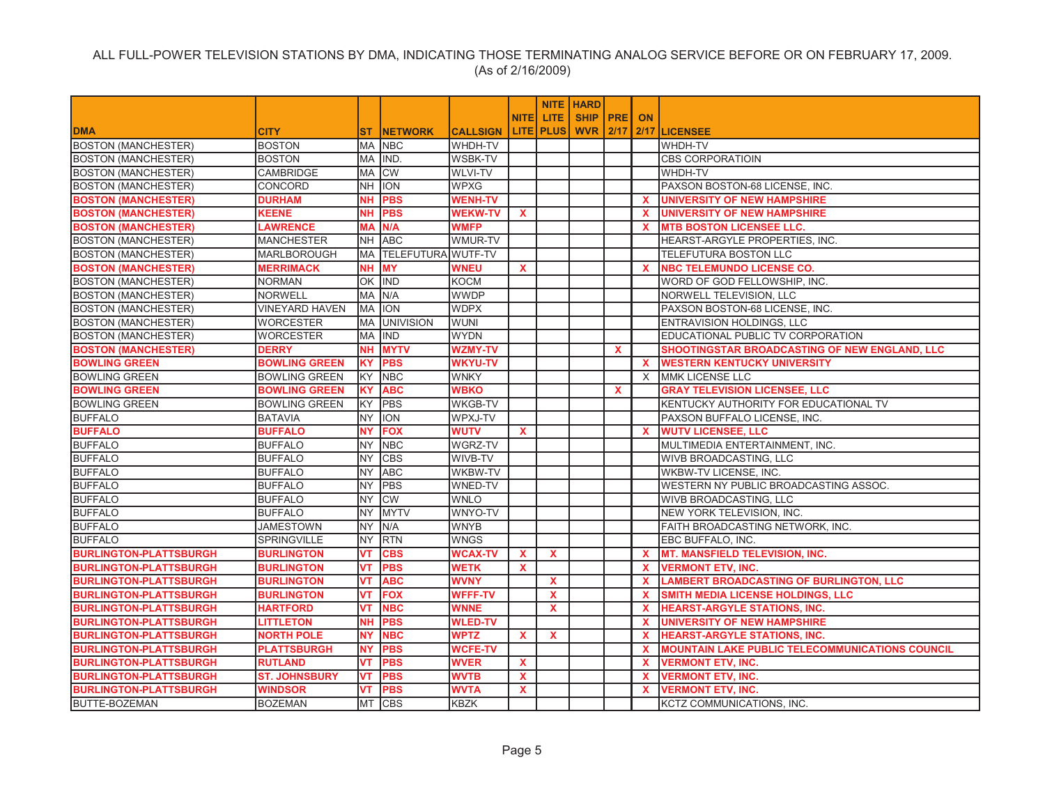ALL FULL-POWER TELEVISION STATIONS BY DMA, INDICATING THOSE TERMINATING ANALOG SERVICE BEFORE OR ON FEBRUARY 17, 2009.
(As of 2/16/2009)

| DMA | CITY | ST | NETWORK | CALLSIGN | NITE LITE | NITE LITE PLUS | HARD SHIP WVR | PRE 2/17 | ON 2/17 | LICENSEE |
|---|---|---|---|---|---|---|---|---|---|---|
| BOSTON (MANCHESTER) | BOSTON | MA | NBC | WHDH-TV | | | | | | WHDH-TV |
| BOSTON (MANCHESTER) | BOSTON | MA | IND. | WSBK-TV | | | | | | CBS CORPORATIOIN |
| BOSTON (MANCHESTER) | CAMBRIDGE | MA | CW | WLVI-TV | | | | | | WHDH-TV |
| BOSTON (MANCHESTER) | CONCORD | NH | ION | WPXG | | | | | | PAXSON BOSTON-68 LICENSE, INC. |
| **BOSTON (MANCHESTER)** | **DURHAM** | **NH** | **PBS** | **WENH-TV** | | | | | **X** | **UNIVERSITY OF NEW HAMPSHIRE** |
| **BOSTON (MANCHESTER)** | **KEENE** | **NH** | **PBS** | **WEKW-TV** | **X** | | | | **X** | **UNIVERSITY OF NEW HAMPSHIRE** |
| **BOSTON (MANCHESTER)** | **LAWRENCE** | **MA** | **N/A** | **WMFP** | | | | | **X** | **MTB BOSTON LICENSEE LLC.** |
| BOSTON (MANCHESTER) | MANCHESTER | NH | ABC | WMUR-TV | | | | | | HEARST-ARGYLE PROPERTIES, INC. |
| BOSTON (MANCHESTER) | MARLBOROUGH | MA | TELEFUTURA | WUTF-TV | | | | | | TELEFUTURA BOSTON LLC |
| **BOSTON (MANCHESTER)** | **MERRIMACK** | **NH** | **MY** | **WNEU** | **X** | | | | **X** | **NBC TELEMUNDO LICENSE CO.** |
| BOSTON (MANCHESTER) | NORMAN | OK | IND | KOCM | | | | | | WORD OF GOD FELLOWSHIP, INC. |
| BOSTON (MANCHESTER) | NORWELL | MA | N/A | WWDP | | | | | | NORWELL TELEVISION, LLC |
| BOSTON (MANCHESTER) | VINEYARD HAVEN | MA | ION | WDPX | | | | | | PAXSON BOSTON-68 LICENSE, INC. |
| BOSTON (MANCHESTER) | WORCESTER | MA | UNIVISION | WUNI | | | | | | ENTRAVISION HOLDINGS, LLC |
| BOSTON (MANCHESTER) | WORCESTER | MA | IND | WYDN | | | | | | EDUCATIONAL PUBLIC TV CORPORATION |
| **BOSTON (MANCHESTER)** | **DERRY** | **NH** | **MYTV** | **WZMY-TV** | | | | **X** | | **SHOOTINGSTAR BROADCASTING OF NEW ENGLAND, LLC** |
| **BOWLING GREEN** | **BOWLING GREEN** | **KY** | **PBS** | **WKYU-TV** | | | | | **X** | **WESTERN KENTUCKY UNIVERSITY** |
| BOWLING GREEN | BOWLING GREEN | KY | NBC | WNKY | | | | | X | MMK LICENSE LLC |
| **BOWLING GREEN** | **BOWLING GREEN** | **KY** | **ABC** | **WBKO** | | | | **X** | | **GRAY TELEVISION LICENSEE, LLC** |
| BOWLING GREEN | BOWLING GREEN | KY | PBS | WKGB-TV | | | | | | KENTUCKY AUTHORITY FOR EDUCATIONAL TV |
| BUFFALO | BATAVIA | NY | ION | WPXJ-TV | | | | | | PAXSON BUFFALO LICENSE, INC. |
| **BUFFALO** | **BUFFALO** | **NY** | **FOX** | **WUTV** | **X** | | | | **X** | **WUTV LICENSEE, LLC** |
| BUFFALO | BUFFALO | NY | NBC | WGRZ-TV | | | | | | MULTIMEDIA ENTERTAINMENT, INC. |
| BUFFALO | BUFFALO | NY | CBS | WIVB-TV | | | | | | WIVB BROADCASTING, LLC |
| BUFFALO | BUFFALO | NY | ABC | WKBW-TV | | | | | | WKBW-TV LICENSE, INC. |
| BUFFALO | BUFFALO | NY | PBS | WNED-TV | | | | | | WESTERN NY PUBLIC BROADCASTING ASSOC. |
| BUFFALO | BUFFALO | NY | CW | WNLO | | | | | | WIVB BROADCASTING, LLC |
| BUFFALO | BUFFALO | NY | MYTV | WNYO-TV | | | | | | NEW YORK TELEVISION, INC. |
| BUFFALO | JAMESTOWN | NY | N/A | WNYB | | | | | | FAITH BROADCASTING NETWORK, INC. |
| BUFFALO | SPRINGVILLE | NY | RTN | WNGS | | | | | | EBC BUFFALO, INC. |
| **BURLINGTON-PLATTSBURGH** | **BURLINGTON** | **VT** | **CBS** | **WCAX-TV** | **X** | **X** | | | **X** | **MT. MANSFIELD TELEVISION, INC.** |
| **BURLINGTON-PLATTSBURGH** | **BURLINGTON** | **VT** | **PBS** | **WETK** | **X** | | | | **X** | **VERMONT ETV, INC.** |
| **BURLINGTON-PLATTSBURGH** | **BURLINGTON** | **VT** | **ABC** | **WVNY** | | **X** | | | **X** | **LAMBERT BROADCASTING OF BURLINGTON, LLC** |
| **BURLINGTON-PLATTSBURGH** | **BURLINGTON** | **VT** | **FOX** | **WFFF-TV** | | **X** | | | **X** | **SMITH MEDIA LICENSE HOLDINGS, LLC** |
| **BURLINGTON-PLATTSBURGH** | **HARTFORD** | **VT** | **NBC** | **WNNE** | | **X** | | | **X** | **HEARST-ARGYLE STATIONS, INC.** |
| **BURLINGTON-PLATTSBURGH** | **LITTLETON** | **NH** | **PBS** | **WLED-TV** | | | | | **X** | **UNIVERSITY OF NEW HAMPSHIRE** |
| **BURLINGTON-PLATTSBURGH** | **NORTH POLE** | **NY** | **NBC** | **WPTZ** | **X** | **X** | | | **X** | **HEARST-ARGYLE STATIONS, INC.** |
| **BURLINGTON-PLATTSBURGH** | **PLATTSBURGH** | **NY** | **PBS** | **WCFE-TV** | | | | | **X** | **MOUNTAIN LAKE PUBLIC TELECOMMUNICATIONS COUNCIL** |
| **BURLINGTON-PLATTSBURGH** | **RUTLAND** | **VT** | **PBS** | **WVER** | **X** | | | | **X** | **VERMONT ETV, INC.** |
| **BURLINGTON-PLATTSBURGH** | **ST. JOHNSBURY** | **VT** | **PBS** | **WVTB** | **X** | | | | **X** | **VERMONT ETV, INC.** |
| **BURLINGTON-PLATTSBURGH** | **WINDSOR** | **VT** | **PBS** | **WVTA** | **X** | | | | **X** | **VERMONT ETV, INC.** |
| BUTTE-BOZEMAN | BOZEMAN | MT | CBS | KBZK | | | | | | KCTZ COMMUNICATIONS, INC. |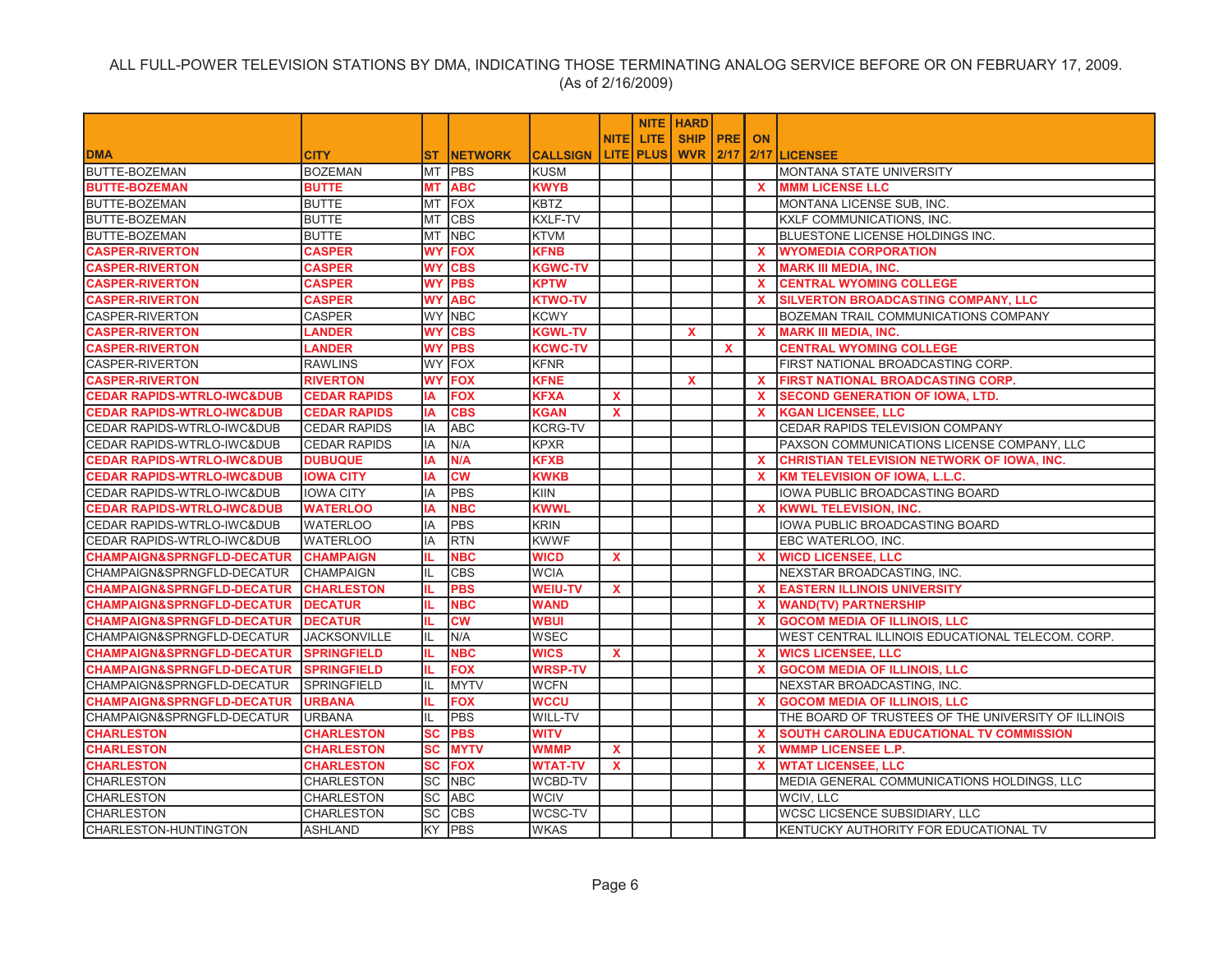ALL FULL-POWER TELEVISION STATIONS BY DMA, INDICATING THOSE TERMINATING ANALOG SERVICE BEFORE OR ON FEBRUARY 17, 2009.
(As of 2/16/2009)

| DMA | CITY | ST | NETWORK | CALLSIGN | NITE LITE | NITE LITE PLUS | HARD SHIP WVR | PRE 2/17 | ON 2/17 | LICENSEE |
|---|---|---|---|---|---|---|---|---|---|---|
| BUTTE-BOZEMAN | BOZEMAN | MT | PBS | KUSM | | | | | | MONTANA STATE UNIVERSITY |
| **BUTTE-BOZEMAN** | **BUTTE** | **MT** | **ABC** | **KWYB** | | | | | **X** | **MMM LICENSE LLC** |
| BUTTE-BOZEMAN | BUTTE | MT | FOX | KBTZ | | | | | | MONTANA LICENSE SUB, INC. |
| BUTTE-BOZEMAN | BUTTE | MT | CBS | KXLF-TV | | | | | | KXLF COMMUNICATIONS, INC. |
| BUTTE-BOZEMAN | BUTTE | MT | NBC | KTVM | | | | | | BLUESTONE LICENSE HOLDINGS INC. |
| **CASPER-RIVERTON** | **CASPER** | **WY** | **FOX** | **KFNB** | | | | | **X** | **WYOMEDIA CORPORATION** |
| **CASPER-RIVERTON** | **CASPER** | **WY** | **CBS** | **KGWC-TV** | | | | | **X** | **MARK III MEDIA, INC.** |
| **CASPER-RIVERTON** | **CASPER** | **WY** | **PBS** | **KPTW** | | | | | **X** | **CENTRAL WYOMING COLLEGE** |
| **CASPER-RIVERTON** | **CASPER** | **WY** | **ABC** | **KTWO-TV** | | | | | **X** | **SILVERTON BROADCASTING COMPANY, LLC** |
| CASPER-RIVERTON | CASPER | WY | NBC | KCWY | | | | | | BOZEMAN TRAIL COMMUNICATIONS COMPANY |
| **CASPER-RIVERTON** | **LANDER** | **WY** | **CBS** | **KGWL-TV** | | | **X** | | **X** | **MARK III MEDIA, INC.** |
| **CASPER-RIVERTON** | **LANDER** | **WY** | **PBS** | **KCWC-TV** | | | | **X** | | **CENTRAL WYOMING COLLEGE** |
| CASPER-RIVERTON | RAWLINS | WY | FOX | KFNR | | | | | | FIRST NATIONAL BROADCASTING CORP. |
| **CASPER-RIVERTON** | **RIVERTON** | **WY** | **FOX** | **KFNE** | | | **X** | | **X** | **FIRST NATIONAL BROADCASTING CORP.** |
| **CEDAR RAPIDS-WTRLO-IWC&DUB** | **CEDAR RAPIDS** | **IA** | **FOX** | **KFXA** | **X** | | | | **X** | **SECOND GENERATION OF IOWA, LTD.** |
| **CEDAR RAPIDS-WTRLO-IWC&DUB** | **CEDAR RAPIDS** | **IA** | **CBS** | **KGAN** | **X** | | | | **X** | **KGAN LICENSEE, LLC** |
| CEDAR RAPIDS-WTRLO-IWC&DUB | CEDAR RAPIDS | IA | ABC | KCRG-TV | | | | | | CEDAR RAPIDS TELEVISION COMPANY |
| CEDAR RAPIDS-WTRLO-IWC&DUB | CEDAR RAPIDS | IA | N/A | KPXR | | | | | | PAXSON COMMUNICATIONS LICENSE COMPANY, LLC |
| **CEDAR RAPIDS-WTRLO-IWC&DUB** | **DUBUQUE** | **IA** | **N/A** | **KFXB** | | | | | **X** | **CHRISTIAN TELEVISION NETWORK OF IOWA, INC.** |
| **CEDAR RAPIDS-WTRLO-IWC&DUB** | **IOWA CITY** | **IA** | **CW** | **KWKB** | | | | | **X** | **KM TELEVISION OF IOWA, L.L.C.** |
| CEDAR RAPIDS-WTRLO-IWC&DUB | IOWA CITY | IA | PBS | KIIN | | | | | | IOWA PUBLIC BROADCASTING BOARD |
| **CEDAR RAPIDS-WTRLO-IWC&DUB** | **WATERLOO** | **IA** | **NBC** | **KWWL** | | | | | **X** | **KWWL TELEVISION, INC.** |
| CEDAR RAPIDS-WTRLO-IWC&DUB | WATERLOO | IA | PBS | KRIN | | | | | | IOWA PUBLIC BROADCASTING BOARD |
| CEDAR RAPIDS-WTRLO-IWC&DUB | WATERLOO | IA | RTN | KWWF | | | | | | EBC WATERLOO, INC. |
| **CHAMPAIGN&SPRNGFLD-DECATUR** | **CHAMPAIGN** | **IL** | **NBC** | **WICD** | **X** | | | | **X** | **WICD LICENSEE, LLC** |
| CHAMPAIGN&SPRNGFLD-DECATUR | CHAMPAIGN | IL | CBS | WCIA | | | | | | NEXSTAR BROADCASTING, INC. |
| **CHAMPAIGN&SPRNGFLD-DECATUR** | **CHARLESTON** | **IL** | **PBS** | **WEIU-TV** | **X** | | | | **X** | **EASTERN ILLINOIS UNIVERSITY** |
| **CHAMPAIGN&SPRNGFLD-DECATUR** | **DECATUR** | **IL** | **NBC** | **WAND** | | | | | **X** | **WAND(TV) PARTNERSHIP** |
| **CHAMPAIGN&SPRNGFLD-DECATUR** | **DECATUR** | **IL** | **CW** | **WBUI** | | | | | **X** | **GOCOM MEDIA OF ILLINOIS, LLC** |
| CHAMPAIGN&SPRNGFLD-DECATUR | JACKSONVILLE | IL | N/A | WSEC | | | | | | WEST CENTRAL ILLINOIS EDUCATIONAL TELECOM. CORP. |
| **CHAMPAIGN&SPRNGFLD-DECATUR** | **SPRINGFIELD** | **IL** | **NBC** | **WICS** | **X** | | | | **X** | **WICS LICENSEE, LLC** |
| **CHAMPAIGN&SPRNGFLD-DECATUR** | **SPRINGFIELD** | **IL** | **FOX** | **WRSP-TV** | | | | | **X** | **GOCOM MEDIA OF ILLINOIS, LLC** |
| CHAMPAIGN&SPRNGFLD-DECATUR | SPRINGFIELD | IL | MYTV | WCFN | | | | | | NEXSTAR BROADCASTING, INC. |
| **CHAMPAIGN&SPRNGFLD-DECATUR** | **URBANA** | **IL** | **FOX** | **WCCU** | | | | | **X** | **GOCOM MEDIA OF ILLINOIS, LLC** |
| CHAMPAIGN&SPRNGFLD-DECATUR | URBANA | IL | PBS | WILL-TV | | | | | | THE BOARD OF TRUSTEES OF THE UNIVERSITY OF ILLINOIS |
| **CHARLESTON** | **CHARLESTON** | **SC** | **PBS** | **WITV** | | | | | **X** | **SOUTH CAROLINA EDUCATIONAL TV COMMISSION** |
| **CHARLESTON** | **CHARLESTON** | **SC** | **MYTV** | **WMMP** | **X** | | | | **X** | **WMMP LICENSEE L.P.** |
| **CHARLESTON** | **CHARLESTON** | **SC** | **FOX** | **WTAT-TV** | **X** | | | | **X** | **WTAT LICENSEE, LLC** |
| CHARLESTON | CHARLESTON | SC | NBC | WCBD-TV | | | | | | MEDIA GENERAL COMMUNICATIONS HOLDINGS, LLC |
| CHARLESTON | CHARLESTON | SC | ABC | WCIV | | | | | | WCIV, LLC |
| CHARLESTON | CHARLESTON | SC | CBS | WCSC-TV | | | | | | WCSC LICSENCE SUBSIDIARY, LLC |
| CHARLESTON-HUNTINGTON | ASHLAND | KY | PBS | WKAS | | | | | | KENTUCKY AUTHORITY FOR EDUCATIONAL TV |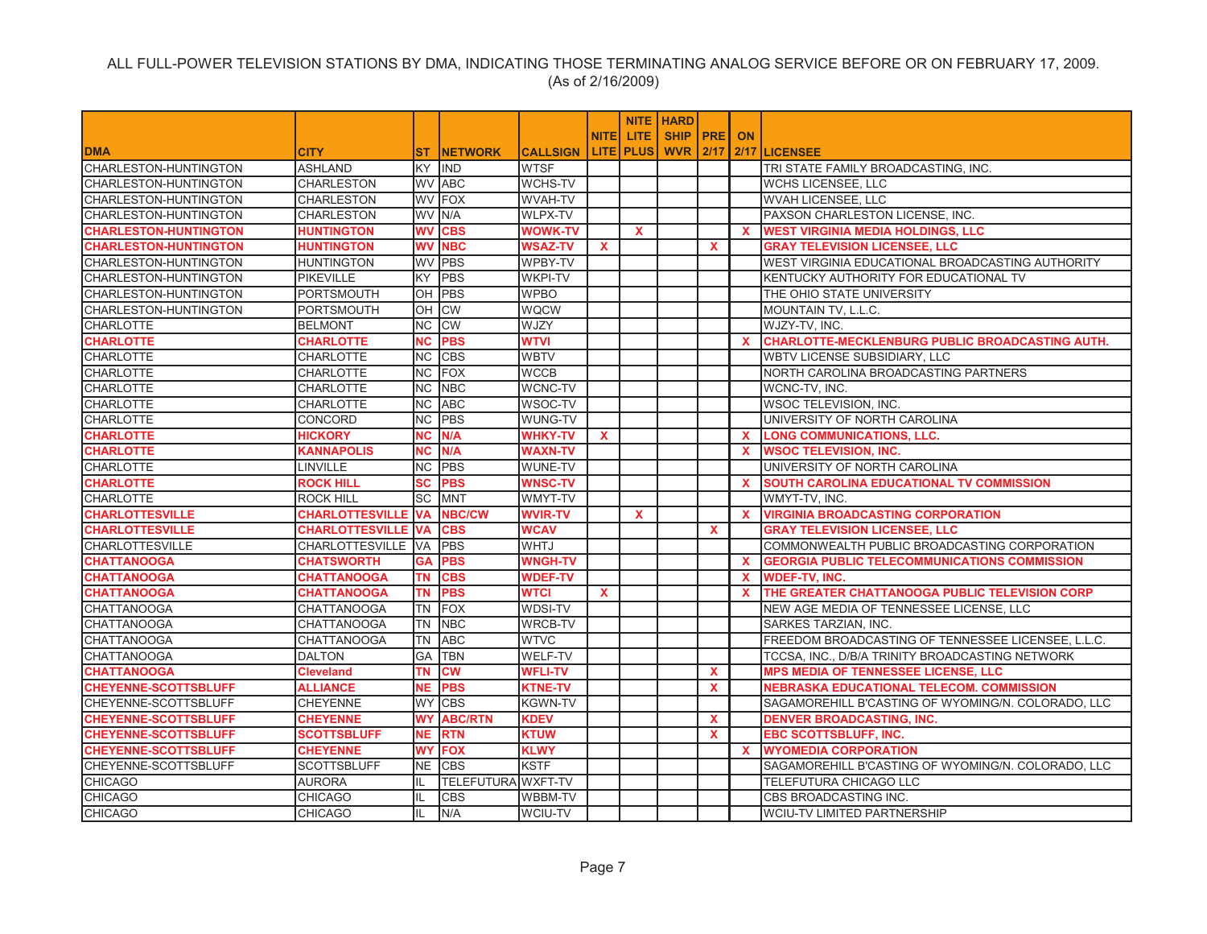ALL FULL-POWER TELEVISION STATIONS BY DMA, INDICATING THOSE TERMINATING ANALOG SERVICE BEFORE OR ON FEBRUARY 17, 2009.
(As of 2/16/2009)

| DMA | CITY | ST | NETWORK | CALLSIGN | NITE LITE | NITE LITE PLUS | HARD SHIP WVR | PRE 2/17 | ON 2/17 | LICENSEE |
|---|---|---|---|---|---|---|---|---|---|---|
| CHARLESTON-HUNTINGTON | ASHLAND | KY | IND | WTSF | | | | | | TRI STATE FAMILY BROADCASTING, INC. |
| CHARLESTON-HUNTINGTON | CHARLESTON | WV | ABC | WCHS-TV | | | | | | WCHS LICENSEE, LLC |
| CHARLESTON-HUNTINGTON | CHARLESTON | WV | FOX | WVAH-TV | | | | | | WVAH LICENSEE, LLC |
| CHARLESTON-HUNTINGTON | CHARLESTON | WV | N/A | WLPX-TV | | | | | | PAXSON CHARLESTON LICENSE, INC. |
| **CHARLESTON-HUNTINGTON** | **HUNTINGTON** | **WV** | **CBS** | **WOWK-TV** | | **X** | | | **X** | **WEST VIRGINIA MEDIA HOLDINGS, LLC** |
| **CHARLESTON-HUNTINGTON** | **HUNTINGTON** | **WV** | **NBC** | **WSAZ-TV** | **X** | | | **X** | | **GRAY TELEVISION LICENSEE, LLC** |
| CHARLESTON-HUNTINGTON | HUNTINGTON | WV | PBS | WPBY-TV | | | | | | WEST VIRGINIA EDUCATIONAL BROADCASTING AUTHORITY |
| CHARLESTON-HUNTINGTON | PIKEVILLE | KY | PBS | WKPI-TV | | | | | | KENTUCKY AUTHORITY FOR EDUCATIONAL TV |
| CHARLESTON-HUNTINGTON | PORTSMOUTH | OH | PBS | WPBO | | | | | | THE OHIO STATE UNIVERSITY |
| CHARLESTON-HUNTINGTON | PORTSMOUTH | OH | CW | WQCW | | | | | | MOUNTAIN TV, L.L.C. |
| CHARLOTTE | BELMONT | NC | CW | WJZY | | | | | | WJZY-TV, INC. |
| **CHARLOTTE** | **CHARLOTTE** | **NC** | **PBS** | **WTVI** | | | | | **X** | **CHARLOTTE-MECKLENBURG PUBLIC BROADCASTING AUTH.** |
| CHARLOTTE | CHARLOTTE | NC | CBS | WBTV | | | | | | WBTV LICENSE SUBSIDIARY, LLC |
| CHARLOTTE | CHARLOTTE | NC | FOX | WCCB | | | | | | NORTH CAROLINA BROADCASTING PARTNERS |
| CHARLOTTE | CHARLOTTE | NC | NBC | WCNC-TV | | | | | | WCNC-TV, INC. |
| CHARLOTTE | CHARLOTTE | NC | ABC | WSOC-TV | | | | | | WSOC TELEVISION, INC. |
| CHARLOTTE | CONCORD | NC | PBS | WUNG-TV | | | | | | UNIVERSITY OF NORTH CAROLINA |
| **CHARLOTTE** | **HICKORY** | **NC** | **N/A** | **WHKY-TV** | **X** | | | | **X** | **LONG COMMUNICATIONS, LLC.** |
| **CHARLOTTE** | **KANNAPOLIS** | **NC** | **N/A** | **WAXN-TV** | | | | | **X** | **WSOC TELEVISION, INC.** |
| CHARLOTTE | LINVILLE | NC | PBS | WUNE-TV | | | | | | UNIVERSITY OF NORTH CAROLINA |
| **CHARLOTTE** | **ROCK HILL** | **SC** | **PBS** | **WNSC-TV** | | | | | **X** | **SOUTH CAROLINA EDUCATIONAL TV COMMISSION** |
| CHARLOTTE | ROCK HILL | SC | MNT | WMYT-TV | | | | | | WMYT-TV, INC. |
| **CHARLOTTESVILLE** | **CHARLOTTESVILLE** | **VA** | **NBC/CW** | **WVIR-TV** | | **X** | | | **X** | **VIRGINIA BROADCASTING CORPORATION** |
| **CHARLOTTESVILLE** | **CHARLOTTESVILLE** | **VA** | **CBS** | **WCAV** | | | | **X** | | **GRAY TELEVISION LICENSEE, LLC** |
| CHARLOTTESVILLE | CHARLOTTESVILLE | VA | PBS | WHTJ | | | | | | COMMONWEALTH PUBLIC BROADCASTING CORPORATION |
| **CHATTANOOGA** | **CHATSWORTH** | **GA** | **PBS** | **WNGH-TV** | | | | | **X** | **GEORGIA PUBLIC TELECOMMUNICATIONS COMMISSION** |
| **CHATTANOOGA** | **CHATTANOOGA** | **TN** | **CBS** | **WDEF-TV** | | | | | **X** | **WDEF-TV, INC.** |
| **CHATTANOOGA** | **CHATTANOOGA** | **TN** | **PBS** | **WTCI** | **X** | | | | **X** | **THE GREATER CHATTANOOGA PUBLIC TELEVISION CORP** |
| CHATTANOOGA | CHATTANOOGA | TN | FOX | WDSI-TV | | | | | | NEW AGE MEDIA OF TENNESSEE LICENSE, LLC |
| CHATTANOOGA | CHATTANOOGA | TN | NBC | WRCB-TV | | | | | | SARKES TARZIAN, INC. |
| CHATTANOOGA | CHATTANOOGA | TN | ABC | WTVC | | | | | | FREEDOM BROADCASTING OF TENNESSEE LICENSEE, L.L.C. |
| CHATTANOOGA | DALTON | GA | TBN | WELF-TV | | | | | | TCCSA, INC., D/B/A TRINITY BROADCASTING NETWORK |
| **CHATTANOOGA** | **Cleveland** | **TN** | **CW** | **WFLI-TV** | | | | **X** | | **MPS MEDIA OF TENNESSEE LICENSE, LLC** |
| **CHEYENNE-SCOTTSBLUFF** | **ALLIANCE** | **NE** | **PBS** | **KTNE-TV** | | | | **X** | | **NEBRASKA EDUCATIONAL TELECOM. COMMISSION** |
| CHEYENNE-SCOTTSBLUFF | CHEYENNE | WY | CBS | KGWN-TV | | | | | | SAGAMOREHILL B'CASTING OF WYOMING/N. COLORADO, LLC |
| **CHEYENNE-SCOTTSBLUFF** | **CHEYENNE** | **WY** | **ABC/RTN** | **KDEV** | | | | **X** | | **DENVER BROADCASTING, INC.** |
| **CHEYENNE-SCOTTSBLUFF** | **SCOTTSBLUFF** | **NE** | **RTN** | **KTUW** | | | | **X** | | **EBC SCOTTSBLUFF, INC.** |
| **CHEYENNE-SCOTTSBLUFF** | **CHEYENNE** | **WY** | **FOX** | **KLWY** | | | | | **X** | **WYOMEDIA CORPORATION** |
| CHEYENNE-SCOTTSBLUFF | SCOTTSBLUFF | NE | CBS | KSTF | | | | | | SAGAMOREHILL B'CASTING OF WYOMING/N. COLORADO, LLC |
| CHICAGO | AURORA | IL | TELEFUTURA | WXFT-TV | | | | | | TELEFUTURA CHICAGO LLC |
| CHICAGO | CHICAGO | IL | CBS | WBBM-TV | | | | | | CBS BROADCASTING INC. |
| CHICAGO | CHICAGO | IL | N/A | WCIU-TV | | | | | | WCIU-TV LIMITED PARTNERSHIP |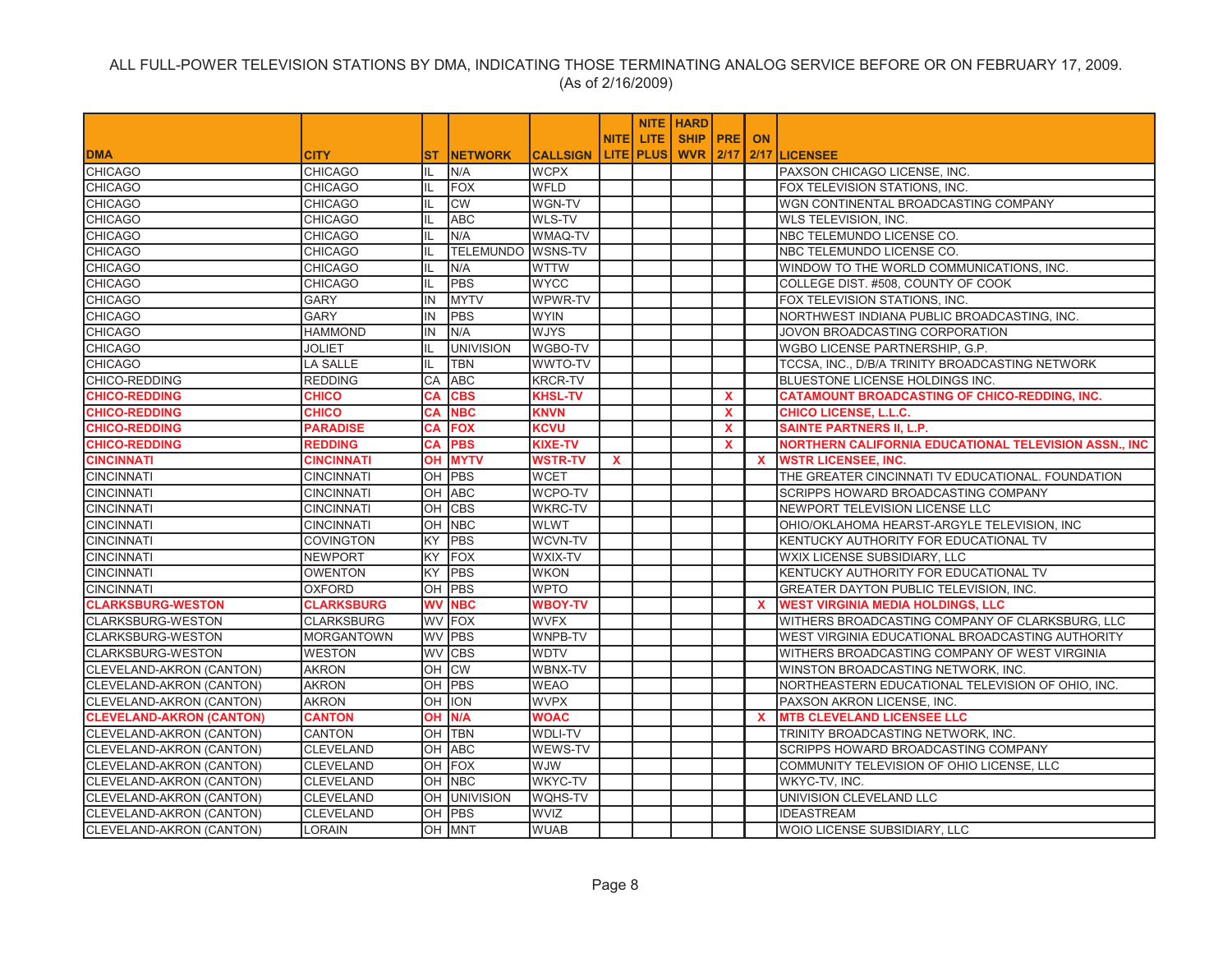ALL FULL-POWER TELEVISION STATIONS BY DMA, INDICATING THOSE TERMINATING ANALOG SERVICE BEFORE OR ON FEBRUARY 17, 2009.
(As of 2/16/2009)

| DMA | CITY | ST | NETWORK | CALLSIGN | NITE LITE | NITE LITE PLUS | HARD SHIP WVR | PRE 2/17 | ON 2/17 | LICENSEE |
|---|---|---|---|---|---|---|---|---|---|---|
| CHICAGO | CHICAGO | IL | N/A | WCPX | | | | | | PAXSON CHICAGO LICENSE, INC. |
| CHICAGO | CHICAGO | IL | FOX | WFLD | | | | | | FOX TELEVISION STATIONS, INC. |
| CHICAGO | CHICAGO | IL | CW | WGN-TV | | | | | | WGN CONTINENTAL BROADCASTING COMPANY |
| CHICAGO | CHICAGO | IL | ABC | WLS-TV | | | | | | WLS TELEVISION, INC. |
| CHICAGO | CHICAGO | IL | N/A | WMAQ-TV | | | | | | NBC TELEMUNDO LICENSE CO. |
| CHICAGO | CHICAGO | IL | TELEMUNDO | WSNS-TV | | | | | | NBC TELEMUNDO LICENSE CO. |
| CHICAGO | CHICAGO | IL | N/A | WTTW | | | | | | WINDOW TO THE WORLD COMMUNICATIONS, INC. |
| CHICAGO | CHICAGO | IL | PBS | WYCC | | | | | | COLLEGE DIST. #508, COUNTY OF COOK |
| CHICAGO | GARY | IN | MYTV | WPWR-TV | | | | | | FOX TELEVISION STATIONS, INC. |
| CHICAGO | GARY | IN | PBS | WYIN | | | | | | NORTHWEST INDIANA PUBLIC BROADCASTING, INC. |
| CHICAGO | HAMMOND | IN | N/A | WJYS | | | | | | JOVON BROADCASTING CORPORATION |
| CHICAGO | JOLIET | IL | UNIVISION | WGBO-TV | | | | | | WGBO LICENSE PARTNERSHIP, G.P. |
| CHICAGO | LA SALLE | IL | TBN | WWTO-TV | | | | | | TCCSA, INC., D/B/A TRINITY BROADCASTING NETWORK |
| CHICO-REDDING | REDDING | CA | ABC | KRCR-TV | | | | | | BLUESTONE LICENSE HOLDINGS INC. |
| **CHICO-REDDING** | **CHICO** | **CA** | **CBS** | **KHSL-TV** | | | | **X** | | **CATAMOUNT BROADCASTING OF CHICO-REDDING, INC.** |
| **CHICO-REDDING** | **CHICO** | **CA** | **NBC** | **KNVN** | | | | **X** | | **CHICO LICENSE, L.L.C.** |
| **CHICO-REDDING** | **PARADISE** | **CA** | **FOX** | **KCVU** | | | | **X** | | **SAINTE PARTNERS II, L.P.** |
| **CHICO-REDDING** | **REDDING** | **CA** | **PBS** | **KIXE-TV** | | | | **X** | | **NORTHERN CALIFORNIA EDUCATIONAL TELEVISION ASSN., INC** |
| **CINCINNATI** | **CINCINNATI** | **OH** | **MYTV** | **WSTR-TV** | **X** | | | | **X** | **WSTR LICENSEE, INC.** |
| CINCINNATI | CINCINNATI | OH | PBS | WCET | | | | | | THE GREATER CINCINNATI TV EDUCATIONAL. FOUNDATION |
| CINCINNATI | CINCINNATI | OH | ABC | WCPO-TV | | | | | | SCRIPPS HOWARD BROADCASTING COMPANY |
| CINCINNATI | CINCINNATI | OH | CBS | WKRC-TV | | | | | | NEWPORT TELEVISION LICENSE LLC |
| CINCINNATI | CINCINNATI | OH | NBC | WLWT | | | | | | OHIO/OKLAHOMA HEARST-ARGYLE TELEVISION, INC |
| CINCINNATI | COVINGTON | KY | PBS | WCVN-TV | | | | | | KENTUCKY AUTHORITY FOR EDUCATIONAL TV |
| CINCINNATI | NEWPORT | KY | FOX | WXIX-TV | | | | | | WXIX LICENSE SUBSIDIARY, LLC |
| CINCINNATI | OWENTON | KY | PBS | WKON | | | | | | KENTUCKY AUTHORITY FOR EDUCATIONAL TV |
| CINCINNATI | OXFORD | OH | PBS | WPTO | | | | | | GREATER DAYTON PUBLIC TELEVISION, INC. |
| **CLARKSBURG-WESTON** | **CLARKSBURG** | **WV** | **NBC** | **WBOY-TV** | | | | | **X** | **WEST VIRGINIA MEDIA HOLDINGS, LLC** |
| CLARKSBURG-WESTON | CLARKSBURG | WV | FOX | WVFX | | | | | | WITHERS BROADCASTING COMPANY OF CLARKSBURG, LLC |
| CLARKSBURG-WESTON | MORGANTOWN | WV | PBS | WNPB-TV | | | | | | WEST VIRGINIA EDUCATIONAL BROADCASTING AUTHORITY |
| CLARKSBURG-WESTON | WESTON | WV | CBS | WDTV | | | | | | WITHERS BROADCASTING COMPANY OF WEST VIRGINIA |
| CLEVELAND-AKRON (CANTON) | AKRON | OH | CW | WBNX-TV | | | | | | WINSTON BROADCASTING NETWORK, INC. |
| CLEVELAND-AKRON (CANTON) | AKRON | OH | PBS | WEAO | | | | | | NORTHEASTERN EDUCATIONAL TELEVISION OF OHIO, INC. |
| CLEVELAND-AKRON (CANTON) | AKRON | OH | ION | WVPX | | | | | | PAXSON AKRON LICENSE, INC. |
| **CLEVELAND-AKRON (CANTON)** | **CANTON** | **OH** | **N/A** | **WOAC** | | | | | **X** | **MTB CLEVELAND LICENSEE LLC** |
| CLEVELAND-AKRON (CANTON) | CANTON | OH | TBN | WDLI-TV | | | | | | TRINITY BROADCASTING NETWORK, INC. |
| CLEVELAND-AKRON (CANTON) | CLEVELAND | OH | ABC | WEWS-TV | | | | | | SCRIPPS HOWARD BROADCASTING COMPANY |
| CLEVELAND-AKRON (CANTON) | CLEVELAND | OH | FOX | WJW | | | | | | COMMUNITY TELEVISION OF OHIO LICENSE, LLC |
| CLEVELAND-AKRON (CANTON) | CLEVELAND | OH | NBC | WKYC-TV | | | | | | WKYC-TV, INC. |
| CLEVELAND-AKRON (CANTON) | CLEVELAND | OH | UNIVISION | WQHS-TV | | | | | | UNIVISION CLEVELAND LLC |
| CLEVELAND-AKRON (CANTON) | CLEVELAND | OH | PBS | WVIZ | | | | | | IDEASTREAM |
| CLEVELAND-AKRON (CANTON) | LORAIN | OH | MNT | WUAB | | | | | | WOIO LICENSE SUBSIDIARY, LLC |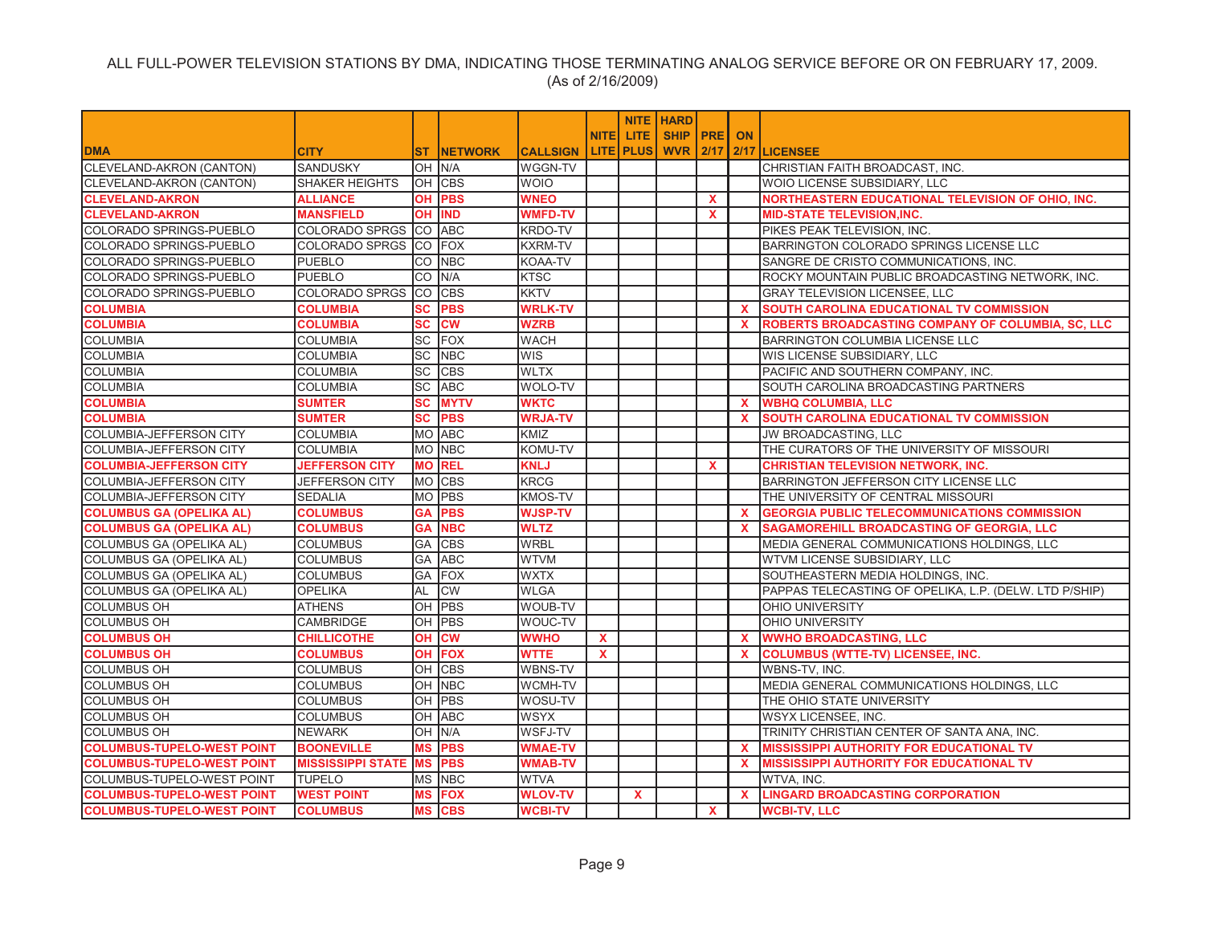ALL FULL-POWER TELEVISION STATIONS BY DMA, INDICATING THOSE TERMINATING ANALOG SERVICE BEFORE OR ON FEBRUARY 17, 2009.
(As of 2/16/2009)

| DMA | CITY | ST | NETWORK | CALLSIGN | NITE LITE | NITE LITE PLUS | HARD SHIP WVR | PRE 2/17 | ON 2/17 | LICENSEE |
|---|---|---|---|---|---|---|---|---|---|---|
| CLEVELAND-AKRON (CANTON) | SANDUSKY | OH | N/A | WGGN-TV | | | | | | CHRISTIAN FAITH BROADCAST, INC. |
| CLEVELAND-AKRON (CANTON) | SHAKER HEIGHTS | OH | CBS | WOIO | | | | | | WOIO LICENSE SUBSIDIARY, LLC |
| **CLEVELAND-AKRON** | **ALLIANCE** | **OH** | **PBS** | **WNEO** | | | | **X** | | **NORTHEASTERN EDUCATIONAL TELEVISION OF OHIO, INC.** |
| **CLEVELAND-AKRON** | **MANSFIELD** | **OH** | **IND** | **WMFD-TV** | | | | **X** | | **MID-STATE TELEVISION,INC.** |
| COLORADO SPRINGS-PUEBLO | COLORADO SPRGS | CO | ABC | KRDO-TV | | | | | | PIKES PEAK TELEVISION, INC. |
| COLORADO SPRINGS-PUEBLO | COLORADO SPRGS | CO | FOX | KXRM-TV | | | | | | BARRINGTON COLORADO SPRINGS LICENSE LLC |
| COLORADO SPRINGS-PUEBLO | PUEBLO | CO | NBC | KOAA-TV | | | | | | SANGRE DE CRISTO COMMUNICATIONS, INC. |
| COLORADO SPRINGS-PUEBLO | PUEBLO | CO | N/A | KTSC | | | | | | ROCKY MOUNTAIN PUBLIC BROADCASTING NETWORK, INC. |
| COLORADO SPRINGS-PUEBLO | COLORADO SPRGS | CO | CBS | KKTV | | | | | | GRAY TELEVISION LICENSEE, LLC |
| **COLUMBIA** | **COLUMBIA** | **SC** | **PBS** | **WRLK-TV** | | | | | **X** | **SOUTH CAROLINA EDUCATIONAL TV COMMISSION** |
| **COLUMBIA** | **COLUMBIA** | **SC** | **CW** | **WZRB** | | | | | **X** | **ROBERTS BROADCASTING COMPANY OF COLUMBIA, SC, LLC** |
| COLUMBIA | COLUMBIA | SC | FOX | WACH | | | | | | BARRINGTON COLUMBIA LICENSE LLC |
| COLUMBIA | COLUMBIA | SC | NBC | WIS | | | | | | WIS LICENSE SUBSIDIARY, LLC |
| COLUMBIA | COLUMBIA | SC | CBS | WLTX | | | | | | PACIFIC AND SOUTHERN COMPANY, INC. |
| COLUMBIA | COLUMBIA | SC | ABC | WOLO-TV | | | | | | SOUTH CAROLINA BROADCASTING PARTNERS |
| **COLUMBIA** | **SUMTER** | **SC** | **MYTV** | **WKTC** | | | | | **X** | **WBHQ COLUMBIA, LLC** |
| **COLUMBIA** | **SUMTER** | **SC** | **PBS** | **WRJA-TV** | | | | | **X** | **SOUTH CAROLINA EDUCATIONAL TV COMMISSION** |
| COLUMBIA-JEFFERSON CITY | COLUMBIA | MO | ABC | KMIZ | | | | | | JW BROADCASTING, LLC |
| COLUMBIA-JEFFERSON CITY | COLUMBIA | MO | NBC | KOMU-TV | | | | | | THE CURATORS OF THE UNIVERSITY OF MISSOURI |
| **COLUMBIA-JEFFERSON CITY** | **JEFFERSON CITY** | **MO** | **REL** | **KNLJ** | | | | **X** | | **CHRISTIAN TELEVISION NETWORK, INC.** |
| COLUMBIA-JEFFERSON CITY | JEFFERSON CITY | MO | CBS | KRCG | | | | | | BARRINGTON JEFFERSON CITY LICENSE LLC |
| COLUMBIA-JEFFERSON CITY | SEDALIA | MO | PBS | KMOS-TV | | | | | | THE UNIVERSITY OF CENTRAL MISSOURI |
| **COLUMBUS GA (OPELIKA AL)** | **COLUMBUS** | **GA** | **PBS** | **WJSP-TV** | | | | | **X** | **GEORGIA PUBLIC TELECOMMUNICATIONS COMMISSION** |
| **COLUMBUS GA (OPELIKA AL)** | **COLUMBUS** | **GA** | **NBC** | **WLTZ** | | | | | **X** | **SAGAMOREHILL BROADCASTING OF GEORGIA, LLC** |
| COLUMBUS GA (OPELIKA AL) | COLUMBUS | GA | CBS | WRBL | | | | | | MEDIA GENERAL COMMUNICATIONS HOLDINGS, LLC |
| COLUMBUS GA (OPELIKA AL) | COLUMBUS | GA | ABC | WTVM | | | | | | WTVM LICENSE SUBSIDIARY, LLC |
| COLUMBUS GA (OPELIKA AL) | COLUMBUS | GA | FOX | WXTX | | | | | | SOUTHEASTERN MEDIA HOLDINGS, INC. |
| COLUMBUS GA (OPELIKA AL) | OPELIKA | AL | CW | WLGA | | | | | | PAPPAS TELECASTING OF OPELIKA, L.P. (DELW. LTD P/SHIP) |
| COLUMBUS OH | ATHENS | OH | PBS | WOUB-TV | | | | | | OHIO UNIVERSITY |
| COLUMBUS OH | CAMBRIDGE | OH | PBS | WOUC-TV | | | | | | OHIO UNIVERSITY |
| **COLUMBUS OH** | **CHILLICOTHE** | **OH** | **CW** | **WWHO** | **X** | | | | **X** | **WWHO BROADCASTING, LLC** |
| **COLUMBUS OH** | **COLUMBUS** | **OH** | **FOX** | **WTTE** | **X** | | | | **X** | **COLUMBUS (WTTE-TV) LICENSEE, INC.** |
| COLUMBUS OH | COLUMBUS | OH | CBS | WBNS-TV | | | | | | WBNS-TV, INC. |
| COLUMBUS OH | COLUMBUS | OH | NBC | WCMH-TV | | | | | | MEDIA GENERAL COMMUNICATIONS HOLDINGS, LLC |
| COLUMBUS OH | COLUMBUS | OH | PBS | WOSU-TV | | | | | | THE OHIO STATE UNIVERSITY |
| COLUMBUS OH | COLUMBUS | OH | ABC | WSYX | | | | | | WSYX LICENSEE, INC. |
| COLUMBUS OH | NEWARK | OH | N/A | WSFJ-TV | | | | | | TRINITY CHRISTIAN CENTER OF SANTA ANA, INC. |
| **COLUMBUS-TUPELO-WEST POINT** | **BOONEVILLE** | **MS** | **PBS** | **WMAE-TV** | | | | | **X** | **MISSISSIPPI AUTHORITY FOR EDUCATIONAL TV** |
| **COLUMBUS-TUPELO-WEST POINT** | **MISSISSIPPI STATE** | **MS** | **PBS** | **WMAB-TV** | | | | | **X** | **MISSISSIPPI AUTHORITY FOR EDUCATIONAL TV** |
| COLUMBUS-TUPELO-WEST POINT | TUPELO | MS | NBC | WTVA | | | | | | WTVA, INC. |
| **COLUMBUS-TUPELO-WEST POINT** | **WEST POINT** | **MS** | **FOX** | **WLOV-TV** | | **X** | | | **X** | **LINGARD BROADCASTING CORPORATION** |
| **COLUMBUS-TUPELO-WEST POINT** | **COLUMBUS** | **MS** | **CBS** | **WCBI-TV** | | | | **X** | | **WCBI-TV, LLC** |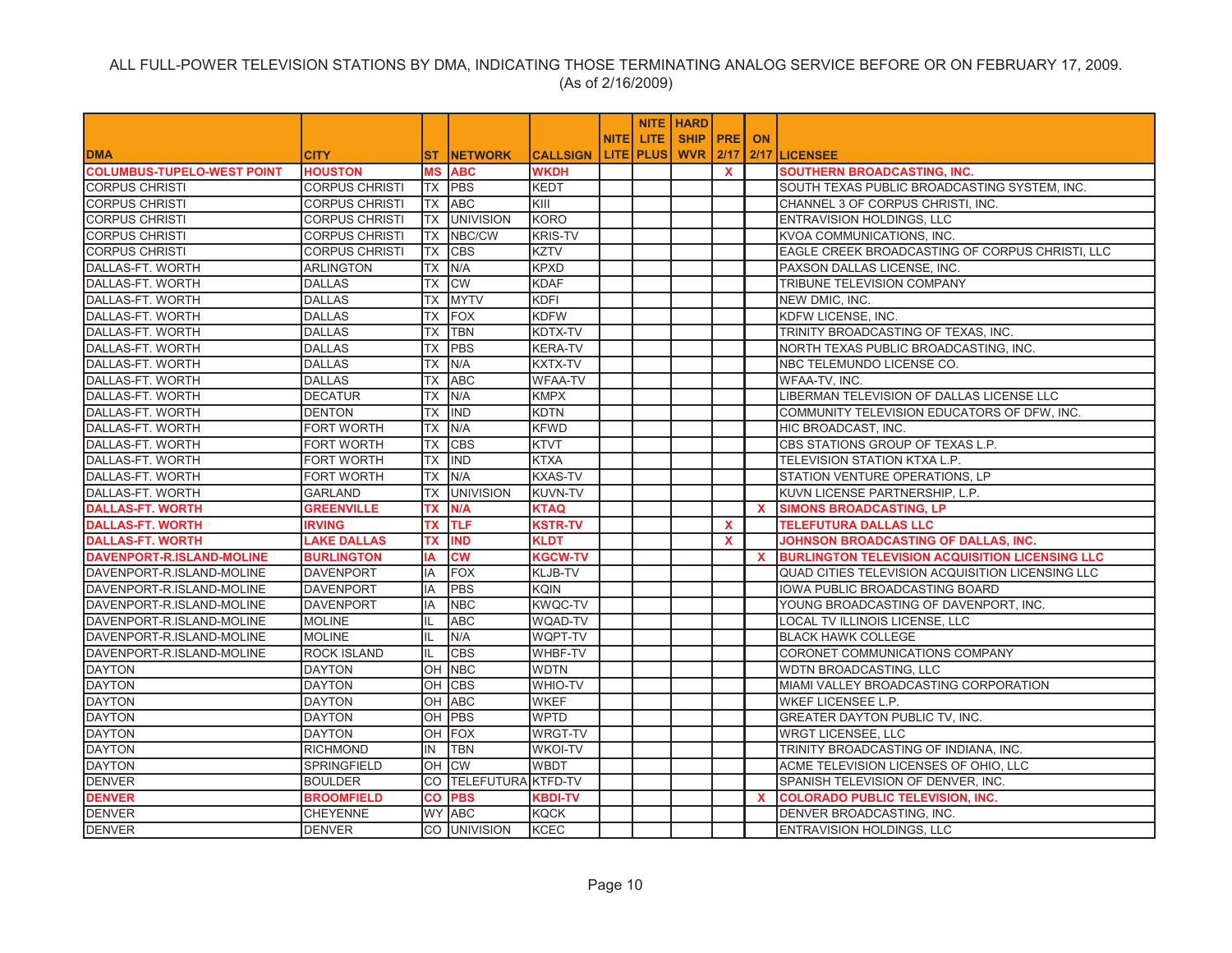ALL FULL-POWER TELEVISION STATIONS BY DMA, INDICATING THOSE TERMINATING ANALOG SERVICE BEFORE OR ON FEBRUARY 17, 2009.
(As of 2/16/2009)

| DMA | CITY | ST | NETWORK | CALLSIGN | NITE LITE | NITE LITE PLUS | HARD SHIP WVR | PRE 2/17 | ON 2/17 | LICENSEE |
|---|---|---|---|---|---|---|---|---|---|---|
| **COLUMBUS-TUPELO-WEST POINT** | **HOUSTON** | **MS** | **ABC** | **WKDH** | | | | **X** | | **SOUTHERN BROADCASTING, INC.** |
| CORPUS CHRISTI | CORPUS CHRISTI | TX | PBS | KEDT | | | | | | SOUTH TEXAS PUBLIC BROADCASTING SYSTEM, INC. |
| CORPUS CHRISTI | CORPUS CHRISTI | TX | ABC | KIII | | | | | | CHANNEL 3 OF CORPUS CHRISTI, INC. |
| CORPUS CHRISTI | CORPUS CHRISTI | TX | UNIVISION | KORO | | | | | | ENTRAVISION HOLDINGS, LLC |
| CORPUS CHRISTI | CORPUS CHRISTI | TX | NBC/CW | KRIS-TV | | | | | | KVOA COMMUNICATIONS, INC. |
| CORPUS CHRISTI | CORPUS CHRISTI | TX | CBS | KZTV | | | | | | EAGLE CREEK BROADCASTING OF CORPUS CHRISTI, LLC |
| DALLAS-FT. WORTH | ARLINGTON | TX | N/A | KPXD | | | | | | PAXSON DALLAS LICENSE, INC. |
| DALLAS-FT. WORTH | DALLAS | TX | CW | KDAF | | | | | | TRIBUNE TELEVISION COMPANY |
| DALLAS-FT. WORTH | DALLAS | TX | MYTV | KDFI | | | | | | NEW DMIC, INC. |
| DALLAS-FT. WORTH | DALLAS | TX | FOX | KDFW | | | | | | KDFW LICENSE, INC. |
| DALLAS-FT. WORTH | DALLAS | TX | TBN | KDTX-TV | | | | | | TRINITY BROADCASTING OF TEXAS, INC. |
| DALLAS-FT. WORTH | DALLAS | TX | PBS | KERA-TV | | | | | | NORTH TEXAS PUBLIC BROADCASTING, INC. |
| DALLAS-FT. WORTH | DALLAS | TX | N/A | KXTX-TV | | | | | | NBC TELEMUNDO LICENSE CO. |
| DALLAS-FT. WORTH | DALLAS | TX | ABC | WFAA-TV | | | | | | WFAA-TV, INC. |
| DALLAS-FT. WORTH | DECATUR | TX | N/A | KMPX | | | | | | LIBERMAN TELEVISION OF DALLAS LICENSE LLC |
| DALLAS-FT. WORTH | DENTON | TX | IND | KDTN | | | | | | COMMUNITY TELEVISION EDUCATORS OF DFW, INC. |
| DALLAS-FT. WORTH | FORT WORTH | TX | N/A | KFWD | | | | | | HIC BROADCAST, INC. |
| DALLAS-FT. WORTH | FORT WORTH | TX | CBS | KTVT | | | | | | CBS STATIONS GROUP OF TEXAS L.P. |
| DALLAS-FT. WORTH | FORT WORTH | TX | IND | KTXA | | | | | | TELEVISION STATION KTXA L.P. |
| DALLAS-FT. WORTH | FORT WORTH | TX | N/A | KXAS-TV | | | | | | STATION VENTURE OPERATIONS, LP |
| DALLAS-FT. WORTH | GARLAND | TX | UNIVISION | KUVN-TV | | | | | | KUVN LICENSE PARTNERSHIP, L.P. |
| **DALLAS-FT. WORTH** | **GREENVILLE** | **TX** | **N/A** | **KTAQ** | | | | | **X** | **SIMONS BROADCASTING, LP** |
| **DALLAS-FT. WORTH** | **IRVING** | **TX** | **TLF** | **KSTR-TV** | | | | **X** | | **TELEFUTURA DALLAS LLC** |
| **DALLAS-FT. WORTH** | **LAKE DALLAS** | **TX** | **IND** | **KLDT** | | | | **X** | | **JOHNSON BROADCASTING OF DALLAS, INC.** |
| **DAVENPORT-R.ISLAND-MOLINE** | **BURLINGTON** | **IA** | **CW** | **KGCW-TV** | | | | | **X** | **BURLINGTON TELEVISION ACQUISITION LICENSING LLC** |
| DAVENPORT-R.ISLAND-MOLINE | DAVENPORT | IA | FOX | KLJB-TV | | | | | | QUAD CITIES TELEVISION ACQUISITION LICENSING LLC |
| DAVENPORT-R.ISLAND-MOLINE | DAVENPORT | IA | PBS | KQIN | | | | | | IOWA PUBLIC BROADCASTING BOARD |
| DAVENPORT-R.ISLAND-MOLINE | DAVENPORT | IA | NBC | KWQC-TV | | | | | | YOUNG BROADCASTING OF DAVENPORT, INC. |
| DAVENPORT-R.ISLAND-MOLINE | MOLINE | IL | ABC | WQAD-TV | | | | | | LOCAL TV ILLINOIS LICENSE, LLC |
| DAVENPORT-R.ISLAND-MOLINE | MOLINE | IL | N/A | WQPT-TV | | | | | | BLACK HAWK COLLEGE |
| DAVENPORT-R.ISLAND-MOLINE | ROCK ISLAND | IL | CBS | WHBF-TV | | | | | | CORONET COMMUNICATIONS COMPANY |
| DAYTON | DAYTON | OH | NBC | WDTN | | | | | | WDTN BROADCASTING, LLC |
| DAYTON | DAYTON | OH | CBS | WHIO-TV | | | | | | MIAMI VALLEY BROADCASTING CORPORATION |
| DAYTON | DAYTON | OH | ABC | WKEF | | | | | | WKEF LICENSEE L.P. |
| DAYTON | DAYTON | OH | PBS | WPTD | | | | | | GREATER DAYTON PUBLIC TV, INC. |
| DAYTON | DAYTON | OH | FOX | WRGT-TV | | | | | | WRGT LICENSEE, LLC |
| DAYTON | RICHMOND | IN | TBN | WKOI-TV | | | | | | TRINITY BROADCASTING OF INDIANA, INC. |
| DAYTON | SPRINGFIELD | OH | CW | WBDT | | | | | | ACME TELEVISION LICENSES OF OHIO, LLC |
| DENVER | BOULDER | CO | TELEFUTURA | KTFD-TV | | | | | | SPANISH TELEVISION OF DENVER, INC. |
| **DENVER** | **BROOMFIELD** | **CO** | **PBS** | **KBDI-TV** | | | | | **X** | **COLORADO PUBLIC TELEVISION, INC.** |
| DENVER | CHEYENNE | WY | ABC | KQCK | | | | | | DENVER BROADCASTING, INC. |
| DENVER | DENVER | CO | UNIVISION | KCEC | | | | | | ENTRAVISION HOLDINGS, LLC |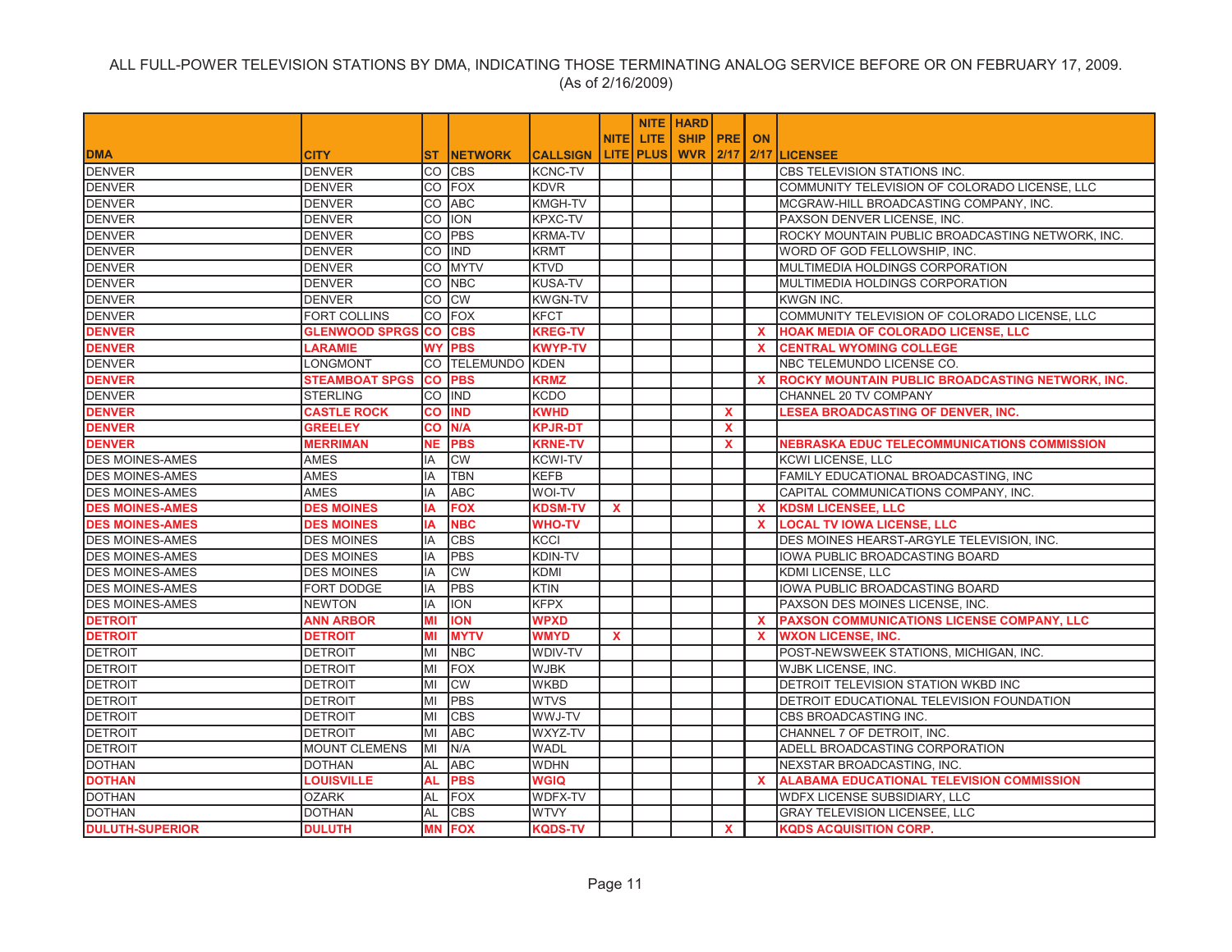ALL FULL-POWER TELEVISION STATIONS BY DMA, INDICATING THOSE TERMINATING ANALOG SERVICE BEFORE OR ON FEBRUARY 17, 2009.
(As of 2/16/2009)

| DMA | CITY | ST | NETWORK | CALLSIGN | NITE LITE | NITE LITE PLUS | HARD SHIP WVR | PRE 2/17 | ON 2/17 | LICENSEE |
|---|---|---|---|---|---|---|---|---|---|---|
| DENVER | DENVER | CO | CBS | KCNC-TV | | | | | | CBS TELEVISION STATIONS INC. |
| DENVER | DENVER | CO | FOX | KDVR | | | | | | COMMUNITY TELEVISION OF COLORADO LICENSE, LLC |
| DENVER | DENVER | CO | ABC | KMGH-TV | | | | | | MCGRAW-HILL BROADCASTING COMPANY, INC. |
| DENVER | DENVER | CO | ION | KPXC-TV | | | | | | PAXSON DENVER LICENSE, INC. |
| DENVER | DENVER | CO | PBS | KRMA-TV | | | | | | ROCKY MOUNTAIN PUBLIC BROADCASTING NETWORK, INC. |
| DENVER | DENVER | CO | IND | KRMT | | | | | | WORD OF GOD FELLOWSHIP, INC. |
| DENVER | DENVER | CO | MYTV | KTVD | | | | | | MULTIMEDIA HOLDINGS CORPORATION |
| DENVER | DENVER | CO | NBC | KUSA-TV | | | | | | MULTIMEDIA HOLDINGS CORPORATION |
| DENVER | DENVER | CO | CW | KWGN-TV | | | | | | KWGN INC. |
| DENVER | FORT COLLINS | CO | FOX | KFCT | | | | | | COMMUNITY TELEVISION OF COLORADO LICENSE, LLC |
| **DENVER** | **GLENWOOD SPRGS** | **CO** | **CBS** | **KREG-TV** | | | | | **X** | **HOAK MEDIA OF COLORADO LICENSE, LLC** |
| **DENVER** | **LARAMIE** | **WY** | **PBS** | **KWYP-TV** | | | | | **X** | **CENTRAL WYOMING COLLEGE** |
| DENVER | LONGMONT | CO | TELEMUNDO | KDEN | | | | | | NBC TELEMUNDO LICENSE CO. |
| **DENVER** | **STEAMBOAT SPGS** | **CO** | **PBS** | **KRMZ** | | | | | **X** | **ROCKY MOUNTAIN PUBLIC BROADCASTING NETWORK, INC.** |
| DENVER | STERLING | CO | IND | KCDO | | | | | | CHANNEL 20 TV COMPANY |
| **DENVER** | **CASTLE ROCK** | **CO** | **IND** | **KWHD** | | | | **X** | | **LESEA BROADCASTING OF DENVER, INC.** |
| **DENVER** | **GREELEY** | **CO** | **N/A** | **KPJR-DT** | | | | **X** | | |
| **DENVER** | **MERRIMAN** | **NE** | **PBS** | **KRNE-TV** | | | | **X** | | **NEBRASKA EDUC TELECOMMUNICATIONS COMMISSION** |
| DES MOINES-AMES | AMES | IA | CW | KCWI-TV | | | | | | KCWI LICENSE, LLC |
| DES MOINES-AMES | AMES | IA | TBN | KEFB | | | | | | FAMILY EDUCATIONAL BROADCASTING, INC |
| DES MOINES-AMES | AMES | IA | ABC | WOI-TV | | | | | | CAPITAL COMMUNICATIONS COMPANY, INC. |
| **DES MOINES-AMES** | **DES MOINES** | **IA** | **FOX** | **KDSM-TV** | **X** | | | | **X** | **KDSM LICENSEE, LLC** |
| **DES MOINES-AMES** | **DES MOINES** | **IA** | **NBC** | **WHO-TV** | | | | | **X** | **LOCAL TV IOWA LICENSE, LLC** |
| DES MOINES-AMES | DES MOINES | IA | CBS | KCCI | | | | | | DES MOINES HEARST-ARGYLE TELEVISION, INC. |
| DES MOINES-AMES | DES MOINES | IA | PBS | KDIN-TV | | | | | | IOWA PUBLIC BROADCASTING BOARD |
| DES MOINES-AMES | DES MOINES | IA | CW | KDMI | | | | | | KDMI LICENSE, LLC |
| DES MOINES-AMES | FORT DODGE | IA | PBS | KTIN | | | | | | IOWA PUBLIC BROADCASTING BOARD |
| DES MOINES-AMES | NEWTON | IA | ION | KFPX | | | | | | PAXSON DES MOINES LICENSE, INC. |
| **DETROIT** | **ANN ARBOR** | **MI** | **ION** | **WPXD** | | | | | **X** | **PAXSON COMMUNICATIONS LICENSE COMPANY, LLC** |
| **DETROIT** | **DETROIT** | **MI** | **MYTV** | **WMYD** | **X** | | | | **X** | **WXON LICENSE, INC.** |
| DETROIT | DETROIT | MI | NBC | WDIV-TV | | | | | | POST-NEWSWEEK STATIONS, MICHIGAN, INC. |
| DETROIT | DETROIT | MI | FOX | WJBK | | | | | | WJBK LICENSE, INC. |
| DETROIT | DETROIT | MI | CW | WKBD | | | | | | DETROIT TELEVISION STATION WKBD INC |
| DETROIT | DETROIT | MI | PBS | WTVS | | | | | | DETROIT EDUCATIONAL TELEVISION FOUNDATION |
| DETROIT | DETROIT | MI | CBS | WWJ-TV | | | | | | CBS BROADCASTING INC. |
| DETROIT | DETROIT | MI | ABC | WXYZ-TV | | | | | | CHANNEL 7 OF DETROIT, INC. |
| DETROIT | MOUNT CLEMENS | MI | N/A | WADL | | | | | | ADELL BROADCASTING CORPORATION |
| DOTHAN | DOTHAN | AL | ABC | WDHN | | | | | | NEXSTAR BROADCASTING, INC. |
| **DOTHAN** | **LOUISVILLE** | **AL** | **PBS** | **WGIQ** | | | | | **X** | **ALABAMA EDUCATIONAL TELEVISION COMMISSION** |
| DOTHAN | OZARK | AL | FOX | WDFX-TV | | | | | | WDFX LICENSE SUBSIDIARY, LLC |
| DOTHAN | DOTHAN | AL | CBS | WTVY | | | | | | GRAY TELEVISION LICENSEE, LLC |
| **DULUTH-SUPERIOR** | **DULUTH** | **MN** | **FOX** | **KQDS-TV** | | | | **X** | | **KQDS ACQUISITION CORP.** |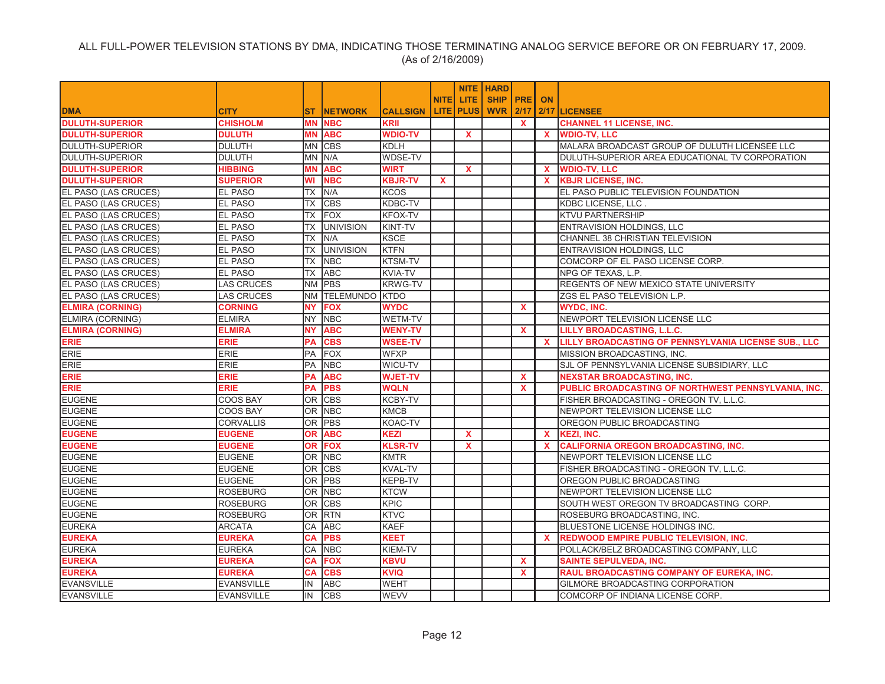ALL FULL-POWER TELEVISION STATIONS BY DMA, INDICATING THOSE TERMINATING ANALOG SERVICE BEFORE OR ON FEBRUARY 17, 2009.
(As of 2/16/2009)

| DMA | CITY | ST | NETWORK | CALLSIGN | NITE LITE | NITE LITE PLUS | HARD SHIP WVR | PRE 2/17 | ON 2/17 | LICENSEE |
|---|---|---|---|---|---|---|---|---|---|---|
| **DULUTH-SUPERIOR** | **CHISHOLM** | **MN** | **NBC** | **KRII** | | | | **X** | | **CHANNEL 11 LICENSE, INC.** |
| **DULUTH-SUPERIOR** | **DULUTH** | **MN** | **ABC** | **WDIO-TV** | | **X** | | | **X** | **WDIO-TV, LLC** |
| DULUTH-SUPERIOR | DULUTH | MN | CBS | KDLH | | | | | | MALARA BROADCAST GROUP OF DULUTH LICENSEE LLC |
| DULUTH-SUPERIOR | DULUTH | MN | N/A | WDSE-TV | | | | | | DULUTH-SUPERIOR AREA EDUCATIONAL TV CORPORATION |
| **DULUTH-SUPERIOR** | **HIBBING** | **MN** | **ABC** | **WIRT** | | **X** | | | **X** | **WDIO-TV, LLC** |
| **DULUTH-SUPERIOR** | **SUPERIOR** | **WI** | **NBC** | **KBJR-TV** | **X** | | | | **X** | **KBJR LICENSE, INC.** |
| EL PASO (LAS CRUCES) | EL PASO | TX | N/A | KCOS | | | | | | EL PASO PUBLIC TELEVISION FOUNDATION |
| EL PASO (LAS CRUCES) | EL PASO | TX | CBS | KDBC-TV | | | | | | KDBC LICENSE, LLC . |
| EL PASO (LAS CRUCES) | EL PASO | TX | FOX | KFOX-TV | | | | | | KTVU PARTNERSHIP |
| EL PASO (LAS CRUCES) | EL PASO | TX | UNIVISION | KINT-TV | | | | | | ENTRAVISION HOLDINGS, LLC |
| EL PASO (LAS CRUCES) | EL PASO | TX | N/A | KSCE | | | | | | CHANNEL 38 CHRISTIAN TELEVISION |
| EL PASO (LAS CRUCES) | EL PASO | TX | UNIVISION | KTFN | | | | | | ENTRAVISION HOLDINGS, LLC |
| EL PASO (LAS CRUCES) | EL PASO | TX | NBC | KTSM-TV | | | | | | COMCORP OF EL PASO LICENSE CORP. |
| EL PASO (LAS CRUCES) | EL PASO | TX | ABC | KVIA-TV | | | | | | NPG OF TEXAS, L.P. |
| EL PASO (LAS CRUCES) | LAS CRUCES | NM | PBS | KRWG-TV | | | | | | REGENTS OF NEW MEXICO STATE UNIVERSITY |
| EL PASO (LAS CRUCES) | LAS CRUCES | NM | TELEMUNDO | KTDO | | | | | | ZGS EL PASO TELEVISION L.P. |
| **ELMIRA (CORNING)** | **CORNING** | **NY** | **FOX** | **WYDC** | | | | **X** | | **WYDC, INC.** |
| ELMIRA (CORNING) | ELMIRA | NY | NBC | WETM-TV | | | | | | NEWPORT TELEVISION LICENSE LLC |
| **ELMIRA (CORNING)** | **ELMIRA** | **NY** | **ABC** | **WENY-TV** | | | | **X** | | **LILLY BROADCASTING, L.L.C.** |
| **ERIE** | **ERIE** | **PA** | **CBS** | **WSEE-TV** | | | | | **X** | **LILLY BROADCASTING OF PENNSYLVANIA LICENSE SUB., LLC** |
| ERIE | ERIE | PA | FOX | WFXP | | | | | | MISSION BROADCASTING, INC. |
| ERIE | ERIE | PA | NBC | WICU-TV | | | | | | SJL OF PENNSYLVANIA LICENSE SUBSIDIARY, LLC |
| **ERIE** | **ERIE** | **PA** | **ABC** | **WJET-TV** | | | | **X** | | **NEXSTAR BROADCASTING, INC.** |
| **ERIE** | **ERIE** | **PA** | **PBS** | **WQLN** | | | | **X** | | **PUBLIC BROADCASTING OF NORTHWEST PENNSYLVANIA, INC.** |
| EUGENE | COOS BAY | OR | CBS | KCBY-TV | | | | | | FISHER BROADCASTING - OREGON TV, L.L.C. |
| EUGENE | COOS BAY | OR | NBC | KMCB | | | | | | NEWPORT TELEVISION LICENSE LLC |
| EUGENE | CORVALLIS | OR | PBS | KOAC-TV | | | | | | OREGON PUBLIC BROADCASTING |
| **EUGENE** | **EUGENE** | **OR** | **ABC** | **KEZI** | | **X** | | | **X** | **KEZI, INC.** |
| **EUGENE** | **EUGENE** | **OR** | **FOX** | **KLSR-TV** | | **X** | | | **X** | **CALIFORNIA OREGON BROADCASTING, INC.** |
| EUGENE | EUGENE | OR | NBC | KMTR | | | | | | NEWPORT TELEVISION LICENSE LLC |
| EUGENE | EUGENE | OR | CBS | KVAL-TV | | | | | | FISHER BROADCASTING - OREGON TV, L.L.C. |
| EUGENE | EUGENE | OR | PBS | KEPB-TV | | | | | | OREGON PUBLIC BROADCASTING |
| EUGENE | ROSEBURG | OR | NBC | KTCW | | | | | | NEWPORT TELEVISION LICENSE LLC |
| EUGENE | ROSEBURG | OR | CBS | KPIC | | | | | | SOUTH WEST OREGON TV BROADCASTING CORP. |
| EUGENE | ROSEBURG | OR | RTN | KTVC | | | | | | ROSEBURG BROADCASTING, INC. |
| EUREKA | ARCATA | CA | ABC | KAEF | | | | | | BLUESTONE LICENSE HOLDINGS INC. |
| **EUREKA** | **EUREKA** | **CA** | **PBS** | **KEET** | | | | | **X** | **REDWOOD EMPIRE PUBLIC TELEVISION, INC.** |
| EUREKA | EUREKA | CA | NBC | KIEM-TV | | | | | | POLLACK/BELZ BROADCASTING COMPANY, LLC |
| **EUREKA** | **EUREKA** | **CA** | **FOX** | **KBVU** | | | | **X** | | **SAINTE SEPULVEDA, INC.** |
| **EUREKA** | **EUREKA** | **CA** | **CBS** | **KVIQ** | | | | **X** | | **RAUL BROADCASTING COMPANY OF EUREKA, INC.** |
| EVANSVILLE | EVANSVILLE | IN | ABC | WEHT | | | | | | GILMORE BROADCASTING CORPORATION |
| EVANSVILLE | EVANSVILLE | IN | CBS | WEVV | | | | | | COMCORP OF INDIANA LICENSE CORP. |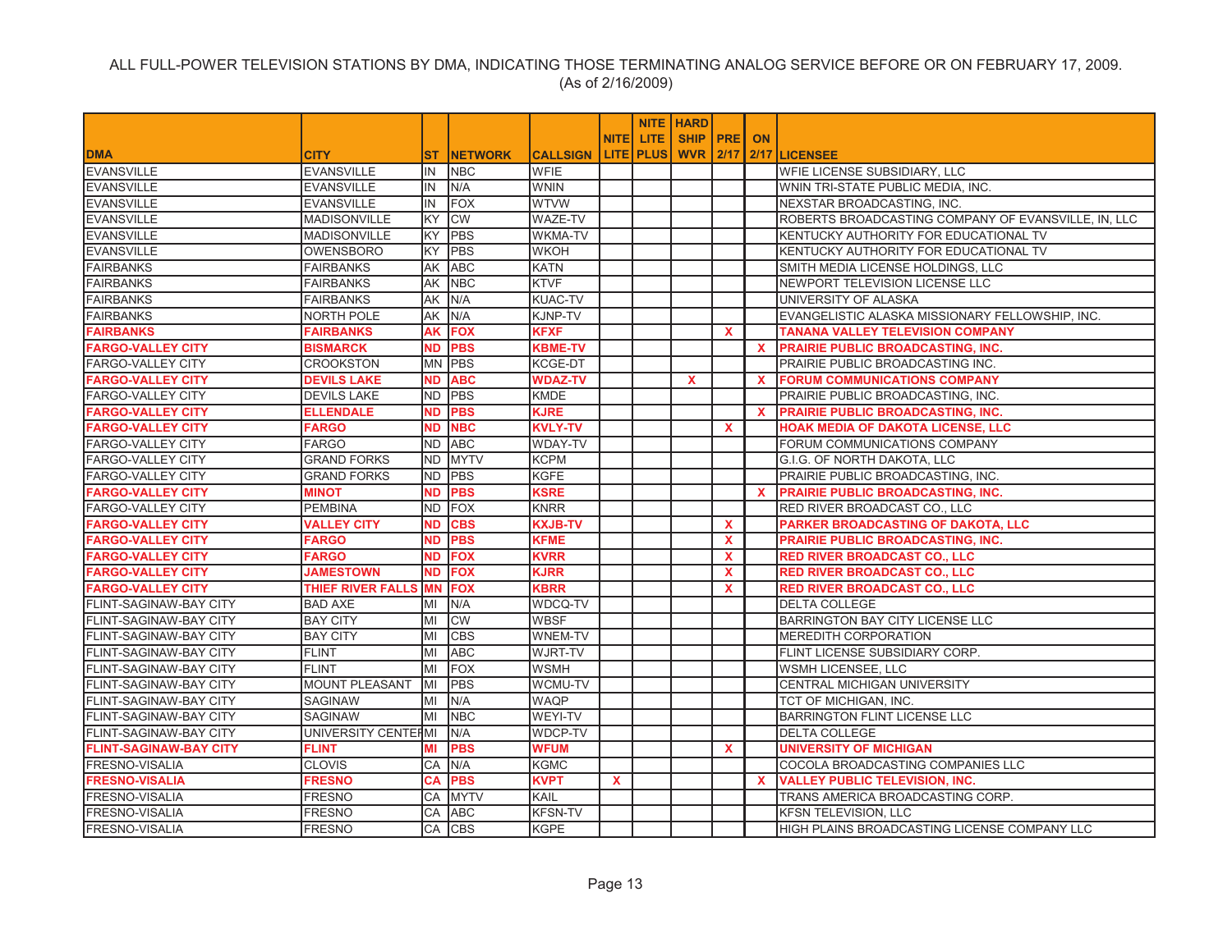ALL FULL-POWER TELEVISION STATIONS BY DMA, INDICATING THOSE TERMINATING ANALOG SERVICE BEFORE OR ON FEBRUARY 17, 2009.
(As of 2/16/2009)

| DMA | CITY | ST | NETWORK | CALLSIGN | NITE LITE | NITE LITE PLUS | HARD SHIP WVR | PRE 2/17 | ON 2/17 | LICENSEE |
|---|---|---|---|---|---|---|---|---|---|---|
| EVANSVILLE | EVANSVILLE | IN | NBC | WFIE | | | | | | WFIE LICENSE SUBSIDIARY, LLC |
| EVANSVILLE | EVANSVILLE | IN | N/A | WNIN | | | | | | WNIN TRI-STATE PUBLIC MEDIA, INC. |
| EVANSVILLE | EVANSVILLE | IN | FOX | WTVW | | | | | | NEXSTAR BROADCASTING, INC. |
| EVANSVILLE | MADISONVILLE | KY | CW | WAZE-TV | | | | | | ROBERTS BROADCASTING COMPANY OF EVANSVILLE, IN, LLC |
| EVANSVILLE | MADISONVILLE | KY | PBS | WKMA-TV | | | | | | KENTUCKY AUTHORITY FOR EDUCATIONAL TV |
| EVANSVILLE | OWENSBORO | KY | PBS | WKOH | | | | | | KENTUCKY AUTHORITY FOR EDUCATIONAL TV |
| FAIRBANKS | FAIRBANKS | AK | ABC | KATN | | | | | | SMITH MEDIA LICENSE HOLDINGS, LLC |
| FAIRBANKS | FAIRBANKS | AK | NBC | KTVF | | | | | | NEWPORT TELEVISION LICENSE LLC |
| FAIRBANKS | FAIRBANKS | AK | N/A | KUAC-TV | | | | | | UNIVERSITY OF ALASKA |
| FAIRBANKS | NORTH POLE | AK | N/A | KJNP-TV | | | | | | EVANGELISTIC ALASKA MISSIONARY FELLOWSHIP, INC. |
| **FAIRBANKS** | **FAIRBANKS** | **AK** | **FOX** | **KFXF** | | | | **X** | | **TANANA VALLEY TELEVISION COMPANY** |
| **FARGO-VALLEY CITY** | **BISMARCK** | **ND** | **PBS** | **KBME-TV** | | | | | **X** | **PRAIRIE PUBLIC BROADCASTING, INC.** |
| FARGO-VALLEY CITY | CROOKSTON | MN | PBS | KCGE-DT | | | | | | PRAIRIE PUBLIC BROADCASTING INC. |
| **FARGO-VALLEY CITY** | **DEVILS LAKE** | **ND** | **ABC** | **WDAZ-TV** | | | **X** | | **X** | **FORUM COMMUNICATIONS COMPANY** |
| FARGO-VALLEY CITY | DEVILS LAKE | ND | PBS | KMDE | | | | | | PRAIRIE PUBLIC BROADCASTING, INC. |
| **FARGO-VALLEY CITY** | **ELLENDALE** | **ND** | **PBS** | **KJRE** | | | | | **X** | **PRAIRIE PUBLIC BROADCASTING, INC.** |
| **FARGO-VALLEY CITY** | **FARGO** | **ND** | **NBC** | **KVLY-TV** | | | | **X** | | **HOAK MEDIA OF DAKOTA LICENSE, LLC** |
| FARGO-VALLEY CITY | FARGO | ND | ABC | WDAY-TV | | | | | | FORUM COMMUNICATIONS COMPANY |
| FARGO-VALLEY CITY | GRAND FORKS | ND | MYTV | KCPM | | | | | | G.I.G. OF NORTH DAKOTA, LLC |
| FARGO-VALLEY CITY | GRAND FORKS | ND | PBS | KGFE | | | | | | PRAIRIE PUBLIC BROADCASTING, INC. |
| **FARGO-VALLEY CITY** | **MINOT** | **ND** | **PBS** | **KSRE** | | | | | **X** | **PRAIRIE PUBLIC BROADCASTING, INC.** |
| FARGO-VALLEY CITY | PEMBINA | ND | FOX | KNRR | | | | | | RED RIVER BROADCAST CO., LLC |
| **FARGO-VALLEY CITY** | **VALLEY CITY** | **ND** | **CBS** | **KXJB-TV** | | | | **X** | | **PARKER BROADCASTING OF DAKOTA, LLC** |
| **FARGO-VALLEY CITY** | **FARGO** | **ND** | **PBS** | **KFME** | | | | **X** | | **PRAIRIE PUBLIC BROADCASTING, INC.** |
| **FARGO-VALLEY CITY** | **FARGO** | **ND** | **FOX** | **KVRR** | | | | **X** | | **RED RIVER BROADCAST CO., LLC** |
| **FARGO-VALLEY CITY** | **JAMESTOWN** | **ND** | **FOX** | **KJRR** | | | | **X** | | **RED RIVER BROADCAST CO., LLC** |
| **FARGO-VALLEY CITY** | **THIEF RIVER FALLS** | **MN** | **FOX** | **KBRR** | | | | **X** | | **RED RIVER BROADCAST CO., LLC** |
| FLINT-SAGINAW-BAY CITY | BAD AXE | MI | N/A | WDCQ-TV | | | | | | DELTA COLLEGE |
| FLINT-SAGINAW-BAY CITY | BAY CITY | MI | CW | WBSF | | | | | | BARRINGTON BAY CITY LICENSE LLC |
| FLINT-SAGINAW-BAY CITY | BAY CITY | MI | CBS | WNEM-TV | | | | | | MEREDITH CORPORATION |
| FLINT-SAGINAW-BAY CITY | FLINT | MI | ABC | WJRT-TV | | | | | | FLINT LICENSE SUBSIDIARY CORP. |
| FLINT-SAGINAW-BAY CITY | FLINT | MI | FOX | WSMH | | | | | | WSMH LICENSEE, LLC |
| FLINT-SAGINAW-BAY CITY | MOUNT PLEASANT | MI | PBS | WCMU-TV | | | | | | CENTRAL MICHIGAN UNIVERSITY |
| FLINT-SAGINAW-BAY CITY | SAGINAW | MI | N/A | WAQP | | | | | | TCT OF MICHIGAN, INC. |
| FLINT-SAGINAW-BAY CITY | SAGINAW | MI | NBC | WEYI-TV | | | | | | BARRINGTON FLINT LICENSE LLC |
| FLINT-SAGINAW-BAY CITY | UNIVERSITY CENTER | MI | N/A | WDCP-TV | | | | | | DELTA COLLEGE |
| **FLINT-SAGINAW-BAY CITY** | **FLINT** | **MI** | **PBS** | **WFUM** | | | | **X** | | **UNIVERSITY OF MICHIGAN** |
| FRESNO-VISALIA | CLOVIS | CA | N/A | KGMC | | | | | | COCOLA BROADCASTING COMPANIES LLC |
| **FRESNO-VISALIA** | **FRESNO** | **CA** | **PBS** | **KVPT** | **X** | | | | **X** | **VALLEY PUBLIC TELEVISION, INC.** |
| FRESNO-VISALIA | FRESNO | CA | MYTV | KAIL | | | | | | TRANS AMERICA BROADCASTING CORP. |
| FRESNO-VISALIA | FRESNO | CA | ABC | KFSN-TV | | | | | | KFSN TELEVISION, LLC |
| FRESNO-VISALIA | FRESNO | CA | CBS | KGPE | | | | | | HIGH PLAINS BROADCASTING LICENSE COMPANY LLC |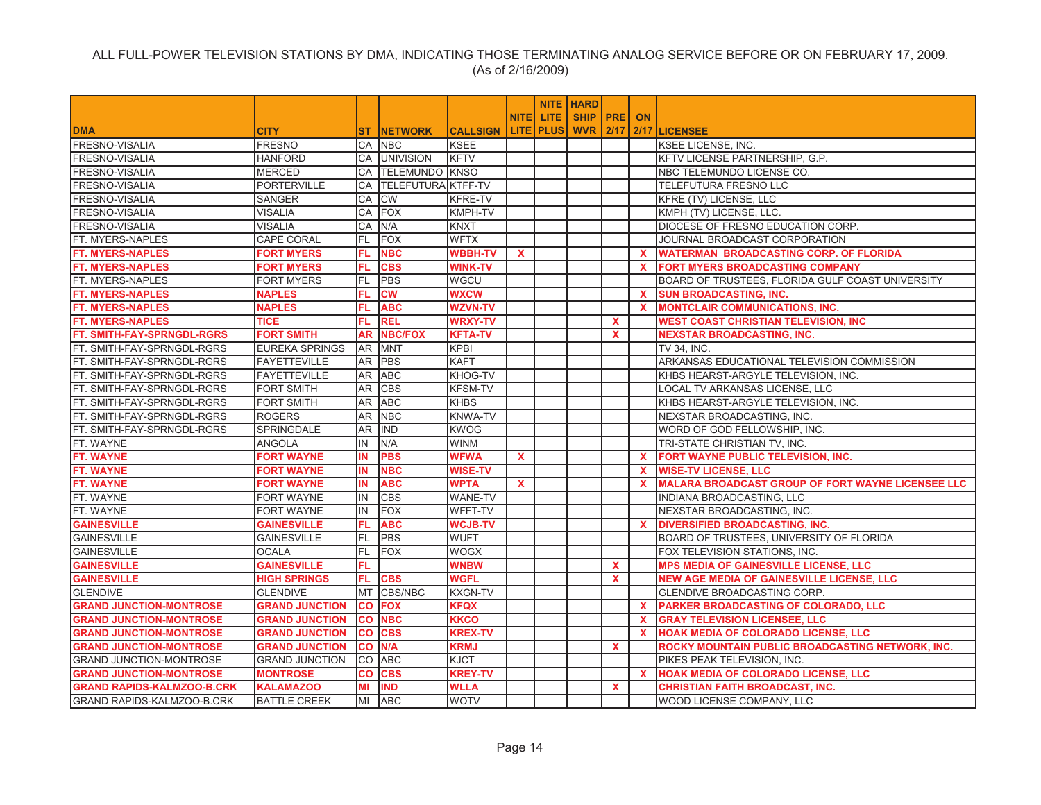ALL FULL-POWER TELEVISION STATIONS BY DMA, INDICATING THOSE TERMINATING ANALOG SERVICE BEFORE OR ON FEBRUARY 17, 2009.
(As of 2/16/2009)

| DMA | CITY | ST | NETWORK | CALLSIGN | NITE LITE | NITE LITE PLUS | HARD SHIP WVR | PRE 2/17 | ON 2/17 | LICENSEE |
|---|---|---|---|---|---|---|---|---|---|---|
| FRESNO-VISALIA | FRESNO | CA | NBC | KSEE | | | | | | KSEE LICENSE, INC. |
| FRESNO-VISALIA | HANFORD | CA | UNIVISION | KFTV | | | | | | KFTV LICENSE PARTNERSHIP, G.P. |
| FRESNO-VISALIA | MERCED | CA | TELEMUNDO | KNSO | | | | | | NBC TELEMUNDO LICENSE CO. |
| FRESNO-VISALIA | PORTERVILLE | CA | TELEFUTURA | KTFF-TV | | | | | | TELEFUTURA FRESNO LLC |
| FRESNO-VISALIA | SANGER | CA | CW | KFRE-TV | | | | | | KFRE (TV) LICENSE, LLC |
| FRESNO-VISALIA | VISALIA | CA | FOX | KMPH-TV | | | | | | KMPH (TV) LICENSE, LLC. |
| FRESNO-VISALIA | VISALIA | CA | N/A | KNXT | | | | | | DIOCESE OF FRESNO EDUCATION CORP. |
| FT. MYERS-NAPLES | CAPE CORAL | FL | FOX | WFTX | | | | | | JOURNAL BROADCAST CORPORATION |
| **FT. MYERS-NAPLES** | **FORT MYERS** | **FL** | **NBC** | **WBBH-TV** | **X** | | | | **X** | **WATERMAN BROADCASTING CORP. OF FLORIDA** |
| **FT. MYERS-NAPLES** | **FORT MYERS** | **FL** | **CBS** | **WINK-TV** | | | | | **X** | **FORT MYERS BROADCASTING COMPANY** |
| FT. MYERS-NAPLES | FORT MYERS | FL | PBS | WGCU | | | | | | BOARD OF TRUSTEES, FLORIDA GULF COAST UNIVERSITY |
| **FT. MYERS-NAPLES** | **NAPLES** | **FL** | **CW** | **WXCW** | | | | | **X** | **SUN BROADCASTING, INC.** |
| **FT. MYERS-NAPLES** | **NAPLES** | **FL** | **ABC** | **WZVN-TV** | | | | | **X** | **MONTCLAIR COMMUNICATIONS, INC.** |
| **FT. MYERS-NAPLES** | **TICE** | **FL** | **REL** | **WRXY-TV** | | | | **X** | | **WEST COAST CHRISTIAN TELEVISION, INC** |
| **FT. SMITH-FAY-SPRNGDL-RGRS** | **FORT SMITH** | **AR** | **NBC/FOX** | **KFTA-TV** | | | | **X** | | **NEXSTAR BROADCASTING, INC.** |
| FT. SMITH-FAY-SPRNGDL-RGRS | EUREKA SPRINGS | AR | MNT | KPBI | | | | | | TV 34, INC. |
| FT. SMITH-FAY-SPRNGDL-RGRS | FAYETTEVILLE | AR | PBS | KAFT | | | | | | ARKANSAS EDUCATIONAL TELEVISION COMMISSION |
| FT. SMITH-FAY-SPRNGDL-RGRS | FAYETTEVILLE | AR | ABC | KHOG-TV | | | | | | KHBS HEARST-ARGYLE TELEVISION, INC. |
| FT. SMITH-FAY-SPRNGDL-RGRS | FORT SMITH | AR | CBS | KFSM-TV | | | | | | LOCAL TV ARKANSAS LICENSE, LLC |
| FT. SMITH-FAY-SPRNGDL-RGRS | FORT SMITH | AR | ABC | KHBS | | | | | | KHBS HEARST-ARGYLE TELEVISION, INC. |
| FT. SMITH-FAY-SPRNGDL-RGRS | ROGERS | AR | NBC | KNWA-TV | | | | | | NEXSTAR BROADCASTING, INC. |
| FT. SMITH-FAY-SPRNGDL-RGRS | SPRINGDALE | AR | IND | KWOG | | | | | | WORD OF GOD FELLOWSHIP, INC. |
| FT. WAYNE | ANGOLA | IN | N/A | WINM | | | | | | TRI-STATE CHRISTIAN TV, INC. |
| **FT. WAYNE** | **FORT WAYNE** | **IN** | **PBS** | **WFWA** | **X** | | | | **X** | **FORT WAYNE PUBLIC TELEVISION, INC.** |
| **FT. WAYNE** | **FORT WAYNE** | **IN** | **NBC** | **WISE-TV** | | | | | **X** | **WISE-TV LICENSE, LLC** |
| **FT. WAYNE** | **FORT WAYNE** | **IN** | **ABC** | **WPTA** | **X** | | | | **X** | **MALARA BROADCAST GROUP OF FORT WAYNE LICENSEE LLC** |
| FT. WAYNE | FORT WAYNE | IN | CBS | WANE-TV | | | | | | INDIANA BROADCASTING, LLC |
| FT. WAYNE | FORT WAYNE | IN | FOX | WFFT-TV | | | | | | NEXSTAR BROADCASTING, INC. |
| **GAINESVILLE** | **GAINESVILLE** | **FL** | **ABC** | **WCJB-TV** | | | | | **X** | **DIVERSIFIED BROADCASTING, INC.** |
| GAINESVILLE | GAINESVILLE | FL | PBS | WUFT | | | | | | BOARD OF TRUSTEES, UNIVERSITY OF FLORIDA |
| GAINESVILLE | OCALA | FL | FOX | WOGX | | | | | | FOX TELEVISION STATIONS, INC. |
| **GAINESVILLE** | **GAINESVILLE** | **FL** | | **WNBW** | | | | **X** | | **MPS MEDIA OF GAINESVILLE LICENSE, LLC** |
| **GAINESVILLE** | **HIGH SPRINGS** | **FL** | **CBS** | **WGFL** | | | | **X** | | **NEW AGE MEDIA OF GAINESVILLE LICENSE, LLC** |
| GLENDIVE | GLENDIVE | MT | CBS/NBC | KXGN-TV | | | | | | GLENDIVE BROADCASTING CORP. |
| **GRAND JUNCTION-MONTROSE** | **GRAND JUNCTION** | **CO** | **FOX** | **KFQX** | | | | | **X** | **PARKER BROADCASTING OF COLORADO, LLC** |
| **GRAND JUNCTION-MONTROSE** | **GRAND JUNCTION** | **CO** | **NBC** | **KKCO** | | | | | **X** | **GRAY TELEVISION LICENSEE, LLC** |
| **GRAND JUNCTION-MONTROSE** | **GRAND JUNCTION** | **CO** | **CBS** | **KREX-TV** | | | | | **X** | **HOAK MEDIA OF COLORADO LICENSE, LLC** |
| **GRAND JUNCTION-MONTROSE** | **GRAND JUNCTION** | **CO** | **N/A** | **KRMJ** | | | | **X** | | **ROCKY MOUNTAIN PUBLIC BROADCASTING NETWORK, INC.** |
| GRAND JUNCTION-MONTROSE | GRAND JUNCTION | CO | ABC | KJCT | | | | | | PIKES PEAK TELEVISION, INC. |
| **GRAND JUNCTION-MONTROSE** | **MONTROSE** | **CO** | **CBS** | **KREY-TV** | | | | | **X** | **HOAK MEDIA OF COLORADO LICENSE, LLC** |
| **GRAND RAPIDS-KALMZOO-B.CRK** | **KALAMAZOO** | **MI** | **IND** | **WLLA** | | | | **X** | | **CHRISTIAN FAITH BROADCAST, INC.** |
| GRAND RAPIDS-KALMZOO-B.CRK | BATTLE CREEK | MI | ABC | WOTV | | | | | | WOOD LICENSE COMPANY, LLC |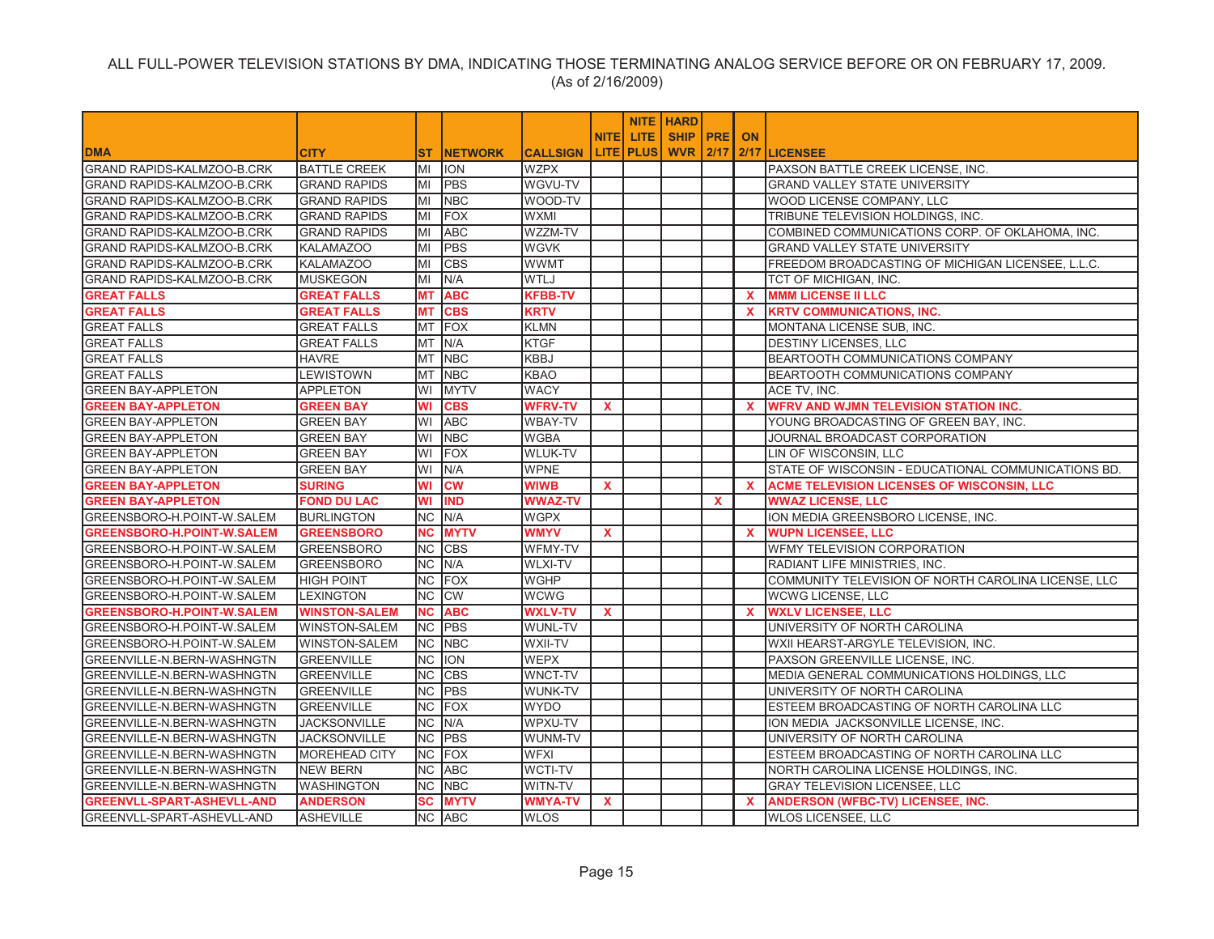ALL FULL-POWER TELEVISION STATIONS BY DMA, INDICATING THOSE TERMINATING ANALOG SERVICE BEFORE OR ON FEBRUARY 17, 2009.
(As of 2/16/2009)

| DMA | CITY | ST | NETWORK | CALLSIGN | NITE LITE | NITE LITE PLUS | HARD SHIP WVR | PRE 2/17 | ON 2/17 | LICENSEE |
|---|---|---|---|---|---|---|---|---|---|---|
| GRAND RAPIDS-KALMZOO-B.CRK | BATTLE CREEK | MI | ION | WZPX | | | | | | PAXSON BATTLE CREEK LICENSE, INC. |
| GRAND RAPIDS-KALMZOO-B.CRK | GRAND RAPIDS | MI | PBS | WGVU-TV | | | | | | GRAND VALLEY STATE UNIVERSITY |
| GRAND RAPIDS-KALMZOO-B.CRK | GRAND RAPIDS | MI | NBC | WOOD-TV | | | | | | WOOD LICENSE COMPANY, LLC |
| GRAND RAPIDS-KALMZOO-B.CRK | GRAND RAPIDS | MI | FOX | WXMI | | | | | | TRIBUNE TELEVISION HOLDINGS, INC. |
| GRAND RAPIDS-KALMZOO-B.CRK | GRAND RAPIDS | MI | ABC | WZZM-TV | | | | | | COMBINED COMMUNICATIONS CORP. OF OKLAHOMA, INC. |
| GRAND RAPIDS-KALMZOO-B.CRK | KALAMAZOO | MI | PBS | WGVK | | | | | | GRAND VALLEY STATE UNIVERSITY |
| GRAND RAPIDS-KALMZOO-B.CRK | KALAMAZOO | MI | CBS | WWMT | | | | | | FREEDOM BROADCASTING OF MICHIGAN LICENSEE, L.L.C. |
| GRAND RAPIDS-KALMZOO-B.CRK | MUSKEGON | MI | N/A | WTLJ | | | | | | TCT OF MICHIGAN, INC. |
| **GREAT FALLS** | **GREAT FALLS** | **MT** | **ABC** | **KFBB-TV** | | | | | **X** | **MMM LICENSE II LLC** |
| **GREAT FALLS** | **GREAT FALLS** | **MT** | **CBS** | **KRTV** | | | | | **X** | **KRTV COMMUNICATIONS, INC.** |
| GREAT FALLS | GREAT FALLS | MT | FOX | KLMN | | | | | | MONTANA LICENSE SUB, INC. |
| GREAT FALLS | GREAT FALLS | MT | N/A | KTGF | | | | | | DESTINY LICENSES, LLC |
| GREAT FALLS | HAVRE | MT | NBC | KBBJ | | | | | | BEARTOOTH COMMUNICATIONS COMPANY |
| GREAT FALLS | LEWISTOWN | MT | NBC | KBAO | | | | | | BEARTOOTH COMMUNICATIONS COMPANY |
| GREEN BAY-APPLETON | APPLETON | WI | MYTV | WACY | | | | | | ACE TV, INC. |
| **GREEN BAY-APPLETON** | **GREEN BAY** | **WI** | **CBS** | **WFRV-TV** | **X** | | | | **X** | **WFRV AND WJMN TELEVISION STATION INC.** |
| GREEN BAY-APPLETON | GREEN BAY | WI | ABC | WBAY-TV | | | | | | YOUNG BROADCASTING OF GREEN BAY, INC. |
| GREEN BAY-APPLETON | GREEN BAY | WI | NBC | WGBA | | | | | | JOURNAL BROADCAST CORPORATION |
| GREEN BAY-APPLETON | GREEN BAY | WI | FOX | WLUK-TV | | | | | | LIN OF WISCONSIN, LLC |
| GREEN BAY-APPLETON | GREEN BAY | WI | N/A | WPNE | | | | | | STATE OF WISCONSIN - EDUCATIONAL COMMUNICATIONS BD. |
| **GREEN BAY-APPLETON** | **SURING** | **WI** | **CW** | **WIWB** | **X** | | | | **X** | **ACME TELEVISION LICENSES OF WISCONSIN, LLC** |
| **GREEN BAY-APPLETON** | **FOND DU LAC** | **WI** | **IND** | **WWAZ-TV** | | | | **X** | | **WWAZ LICENSE, LLC** |
| GREENSBORO-H.POINT-W.SALEM | BURLINGTON | NC | N/A | WGPX | | | | | | ION MEDIA GREENSBORO LICENSE, INC. |
| **GREENSBORO-H.POINT-W.SALEM** | **GREENSBORO** | **NC** | **MYTV** | **WMYV** | **X** | | | | **X** | **WUPN LICENSEE, LLC** |
| GREENSBORO-H.POINT-W.SALEM | GREENSBORO | NC | CBS | WFMY-TV | | | | | | WFMY TELEVISION CORPORATION |
| GREENSBORO-H.POINT-W.SALEM | GREENSBORO | NC | N/A | WLXI-TV | | | | | | RADIANT LIFE MINISTRIES, INC. |
| GREENSBORO-H.POINT-W.SALEM | HIGH POINT | NC | FOX | WGHP | | | | | | COMMUNITY TELEVISION OF NORTH CAROLINA LICENSE, LLC |
| GREENSBORO-H.POINT-W.SALEM | LEXINGTON | NC | CW | WCWG | | | | | | WCWG LICENSE, LLC |
| **GREENSBORO-H.POINT-W.SALEM** | **WINSTON-SALEM** | **NC** | **ABC** | **WXLV-TV** | **X** | | | | **X** | **WXLV LICENSEE, LLC** |
| GREENSBORO-H.POINT-W.SALEM | WINSTON-SALEM | NC | PBS | WUNL-TV | | | | | | UNIVERSITY OF NORTH CAROLINA |
| GREENSBORO-H.POINT-W.SALEM | WINSTON-SALEM | NC | NBC | WXII-TV | | | | | | WXII HEARST-ARGYLE TELEVISION, INC. |
| GREENVILLE-N.BERN-WASHNGTN | GREENVILLE | NC | ION | WEPX | | | | | | PAXSON GREENVILLE LICENSE, INC. |
| GREENVILLE-N.BERN-WASHNGTN | GREENVILLE | NC | CBS | WNCT-TV | | | | | | MEDIA GENERAL COMMUNICATIONS HOLDINGS, LLC |
| GREENVILLE-N.BERN-WASHNGTN | GREENVILLE | NC | PBS | WUNK-TV | | | | | | UNIVERSITY OF NORTH CAROLINA |
| GREENVILLE-N.BERN-WASHNGTN | GREENVILLE | NC | FOX | WYDO | | | | | | ESTEEM BROADCASTING OF NORTH CAROLINA LLC |
| GREENVILLE-N.BERN-WASHNGTN | JACKSONVILLE | NC | N/A | WPXU-TV | | | | | | ION MEDIA JACKSONVILLE LICENSE, INC. |
| GREENVILLE-N.BERN-WASHNGTN | JACKSONVILLE | NC | PBS | WUNM-TV | | | | | | UNIVERSITY OF NORTH CAROLINA |
| GREENVILLE-N.BERN-WASHNGTN | MOREHEAD CITY | NC | FOX | WFXI | | | | | | ESTEEM BROADCASTING OF NORTH CAROLINA LLC |
| GREENVILLE-N.BERN-WASHNGTN | NEW BERN | NC | ABC | WCTI-TV | | | | | | NORTH CAROLINA LICENSE HOLDINGS, INC. |
| GREENVILLE-N.BERN-WASHNGTN | WASHINGTON | NC | NBC | WITN-TV | | | | | | GRAY TELEVISION LICENSEE, LLC |
| **GREENVLL-SPART-ASHEVLL-AND** | **ANDERSON** | **SC** | **MYTV** | **WMYA-TV** | **X** | | | | **X** | **ANDERSON (WFBC-TV) LICENSEE, INC.** |
| GREENVLL-SPART-ASHEVLL-AND | ASHEVILLE | NC | ABC | WLOS | | | | | | WLOS LICENSEE, LLC |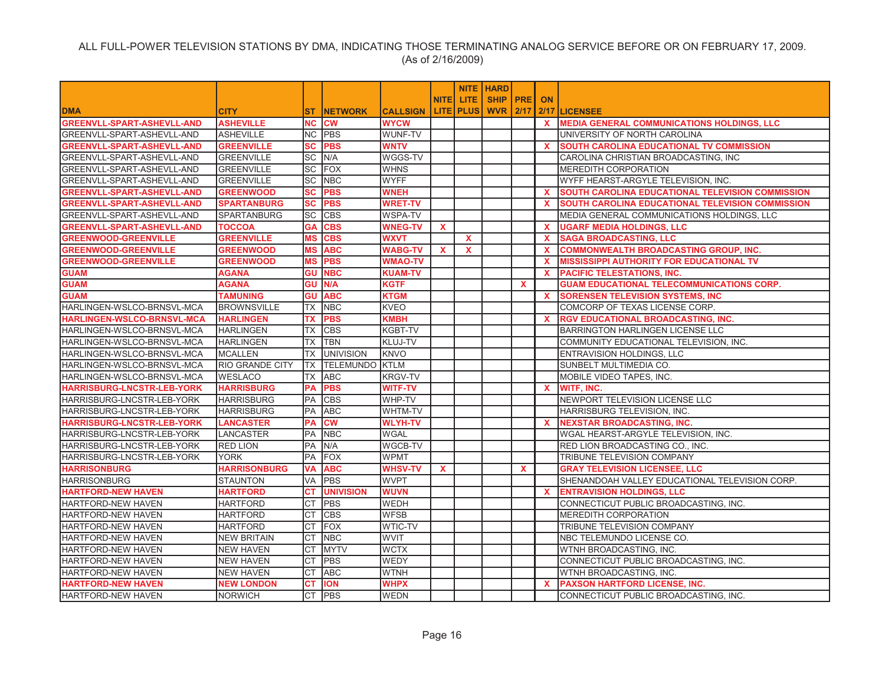ALL FULL-POWER TELEVISION STATIONS BY DMA, INDICATING THOSE TERMINATING ANALOG SERVICE BEFORE OR ON FEBRUARY 17, 2009.
(As of 2/16/2009)

| DMA | CITY | ST | NETWORK | CALLSIGN | NITE LITE | NITE LITE PLUS | HARD SHIP WVR | PRE 2/17 | ON 2/17 | LICENSEE |
|---|---|---|---|---|---|---|---|---|---|---|
| **GREENVLL-SPART-ASHEVLL-AND** | **ASHEVILLE** | **NC** | **CW** | **WYCW** | | | | | **X** | **MEDIA GENERAL COMMUNICATIONS HOLDINGS, LLC** |
| GREENVLL-SPART-ASHEVLL-AND | ASHEVILLE | NC | PBS | WUNF-TV | | | | | | UNIVERSITY OF NORTH CAROLINA |
| **GREENVLL-SPART-ASHEVLL-AND** | **GREENVILLE** | **SC** | **PBS** | **WNTV** | | | | | **X** | **SOUTH CAROLINA EDUCATIONAL TV COMMISSION** |
| GREENVLL-SPART-ASHEVLL-AND | GREENVILLE | SC | N/A | WGGS-TV | | | | | | CAROLINA CHRISTIAN BROADCASTING, INC |
| GREENVLL-SPART-ASHEVLL-AND | GREENVILLE | SC | FOX | WHNS | | | | | | MEREDITH CORPORATION |
| GREENVLL-SPART-ASHEVLL-AND | GREENVILLE | SC | NBC | WYFF | | | | | | WYFF HEARST-ARGYLE TELEVISION, INC. |
| **GREENVLL-SPART-ASHEVLL-AND** | **GREENWOOD** | **SC** | **PBS** | **WNEH** | | | | | **X** | **SOUTH CAROLINA EDUCATIONAL TELEVISION COMMISSION** |
| **GREENVLL-SPART-ASHEVLL-AND** | **SPARTANBURG** | **SC** | **PBS** | **WRET-TV** | | | | | **X** | **SOUTH CAROLINA EDUCATIONAL TELEVISION COMMISSION** |
| GREENVLL-SPART-ASHEVLL-AND | SPARTANBURG | SC | CBS | WSPA-TV | | | | | | MEDIA GENERAL COMMUNICATIONS HOLDINGS, LLC |
| **GREENVLL-SPART-ASHEVLL-AND** | **TOCCOA** | **GA** | **CBS** | **WNEG-TV** | **X** | | | | **X** | **UGARF MEDIA HOLDINGS, LLC** |
| **GREENWOOD-GREENVILLE** | **GREENVILLE** | **MS** | **CBS** | **WXVT** | | **X** | | | **X** | **SAGA BROADCASTING, LLC** |
| **GREENWOOD-GREENVILLE** | **GREENWOOD** | **MS** | **ABC** | **WABG-TV** | **X** | **X** | | | **X** | **COMMONWEALTH BROADCASTING GROUP, INC.** |
| **GREENWOOD-GREENVILLE** | **GREENWOOD** | **MS** | **PBS** | **WMAO-TV** | | | | | **X** | **MISSISSIPPI AUTHORITY FOR EDUCATIONAL TV** |
| **GUAM** | **AGANA** | **GU** | **NBC** | **KUAM-TV** | | | | | **X** | **PACIFIC TELESTATIONS, INC.** |
| **GUAM** | **AGANA** | **GU** | **N/A** | **KGTF** | | | | **X** | | **GUAM EDUCATIONAL TELECOMMUNICATIONS CORP.** |
| **GUAM** | **TAMUNING** | **GU** | **ABC** | **KTGM** | | | | | **X** | **SORENSEN TELEVISION SYSTEMS, INC** |
| HARLINGEN-WSLCO-BRNSVL-MCA | BROWNSVILLE | TX | NBC | KVEO | | | | | | COMCORP OF TEXAS LICENSE CORP. |
| **HARLINGEN-WSLCO-BRNSVL-MCA** | **HARLINGEN** | **TX** | **PBS** | **KMBH** | | | | | **X** | **RGV EDUCATIONAL BROADCASTING, INC.** |
| HARLINGEN-WSLCO-BRNSVL-MCA | HARLINGEN | TX | CBS | KGBT-TV | | | | | | BARRINGTON HARLINGEN LICENSE LLC |
| HARLINGEN-WSLCO-BRNSVL-MCA | HARLINGEN | TX | TBN | KLUJ-TV | | | | | | COMMUNITY EDUCATIONAL TELEVISION, INC. |
| HARLINGEN-WSLCO-BRNSVL-MCA | MCALLEN | TX | UNIVISION | KNVO | | | | | | ENTRAVISION HOLDINGS, LLC |
| HARLINGEN-WSLCO-BRNSVL-MCA | RIO GRANDE CITY | TX | TELEMUNDO | KTLM | | | | | | SUNBELT MULTIMEDIA CO. |
| HARLINGEN-WSLCO-BRNSVL-MCA | WESLACO | TX | ABC | KRGV-TV | | | | | | MOBILE VIDEO TAPES, INC. |
| **HARRISBURG-LNCSTR-LEB-YORK** | **HARRISBURG** | **PA** | **PBS** | **WITF-TV** | | | | | **X** | **WITF, INC.** |
| HARRISBURG-LNCSTR-LEB-YORK | HARRISBURG | PA | CBS | WHP-TV | | | | | | NEWPORT TELEVISION LICENSE LLC |
| HARRISBURG-LNCSTR-LEB-YORK | HARRISBURG | PA | ABC | WHTM-TV | | | | | | HARRISBURG TELEVISION, INC. |
| **HARRISBURG-LNCSTR-LEB-YORK** | **LANCASTER** | **PA** | **CW** | **WLYH-TV** | | | | | **X** | **NEXSTAR BROADCASTING, INC.** |
| HARRISBURG-LNCSTR-LEB-YORK | LANCASTER | PA | NBC | WGAL | | | | | | WGAL HEARST-ARGYLE TELEVISION, INC. |
| HARRISBURG-LNCSTR-LEB-YORK | RED LION | PA | N/A | WGCB-TV | | | | | | RED LION BROADCASTING CO., INC. |
| HARRISBURG-LNCSTR-LEB-YORK | YORK | PA | FOX | WPMT | | | | | | TRIBUNE TELEVISION COMPANY |
| **HARRISONBURG** | **HARRISONBURG** | **VA** | **ABC** | **WHSV-TV** | **X** | | | **X** | | **GRAY TELEVISION LICENSEE, LLC** |
| HARRISONBURG | STAUNTON | VA | PBS | WVPT | | | | | | SHENANDOAH VALLEY EDUCATIONAL TELEVISION CORP. |
| **HARTFORD-NEW HAVEN** | **HARTFORD** | **CT** | **UNIVISION** | **WUVN** | | | | | **X** | **ENTRAVISION HOLDINGS, LLC** |
| HARTFORD-NEW HAVEN | HARTFORD | CT | PBS | WEDH | | | | | | CONNECTICUT PUBLIC BROADCASTING, INC. |
| HARTFORD-NEW HAVEN | HARTFORD | CT | CBS | WFSB | | | | | | MEREDITH CORPORATION |
| HARTFORD-NEW HAVEN | HARTFORD | CT | FOX | WTIC-TV | | | | | | TRIBUNE TELEVISION COMPANY |
| HARTFORD-NEW HAVEN | NEW BRITAIN | CT | NBC | WVIT | | | | | | NBC TELEMUNDO LICENSE CO. |
| HARTFORD-NEW HAVEN | NEW HAVEN | CT | MYTV | WCTX | | | | | | WTNH BROADCASTING, INC. |
| HARTFORD-NEW HAVEN | NEW HAVEN | CT | PBS | WEDY | | | | | | CONNECTICUT PUBLIC BROADCASTING, INC. |
| HARTFORD-NEW HAVEN | NEW HAVEN | CT | ABC | WTNH | | | | | | WTNH BROADCASTING, INC. |
| **HARTFORD-NEW HAVEN** | **NEW LONDON** | **CT** | **ION** | **WHPX** | | | | | **X** | **PAXSON HARTFORD LICENSE, INC.** |
| HARTFORD-NEW HAVEN | NORWICH | CT | PBS | WEDN | | | | | | CONNECTICUT PUBLIC BROADCASTING, INC. |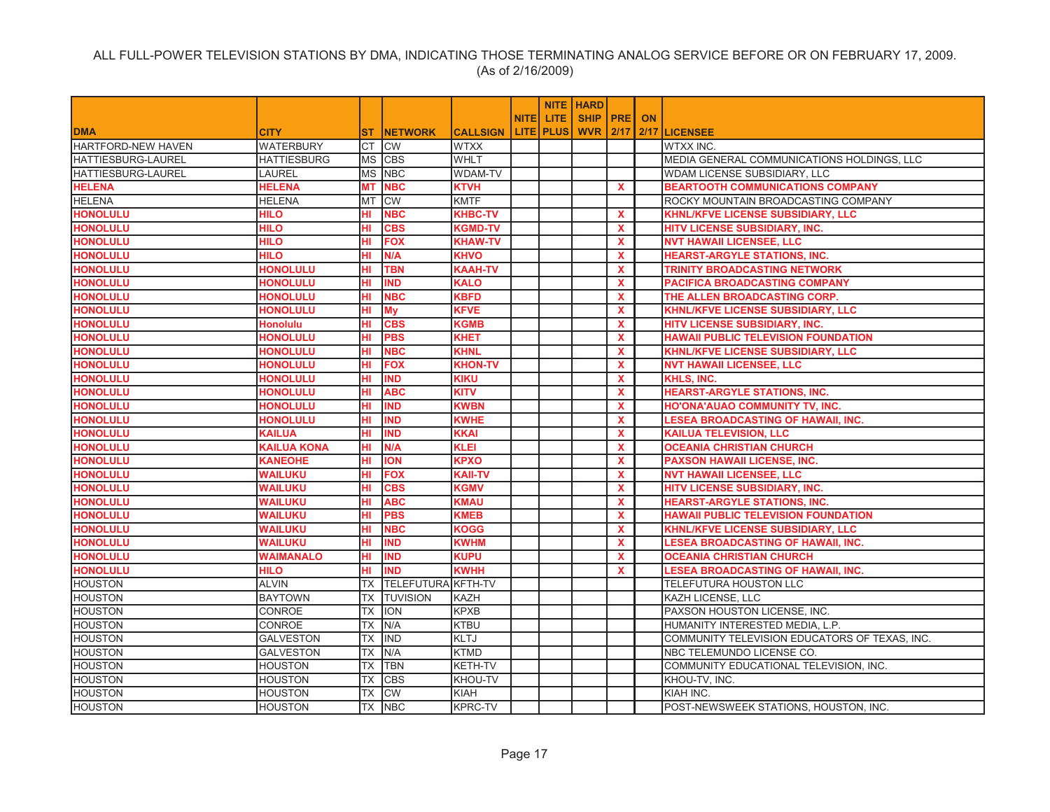ALL FULL-POWER TELEVISION STATIONS BY DMA, INDICATING THOSE TERMINATING ANALOG SERVICE BEFORE OR ON FEBRUARY 17, 2009.
(As of 2/16/2009)

| DMA | CITY | ST | NETWORK | CALLSIGN | NITE LITE | NITE LITE PLUS | HARD SHIP WVR | PRE 2/17 | ON 2/17 | LICENSEE |
|---|---|---|---|---|---|---|---|---|---|---|
| HARTFORD-NEW HAVEN | WATERBURY | CT | CW | WTXX | | | | | | WTXX INC. |
| HATTIESBURG-LAUREL | HATTIESBURG | MS | CBS | WHLT | | | | | | MEDIA GENERAL COMMUNICATIONS HOLDINGS, LLC |
| HATTIESBURG-LAUREL | LAUREL | MS | NBC | WDAM-TV | | | | | | WDAM LICENSE SUBSIDIARY, LLC |
| **HELENA** | **HELENA** | **MT** | **NBC** | **KTVH** | | | | **X** | | **BEARTOOTH COMMUNICATIONS COMPANY** |
| HELENA | HELENA | MT | CW | KMTF | | | | | | ROCKY MOUNTAIN BROADCASTING COMPANY |
| **HONOLULU** | **HILO** | **HI** | **NBC** | **KHBC-TV** | | | | **X** | | **KHNL/KFVE LICENSE SUBSIDIARY, LLC** |
| **HONOLULU** | **HILO** | **HI** | **CBS** | **KGMD-TV** | | | | **X** | | **HITV LICENSE SUBSIDIARY, INC.** |
| **HONOLULU** | **HILO** | **HI** | **FOX** | **KHAW-TV** | | | | **X** | | **NVT HAWAII LICENSEE, LLC** |
| **HONOLULU** | **HILO** | **HI** | **N/A** | **KHVO** | | | | **X** | | **HEARST-ARGYLE STATIONS, INC.** |
| **HONOLULU** | **HONOLULU** | **HI** | **TBN** | **KAAH-TV** | | | | **X** | | **TRINITY BROADCASTING NETWORK** |
| **HONOLULU** | **HONOLULU** | **HI** | **IND** | **KALO** | | | | **X** | | **PACIFICA BROADCASTING COMPANY** |
| **HONOLULU** | **HONOLULU** | **HI** | **NBC** | **KBFD** | | | | **X** | | **THE ALLEN BROADCASTING CORP.** |
| **HONOLULU** | **HONOLULU** | **HI** | **My** | **KFVE** | | | | **X** | | **KHNL/KFVE LICENSE SUBSIDIARY, LLC** |
| **HONOLULU** | **Honolulu** | **HI** | **CBS** | **KGMB** | | | | **X** | | **HITV LICENSE SUBSIDIARY, INC.** |
| **HONOLULU** | **HONOLULU** | **HI** | **PBS** | **KHET** | | | | **X** | | **HAWAII PUBLIC TELEVISION FOUNDATION** |
| **HONOLULU** | **HONOLULU** | **HI** | **NBC** | **KHNL** | | | | **X** | | **KHNL/KFVE LICENSE SUBSIDIARY, LLC** |
| **HONOLULU** | **HONOLULU** | **HI** | **FOX** | **KHON-TV** | | | | **X** | | **NVT HAWAII LICENSEE, LLC** |
| **HONOLULU** | **HONOLULU** | **HI** | **IND** | **KIKU** | | | | **X** | | **KHLS, INC.** |
| **HONOLULU** | **HONOLULU** | **HI** | **ABC** | **KITV** | | | | **X** | | **HEARST-ARGYLE STATIONS, INC.** |
| **HONOLULU** | **HONOLULU** | **HI** | **IND** | **KWBN** | | | | **X** | | **HO'ONA'AUAO COMMUNITY TV, INC.** |
| **HONOLULU** | **HONOLULU** | **HI** | **IND** | **KWHE** | | | | **X** | | **LESEA BROADCASTING OF HAWAII, INC.** |
| **HONOLULU** | **KAILUA** | **HI** | **IND** | **KKAI** | | | | **X** | | **KAILUA TELEVISION, LLC** |
| **HONOLULU** | **KAILUA KONA** | **HI** | **N/A** | **KLEI** | | | | **X** | | **OCEANIA CHRISTIAN CHURCH** |
| **HONOLULU** | **KANEOHE** | **HI** | **ION** | **KPXO** | | | | **X** | | **PAXSON HAWAII LICENSE, INC.** |
| **HONOLULU** | **WAILUKU** | **HI** | **FOX** | **KAII-TV** | | | | **X** | | **NVT HAWAII LICENSEE, LLC** |
| **HONOLULU** | **WAILUKU** | **HI** | **CBS** | **KGMV** | | | | **X** | | **HITV LICENSE SUBSIDIARY, INC.** |
| **HONOLULU** | **WAILUKU** | **HI** | **ABC** | **KMAU** | | | | **X** | | **HEARST-ARGYLE STATIONS, INC.** |
| **HONOLULU** | **WAILUKU** | **HI** | **PBS** | **KMEB** | | | | **X** | | **HAWAII PUBLIC TELEVISION FOUNDATION** |
| **HONOLULU** | **WAILUKU** | **HI** | **NBC** | **KOGG** | | | | **X** | | **KHNL/KFVE LICENSE SUBSIDIARY, LLC** |
| **HONOLULU** | **WAILUKU** | **HI** | **IND** | **KWHM** | | | | **X** | | **LESEA BROADCASTING OF HAWAII, INC.** |
| **HONOLULU** | **WAIMANALO** | **HI** | **IND** | **KUPU** | | | | **X** | | **OCEANIA CHRISTIAN CHURCH** |
| **HONOLULU** | **HILO** | **HI** | **IND** | **KWHH** | | | | **X** | | **LESEA BROADCASTING OF HAWAII, INC.** |
| HOUSTON | ALVIN | TX | TELEFUTURA | KFTH-TV | | | | | | TELEFUTURA HOUSTON LLC |
| HOUSTON | BAYTOWN | TX | TUVISION | KAZH | | | | | | KAZH LICENSE, LLC |
| HOUSTON | CONROE | TX | ION | KPXB | | | | | | PAXSON HOUSTON LICENSE, INC. |
| HOUSTON | CONROE | TX | N/A | KTBU | | | | | | HUMANITY INTERESTED MEDIA, L.P. |
| HOUSTON | GALVESTON | TX | IND | KLTJ | | | | | | COMMUNITY TELEVISION EDUCATORS OF TEXAS, INC. |
| HOUSTON | GALVESTON | TX | N/A | KTMD | | | | | | NBC TELEMUNDO LICENSE CO. |
| HOUSTON | HOUSTON | TX | TBN | KETH-TV | | | | | | COMMUNITY EDUCATIONAL TELEVISION, INC. |
| HOUSTON | HOUSTON | TX | CBS | KHOU-TV | | | | | | KHOU-TV, INC. |
| HOUSTON | HOUSTON | TX | CW | KIAH | | | | | | KIAH INC. |
| HOUSTON | HOUSTON | TX | NBC | KPRC-TV | | | | | | POST-NEWSWEEK STATIONS, HOUSTON, INC. |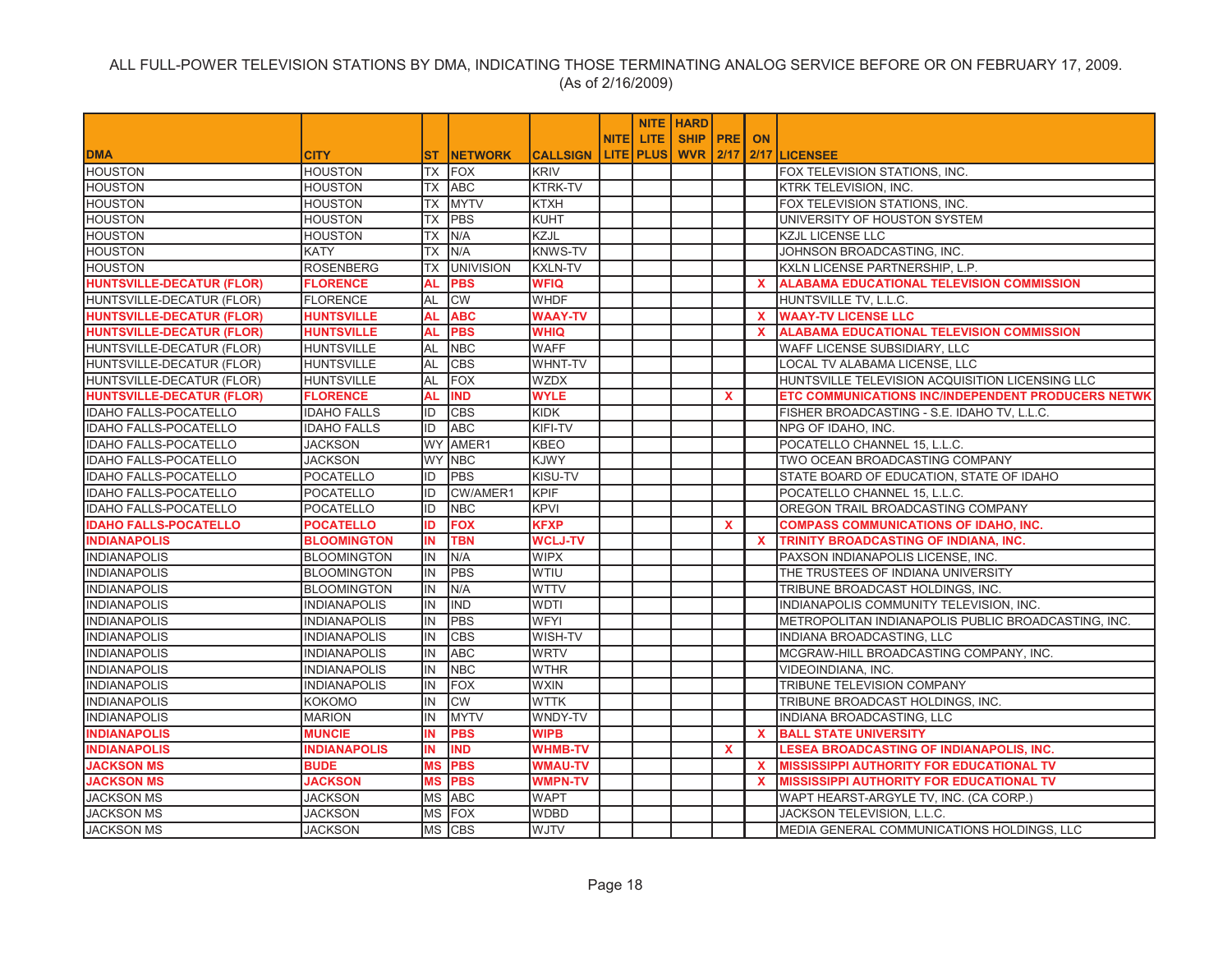ALL FULL-POWER TELEVISION STATIONS BY DMA, INDICATING THOSE TERMINATING ANALOG SERVICE BEFORE OR ON FEBRUARY 17, 2009.
(As of 2/16/2009)

| DMA | CITY | ST | NETWORK | CALLSIGN | NITE LITE | NITE LITE PLUS | HARD SHIP WVR | PRE 2/17 | ON 2/17 | LICENSEE |
|---|---|---|---|---|---|---|---|---|---|---|
| HOUSTON | HOUSTON | TX | FOX | KRIV | | | | | | FOX TELEVISION STATIONS, INC. |
| HOUSTON | HOUSTON | TX | ABC | KTRK-TV | | | | | | KTRK TELEVISION, INC. |
| HOUSTON | HOUSTON | TX | MYTV | KTXH | | | | | | FOX TELEVISION STATIONS, INC. |
| HOUSTON | HOUSTON | TX | PBS | KUHT | | | | | | UNIVERSITY OF HOUSTON SYSTEM |
| HOUSTON | HOUSTON | TX | N/A | KZJL | | | | | | KZJL LICENSE LLC |
| HOUSTON | KATY | TX | N/A | KNWS-TV | | | | | | JOHNSON BROADCASTING, INC. |
| HOUSTON | ROSENBERG | TX | UNIVISION | KXLN-TV | | | | | | KXLN LICENSE PARTNERSHIP, L.P. |
| **HUNTSVILLE-DECATUR (FLOR)** | **FLORENCE** | **AL** | **PBS** | **WFIQ** | | | | | **X** | **ALABAMA EDUCATIONAL TELEVISION COMMISSION** |
| HUNTSVILLE-DECATUR (FLOR) | FLORENCE | AL | CW | WHDF | | | | | | HUNTSVILLE TV, L.L.C. |
| **HUNTSVILLE-DECATUR (FLOR)** | **HUNTSVILLE** | **AL** | **ABC** | **WAAY-TV** | | | | | **X** | **WAAY-TV LICENSE LLC** |
| **HUNTSVILLE-DECATUR (FLOR)** | **HUNTSVILLE** | **AL** | **PBS** | **WHIQ** | | | | | **X** | **ALABAMA EDUCATIONAL TELEVISION COMMISSION** |
| HUNTSVILLE-DECATUR (FLOR) | HUNTSVILLE | AL | NBC | WAFF | | | | | | WAFF LICENSE SUBSIDIARY, LLC |
| HUNTSVILLE-DECATUR (FLOR) | HUNTSVILLE | AL | CBS | WHNT-TV | | | | | | LOCAL TV ALABAMA LICENSE, LLC |
| HUNTSVILLE-DECATUR (FLOR) | HUNTSVILLE | AL | FOX | WZDX | | | | | | HUNTSVILLE TELEVISION ACQUISITION LICENSING LLC |
| **HUNTSVILLE-DECATUR (FLOR)** | **FLORENCE** | **AL** | **IND** | **WYLE** | | | | **X** | | **ETC COMMUNICATIONS INC/INDEPENDENT PRODUCERS NETWK** |
| IDAHO FALLS-POCATELLO | IDAHO FALLS | ID | CBS | KIDK | | | | | | FISHER BROADCASTING - S.E. IDAHO TV, L.L.C. |
| IDAHO FALLS-POCATELLO | IDAHO FALLS | ID | ABC | KIFI-TV | | | | | | NPG OF IDAHO, INC. |
| IDAHO FALLS-POCATELLO | JACKSON | WY | AMER1 | KBEO | | | | | | POCATELLO CHANNEL 15, L.L.C. |
| IDAHO FALLS-POCATELLO | JACKSON | WY | NBC | KJWY | | | | | | TWO OCEAN BROADCASTING COMPANY |
| IDAHO FALLS-POCATELLO | POCATELLO | ID | PBS | KISU-TV | | | | | | STATE BOARD OF EDUCATION, STATE OF IDAHO |
| IDAHO FALLS-POCATELLO | POCATELLO | ID | CW/AMER1 | KPIF | | | | | | POCATELLO CHANNEL 15, L.L.C. |
| IDAHO FALLS-POCATELLO | POCATELLO | ID | NBC | KPVI | | | | | | OREGON TRAIL BROADCASTING COMPANY |
| **IDAHO FALLS-POCATELLO** | **POCATELLO** | **ID** | **FOX** | **KFXP** | | | | **X** | | **COMPASS COMMUNICATIONS OF IDAHO, INC.** |
| **INDIANAPOLIS** | **BLOOMINGTON** | **IN** | **TBN** | **WCLJ-TV** | | | | | **X** | **TRINITY BROADCASTING OF INDIANA, INC.** |
| INDIANAPOLIS | BLOOMINGTON | IN | N/A | WIPX | | | | | | PAXSON INDIANAPOLIS LICENSE, INC. |
| INDIANAPOLIS | BLOOMINGTON | IN | PBS | WTIU | | | | | | THE TRUSTEES OF INDIANA UNIVERSITY |
| INDIANAPOLIS | BLOOMINGTON | IN | N/A | WTTV | | | | | | TRIBUNE BROADCAST HOLDINGS, INC. |
| INDIANAPOLIS | INDIANAPOLIS | IN | IND | WDTI | | | | | | INDIANAPOLIS COMMUNITY TELEVISION, INC. |
| INDIANAPOLIS | INDIANAPOLIS | IN | PBS | WFYI | | | | | | METROPOLITAN INDIANAPOLIS PUBLIC BROADCASTING, INC. |
| INDIANAPOLIS | INDIANAPOLIS | IN | CBS | WISH-TV | | | | | | INDIANA BROADCASTING, LLC |
| INDIANAPOLIS | INDIANAPOLIS | IN | ABC | WRTV | | | | | | MCGRAW-HILL BROADCASTING COMPANY, INC. |
| INDIANAPOLIS | INDIANAPOLIS | IN | NBC | WTHR | | | | | | VIDEOINDIANA, INC. |
| INDIANAPOLIS | INDIANAPOLIS | IN | FOX | WXIN | | | | | | TRIBUNE TELEVISION COMPANY |
| INDIANAPOLIS | KOKOMO | IN | CW | WTTK | | | | | | TRIBUNE BROADCAST HOLDINGS, INC. |
| INDIANAPOLIS | MARION | IN | MYTV | WNDY-TV | | | | | | INDIANA BROADCASTING, LLC |
| **INDIANAPOLIS** | **MUNCIE** | **IN** | **PBS** | **WIPB** | | | | | **X** | **BALL STATE UNIVERSITY** |
| **INDIANAPOLIS** | **INDIANAPOLIS** | **IN** | **IND** | **WHMB-TV** | | | | **X** | | **LESEA BROADCASTING OF INDIANAPOLIS, INC.** |
| **JACKSON MS** | **BUDE** | **MS** | **PBS** | **WMAU-TV** | | | | | **X** | **MISSISSIPPI AUTHORITY FOR EDUCATIONAL TV** |
| **JACKSON MS** | **JACKSON** | **MS** | **PBS** | **WMPN-TV** | | | | | **X** | **MISSISSIPPI AUTHORITY FOR EDUCATIONAL TV** |
| JACKSON MS | JACKSON | MS | ABC | WAPT | | | | | | WAPT HEARST-ARGYLE TV, INC. (CA CORP.) |
| JACKSON MS | JACKSON | MS | FOX | WDBD | | | | | | JACKSON TELEVISION, L.L.C. |
| JACKSON MS | JACKSON | MS | CBS | WJTV | | | | | | MEDIA GENERAL COMMUNICATIONS HOLDINGS, LLC |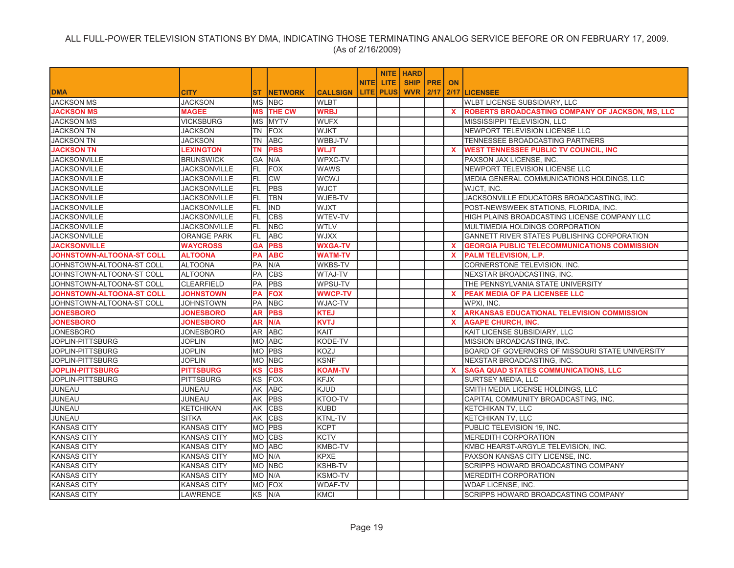ALL FULL-POWER TELEVISION STATIONS BY DMA, INDICATING THOSE TERMINATING ANALOG SERVICE BEFORE OR ON FEBRUARY 17, 2009.
(As of 2/16/2009)

| DMA | CITY | ST | NETWORK | CALLSIGN | NITE LITE | NITE LITE PLUS | HARD SHIP WVR | PRE 2/17 | ON 2/17 | LICENSEE |
|---|---|---|---|---|---|---|---|---|---|---|
| JACKSON MS | JACKSON | MS | NBC | WLBT | | | | | | WLBT LICENSE SUBSIDIARY, LLC |
| **JACKSON MS** | **MAGEE** | **MS** | **THE CW** | **WRBJ** | | | | | **X** | **ROBERTS BROADCASTING COMPANY OF JACKSON, MS, LLC** |
| JACKSON MS | VICKSBURG | MS | MYTV | WUFX | | | | | | MISSISSIPPI TELEVISION, LLC |
| JACKSON TN | JACKSON | TN | FOX | WJKT | | | | | | NEWPORT TELEVISION LICENSE LLC |
| JACKSON TN | JACKSON | TN | ABC | WBBJ-TV | | | | | | TENNESSEE BROADCASTING PARTNERS |
| **JACKSON TN** | **LEXINGTON** | **TN** | **PBS** | **WLJT** | | | | | **X** | **WEST TENNESSEE PUBLIC TV COUNCIL, INC** |
| JACKSONVILLE | BRUNSWICK | GA | N/A | WPXC-TV | | | | | | PAXSON JAX LICENSE, INC. |
| JACKSONVILLE | JACKSONVILLE | FL | FOX | WAWS | | | | | | NEWPORT TELEVISION LICENSE LLC |
| JACKSONVILLE | JACKSONVILLE | FL | CW | WCWJ | | | | | | MEDIA GENERAL COMMUNICATIONS HOLDINGS, LLC |
| JACKSONVILLE | JACKSONVILLE | FL | PBS | WJCT | | | | | | WJCT, INC. |
| JACKSONVILLE | JACKSONVILLE | FL | TBN | WJEB-TV | | | | | | JACKSONVILLE EDUCATORS BROADCASTING, INC. |
| JACKSONVILLE | JACKSONVILLE | FL | IND | WJXT | | | | | | POST-NEWSWEEK STATIONS, FLORIDA, INC. |
| JACKSONVILLE | JACKSONVILLE | FL | CBS | WTEV-TV | | | | | | HIGH PLAINS BROADCASTING LICENSE COMPANY LLC |
| JACKSONVILLE | JACKSONVILLE | FL | NBC | WTLV | | | | | | MULTIMEDIA HOLDINGS CORPORATION |
| JACKSONVILLE | ORANGE PARK | FL | ABC | WJXX | | | | | | GANNETT RIVER STATES PUBLISHING CORPORATION |
| **JACKSONVILLE** | **WAYCROSS** | **GA** | **PBS** | **WXGA-TV** | | | | | **X** | **GEORGIA PUBLIC TELECOMMUNICATIONS COMMISSION** |
| **JOHNSTOWN-ALTOONA-ST COLL** | **ALTOONA** | **PA** | **ABC** | **WATM-TV** | | | | | **X** | **PALM TELEVISION, L.P.** |
| JOHNSTOWN-ALTOONA-ST COLL | ALTOONA | PA | N/A | WKBS-TV | | | | | | CORNERSTONE TELEVISION, INC. |
| JOHNSTOWN-ALTOONA-ST COLL | ALTOONA | PA | CBS | WTAJ-TV | | | | | | NEXSTAR BROADCASTING, INC. |
| JOHNSTOWN-ALTOONA-ST COLL | CLEARFIELD | PA | PBS | WPSU-TV | | | | | | THE PENNSYLVANIA STATE UNIVERSITY |
| **JOHNSTOWN-ALTOONA-ST COLL** | **JOHNSTOWN** | **PA** | **FOX** | **WWCP-TV** | | | | | **X** | **PEAK MEDIA OF PA LICENSEE LLC** |
| JOHNSTOWN-ALTOONA-ST COLL | JOHNSTOWN | PA | NBC | WJAC-TV | | | | | | WPXI, INC. |
| **JONESBORO** | **JONESBORO** | **AR** | **PBS** | **KTEJ** | | | | | **X** | **ARKANSAS EDUCATIONAL TELEVISION COMMISSION** |
| **JONESBORO** | **JONESBORO** | **AR** | **N/A** | **KVTJ** | | | | | **X** | **AGAPE CHURCH, INC.** |
| JONESBORO | JONESBORO | AR | ABC | KAIT | | | | | | KAIT LICENSE SUBSIDIARY, LLC |
| JOPLIN-PITTSBURG | JOPLIN | MO | ABC | KODE-TV | | | | | | MISSION BROADCASTING, INC. |
| JOPLIN-PITTSBURG | JOPLIN | MO | PBS | KOZJ | | | | | | BOARD OF GOVERNORS OF MISSOURI STATE UNIVERSITY |
| JOPLIN-PITTSBURG | JOPLIN | MO | NBC | KSNF | | | | | | NEXSTAR BROADCASTING, INC. |
| **JOPLIN-PITTSBURG** | **PITTSBURG** | **KS** | **CBS** | **KOAM-TV** | | | | | **X** | **SAGA QUAD STATES COMMUNICATIONS, LLC** |
| JOPLIN-PITTSBURG | PITTSBURG | KS | FOX | KFJX | | | | | | SURTSEY MEDIA, LLC |
| JUNEAU | JUNEAU | AK | ABC | KJUD | | | | | | SMITH MEDIA LICENSE HOLDINGS, LLC |
| JUNEAU | JUNEAU | AK | PBS | KTOO-TV | | | | | | CAPITAL COMMUNITY BROADCASTING, INC. |
| JUNEAU | KETCHIKAN | AK | CBS | KUBD | | | | | | KETCHIKAN TV, LLC |
| JUNEAU | SITKA | AK | CBS | KTNL-TV | | | | | | KETCHIKAN TV, LLC |
| KANSAS CITY | KANSAS CITY | MO | PBS | KCPT | | | | | | PUBLIC TELEVISION 19, INC. |
| KANSAS CITY | KANSAS CITY | MO | CBS | KCTV | | | | | | MEREDITH CORPORATION |
| KANSAS CITY | KANSAS CITY | MO | ABC | KMBC-TV | | | | | | KMBC HEARST-ARGYLE TELEVISION, INC. |
| KANSAS CITY | KANSAS CITY | MO | N/A | KPXE | | | | | | PAXSON KANSAS CITY LICENSE, INC. |
| KANSAS CITY | KANSAS CITY | MO | NBC | KSHB-TV | | | | | | SCRIPPS HOWARD BROADCASTING COMPANY |
| KANSAS CITY | KANSAS CITY | MO | N/A | KSMO-TV | | | | | | MEREDITH CORPORATION |
| KANSAS CITY | KANSAS CITY | MO | FOX | WDAF-TV | | | | | | WDAF LICENSE, INC. |
| KANSAS CITY | LAWRENCE | KS | N/A | KMCI | | | | | | SCRIPPS HOWARD BROADCASTING COMPANY |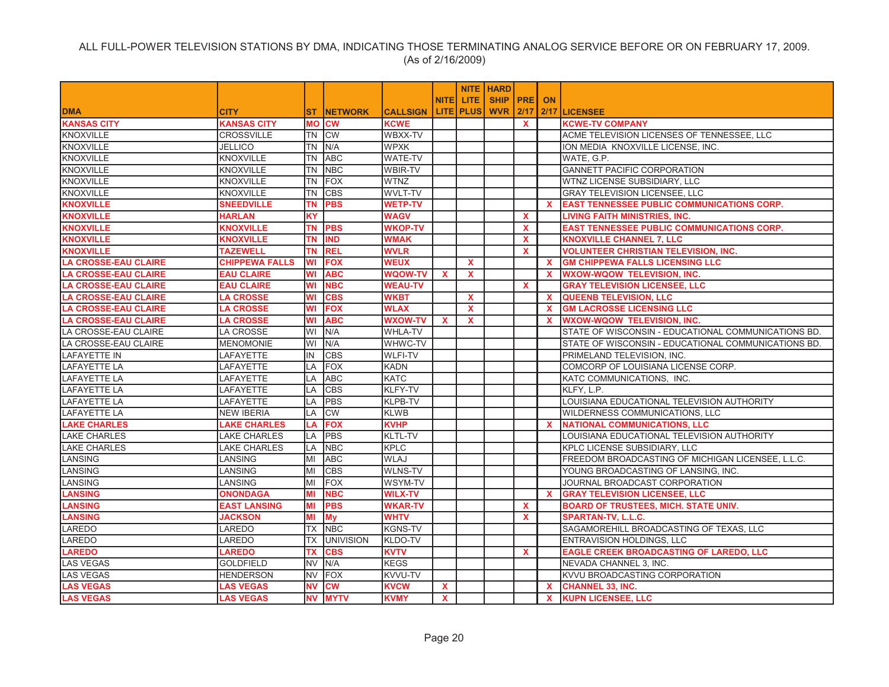ALL FULL-POWER TELEVISION STATIONS BY DMA, INDICATING THOSE TERMINATING ANALOG SERVICE BEFORE OR ON FEBRUARY 17, 2009.
(As of 2/16/2009)

| DMA | CITY | ST | NETWORK | CALLSIGN | NITE LITE | NITE LITE PLUS | HARD SHIP WVR | PRE 2/17 | ON 2/17 | LICENSEE |
|---|---|---|---|---|---|---|---|---|---|---|
| **KANSAS CITY** | **KANSAS CITY** | **MO** | **CW** | **KCWE** | | | | **X** | | **KCWE-TV COMPANY** |
| KNOXVILLE | CROSSVILLE | TN | CW | WBXX-TV | | | | | | ACME TELEVISION LICENSES OF TENNESSEE, LLC |
| KNOXVILLE | JELLICO | TN | N/A | WPXK | | | | | | ION MEDIA KNOXVILLE LICENSE, INC. |
| KNOXVILLE | KNOXVILLE | TN | ABC | WATE-TV | | | | | | WATE, G.P. |
| KNOXVILLE | KNOXVILLE | TN | NBC | WBIR-TV | | | | | | GANNETT PACIFIC CORPORATION |
| KNOXVILLE | KNOXVILLE | TN | FOX | WTNZ | | | | | | WTNZ LICENSE SUBSIDIARY, LLC |
| KNOXVILLE | KNOXVILLE | TN | CBS | WVLT-TV | | | | | | GRAY TELEVISION LICENSEE, LLC |
| **KNOXVILLE** | **SNEEDVILLE** | **TN** | **PBS** | **WETP-TV** | | | | | **X** | **EAST TENNESSEE PUBLIC COMMUNICATIONS CORP.** |
| **KNOXVILLE** | **HARLAN** | **KY** | | **WAGV** | | | | **X** | | **LIVING FAITH MINISTRIES, INC.** |
| **KNOXVILLE** | **KNOXVILLE** | **TN** | **PBS** | **WKOP-TV** | | | | **X** | | **EAST TENNESSEE PUBLIC COMMUNICATIONS CORP.** |
| **KNOXVILLE** | **KNOXVILLE** | **TN** | **IND** | **WMAK** | | | | **X** | | **KNOXVILLE CHANNEL 7, LLC** |
| **KNOXVILLE** | **TAZEWELL** | **TN** | **REL** | **WVLR** | | | | **X** | | **VOLUNTEER CHRISTIAN TELEVISION, INC.** |
| **LA CROSSE-EAU CLAIRE** | **CHIPPEWA FALLS** | **WI** | **FOX** | **WEUX** | | **X** | | | **X** | **GM CHIPPEWA FALLS LICENSING LLC** |
| **LA CROSSE-EAU CLAIRE** | **EAU CLAIRE** | **WI** | **ABC** | **WQOW-TV** | **X** | **X** | | | **X** | **WXOW-WQOW TELEVISION, INC.** |
| **LA CROSSE-EAU CLAIRE** | **EAU CLAIRE** | **WI** | **NBC** | **WEAU-TV** | | | | **X** | | **GRAY TELEVISION LICENSEE, LLC** |
| **LA CROSSE-EAU CLAIRE** | **LA CROSSE** | **WI** | **CBS** | **WKBT** | | **X** | | | **X** | **QUEENB TELEVISION, LLC** |
| **LA CROSSE-EAU CLAIRE** | **LA CROSSE** | **WI** | **FOX** | **WLAX** | | **X** | | | **X** | **GM LACROSSE LICENSING LLC** |
| **LA CROSSE-EAU CLAIRE** | **LA CROSSE** | **WI** | **ABC** | **WXOW-TV** | **X** | **X** | | | **X** | **WXOW-WQOW TELEVISION, INC.** |
| LA CROSSE-EAU CLAIRE | LA CROSSE | WI | N/A | WHLA-TV | | | | | | STATE OF WISCONSIN - EDUCATIONAL COMMUNICATIONS BD. |
| LA CROSSE-EAU CLAIRE | MENOMONIE | WI | N/A | WHWC-TV | | | | | | STATE OF WISCONSIN - EDUCATIONAL COMMUNICATIONS BD. |
| LAFAYETTE IN | LAFAYETTE | IN | CBS | WLFI-TV | | | | | | PRIMELAND TELEVISION, INC. |
| LAFAYETTE LA | LAFAYETTE | LA | FOX | KADN | | | | | | COMCORP OF LOUISIANA LICENSE CORP. |
| LAFAYETTE LA | LAFAYETTE | LA | ABC | KATC | | | | | | KATC COMMUNICATIONS, INC. |
| LAFAYETTE LA | LAFAYETTE | LA | CBS | KLFY-TV | | | | | | KLFY, L.P. |
| LAFAYETTE LA | LAFAYETTE | LA | PBS | KLPB-TV | | | | | | LOUISIANA EDUCATIONAL TELEVISION AUTHORITY |
| LAFAYETTE LA | NEW IBERIA | LA | CW | KLWB | | | | | | WILDERNESS COMMUNICATIONS, LLC |
| **LAKE CHARLES** | **LAKE CHARLES** | **LA** | **FOX** | **KVHP** | | | | | **X** | **NATIONAL COMMUNICATIONS, LLC** |
| LAKE CHARLES | LAKE CHARLES | LA | PBS | KLTL-TV | | | | | | LOUISIANA EDUCATIONAL TELEVISION AUTHORITY |
| LAKE CHARLES | LAKE CHARLES | LA | NBC | KPLC | | | | | | KPLC LICENSE SUBSIDIARY, LLC |
| LANSING | LANSING | MI | ABC | WLAJ | | | | | | FREEDOM BROADCASTING OF MICHIGAN LICENSEE, L.L.C. |
| LANSING | LANSING | MI | CBS | WLNS-TV | | | | | | YOUNG BROADCASTING OF LANSING, INC. |
| LANSING | LANSING | MI | FOX | WSYM-TV | | | | | | JOURNAL BROADCAST CORPORATION |
| **LANSING** | **ONONDAGA** | **MI** | **NBC** | **WILX-TV** | | | | | **X** | **GRAY TELEVISION LICENSEE, LLC** |
| **LANSING** | **EAST LANSING** | **MI** | **PBS** | **WKAR-TV** | | | | **X** | | **BOARD OF TRUSTEES, MICH. STATE UNIV.** |
| **LANSING** | **JACKSON** | **MI** | **My** | **WHTV** | | | | **X** | | **SPARTAN-TV, L.L.C.** |
| LAREDO | LAREDO | TX | NBC | KGNS-TV | | | | | | SAGAMOREHILL BROADCASTING OF TEXAS, LLC |
| LAREDO | LAREDO | TX | UNIVISION | KLDO-TV | | | | | | ENTRAVISION HOLDINGS, LLC |
| **LAREDO** | **LAREDO** | **TX** | **CBS** | **KVTV** | | | | **X** | | **EAGLE CREEK BROADCASTING OF LAREDO, LLC** |
| LAS VEGAS | GOLDFIELD | NV | N/A | KEGS | | | | | | NEVADA CHANNEL 3, INC. |
| LAS VEGAS | HENDERSON | NV | FOX | KVVU-TV | | | | | | KVVU BROADCASTING CORPORATION |
| **LAS VEGAS** | **LAS VEGAS** | **NV** | **CW** | **KVCW** | **X** | | | | **X** | **CHANNEL 33, INC.** |
| **LAS VEGAS** | **LAS VEGAS** | **NV** | **MYTV** | **KVMY** | **X** | | | | **X** | **KUPN LICENSEE, LLC** |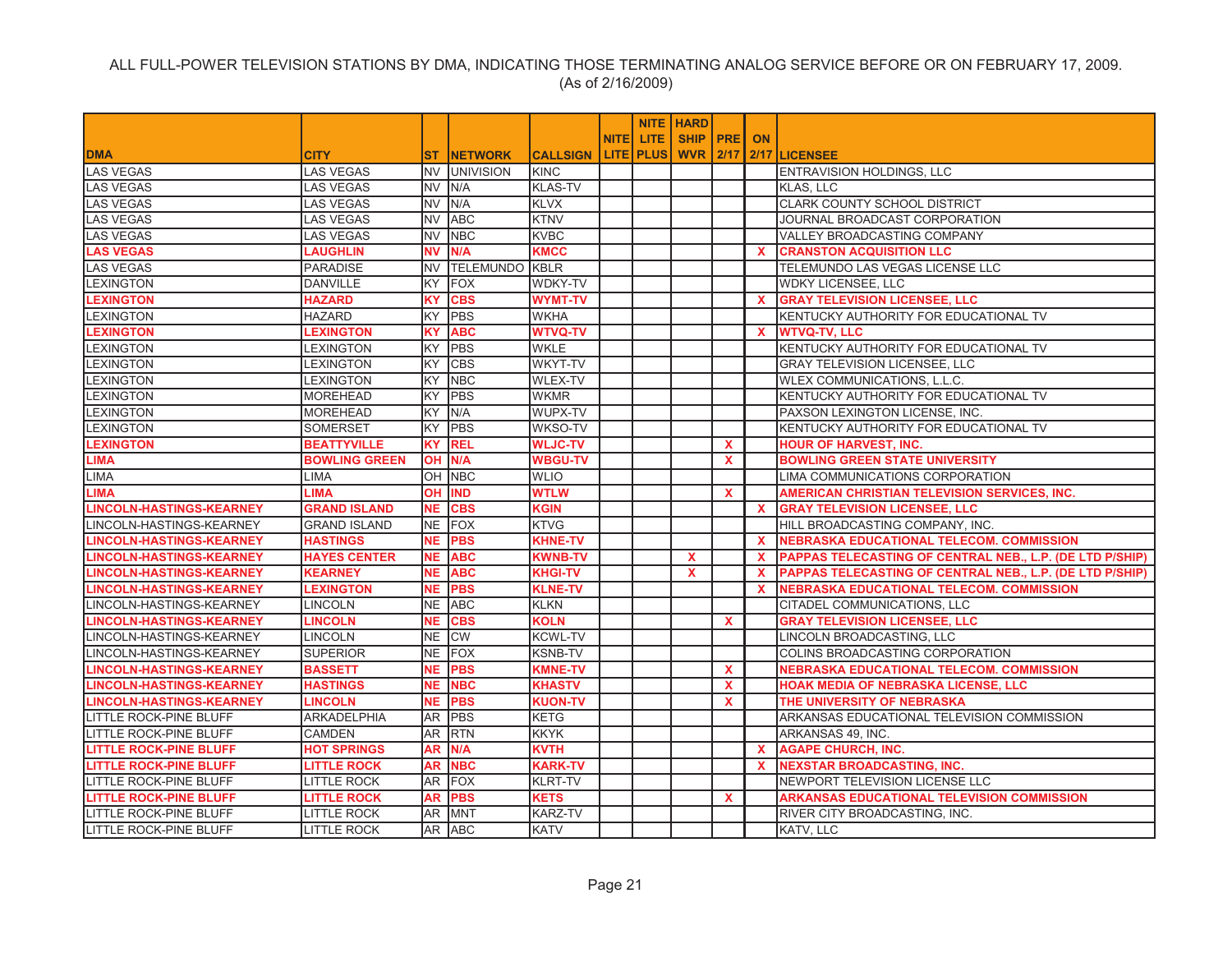ALL FULL-POWER TELEVISION STATIONS BY DMA, INDICATING THOSE TERMINATING ANALOG SERVICE BEFORE OR ON FEBRUARY 17, 2009.
(As of 2/16/2009)

| DMA | CITY | ST | NETWORK | CALLSIGN | NITE LITE | NITE LITE PLUS | HARD SHIP WVR | PRE 2/17 | ON 2/17 | LICENSEE |
|---|---|---|---|---|---|---|---|---|---|---|
| LAS VEGAS | LAS VEGAS | NV | UNIVISION | KINC | | | | | | ENTRAVISION HOLDINGS, LLC |
| LAS VEGAS | LAS VEGAS | NV | N/A | KLAS-TV | | | | | | KLAS, LLC |
| LAS VEGAS | LAS VEGAS | NV | N/A | KLVX | | | | | | CLARK COUNTY SCHOOL DISTRICT |
| LAS VEGAS | LAS VEGAS | NV | ABC | KTNV | | | | | | JOURNAL BROADCAST CORPORATION |
| LAS VEGAS | LAS VEGAS | NV | NBC | KVBC | | | | | | VALLEY BROADCASTING COMPANY |
| **LAS VEGAS** | **LAUGHLIN** | **NV** | **N/A** | **KMCC** | | | | | **X** | **CRANSTON ACQUISITION LLC** |
| LAS VEGAS | PARADISE | NV | TELEMUNDO | KBLR | | | | | | TELEMUNDO LAS VEGAS LICENSE LLC |
| LEXINGTON | DANVILLE | KY | FOX | WDKY-TV | | | | | | WDKY LICENSEE, LLC |
| **LEXINGTON** | **HAZARD** | **KY** | **CBS** | **WYMT-TV** | | | | | **X** | **GRAY TELEVISION LICENSEE, LLC** |
| LEXINGTON | HAZARD | KY | PBS | WKHA | | | | | | KENTUCKY AUTHORITY FOR EDUCATIONAL TV |
| **LEXINGTON** | **LEXINGTON** | **KY** | **ABC** | **WTVQ-TV** | | | | | **X** | **WTVQ-TV, LLC** |
| LEXINGTON | LEXINGTON | KY | PBS | WKLE | | | | | | KENTUCKY AUTHORITY FOR EDUCATIONAL TV |
| LEXINGTON | LEXINGTON | KY | CBS | WKYT-TV | | | | | | GRAY TELEVISION LICENSEE, LLC |
| LEXINGTON | LEXINGTON | KY | NBC | WLEX-TV | | | | | | WLEX COMMUNICATIONS, L.L.C. |
| LEXINGTON | MOREHEAD | KY | PBS | WKMR | | | | | | KENTUCKY AUTHORITY FOR EDUCATIONAL TV |
| LEXINGTON | MOREHEAD | KY | N/A | WUPX-TV | | | | | | PAXSON LEXINGTON LICENSE, INC. |
| LEXINGTON | SOMERSET | KY | PBS | WKSO-TV | | | | | | KENTUCKY AUTHORITY FOR EDUCATIONAL TV |
| **LEXINGTON** | **BEATTYVILLE** | **KY** | **REL** | **WLJC-TV** | | | | **X** | | **HOUR OF HARVEST, INC.** |
| **LIMA** | **BOWLING GREEN** | **OH** | **N/A** | **WBGU-TV** | | | | **X** | | **BOWLING GREEN STATE UNIVERSITY** |
| LIMA | LIMA | OH | NBC | WLIO | | | | | | LIMA COMMUNICATIONS CORPORATION |
| **LIMA** | **LIMA** | **OH** | **IND** | **WTLW** | | | | **X** | | **AMERICAN CHRISTIAN TELEVISION SERVICES, INC.** |
| **LINCOLN-HASTINGS-KEARNEY** | **GRAND ISLAND** | **NE** | **CBS** | **KGIN** | | | | | **X** | **GRAY TELEVISION LICENSEE, LLC** |
| LINCOLN-HASTINGS-KEARNEY | GRAND ISLAND | NE | FOX | KTVG | | | | | | HILL BROADCASTING COMPANY, INC. |
| **LINCOLN-HASTINGS-KEARNEY** | **HASTINGS** | **NE** | **PBS** | **KHNE-TV** | | | | | **X** | **NEBRASKA EDUCATIONAL TELECOM. COMMISSION** |
| **LINCOLN-HASTINGS-KEARNEY** | **HAYES CENTER** | **NE** | **ABC** | **KWNB-TV** | | | **X** | | **X** | **PAPPAS TELECASTING OF CENTRAL NEB., L.P. (DE LTD P/SHIP)** |
| **LINCOLN-HASTINGS-KEARNEY** | **KEARNEY** | **NE** | **ABC** | **KHGI-TV** | | | **X** | | **X** | **PAPPAS TELECASTING OF CENTRAL NEB., L.P. (DE LTD P/SHIP)** |
| **LINCOLN-HASTINGS-KEARNEY** | **LEXINGTON** | **NE** | **PBS** | **KLNE-TV** | | | | | **X** | **NEBRASKA EDUCATIONAL TELECOM. COMMISSION** |
| LINCOLN-HASTINGS-KEARNEY | LINCOLN | NE | ABC | KLKN | | | | | | CITADEL COMMUNICATIONS, LLC |
| **LINCOLN-HASTINGS-KEARNEY** | **LINCOLN** | **NE** | **CBS** | **KOLN** | | | | **X** | | **GRAY TELEVISION LICENSEE, LLC** |
| LINCOLN-HASTINGS-KEARNEY | LINCOLN | NE | CW | KCWL-TV | | | | | | LINCOLN BROADCASTING, LLC |
| LINCOLN-HASTINGS-KEARNEY | SUPERIOR | NE | FOX | KSNB-TV | | | | | | COLINS BROADCASTING CORPORATION |
| **LINCOLN-HASTINGS-KEARNEY** | **BASSETT** | **NE** | **PBS** | **KMNE-TV** | | | | **X** | | **NEBRASKA EDUCATIONAL TELECOM. COMMISSION** |
| **LINCOLN-HASTINGS-KEARNEY** | **HASTINGS** | **NE** | **NBC** | **KHASTV** | | | | **X** | | **HOAK MEDIA OF NEBRASKA LICENSE, LLC** |
| **LINCOLN-HASTINGS-KEARNEY** | **LINCOLN** | **NE** | **PBS** | **KUON-TV** | | | | **X** | | **THE UNIVERSITY OF NEBRASKA** |
| LITTLE ROCK-PINE BLUFF | ARKADELPHIA | AR | PBS | KETG | | | | | | ARKANSAS EDUCATIONAL TELEVISION COMMISSION |
| LITTLE ROCK-PINE BLUFF | CAMDEN | AR | RTN | KKYK | | | | | | ARKANSAS 49, INC. |
| **LITTLE ROCK-PINE BLUFF** | **HOT SPRINGS** | **AR** | **N/A** | **KVTH** | | | | | **X** | **AGAPE CHURCH, INC.** |
| **LITTLE ROCK-PINE BLUFF** | **LITTLE ROCK** | **AR** | **NBC** | **KARK-TV** | | | | | **X** | **NEXSTAR BROADCASTING, INC.** |
| LITTLE ROCK-PINE BLUFF | LITTLE ROCK | AR | FOX | KLRT-TV | | | | | | NEWPORT TELEVISION LICENSE LLC |
| **LITTLE ROCK-PINE BLUFF** | **LITTLE ROCK** | **AR** | **PBS** | **KETS** | | | | **X** | | **ARKANSAS EDUCATIONAL TELEVISION COMMISSION** |
| LITTLE ROCK-PINE BLUFF | LITTLE ROCK | AR | MNT | KARZ-TV | | | | | | RIVER CITY BROADCASTING, INC. |
| LITTLE ROCK-PINE BLUFF | LITTLE ROCK | AR | ABC | KATV | | | | | | KATV, LLC |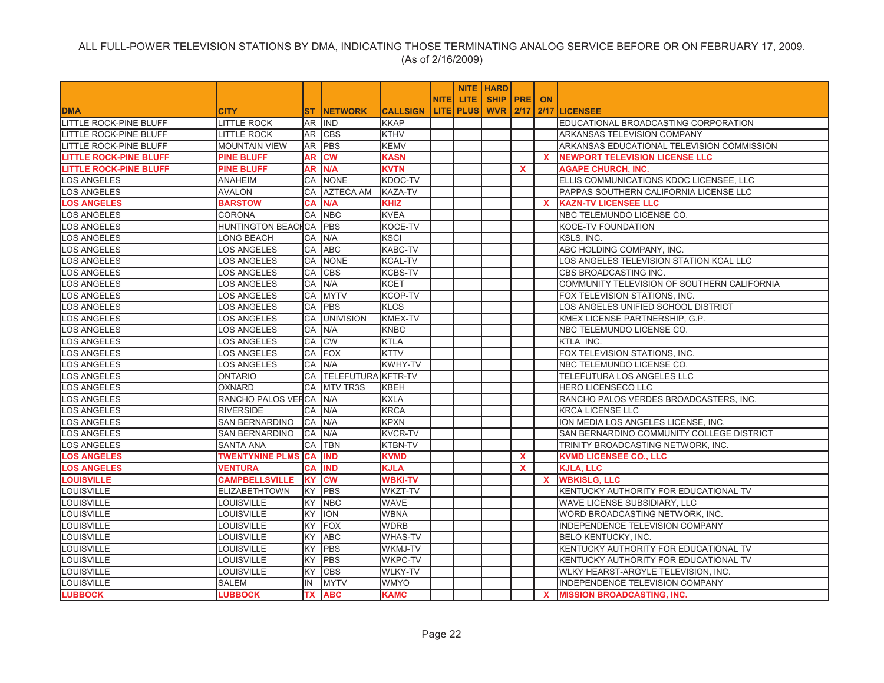ALL FULL-POWER TELEVISION STATIONS BY DMA, INDICATING THOSE TERMINATING ANALOG SERVICE BEFORE OR ON FEBRUARY 17, 2009.
(As of 2/16/2009)

| DMA | CITY | ST | NETWORK | CALLSIGN | NITE LITE | NITE LITE PLUS | HARD SHIP WVR | PRE 2/17 | ON 2/17 | LICENSEE |
|---|---|---|---|---|---|---|---|---|---|---|
| LITTLE ROCK-PINE BLUFF | LITTLE ROCK | AR | IND | KKAP | | | | | | EDUCATIONAL BROADCASTING CORPORATION |
| LITTLE ROCK-PINE BLUFF | LITTLE ROCK | AR | CBS | KTHV | | | | | | ARKANSAS TELEVISION COMPANY |
| LITTLE ROCK-PINE BLUFF | MOUNTAIN VIEW | AR | PBS | KEMV | | | | | | ARKANSAS EDUCATIONAL TELEVISION COMMISSION |
| **LITTLE ROCK-PINE BLUFF** | **PINE BLUFF** | **AR** | **CW** | **KASN** | | | | | **X** | **NEWPORT TELEVISION LICENSE LLC** |
| **LITTLE ROCK-PINE BLUFF** | **PINE BLUFF** | **AR** | **N/A** | **KVTN** | | | | **X** | | **AGAPE CHURCH, INC.** |
| LOS ANGELES | ANAHEIM | CA | NONE | KDOC-TV | | | | | | ELLIS COMMUNICATIONS KDOC LICENSEE, LLC |
| LOS ANGELES | AVALON | CA | AZTECA AM | KAZA-TV | | | | | | PAPPAS SOUTHERN CALIFORNIA LICENSE LLC |
| **LOS ANGELES** | **BARSTOW** | **CA** | **N/A** | **KHIZ** | | | | | **X** | **KAZN-TV LICENSEE LLC** |
| LOS ANGELES | CORONA | CA | NBC | KVEA | | | | | | NBC TELEMUNDO LICENSE CO. |
| LOS ANGELES | HUNTINGTON BEACH | CA | PBS | KOCE-TV | | | | | | KOCE-TV FOUNDATION |
| LOS ANGELES | LONG BEACH | CA | N/A | KSCI | | | | | | KSLS, INC. |
| LOS ANGELES | LOS ANGELES | CA | ABC | KABC-TV | | | | | | ABC HOLDING COMPANY, INC. |
| LOS ANGELES | LOS ANGELES | CA | NONE | KCAL-TV | | | | | | LOS ANGELES TELEVISION STATION KCAL LLC |
| LOS ANGELES | LOS ANGELES | CA | CBS | KCBS-TV | | | | | | CBS BROADCASTING INC. |
| LOS ANGELES | LOS ANGELES | CA | N/A | KCET | | | | | | COMMUNITY TELEVISION OF SOUTHERN CALIFORNIA |
| LOS ANGELES | LOS ANGELES | CA | MYTV | KCOP-TV | | | | | | FOX TELEVISION STATIONS, INC. |
| LOS ANGELES | LOS ANGELES | CA | PBS | KLCS | | | | | | LOS ANGELES UNIFIED SCHOOL DISTRICT |
| LOS ANGELES | LOS ANGELES | CA | UNIVISION | KMEX-TV | | | | | | KMEX LICENSE PARTNERSHIP, G.P. |
| LOS ANGELES | LOS ANGELES | CA | N/A | KNBC | | | | | | NBC TELEMUNDO LICENSE CO. |
| LOS ANGELES | LOS ANGELES | CA | CW | KTLA | | | | | | KTLA INC. |
| LOS ANGELES | LOS ANGELES | CA | FOX | KTTV | | | | | | FOX TELEVISION STATIONS, INC. |
| LOS ANGELES | LOS ANGELES | CA | N/A | KWHY-TV | | | | | | NBC TELEMUNDO LICENSE CO. |
| LOS ANGELES | ONTARIO | CA | TELEFUTURA | KFTR-TV | | | | | | TELEFUTURA LOS ANGELES LLC |
| LOS ANGELES | OXNARD | CA | MTV TR3S | KBEH | | | | | | HERO LICENSECO LLC |
| LOS ANGELES | RANCHO PALOS VERDES | CA | N/A | KXLA | | | | | | RANCHO PALOS VERDES BROADCASTERS, INC. |
| LOS ANGELES | RIVERSIDE | CA | N/A | KRCA | | | | | | KRCA LICENSE LLC |
| LOS ANGELES | SAN BERNARDINO | CA | N/A | KPXN | | | | | | ION MEDIA LOS ANGELES LICENSE, INC. |
| LOS ANGELES | SAN BERNARDINO | CA | N/A | KVCR-TV | | | | | | SAN BERNARDINO COMMUNITY COLLEGE DISTRICT |
| LOS ANGELES | SANTA ANA | CA | TBN | KTBN-TV | | | | | | TRINITY BROADCASTING NETWORK, INC. |
| **LOS ANGELES** | **TWENTYNINE PLMS** | **CA** | **IND** | **KVMD** | | | | **X** | | **KVMD LICENSEE CO., LLC** |
| **LOS ANGELES** | **VENTURA** | **CA** | **IND** | **KJLA** | | | | **X** | | **KJLA, LLC** |
| **LOUISVILLE** | **CAMPBELLSVILLE** | **KY** | **CW** | **WBKI-TV** | | | | | **X** | **WBKISLG, LLC** |
| LOUISVILLE | ELIZABETHTOWN | KY | PBS | WKZT-TV | | | | | | KENTUCKY AUTHORITY FOR EDUCATIONAL TV |
| LOUISVILLE | LOUISVILLE | KY | NBC | WAVE | | | | | | WAVE LICENSE SUBSIDIARY, LLC |
| LOUISVILLE | LOUISVILLE | KY | ION | WBNA | | | | | | WORD BROADCASTING NETWORK, INC. |
| LOUISVILLE | LOUISVILLE | KY | FOX | WDRB | | | | | | INDEPENDENCE TELEVISION COMPANY |
| LOUISVILLE | LOUISVILLE | KY | ABC | WHAS-TV | | | | | | BELO KENTUCKY, INC. |
| LOUISVILLE | LOUISVILLE | KY | PBS | WKMJ-TV | | | | | | KENTUCKY AUTHORITY FOR EDUCATIONAL TV |
| LOUISVILLE | LOUISVILLE | KY | PBS | WKPC-TV | | | | | | KENTUCKY AUTHORITY FOR EDUCATIONAL TV |
| LOUISVILLE | LOUISVILLE | KY | CBS | WLKY-TV | | | | | | WLKY HEARST-ARGYLE TELEVISION, INC. |
| LOUISVILLE | SALEM | IN | MYTV | WMYO | | | | | | INDEPENDENCE TELEVISION COMPANY |
| **LUBBOCK** | **LUBBOCK** | **TX** | **ABC** | **KAMC** | | | | | **X** | **MISSION BROADCASTING, INC.** |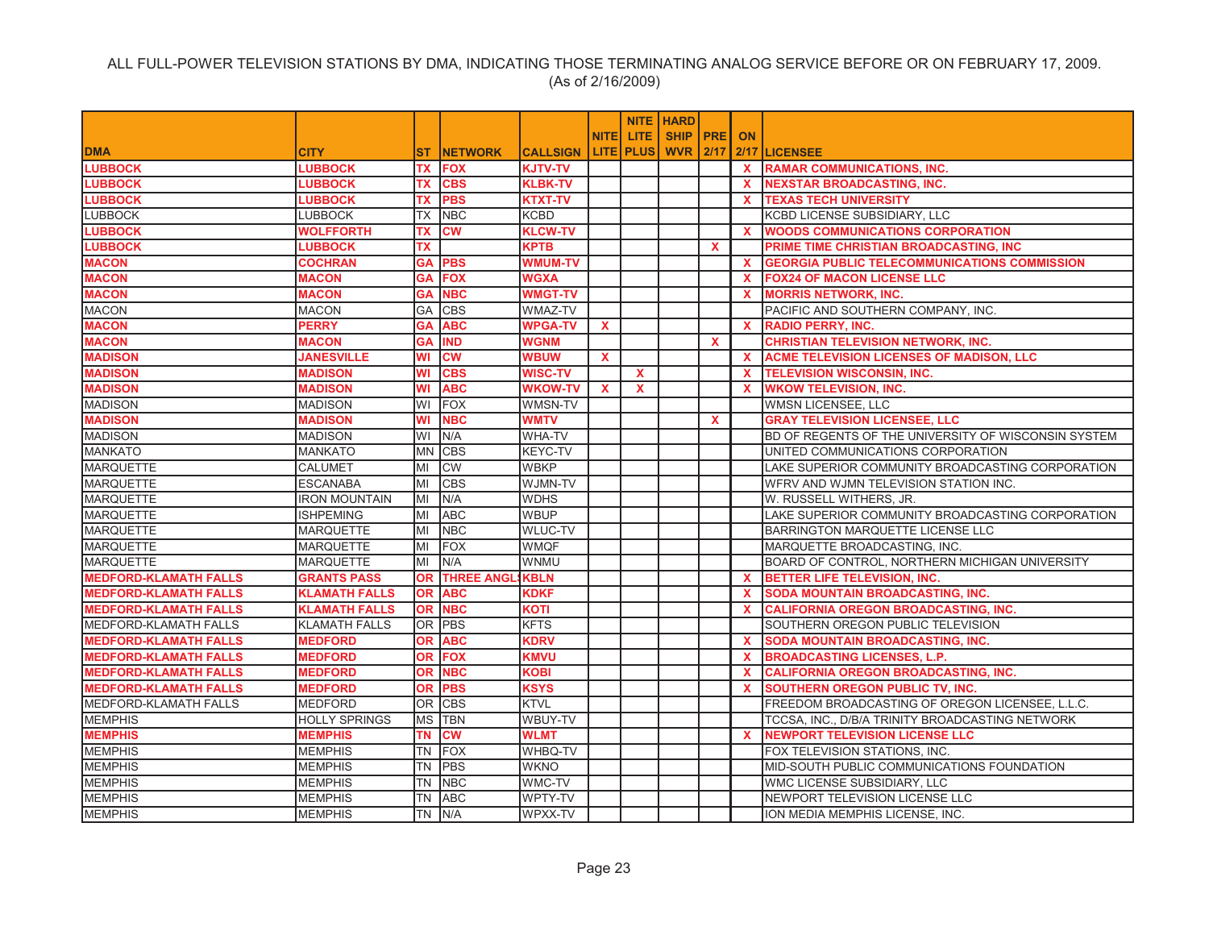ALL FULL-POWER TELEVISION STATIONS BY DMA, INDICATING THOSE TERMINATING ANALOG SERVICE BEFORE OR ON FEBRUARY 17, 2009.
(As of 2/16/2009)

| DMA | CITY | ST | NETWORK | CALLSIGN | NITE LITE | NITE LITE PLUS | HARD SHIP WVR | PRE 2/17 | ON 2/17 | LICENSEE |
|---|---|---|---|---|---|---|---|---|---|---|
| LUBBOCK | LUBBOCK | TX | FOX | KJTV-TV | | | | | X | RAMAR COMMUNICATIONS, INC. |
| LUBBOCK | LUBBOCK | TX | CBS | KLBK-TV | | | | | X | NEXSTAR BROADCASTING, INC. |
| LUBBOCK | LUBBOCK | TX | PBS | KTXT-TV | | | | | X | TEXAS TECH UNIVERSITY |
| LUBBOCK | LUBBOCK | TX | NBC | KCBD | | | | | | KCBD LICENSE SUBSIDIARY, LLC |
| LUBBOCK | WOLFFORTH | TX | CW | KLCW-TV | | | | | X | WOODS COMMUNICATIONS CORPORATION |
| LUBBOCK | LUBBOCK | TX | | KPTB | | | | X | | PRIME TIME CHRISTIAN BROADCASTING, INC |
| MACON | COCHRAN | GA | PBS | WMUM-TV | | | | | X | GEORGIA PUBLIC TELECOMMUNICATIONS COMMISSION |
| MACON | MACON | GA | FOX | WGXA | | | | | X | FOX24 OF MACON LICENSE LLC |
| MACON | MACON | GA | NBC | WMGT-TV | | | | | X | MORRIS NETWORK, INC. |
| MACON | MACON | GA | CBS | WMAZ-TV | | | | | | PACIFIC AND SOUTHERN COMPANY, INC. |
| MACON | PERRY | GA | ABC | WPGA-TV | X | | | | X | RADIO PERRY, INC. |
| MACON | MACON | GA | IND | WGNM | | | | X | | CHRISTIAN TELEVISION NETWORK, INC. |
| MADISON | JANESVILLE | WI | CW | WBUW | X | | | | X | ACME TELEVISION LICENSES OF MADISON, LLC |
| MADISON | MADISON | WI | CBS | WISC-TV | | X | | | X | TELEVISION WISCONSIN, INC. |
| MADISON | MADISON | WI | ABC | WKOW-TV | X | X | | | X | WKOW TELEVISION, INC. |
| MADISON | MADISON | WI | FOX | WMSN-TV | | | | | | WMSN LICENSEE, LLC |
| MADISON | MADISON | WI | NBC | WMTV | | | | X | | GRAY TELEVISION LICENSEE, LLC |
| MADISON | MADISON | WI | N/A | WHA-TV | | | | | | BD OF REGENTS OF THE UNIVERSITY OF WISCONSIN SYSTEM |
| MANKATO | MANKATO | MN | CBS | KEYC-TV | | | | | | UNITED COMMUNICATIONS CORPORATION |
| MARQUETTE | CALUMET | MI | CW | WBKP | | | | | | LAKE SUPERIOR COMMUNITY BROADCASTING CORPORATION |
| MARQUETTE | ESCANABA | MI | CBS | WJMN-TV | | | | | | WFRV AND WJMN TELEVISION STATION INC. |
| MARQUETTE | IRON MOUNTAIN | MI | N/A | WDHS | | | | | | W. RUSSELL WITHERS, JR. |
| MARQUETTE | ISHPEMING | MI | ABC | WBUP | | | | | | LAKE SUPERIOR COMMUNITY BROADCASTING CORPORATION |
| MARQUETTE | MARQUETTE | MI | NBC | WLUC-TV | | | | | | BARRINGTON MARQUETTE LICENSE LLC |
| MARQUETTE | MARQUETTE | MI | FOX | WMQF | | | | | | MARQUETTE BROADCASTING, INC. |
| MARQUETTE | MARQUETTE | MI | N/A | WNMU | | | | | | BOARD OF CONTROL, NORTHERN MICHIGAN UNIVERSITY |
| MEDFORD-KLAMATH FALLS | GRANTS PASS | OR | THREE ANGL | KBLN | | | | | X | BETTER LIFE TELEVISION, INC. |
| MEDFORD-KLAMATH FALLS | KLAMATH FALLS | OR | ABC | KDKF | | | | | X | SODA MOUNTAIN BROADCASTING, INC. |
| MEDFORD-KLAMATH FALLS | KLAMATH FALLS | OR | NBC | KOTI | | | | | X | CALIFORNIA OREGON BROADCASTING, INC. |
| MEDFORD-KLAMATH FALLS | KLAMATH FALLS | OR | PBS | KFTS | | | | | | SOUTHERN OREGON PUBLIC TELEVISION |
| MEDFORD-KLAMATH FALLS | MEDFORD | OR | ABC | KDRV | | | | | X | SODA MOUNTAIN BROADCASTING, INC. |
| MEDFORD-KLAMATH FALLS | MEDFORD | OR | FOX | KMVU | | | | | X | BROADCASTING LICENSES, L.P. |
| MEDFORD-KLAMATH FALLS | MEDFORD | OR | NBC | KOBI | | | | | X | CALIFORNIA OREGON BROADCASTING, INC. |
| MEDFORD-KLAMATH FALLS | MEDFORD | OR | PBS | KSYS | | | | | X | SOUTHERN OREGON PUBLIC TV, INC. |
| MEDFORD-KLAMATH FALLS | MEDFORD | OR | CBS | KTVL | | | | | | FREEDOM BROADCASTING OF OREGON LICENSEE, L.L.C. |
| MEMPHIS | HOLLY SPRINGS | MS | TBN | WBUY-TV | | | | | | TCCSA, INC., D/B/A TRINITY BROADCASTING NETWORK |
| MEMPHIS | MEMPHIS | TN | CW | WLMT | | | | | X | NEWPORT TELEVISION LICENSE LLC |
| MEMPHIS | MEMPHIS | TN | FOX | WHBQ-TV | | | | | | FOX TELEVISION STATIONS, INC. |
| MEMPHIS | MEMPHIS | TN | PBS | WKNO | | | | | | MID-SOUTH PUBLIC COMMUNICATIONS FOUNDATION |
| MEMPHIS | MEMPHIS | TN | NBC | WMC-TV | | | | | | WMC LICENSE SUBSIDIARY, LLC |
| MEMPHIS | MEMPHIS | TN | ABC | WPTY-TV | | | | | | NEWPORT TELEVISION LICENSE LLC |
| MEMPHIS | MEMPHIS | TN | N/A | WPXX-TV | | | | | | ION MEDIA MEMPHIS LICENSE, INC. |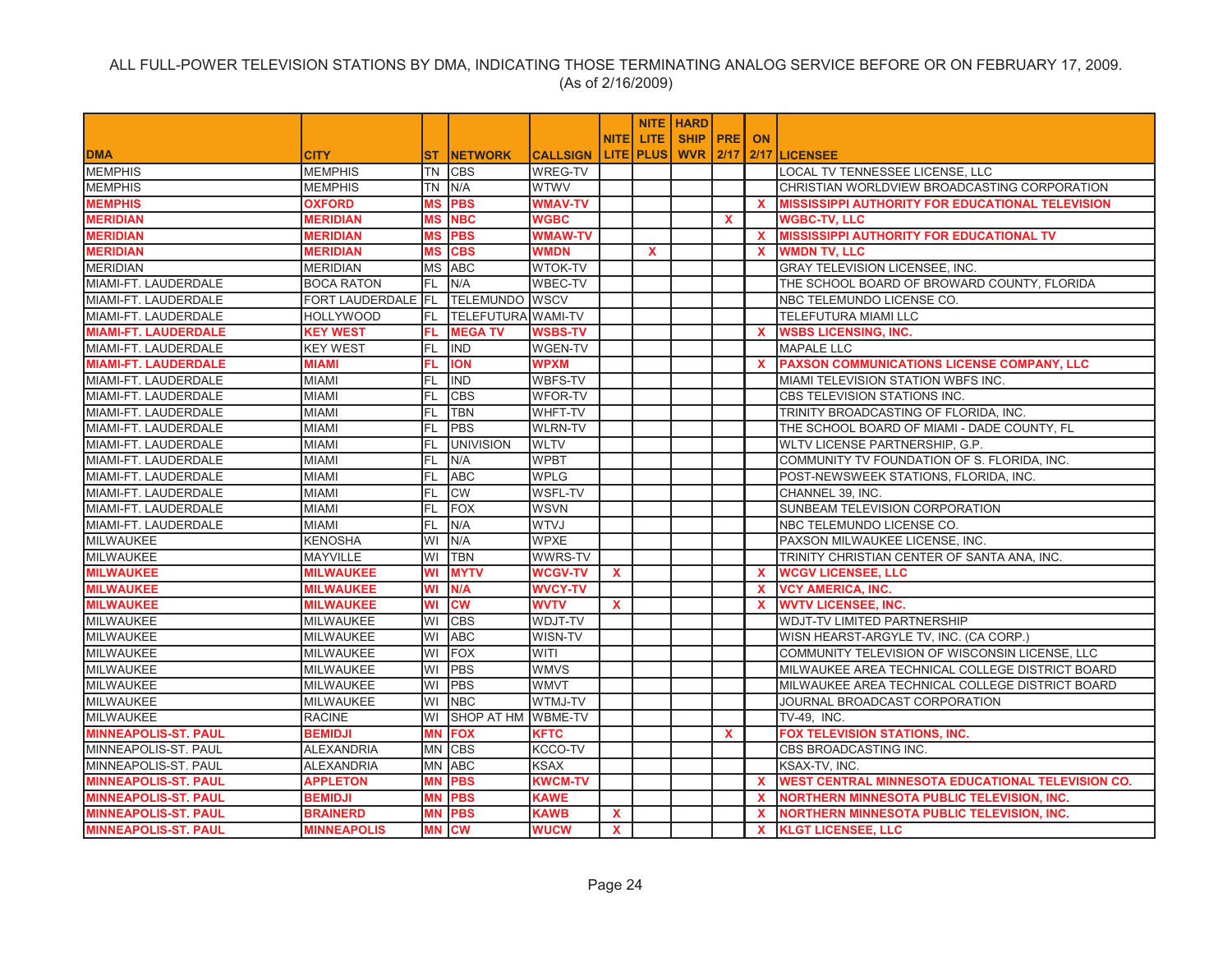ALL FULL-POWER TELEVISION STATIONS BY DMA, INDICATING THOSE TERMINATING ANALOG SERVICE BEFORE OR ON FEBRUARY 17, 2009.
(As of 2/16/2009)

| DMA | CITY | ST | NETWORK | CALLSIGN | NITE LITE | NITE LITE PLUS | HARD SHIP WVR | PRE 2/17 | ON 2/17 | LICENSEE |
|---|---|---|---|---|---|---|---|---|---|---|
| MEMPHIS | MEMPHIS | TN | CBS | WREG-TV | | | | | | LOCAL TV TENNESSEE LICENSE, LLC |
| MEMPHIS | MEMPHIS | TN | N/A | WTWV | | | | | | CHRISTIAN WORLDVIEW BROADCASTING CORPORATION |
| **MEMPHIS** | **OXFORD** | **MS** | **PBS** | **WMAV-TV** | | | | | **X** | **MISSISSIPPI AUTHORITY FOR EDUCATIONAL TELEVISION** |
| **MERIDIAN** | **MERIDIAN** | **MS** | **NBC** | **WGBC** | | | | **X** | | **WGBC-TV, LLC** |
| **MERIDIAN** | **MERIDIAN** | **MS** | **PBS** | **WMAW-TV** | | | | | **X** | **MISSISSIPPI AUTHORITY FOR EDUCATIONAL TV** |
| **MERIDIAN** | **MERIDIAN** | **MS** | **CBS** | **WMDN** | | **X** | | | **X** | **WMDN TV, LLC** |
| MERIDIAN | MERIDIAN | MS | ABC | WTOK-TV | | | | | | GRAY TELEVISION LICENSEE, INC. |
| MIAMI-FT. LAUDERDALE | BOCA RATON | FL | N/A | WBEC-TV | | | | | | THE SCHOOL BOARD OF BROWARD COUNTY, FLORIDA |
| MIAMI-FT. LAUDERDALE | FORT LAUDERDALE | FL | TELEMUNDO | WSCV | | | | | | NBC TELEMUNDO LICENSE CO. |
| MIAMI-FT. LAUDERDALE | HOLLYWOOD | FL | TELEFUTURA | WAMI-TV | | | | | | TELEFUTURA MIAMI LLC |
| **MIAMI-FT. LAUDERDALE** | **KEY WEST** | **FL** | **MEGA TV** | **WSBS-TV** | | | | | **X** | **WSBS LICENSING, INC.** |
| MIAMI-FT. LAUDERDALE | KEY WEST | FL | IND | WGEN-TV | | | | | | MAPALE LLC |
| **MIAMI-FT. LAUDERDALE** | **MIAMI** | **FL** | **ION** | **WPXM** | | | | | **X** | **PAXSON COMMUNICATIONS LICENSE COMPANY, LLC** |
| MIAMI-FT. LAUDERDALE | MIAMI | FL | IND | WBFS-TV | | | | | | MIAMI TELEVISION STATION WBFS INC. |
| MIAMI-FT. LAUDERDALE | MIAMI | FL | CBS | WFOR-TV | | | | | | CBS TELEVISION STATIONS INC. |
| MIAMI-FT. LAUDERDALE | MIAMI | FL | TBN | WHFT-TV | | | | | | TRINITY BROADCASTING OF FLORIDA, INC. |
| MIAMI-FT. LAUDERDALE | MIAMI | FL | PBS | WLRN-TV | | | | | | THE SCHOOL BOARD OF MIAMI - DADE COUNTY, FL |
| MIAMI-FT. LAUDERDALE | MIAMI | FL | UNIVISION | WLTV | | | | | | WLTV LICENSE PARTNERSHIP, G.P. |
| MIAMI-FT. LAUDERDALE | MIAMI | FL | N/A | WPBT | | | | | | COMMUNITY TV FOUNDATION OF S. FLORIDA, INC. |
| MIAMI-FT. LAUDERDALE | MIAMI | FL | ABC | WPLG | | | | | | POST-NEWSWEEK STATIONS, FLORIDA, INC. |
| MIAMI-FT. LAUDERDALE | MIAMI | FL | CW | WSFL-TV | | | | | | CHANNEL 39, INC. |
| MIAMI-FT. LAUDERDALE | MIAMI | FL | FOX | WSVN | | | | | | SUNBEAM TELEVISION CORPORATION |
| MIAMI-FT. LAUDERDALE | MIAMI | FL | N/A | WTVJ | | | | | | NBC TELEMUNDO LICENSE CO. |
| MILWAUKEE | KENOSHA | WI | N/A | WPXE | | | | | | PAXSON MILWAUKEE LICENSE, INC. |
| MILWAUKEE | MAYVILLE | WI | TBN | WWRS-TV | | | | | | TRINITY CHRISTIAN CENTER OF SANTA ANA, INC. |
| **MILWAUKEE** | **MILWAUKEE** | **WI** | **MYTV** | **WCGV-TV** | **X** | | | | **X** | **WCGV LICENSEE, LLC** |
| **MILWAUKEE** | **MILWAUKEE** | **WI** | **N/A** | **WVCY-TV** | | | | | **X** | **VCY AMERICA, INC.** |
| **MILWAUKEE** | **MILWAUKEE** | **WI** | **CW** | **WVTV** | **X** | | | | **X** | **WVTV LICENSEE, INC.** |
| MILWAUKEE | MILWAUKEE | WI | CBS | WDJT-TV | | | | | | WDJT-TV LIMITED PARTNERSHIP |
| MILWAUKEE | MILWAUKEE | WI | ABC | WISN-TV | | | | | | WISN HEARST-ARGYLE TV, INC. (CA CORP.) |
| MILWAUKEE | MILWAUKEE | WI | FOX | WITI | | | | | | COMMUNITY TELEVISION OF WISCONSIN LICENSE, LLC |
| MILWAUKEE | MILWAUKEE | WI | PBS | WMVS | | | | | | MILWAUKEE AREA TECHNICAL COLLEGE DISTRICT BOARD |
| MILWAUKEE | MILWAUKEE | WI | PBS | WMVT | | | | | | MILWAUKEE AREA TECHNICAL COLLEGE DISTRICT BOARD |
| MILWAUKEE | MILWAUKEE | WI | NBC | WTMJ-TV | | | | | | JOURNAL BROADCAST CORPORATION |
| MILWAUKEE | RACINE | WI | SHOP AT HM | WBME-TV | | | | | | TV-49, INC. |
| **MINNEAPOLIS-ST. PAUL** | **BEMIDJI** | **MN** | **FOX** | **KFTC** | | | | **X** | | **FOX TELEVISION STATIONS, INC.** |
| MINNEAPOLIS-ST. PAUL | ALEXANDRIA | MN | CBS | KCCO-TV | | | | | | CBS BROADCASTING INC. |
| MINNEAPOLIS-ST. PAUL | ALEXANDRIA | MN | ABC | KSAX | | | | | | KSAX-TV, INC. |
| **MINNEAPOLIS-ST. PAUL** | **APPLETON** | **MN** | **PBS** | **KWCM-TV** | | | | | **X** | **WEST CENTRAL MINNESOTA EDUCATIONAL TELEVISION CO.** |
| **MINNEAPOLIS-ST. PAUL** | **BEMIDJI** | **MN** | **PBS** | **KAWE** | | | | | **X** | **NORTHERN MINNESOTA PUBLIC TELEVISION, INC.** |
| **MINNEAPOLIS-ST. PAUL** | **BRAINERD** | **MN** | **PBS** | **KAWB** | **X** | | | | **X** | **NORTHERN MINNESOTA PUBLIC TELEVISION, INC.** |
| **MINNEAPOLIS-ST. PAUL** | **MINNEAPOLIS** | **MN** | **CW** | **WUCW** | **X** | | | | **X** | **KLGT LICENSEE, LLC** |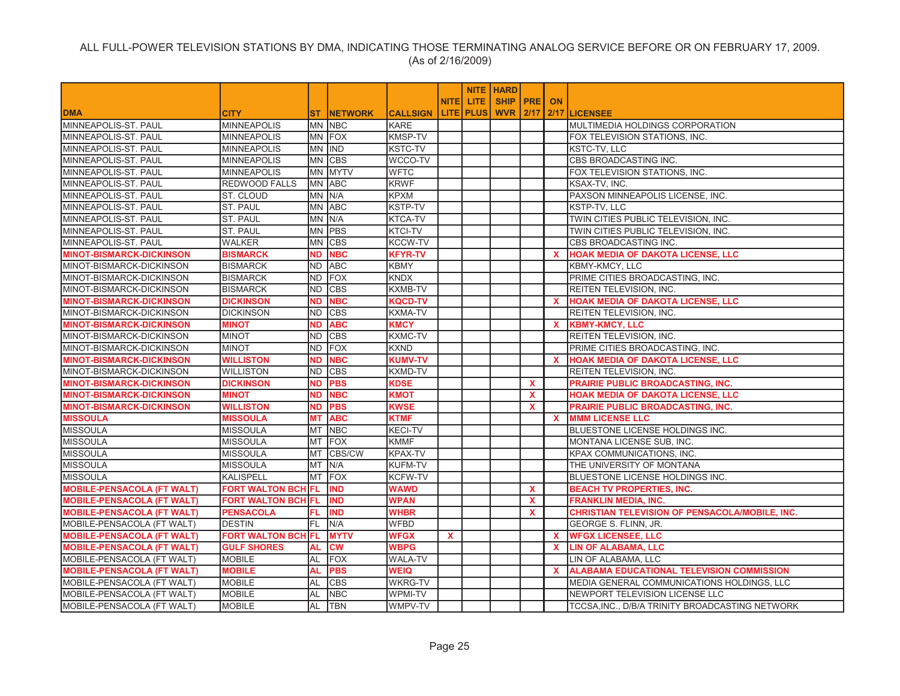ALL FULL-POWER TELEVISION STATIONS BY DMA, INDICATING THOSE TERMINATING ANALOG SERVICE BEFORE OR ON FEBRUARY 17, 2009.
(As of 2/16/2009)

| DMA | CITY | ST | NETWORK | CALLSIGN | NITE LITE | NITE LITE PLUS | HARD SHIP WVR | PRE 2/17 | ON 2/17 | LICENSEE |
|---|---|---|---|---|---|---|---|---|---|---|
| MINNEAPOLIS-ST. PAUL | MINNEAPOLIS | MN | NBC | KARE | | | | | | MULTIMEDIA HOLDINGS CORPORATION |
| MINNEAPOLIS-ST. PAUL | MINNEAPOLIS | MN | FOX | KMSP-TV | | | | | | FOX TELEVISION STATIONS, INC. |
| MINNEAPOLIS-ST. PAUL | MINNEAPOLIS | MN | IND | KSTC-TV | | | | | | KSTC-TV, LLC |
| MINNEAPOLIS-ST. PAUL | MINNEAPOLIS | MN | CBS | WCCO-TV | | | | | | CBS BROADCASTING INC. |
| MINNEAPOLIS-ST. PAUL | MINNEAPOLIS | MN | MYTV | WFTC | | | | | | FOX TELEVISION STATIONS, INC. |
| MINNEAPOLIS-ST. PAUL | REDWOOD FALLS | MN | ABC | KRWF | | | | | | KSAX-TV, INC. |
| MINNEAPOLIS-ST. PAUL | ST. CLOUD | MN | N/A | KPXM | | | | | | PAXSON MINNEAPOLIS LICENSE, INC. |
| MINNEAPOLIS-ST. PAUL | ST. PAUL | MN | ABC | KSTP-TV | | | | | | KSTP-TV, LLC |
| MINNEAPOLIS-ST. PAUL | ST. PAUL | MN | N/A | KTCA-TV | | | | | | TWIN CITIES PUBLIC TELEVISION, INC. |
| MINNEAPOLIS-ST. PAUL | ST. PAUL | MN | PBS | KTCI-TV | | | | | | TWIN CITIES PUBLIC TELEVISION, INC. |
| MINNEAPOLIS-ST. PAUL | WALKER | MN | CBS | KCCW-TV | | | | | | CBS BROADCASTING INC. |
| **MINOT-BISMARCK-DICKINSON** | **BISMARCK** | **ND** | **NBC** | **KFYR-TV** | | | | | **X** | **HOAK MEDIA OF DAKOTA LICENSE, LLC** |
| MINOT-BISMARCK-DICKINSON | BISMARCK | ND | ABC | KBMY | | | | | | KBMY-KMCY, LLC |
| MINOT-BISMARCK-DICKINSON | BISMARCK | ND | FOX | KNDX | | | | | | PRIME CITIES BROADCASTING, INC. |
| MINOT-BISMARCK-DICKINSON | BISMARCK | ND | CBS | KXMB-TV | | | | | | REITEN TELEVISION, INC. |
| **MINOT-BISMARCK-DICKINSON** | **DICKINSON** | **ND** | **NBC** | **KQCD-TV** | | | | | **X** | **HOAK MEDIA OF DAKOTA LICENSE, LLC** |
| MINOT-BISMARCK-DICKINSON | DICKINSON | ND | CBS | KXMA-TV | | | | | | REITEN TELEVISION, INC. |
| **MINOT-BISMARCK-DICKINSON** | **MINOT** | **ND** | **ABC** | **KMCY** | | | | | **X** | **KBMY-KMCY, LLC** |
| MINOT-BISMARCK-DICKINSON | MINOT | ND | CBS | KXMC-TV | | | | | | REITEN TELEVISION, INC. |
| MINOT-BISMARCK-DICKINSON | MINOT | ND | FOX | KXND | | | | | | PRIME CITIES BROADCASTING, INC. |
| **MINOT-BISMARCK-DICKINSON** | **WILLISTON** | **ND** | **NBC** | **KUMV-TV** | | | | | **X** | **HOAK MEDIA OF DAKOTA LICENSE, LLC** |
| MINOT-BISMARCK-DICKINSON | WILLISTON | ND | CBS | KXMD-TV | | | | | | REITEN TELEVISION, INC. |
| **MINOT-BISMARCK-DICKINSON** | **DICKINSON** | **ND** | **PBS** | **KDSE** | | | | **X** | | **PRAIRIE PUBLIC BROADCASTING, INC.** |
| **MINOT-BISMARCK-DICKINSON** | **MINOT** | **ND** | **NBC** | **KMOT** | | | | **X** | | **HOAK MEDIA OF DAKOTA LICENSE, LLC** |
| **MINOT-BISMARCK-DICKINSON** | **WILLISTON** | **ND** | **PBS** | **KWSE** | | | | **X** | | **PRAIRIE PUBLIC BROADCASTING, INC.** |
| **MISSOULA** | **MISSOULA** | **MT** | **ABC** | **KTMF** | | | | | **X** | **MMM LICENSE LLC** |
| MISSOULA | MISSOULA | MT | NBC | KECI-TV | | | | | | BLUESTONE LICENSE HOLDINGS INC. |
| MISSOULA | MISSOULA | MT | FOX | KMMF | | | | | | MONTANA LICENSE SUB, INC. |
| MISSOULA | MISSOULA | MT | CBS/CW | KPAX-TV | | | | | | KPAX COMMUNICATIONS, INC. |
| MISSOULA | MISSOULA | MT | N/A | KUFM-TV | | | | | | THE UNIVERSITY OF MONTANA |
| MISSOULA | KALISPELL | MT | FOX | KCFW-TV | | | | | | BLUESTONE LICENSE HOLDINGS INC. |
| **MOBILE-PENSACOLA (FT WALT)** | **FORT WALTON BCH** | **FL** | **IND** | **WAWD** | | | | **X** | | **BEACH TV PROPERTIES, INC.** |
| **MOBILE-PENSACOLA (FT WALT)** | **FORT WALTON BCH** | **FL** | **IND** | **WPAN** | | | | **X** | | **FRANKLIN MEDIA, INC.** |
| **MOBILE-PENSACOLA (FT WALT)** | **PENSACOLA** | **FL** | **IND** | **WHBR** | | | | **X** | | **CHRISTIAN TELEVISION OF PENSACOLA/MOBILE, INC.** |
| MOBILE-PENSACOLA (FT WALT) | DESTIN | FL | N/A | WFBD | | | | | | GEORGE S. FLINN, JR. |
| **MOBILE-PENSACOLA (FT WALT)** | **FORT WALTON BCH** | **FL** | **MYTV** | **WFGX** | **X** | | | | **X** | **WFGX LICENSEE, LLC** |
| **MOBILE-PENSACOLA (FT WALT)** | **GULF SHORES** | **AL** | **CW** | **WBPG** | | | | | **X** | **LIN OF ALABAMA, LLC** |
| MOBILE-PENSACOLA (FT WALT) | MOBILE | AL | FOX | WALA-TV | | | | | | LIN OF ALABAMA, LLC |
| **MOBILE-PENSACOLA (FT WALT)** | **MOBILE** | **AL** | **PBS** | **WEIQ** | | | | | **X** | **ALABAMA EDUCATIONAL TELEVISION COMMISSION** |
| MOBILE-PENSACOLA (FT WALT) | MOBILE | AL | CBS | WKRG-TV | | | | | | MEDIA GENERAL COMMUNICATIONS HOLDINGS, LLC |
| MOBILE-PENSACOLA (FT WALT) | MOBILE | AL | NBC | WPMI-TV | | | | | | NEWPORT TELEVISION LICENSE LLC |
| MOBILE-PENSACOLA (FT WALT) | MOBILE | AL | TBN | WMPV-TV | | | | | | TCCSA,INC., D/B/A TRINITY BROADCASTING NETWORK |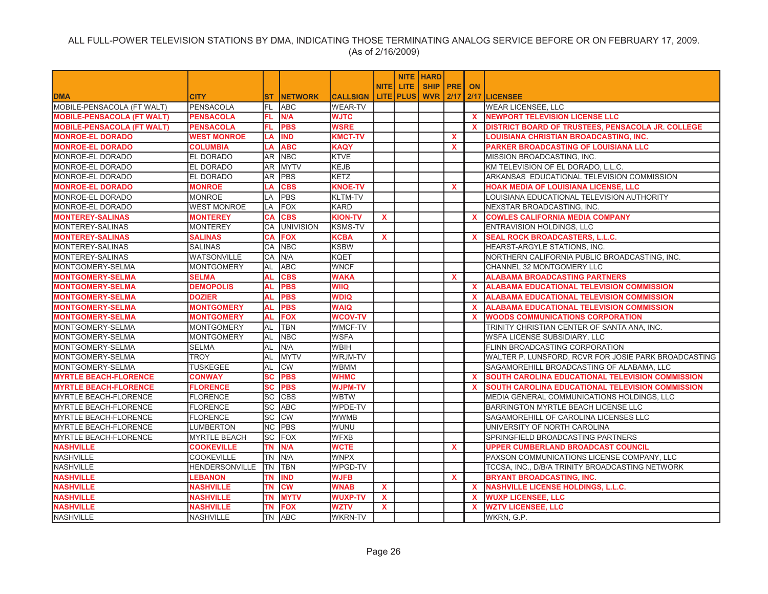ALL FULL-POWER TELEVISION STATIONS BY DMA, INDICATING THOSE TERMINATING ANALOG SERVICE BEFORE OR ON FEBRUARY 17, 2009.
(As of 2/16/2009)

| DMA | CITY | ST | NETWORK | CALLSIGN | NITE LITE | NITE LITE PLUS | HARD SHIP WVR | PRE 2/17 | ON 2/17 | LICENSEE |
|---|---|---|---|---|---|---|---|---|---|---|
| MOBILE-PENSACOLA (FT WALT) | PENSACOLA | FL | ABC | WEAR-TV | | | | | | WEAR LICENSEE, LLC |
| **MOBILE-PENSACOLA (FT WALT)** | **PENSACOLA** | **FL** | **N/A** | **WJTC** | | | | | **X** | **NEWPORT TELEVISION LICENSE LLC** |
| **MOBILE-PENSACOLA (FT WALT)** | **PENSACOLA** | **FL** | **PBS** | **WSRE** | | | | | **X** | **DISTRICT BOARD OF TRUSTEES, PENSACOLA JR. COLLEGE** |
| **MONROE-EL DORADO** | **WEST MONROE** | **LA** | **IND** | **KMCT-TV** | | | | **X** | | **LOUISIANA CHRISTIAN BROADCASTING, INC.** |
| **MONROE-EL DORADO** | **COLUMBIA** | **LA** | **ABC** | **KAQY** | | | | **X** | | **PARKER BROADCASTING OF LOUISIANA LLC** |
| MONROE-EL DORADO | EL DORADO | AR | NBC | KTVE | | | | | | MISSION BROADCASTING, INC. |
| MONROE-EL DORADO | EL DORADO | AR | MYTV | KEJB | | | | | | KM TELEVISION OF EL DORADO, L.L.C. |
| MONROE-EL DORADO | EL DORADO | AR | PBS | KETZ | | | | | | ARKANSAS EDUCATIONAL TELEVISION COMMISSION |
| **MONROE-EL DORADO** | **MONROE** | **LA** | **CBS** | **KNOE-TV** | | | | **X** | | **HOAK MEDIA OF LOUISIANA LICENSE, LLC** |
| MONROE-EL DORADO | MONROE | LA | PBS | KLTM-TV | | | | | | LOUISIANA EDUCATIONAL TELEVISION AUTHORITY |
| MONROE-EL DORADO | WEST MONROE | LA | FOX | KARD | | | | | | NEXSTAR BROADCASTING, INC. |
| **MONTEREY-SALINAS** | **MONTEREY** | **CA** | **CBS** | **KION-TV** | **X** | | | | **X** | **COWLES CALIFORNIA MEDIA COMPANY** |
| MONTEREY-SALINAS | MONTEREY | CA | UNIVISION | KSMS-TV | | | | | | ENTRAVISION HOLDINGS, LLC |
| **MONTEREY-SALINAS** | **SALINAS** | **CA** | **FOX** | **KCBA** | **X** | | | | **X** | **SEAL ROCK BROADCASTERS, L.L.C.** |
| MONTEREY-SALINAS | SALINAS | CA | NBC | KSBW | | | | | | HEARST-ARGYLE STATIONS, INC. |
| MONTEREY-SALINAS | WATSONVILLE | CA | N/A | KQET | | | | | | NORTHERN CALIFORNIA PUBLIC BROADCASTING, INC. |
| MONTGOMERY-SELMA | MONTGOMERY | AL | ABC | WNCF | | | | | | CHANNEL 32 MONTGOMERY LLC |
| **MONTGOMERY-SELMA** | **SELMA** | **AL** | **CBS** | **WAKA** | | | | **X** | | **ALABAMA BROADCASTING PARTNERS** |
| **MONTGOMERY-SELMA** | **DEMOPOLIS** | **AL** | **PBS** | **WIIQ** | | | | | **X** | **ALABAMA EDUCATIONAL TELEVISION COMMISSION** |
| **MONTGOMERY-SELMA** | **DOZIER** | **AL** | **PBS** | **WDIQ** | | | | | **X** | **ALABAMA EDUCATIONAL TELEVISION COMMISSION** |
| **MONTGOMERY-SELMA** | **MONTGOMERY** | **AL** | **PBS** | **WAIQ** | | | | | **X** | **ALABAMA EDUCATIONAL TELEVISION COMMISSION** |
| **MONTGOMERY-SELMA** | **MONTGOMERY** | **AL** | **FOX** | **WCOV-TV** | | | | | **X** | **WOODS COMMUNICATIONS CORPORATION** |
| MONTGOMERY-SELMA | MONTGOMERY | AL | TBN | WMCF-TV | | | | | | TRINITY CHRISTIAN CENTER OF SANTA ANA, INC. |
| MONTGOMERY-SELMA | MONTGOMERY | AL | NBC | WSFA | | | | | | WSFA LICENSE SUBSIDIARY, LLC |
| MONTGOMERY-SELMA | SELMA | AL | N/A | WBIH | | | | | | FLINN BROADCASTING CORPORATION |
| MONTGOMERY-SELMA | TROY | AL | MYTV | WRJM-TV | | | | | | WALTER P. LUNSFORD, RCVR FOR JOSIE PARK BROADCASTING |
| MONTGOMERY-SELMA | TUSKEGEE | AL | CW | WBMM | | | | | | SAGAMOREHILL BROADCASTING OF ALABAMA, LLC |
| **MYRTLE BEACH-FLORENCE** | **CONWAY** | **SC** | **PBS** | **WHMC** | | | | | **X** | **SOUTH CAROLINA EDUCATIONAL TELEVISION COMMISSION** |
| **MYRTLE BEACH-FLORENCE** | **FLORENCE** | **SC** | **PBS** | **WJPM-TV** | | | | | **X** | **SOUTH CAROLINA EDUCATIONAL TELEVISION COMMISSION** |
| MYRTLE BEACH-FLORENCE | FLORENCE | SC | CBS | WBTW | | | | | | MEDIA GENERAL COMMUNICATIONS HOLDINGS, LLC |
| MYRTLE BEACH-FLORENCE | FLORENCE | SC | ABC | WPDE-TV | | | | | | BARRINGTON MYRTLE BEACH LICENSE LLC |
| MYRTLE BEACH-FLORENCE | FLORENCE | SC | CW | WWMB | | | | | | SAGAMOREHILL OF CAROLINA LICENSES LLC |
| MYRTLE BEACH-FLORENCE | LUMBERTON | NC | PBS | WUNU | | | | | | UNIVERSITY OF NORTH CAROLINA |
| MYRTLE BEACH-FLORENCE | MYRTLE BEACH | SC | FOX | WFXB | | | | | | SPRINGFIELD BROADCASTING PARTNERS |
| **NASHVILLE** | **COOKEVILLE** | **TN** | **N/A** | **WCTE** | | | | **X** | | **UPPER CUMBERLAND BROADCAST COUNCIL** |
| NASHVILLE | COOKEVILLE | TN | N/A | WNPX | | | | | | PAXSON COMMUNICATIONS LICENSE COMPANY, LLC |
| NASHVILLE | HENDERSONVILLE | TN | TBN | WPGD-TV | | | | | | TCCSA, INC., D/B/A TRINITY BROADCASTING NETWORK |
| **NASHVILLE** | **LEBANON** | **TN** | **IND** | **WJFB** | | | | **X** | | **BRYANT BROADCASTING, INC.** |
| **NASHVILLE** | **NASHVILLE** | **TN** | **CW** | **WNAB** | **X** | | | | **X** | **NASHVILLE LICENSE HOLDINGS, L.L.C.** |
| **NASHVILLE** | **NASHVILLE** | **TN** | **MYTV** | **WUXP-TV** | **X** | | | | **X** | **WUXP LICENSEE, LLC** |
| **NASHVILLE** | **NASHVILLE** | **TN** | **FOX** | **WZTV** | **X** | | | | **X** | **WZTV LICENSEE, LLC** |
| NASHVILLE | NASHVILLE | TN | ABC | WKRN-TV | | | | | | WKRN, G.P. |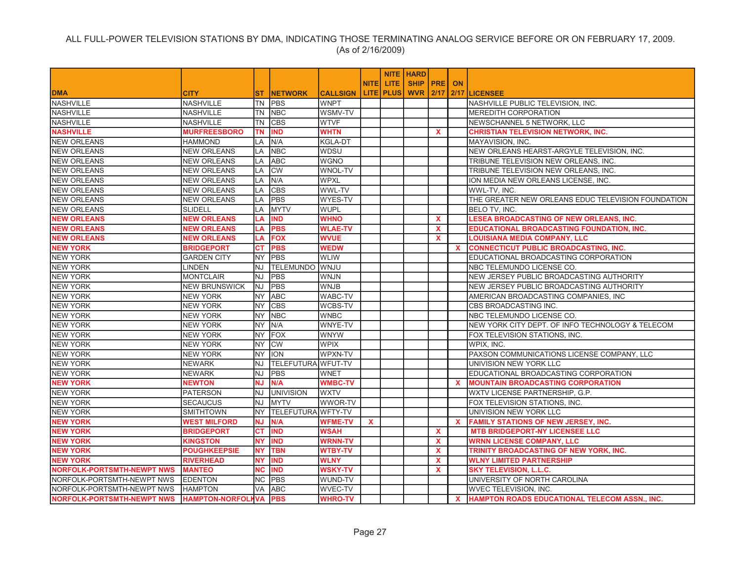ALL FULL-POWER TELEVISION STATIONS BY DMA, INDICATING THOSE TERMINATING ANALOG SERVICE BEFORE OR ON FEBRUARY 17, 2009.
(As of 2/16/2009)

| DMA | CITY | ST | NETWORK | CALLSIGN | NITE LITE | NITE LITE PLUS | HARD SHIP WVR | PRE 2/17 | ON 2/17 | LICENSEE |
|---|---|---|---|---|---|---|---|---|---|---|
| NASHVILLE | NASHVILLE | TN | PBS | WNPT | | | | | | NASHVILLE PUBLIC TELEVISION, INC. |
| NASHVILLE | NASHVILLE | TN | NBC | WSMV-TV | | | | | | MEREDITH CORPORATION |
| NASHVILLE | NASHVILLE | TN | CBS | WTVF | | | | | | NEWSCHANNEL 5 NETWORK, LLC |
| **NASHVILLE** | **MURFREESBORO** | **TN** | **IND** | **WHTN** | | | | **X** | | **CHRISTIAN TELEVISION NETWORK, INC.** |
| NEW ORLEANS | HAMMOND | LA | N/A | KGLA-DT | | | | | | MAYAVISION, INC. |
| NEW ORLEANS | NEW ORLEANS | LA | NBC | WDSU | | | | | | NEW ORLEANS HEARST-ARGYLE TELEVISION, INC. |
| NEW ORLEANS | NEW ORLEANS | LA | ABC | WGNO | | | | | | TRIBUNE TELEVISION NEW ORLEANS, INC. |
| NEW ORLEANS | NEW ORLEANS | LA | CW | WNOL-TV | | | | | | TRIBUNE TELEVISION NEW ORLEANS, INC. |
| NEW ORLEANS | NEW ORLEANS | LA | N/A | WPXL | | | | | | ION MEDIA NEW ORLEANS LICENSE, INC. |
| NEW ORLEANS | NEW ORLEANS | LA | CBS | WWL-TV | | | | | | WWL-TV, INC. |
| NEW ORLEANS | NEW ORLEANS | LA | PBS | WYES-TV | | | | | | THE GREATER NEW ORLEANS EDUC TELEVISION FOUNDATION |
| NEW ORLEANS | SLIDELL | LA | MYTV | WUPL | | | | | | BELO TV, INC. |
| **NEW ORLEANS** | **NEW ORLEANS** | **LA** | **IND** | **WHNO** | | | | **X** | | **LESEA BROADCASTING OF NEW ORLEANS, INC.** |
| **NEW ORLEANS** | **NEW ORLEANS** | **LA** | **PBS** | **WLAE-TV** | | | | **X** | | **EDUCATIONAL BROADCASTING FOUNDATION, INC.** |
| **NEW ORLEANS** | **NEW ORLEANS** | **LA** | **FOX** | **WVUE** | | | | **X** | | **LOUISIANA MEDIA COMPANY, LLC** |
| **NEW YORK** | **BRIDGEPORT** | **CT** | **PBS** | **WEDW** | | | | | **X** | **CONNECTICUT PUBLIC BROADCASTING, INC.** |
| NEW YORK | GARDEN CITY | NY | PBS | WLIW | | | | | | EDUCATIONAL BROADCASTING CORPORATION |
| NEW YORK | LINDEN | NJ | TELEMUNDO | WNJU | | | | | | NBC TELEMUNDO LICENSE CO. |
| NEW YORK | MONTCLAIR | NJ | PBS | WNJN | | | | | | NEW JERSEY PUBLIC BROADCASTING AUTHORITY |
| NEW YORK | NEW BRUNSWICK | NJ | PBS | WNJB | | | | | | NEW JERSEY PUBLIC BROADCASTING AUTHORITY |
| NEW YORK | NEW YORK | NY | ABC | WABC-TV | | | | | | AMERICAN BROADCASTING COMPANIES, INC |
| NEW YORK | NEW YORK | NY | CBS | WCBS-TV | | | | | | CBS BROADCASTING INC. |
| NEW YORK | NEW YORK | NY | NBC | WNBC | | | | | | NBC TELEMUNDO LICENSE CO. |
| NEW YORK | NEW YORK | NY | N/A | WNYE-TV | | | | | | NEW YORK CITY DEPT. OF INFO TECHNOLOGY & TELECOM |
| NEW YORK | NEW YORK | NY | FOX | WNYW | | | | | | FOX TELEVISION STATIONS, INC. |
| NEW YORK | NEW YORK | NY | CW | WPIX | | | | | | WPIX, INC. |
| NEW YORK | NEW YORK | NY | ION | WPXN-TV | | | | | | PAXSON COMMUNICATIONS LICENSE COMPANY, LLC |
| NEW YORK | NEWARK | NJ | TELEFUTURA | WFUT-TV | | | | | | UNIVISION NEW YORK LLC |
| NEW YORK | NEWARK | NJ | PBS | WNET | | | | | | EDUCATIONAL BROADCASTING CORPORATION |
| **NEW YORK** | **NEWTON** | **NJ** | **N/A** | **WMBC-TV** | | | | | **X** | **MOUNTAIN BROADCASTING CORPORATION** |
| NEW YORK | PATERSON | NJ | UNIVISION | WXTV | | | | | | WXTV LICENSE PARTNERSHIP, G.P. |
| NEW YORK | SECAUCUS | NJ | MYTV | WWOR-TV | | | | | | FOX TELEVISION STATIONS, INC. |
| NEW YORK | SMITHTOWN | NY | TELEFUTURA | WFTY-TV | | | | | | UNIVISION NEW YORK LLC |
| **NEW YORK** | **WEST MILFORD** | **NJ** | **N/A** | **WFME-TV** | **X** | | | | **X** | **FAMILY STATIONS OF NEW JERSEY, INC.** |
| **NEW YORK** | **BRIDGEPORT** | **CT** | **IND** | **WSAH** | | | | **X** | | **MTB BRIDGEPORT-NY LICENSEE LLC** |
| **NEW YORK** | **KINGSTON** | **NY** | **IND** | **WRNN-TV** | | | | **X** | | **WRNN LICENSE COMPANY, LLC** |
| **NEW YORK** | **POUGHKEEPSIE** | **NY** | **TBN** | **WTBY-TV** | | | | **X** | | **TRINITY BROADCASTING OF NEW YORK, INC.** |
| **NEW YORK** | **RIVERHEAD** | **NY** | **IND** | **WLNY** | | | | **X** | | **WLNY LIMITED PARTNERSHIP** |
| **NORFOLK-PORTSMTH-NEWPT NWS** | **MANTEO** | **NC** | **IND** | **WSKY-TV** | | | | **X** | | **SKY TELEVISION, L.L.C.** |
| NORFOLK-PORTSMTH-NEWPT NWS | EDENTON | NC | PBS | WUND-TV | | | | | | UNIVERSITY OF NORTH CAROLINA |
| NORFOLK-PORTSMTH-NEWPT NWS | HAMPTON | VA | ABC | WVEC-TV | | | | | | WVEC TELEVISION, INC. |
| **NORFOLK-PORTSMTH-NEWPT NWS** | **HAMPTON-NORFOLK** | **VA** | **PBS** | **WHRO-TV** | | | | | **X** | **HAMPTON ROADS EDUCATIONAL TELECOM ASSN., INC.** |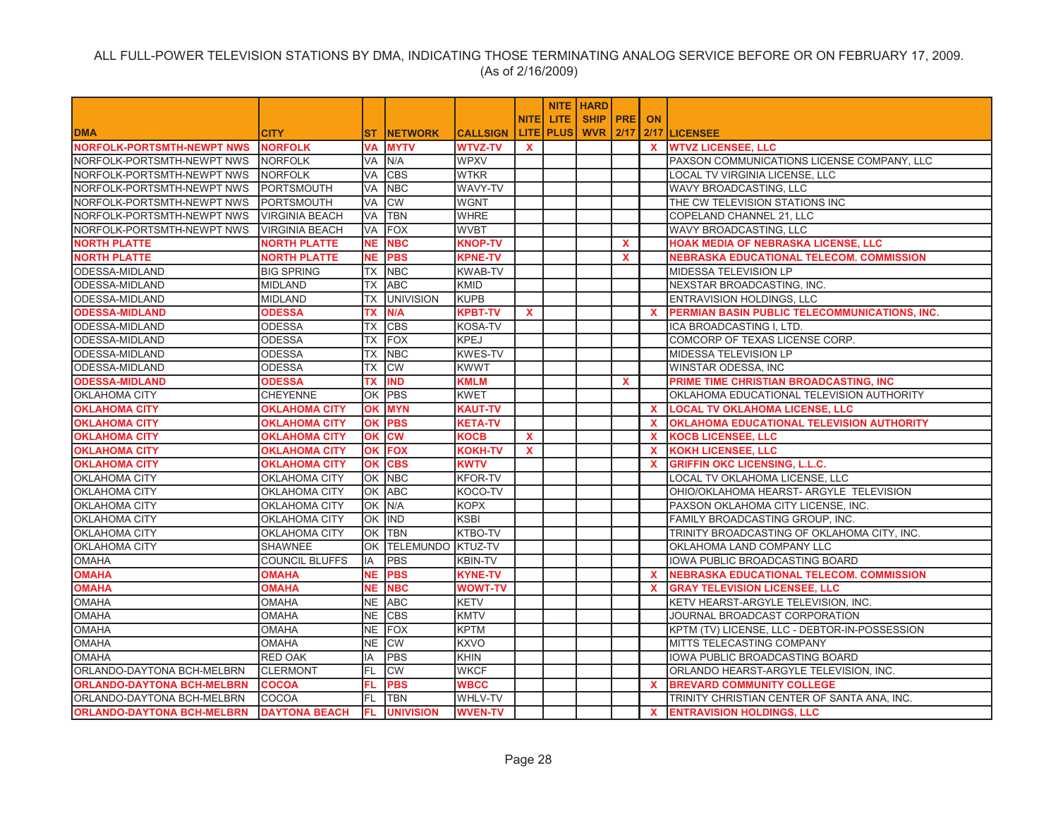ALL FULL-POWER TELEVISION STATIONS BY DMA, INDICATING THOSE TERMINATING ANALOG SERVICE BEFORE OR ON FEBRUARY 17, 2009.
(As of 2/16/2009)

| DMA | CITY | ST | NETWORK | CALLSIGN | NITE LITE | NITE LITE PLUS | HARD SHIP WVR | PRE 2/17 | ON 2/17 | LICENSEE |
|---|---|---|---|---|---|---|---|---|---|---|
| **NORFOLK-PORTSMTH-NEWPT NWS** | **NORFOLK** | **VA** | **MYTV** | **WTVZ-TV** | **X** | | | | **X** | **WTVZ LICENSEE, LLC** |
| NORFOLK-PORTSMTH-NEWPT NWS | NORFOLK | VA | N/A | WPXV | | | | | | PAXSON COMMUNICATIONS LICENSE COMPANY, LLC |
| NORFOLK-PORTSMTH-NEWPT NWS | NORFOLK | VA | CBS | WTKR | | | | | | LOCAL TV VIRGINIA LICENSE, LLC |
| NORFOLK-PORTSMTH-NEWPT NWS | PORTSMOUTH | VA | NBC | WAVY-TV | | | | | | WAVY BROADCASTING, LLC |
| NORFOLK-PORTSMTH-NEWPT NWS | PORTSMOUTH | VA | CW | WGNT | | | | | | THE CW TELEVISION STATIONS INC |
| NORFOLK-PORTSMTH-NEWPT NWS | VIRGINIA BEACH | VA | TBN | WHRE | | | | | | COPELAND CHANNEL 21, LLC |
| NORFOLK-PORTSMTH-NEWPT NWS | VIRGINIA BEACH | VA | FOX | WVBT | | | | | | WAVY BROADCASTING, LLC |
| **NORTH PLATTE** | **NORTH PLATTE** | **NE** | **NBC** | **KNOP-TV** | | | | **X** | | **HOAK MEDIA OF NEBRASKA LICENSE, LLC** |
| **NORTH PLATTE** | **NORTH PLATTE** | **NE** | **PBS** | **KPNE-TV** | | | | **X** | | **NEBRASKA EDUCATIONAL TELECOM. COMMISSION** |
| ODESSA-MIDLAND | BIG SPRING | TX | NBC | KWAB-TV | | | | | | MIDESSA TELEVISION LP |
| ODESSA-MIDLAND | MIDLAND | TX | ABC | KMID | | | | | | NEXSTAR BROADCASTING, INC. |
| ODESSA-MIDLAND | MIDLAND | TX | UNIVISION | KUPB | | | | | | ENTRAVISION HOLDINGS, LLC |
| **ODESSA-MIDLAND** | **ODESSA** | **TX** | **N/A** | **KPBT-TV** | **X** | | | | **X** | **PERMIAN BASIN PUBLIC TELECOMMUNICATIONS, INC.** |
| ODESSA-MIDLAND | ODESSA | TX | CBS | KOSA-TV | | | | | | ICA BROADCASTING I, LTD. |
| ODESSA-MIDLAND | ODESSA | TX | FOX | KPEJ | | | | | | COMCORP OF TEXAS LICENSE CORP. |
| ODESSA-MIDLAND | ODESSA | TX | NBC | KWES-TV | | | | | | MIDESSA TELEVISION LP |
| ODESSA-MIDLAND | ODESSA | TX | CW | KWWT | | | | | | WINSTAR ODESSA, INC |
| **ODESSA-MIDLAND** | **ODESSA** | **TX** | **IND** | **KMLM** | | | | **X** | | **PRIME TIME CHRISTIAN BROADCASTING, INC** |
| OKLAHOMA CITY | CHEYENNE | OK | PBS | KWET | | | | | | OKLAHOMA EDUCATIONAL TELEVISION AUTHORITY |
| **OKLAHOMA CITY** | **OKLAHOMA CITY** | **OK** | **MYN** | **KAUT-TV** | | | | | **X** | **LOCAL TV OKLAHOMA LICENSE, LLC** |
| **OKLAHOMA CITY** | **OKLAHOMA CITY** | **OK** | **PBS** | **KETA-TV** | | | | | **X** | **OKLAHOMA EDUCATIONAL TELEVISION AUTHORITY** |
| **OKLAHOMA CITY** | **OKLAHOMA CITY** | **OK** | **CW** | **KOCB** | **X** | | | | **X** | **KOCB LICENSEE, LLC** |
| **OKLAHOMA CITY** | **OKLAHOMA CITY** | **OK** | **FOX** | **KOKH-TV** | **X** | | | | **X** | **KOKH LICENSEE, LLC** |
| **OKLAHOMA CITY** | **OKLAHOMA CITY** | **OK** | **CBS** | **KWTV** | | | | | **X** | **GRIFFIN OKC LICENSING, L.L.C.** |
| OKLAHOMA CITY | OKLAHOMA CITY | OK | NBC | KFOR-TV | | | | | | LOCAL TV OKLAHOMA LICENSE, LLC |
| OKLAHOMA CITY | OKLAHOMA CITY | OK | ABC | KOCO-TV | | | | | | OHIO/OKLAHOMA HEARST- ARGYLE TELEVISION |
| OKLAHOMA CITY | OKLAHOMA CITY | OK | N/A | KOPX | | | | | | PAXSON OKLAHOMA CITY LICENSE, INC. |
| OKLAHOMA CITY | OKLAHOMA CITY | OK | IND | KSBI | | | | | | FAMILY BROADCASTING GROUP, INC. |
| OKLAHOMA CITY | OKLAHOMA CITY | OK | TBN | KTBO-TV | | | | | | TRINITY BROADCASTING OF OKLAHOMA CITY, INC. |
| OKLAHOMA CITY | SHAWNEE | OK | TELEMUNDO | KTUZ-TV | | | | | | OKLAHOMA LAND COMPANY LLC |
| OMAHA | COUNCIL BLUFFS | IA | PBS | KBIN-TV | | | | | | IOWA PUBLIC BROADCASTING BOARD |
| **OMAHA** | **OMAHA** | **NE** | **PBS** | **KYNE-TV** | | | | | **X** | **NEBRASKA EDUCATIONAL TELECOM. COMMISSION** |
| **OMAHA** | **OMAHA** | **NE** | **NBC** | **WOWT-TV** | | | | | **X** | **GRAY TELEVISION LICENSEE, LLC** |
| OMAHA | OMAHA | NE | ABC | KETV | | | | | | KETV HEARST-ARGYLE TELEVISION, INC. |
| OMAHA | OMAHA | NE | CBS | KMTV | | | | | | JOURNAL BROADCAST CORPORATION |
| OMAHA | OMAHA | NE | FOX | KPTM | | | | | | KPTM (TV) LICENSE, LLC - DEBTOR-IN-POSSESSION |
| OMAHA | OMAHA | NE | CW | KXVO | | | | | | MITTS TELECASTING COMPANY |
| OMAHA | RED OAK | IA | PBS | KHIN | | | | | | IOWA PUBLIC BROADCASTING BOARD |
| ORLANDO-DAYTONA BCH-MELBRN | CLERMONT | FL | CW | WKCF | | | | | | ORLANDO HEARST-ARGYLE TELEVISION, INC. |
| **ORLANDO-DAYTONA BCH-MELBRN** | **COCOA** | **FL** | **PBS** | **WBCC** | | | | | **X** | **BREVARD COMMUNITY COLLEGE** |
| ORLANDO-DAYTONA BCH-MELBRN | COCOA | FL | TBN | WHLV-TV | | | | | | TRINITY CHRISTIAN CENTER OF SANTA ANA, INC. |
| **ORLANDO-DAYTONA BCH-MELBRN** | **DAYTONA BEACH** | **FL** | **UNIVISION** | **WVEN-TV** | | | | | **X** | **ENTRAVISION HOLDINGS, LLC** |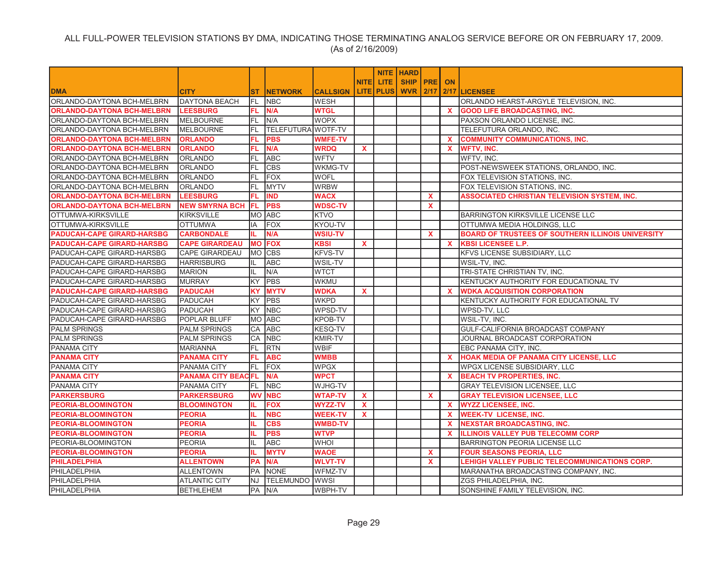ALL FULL-POWER TELEVISION STATIONS BY DMA, INDICATING THOSE TERMINATING ANALOG SERVICE BEFORE OR ON FEBRUARY 17, 2009.
(As of 2/16/2009)

| DMA | CITY | ST | NETWORK | CALLSIGN | NITE LITE | NITE LITE PLUS | HARD SHIP WVR | PRE 2/17 | ON 2/17 | LICENSEE |
|---|---|---|---|---|---|---|---|---|---|---|
| ORLANDO-DAYTONA BCH-MELBRN | DAYTONA BEACH | FL | NBC | WESH | | | | | | ORLANDO HEARST-ARGYLE TELEVISION, INC. |
| **ORLANDO-DAYTONA BCH-MELBRN** | **LEESBURG** | **FL** | **N/A** | **WTGL** | | | | | **X** | **GOOD LIFE BROADCASTING, INC.** |
| ORLANDO-DAYTONA BCH-MELBRN | MELBOURNE | FL | N/A | WOPX | | | | | | PAXSON ORLANDO LICENSE, INC. |
| ORLANDO-DAYTONA BCH-MELBRN | MELBOURNE | FL | TELEFUTURA | WOTF-TV | | | | | | TELEFUTURA ORLANDO, INC. |
| **ORLANDO-DAYTONA BCH-MELBRN** | **ORLANDO** | **FL** | **PBS** | **WMFE-TV** | | | | | **X** | **COMMUNITY COMMUNICATIONS, INC.** |
| **ORLANDO-DAYTONA BCH-MELBRN** | **ORLANDO** | **FL** | **N/A** | **WRDQ** | **X** | | | | **X** | **WFTV, INC.** |
| ORLANDO-DAYTONA BCH-MELBRN | ORLANDO | FL | ABC | WFTV | | | | | | WFTV, INC. |
| ORLANDO-DAYTONA BCH-MELBRN | ORLANDO | FL | CBS | WKMG-TV | | | | | | POST-NEWSWEEK STATIONS, ORLANDO, INC. |
| ORLANDO-DAYTONA BCH-MELBRN | ORLANDO | FL | FOX | WOFL | | | | | | FOX TELEVISION STATIONS, INC. |
| ORLANDO-DAYTONA BCH-MELBRN | ORLANDO | FL | MYTV | WRBW | | | | | | FOX TELEVISION STATIONS, INC. |
| **ORLANDO-DAYTONA BCH-MELBRN** | **LEESBURG** | **FL** | **IND** | **WACX** | | | | **X** | | **ASSOCIATED CHRISTIAN TELEVISION SYSTEM, INC.** |
| **ORLANDO-DAYTONA BCH-MELBRN** | **NEW SMYRNA BCH** | **FL** | **PBS** | **WDSC-TV** | | | | **X** | | |
| OTTUMWA-KIRKSVILLE | KIRKSVILLE | MO | ABC | KTVO | | | | | | BARRINGTON KIRKSVILLE LICENSE LLC |
| OTTUMWA-KIRKSVILLE | OTTUMWA | IA | FOX | KYOU-TV | | | | | | OTTUMWA MEDIA HOLDINGS, LLC |
| **PADUCAH-CAPE GIRARD-HARSBG** | **CARBONDALE** | **IL** | **N/A** | **WSIU-TV** | | | | **X** | | **BOARD OF TRUSTEES OF SOUTHERN ILLINOIS UNIVERSITY** |
| **PADUCAH-CAPE GIRARD-HARSBG** | **CAPE GIRARDEAU** | **MO** | **FOX** | **KBSI** | **X** | | | | **X** | **KBSI LICENSEE L.P.** |
| PADUCAH-CAPE GIRARD-HARSBG | CAPE GIRARDEAU | MO | CBS | KFVS-TV | | | | | | KFVS LICENSE SUBSIDIARY, LLC |
| PADUCAH-CAPE GIRARD-HARSBG | HARRISBURG | IL | ABC | WSIL-TV | | | | | | WSIL-TV, INC. |
| PADUCAH-CAPE GIRARD-HARSBG | MARION | IL | N/A | WTCT | | | | | | TRI-STATE CHRISTIAN TV, INC. |
| PADUCAH-CAPE GIRARD-HARSBG | MURRAY | KY | PBS | WKMU | | | | | | KENTUCKY AUTHORITY FOR EDUCATIONAL TV |
| **PADUCAH-CAPE GIRARD-HARSBG** | **PADUCAH** | **KY** | **MYTV** | **WDKA** | **X** | | | | **X** | **WDKA ACQUISITION CORPORATION** |
| PADUCAH-CAPE GIRARD-HARSBG | PADUCAH | KY | PBS | WKPD | | | | | | KENTUCKY AUTHORITY FOR EDUCATIONAL TV |
| PADUCAH-CAPE GIRARD-HARSBG | PADUCAH | KY | NBC | WPSD-TV | | | | | | WPSD-TV, LLC |
| PADUCAH-CAPE GIRARD-HARSBG | POPLAR BLUFF | MO | ABC | KPOB-TV | | | | | | WSIL-TV, INC. |
| PALM SPRINGS | PALM SPRINGS | CA | ABC | KESQ-TV | | | | | | GULF-CALIFORNIA BROADCAST COMPANY |
| PALM SPRINGS | PALM SPRINGS | CA | NBC | KMIR-TV | | | | | | JOURNAL BROADCAST CORPORATION |
| PANAMA CITY | MARIANNA | FL | RTN | WBIF | | | | | | EBC PANAMA CITY, INC. |
| **PANAMA CITY** | **PANAMA CITY** | **FL** | **ABC** | **WMBB** | | | | | **X** | **HOAK MEDIA OF PANAMA CITY LICENSE, LLC** |
| PANAMA CITY | PANAMA CITY | FL | FOX | WPGX | | | | | | WPGX LICENSE SUBSIDIARY, LLC |
| **PANAMA CITY** | **PANAMA CITY BEAC** | **FL** | **N/A** | **WPCT** | | | | | **X** | **BEACH TV PROPERTIES, INC.** |
| PANAMA CITY | PANAMA CITY | FL | NBC | WJHG-TV | | | | | | GRAY TELEVISION LICENSEE, LLC |
| **PARKERSBURG** | **PARKERSBURG** | **WV** | **NBC** | **WTAP-TV** | **X** | | | **X** | | **GRAY TELEVISION LICENSEE, LLC** |
| **PEORIA-BLOOMINGTON** | **BLOOMINGTON** | **IL** | **FOX** | **WYZZ-TV** | **X** | | | | **X** | **WYZZ LICENSEE, INC.** |
| **PEORIA-BLOOMINGTON** | **PEORIA** | **IL** | **NBC** | **WEEK-TV** | **X** | | | | **X** | **WEEK-TV LICENSE, INC.** |
| **PEORIA-BLOOMINGTON** | **PEORIA** | **IL** | **CBS** | **WMBD-TV** | | | | | **X** | **NEXSTAR BROADCASTING, INC.** |
| **PEORIA-BLOOMINGTON** | **PEORIA** | **IL** | **PBS** | **WTVP** | | | | | **X** | **ILLINOIS VALLEY PUB TELECOMM CORP** |
| PEORIA-BLOOMINGTON | PEORIA | IL | ABC | WHOI | | | | | | BARRINGTON PEORIA LICENSE LLC |
| **PEORIA-BLOOMINGTON** | **PEORIA** | **IL** | **MYTV** | **WAOE** | | | | **X** | | **FOUR SEASONS PEORIA, LLC** |
| **PHILADELPHIA** | **ALLENTOWN** | **PA** | **N/A** | **WLVT-TV** | | | | **X** | | **LEHIGH VALLEY PUBLIC TELECOMMUNICATIONS CORP.** |
| PHILADELPHIA | ALLENTOWN | PA | NONE | WFMZ-TV | | | | | | MARANATHA BROADCASTING COMPANY, INC. |
| PHILADELPHIA | ATLANTIC CITY | NJ | TELEMUNDO | WWSI | | | | | | ZGS PHILADELPHIA, INC. |
| PHILADELPHIA | BETHLEHEM | PA | N/A | WBPH-TV | | | | | | SONSHINE FAMILY TELEVISION, INC. |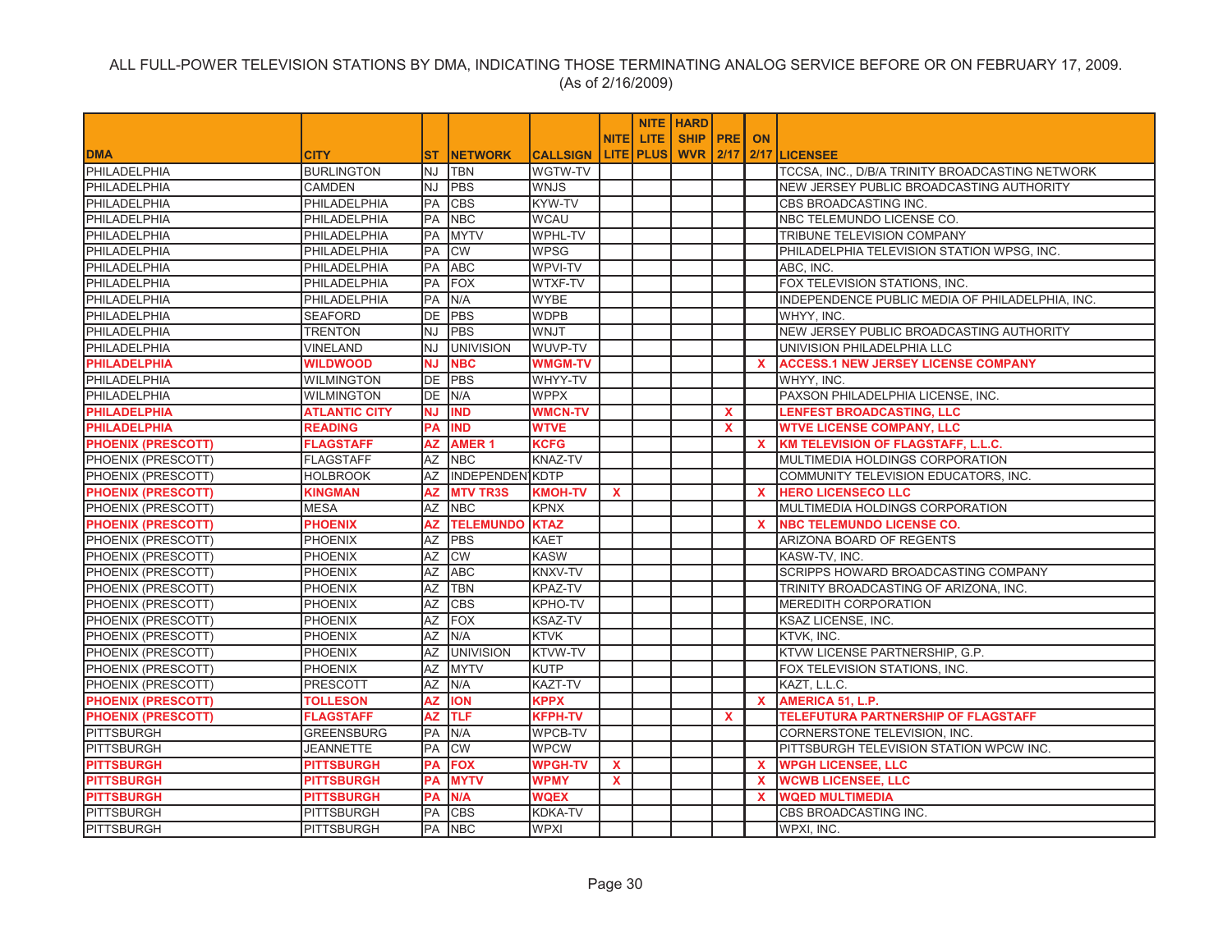ALL FULL-POWER TELEVISION STATIONS BY DMA, INDICATING THOSE TERMINATING ANALOG SERVICE BEFORE OR ON FEBRUARY 17, 2009.
(As of 2/16/2009)

| DMA | CITY | ST | NETWORK | CALLSIGN | NITE LITE | NITE LITE PLUS | HARD SHIP WVR | PRE 2/17 | ON 2/17 | LICENSEE |
|---|---|---|---|---|---|---|---|---|---|---|
| PHILADELPHIA | BURLINGTON | NJ | TBN | WGTW-TV | | | | | | TCCSA, INC., D/B/A TRINITY BROADCASTING NETWORK |
| PHILADELPHIA | CAMDEN | NJ | PBS | WNJS | | | | | | NEW JERSEY PUBLIC BROADCASTING AUTHORITY |
| PHILADELPHIA | PHILADELPHIA | PA | CBS | KYW-TV | | | | | | CBS BROADCASTING INC. |
| PHILADELPHIA | PHILADELPHIA | PA | NBC | WCAU | | | | | | NBC TELEMUNDO LICENSE CO. |
| PHILADELPHIA | PHILADELPHIA | PA | MYTV | WPHL-TV | | | | | | TRIBUNE TELEVISION COMPANY |
| PHILADELPHIA | PHILADELPHIA | PA | CW | WPSG | | | | | | PHILADELPHIA TELEVISION STATION WPSG, INC. |
| PHILADELPHIA | PHILADELPHIA | PA | ABC | WPVI-TV | | | | | | ABC, INC. |
| PHILADELPHIA | PHILADELPHIA | PA | FOX | WTXF-TV | | | | | | FOX TELEVISION STATIONS, INC. |
| PHILADELPHIA | PHILADELPHIA | PA | N/A | WYBE | | | | | | INDEPENDENCE PUBLIC MEDIA OF PHILADELPHIA, INC. |
| PHILADELPHIA | SEAFORD | DE | PBS | WDPB | | | | | | WHYY, INC. |
| PHILADELPHIA | TRENTON | NJ | PBS | WNJT | | | | | | NEW JERSEY PUBLIC BROADCASTING AUTHORITY |
| PHILADELPHIA | VINELAND | NJ | UNIVISION | WUVP-TV | | | | | | UNIVISION PHILADELPHIA LLC |
| **PHILADELPHIA** | **WILDWOOD** | **NJ** | **NBC** | **WMGM-TV** | | | | | **X** | **ACCESS.1 NEW JERSEY LICENSE COMPANY** |
| PHILADELPHIA | WILMINGTON | DE | PBS | WHYY-TV | | | | | | WHYY, INC. |
| PHILADELPHIA | WILMINGTON | DE | N/A | WPPX | | | | | | PAXSON PHILADELPHIA LICENSE, INC. |
| **PHILADELPHIA** | **ATLANTIC CITY** | **NJ** | **IND** | **WMCN-TV** | | | | **X** | | **LENFEST BROADCASTING, LLC** |
| **PHILADELPHIA** | **READING** | **PA** | **IND** | **WTVE** | | | | **X** | | **WTVE LICENSE COMPANY, LLC** |
| **PHOENIX (PRESCOTT)** | **FLAGSTAFF** | **AZ** | **AMER 1** | **KCFG** | | | | | **X** | **KM TELEVISION OF FLAGSTAFF, L.L.C.** |
| PHOENIX (PRESCOTT) | FLAGSTAFF | AZ | NBC | KNAZ-TV | | | | | | MULTIMEDIA HOLDINGS CORPORATION |
| PHOENIX (PRESCOTT) | HOLBROOK | AZ | INDEPENDENT | KDTP | | | | | | COMMUNITY TELEVISION EDUCATORS, INC. |
| **PHOENIX (PRESCOTT)** | **KINGMAN** | **AZ** | **MTV TR3S** | **KMOH-TV** | **X** | | | | **X** | **HERO LICENSECO LLC** |
| PHOENIX (PRESCOTT) | MESA | AZ | NBC | KPNX | | | | | | MULTIMEDIA HOLDINGS CORPORATION |
| **PHOENIX (PRESCOTT)** | **PHOENIX** | **AZ** | **TELEMUNDO** | **KTAZ** | | | | | **X** | **NBC TELEMUNDO LICENSE CO.** |
| PHOENIX (PRESCOTT) | PHOENIX | AZ | PBS | KAET | | | | | | ARIZONA BOARD OF REGENTS |
| PHOENIX (PRESCOTT) | PHOENIX | AZ | CW | KASW | | | | | | KASW-TV, INC. |
| PHOENIX (PRESCOTT) | PHOENIX | AZ | ABC | KNXV-TV | | | | | | SCRIPPS HOWARD BROADCASTING COMPANY |
| PHOENIX (PRESCOTT) | PHOENIX | AZ | TBN | KPAZ-TV | | | | | | TRINITY BROADCASTING OF ARIZONA, INC. |
| PHOENIX (PRESCOTT) | PHOENIX | AZ | CBS | KPHO-TV | | | | | | MEREDITH CORPORATION |
| PHOENIX (PRESCOTT) | PHOENIX | AZ | FOX | KSAZ-TV | | | | | | KSAZ LICENSE, INC. |
| PHOENIX (PRESCOTT) | PHOENIX | AZ | N/A | KTVK | | | | | | KTVK, INC. |
| PHOENIX (PRESCOTT) | PHOENIX | AZ | UNIVISION | KTVW-TV | | | | | | KTVW LICENSE PARTNERSHIP, G.P. |
| PHOENIX (PRESCOTT) | PHOENIX | AZ | MYTV | KUTP | | | | | | FOX TELEVISION STATIONS, INC. |
| PHOENIX (PRESCOTT) | PRESCOTT | AZ | N/A | KAZT-TV | | | | | | KAZT, L.L.C. |
| **PHOENIX (PRESCOTT)** | **TOLLESON** | **AZ** | **ION** | **KPPX** | | | | | **X** | **AMERICA 51, L.P.** |
| **PHOENIX (PRESCOTT)** | **FLAGSTAFF** | **AZ** | **TLF** | **KFPH-TV** | | | | **X** | | **TELEFUTURA PARTNERSHIP OF FLAGSTAFF** |
| PITTSBURGH | GREENSBURG | PA | N/A | WPCB-TV | | | | | | CORNERSTONE TELEVISION, INC. |
| PITTSBURGH | JEANNETTE | PA | CW | WPCW | | | | | | PITTSBURGH TELEVISION STATION WPCW INC. |
| **PITTSBURGH** | **PITTSBURGH** | **PA** | **FOX** | **WPGH-TV** | **X** | | | | **X** | **WPGH LICENSEE, LLC** |
| **PITTSBURGH** | **PITTSBURGH** | **PA** | **MYTV** | **WPMY** | **X** | | | | **X** | **WCWB LICENSEE, LLC** |
| **PITTSBURGH** | **PITTSBURGH** | **PA** | **N/A** | **WQEX** | | | | | **X** | **WQED MULTIMEDIA** |
| PITTSBURGH | PITTSBURGH | PA | CBS | KDKA-TV | | | | | | CBS BROADCASTING INC. |
| PITTSBURGH | PITTSBURGH | PA | NBC | WPXI | | | | | | WPXI, INC. |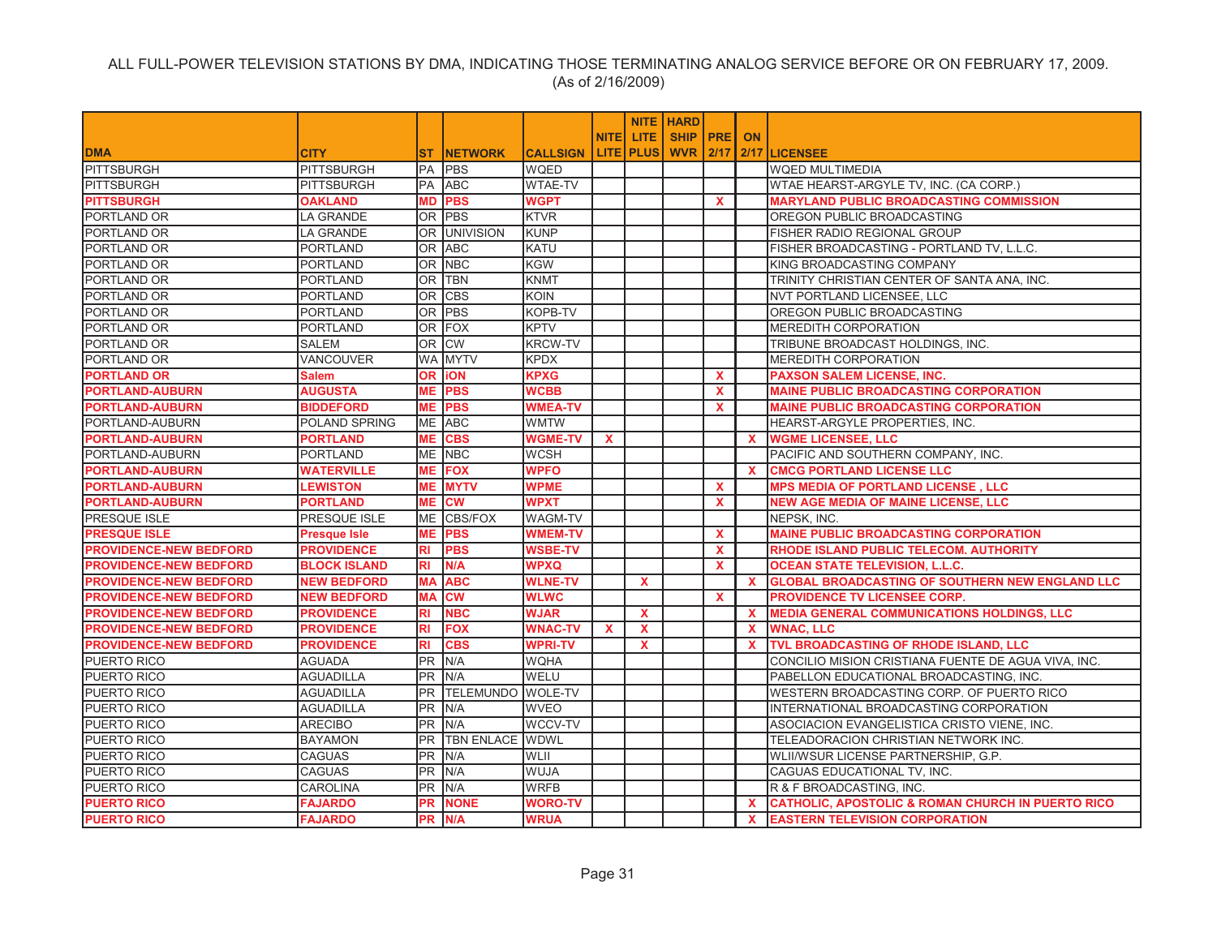ALL FULL-POWER TELEVISION STATIONS BY DMA, INDICATING THOSE TERMINATING ANALOG SERVICE BEFORE OR ON FEBRUARY 17, 2009.
(As of 2/16/2009)

| DMA | CITY | ST | NETWORK | CALLSIGN | NITE LITE | NITE LITE PLUS | HARD SHIP WVR | PRE 2/17 | ON 2/17 | LICENSEE |
|---|---|---|---|---|---|---|---|---|---|---|
| PITTSBURGH | PITTSBURGH | PA | PBS | WQED | | | | | | WQED MULTIMEDIA |
| PITTSBURGH | PITTSBURGH | PA | ABC | WTAE-TV | | | | | | WTAE HEARST-ARGYLE TV, INC. (CA CORP.) |
| **PITTSBURGH** | **OAKLAND** | **MD** | **PBS** | **WGPT** | | | | **X** | | **MARYLAND PUBLIC BROADCASTING COMMISSION** |
| PORTLAND OR | LA GRANDE | OR | PBS | KTVR | | | | | | OREGON PUBLIC BROADCASTING |
| PORTLAND OR | LA GRANDE | OR | UNIVISION | KUNP | | | | | | FISHER RADIO REGIONAL GROUP |
| PORTLAND OR | PORTLAND | OR | ABC | KATU | | | | | | FISHER BROADCASTING - PORTLAND TV, L.L.C. |
| PORTLAND OR | PORTLAND | OR | NBC | KGW | | | | | | KING BROADCASTING COMPANY |
| PORTLAND OR | PORTLAND | OR | TBN | KNMT | | | | | | TRINITY CHRISTIAN CENTER OF SANTA ANA, INC. |
| PORTLAND OR | PORTLAND | OR | CBS | KOIN | | | | | | NVT PORTLAND LICENSEE, LLC |
| PORTLAND OR | PORTLAND | OR | PBS | KOPB-TV | | | | | | OREGON PUBLIC BROADCASTING |
| PORTLAND OR | PORTLAND | OR | FOX | KPTV | | | | | | MEREDITH CORPORATION |
| PORTLAND OR | SALEM | OR | CW | KRCW-TV | | | | | | TRIBUNE BROADCAST HOLDINGS, INC. |
| PORTLAND OR | VANCOUVER | WA | MYTV | KPDX | | | | | | MEREDITH CORPORATION |
| **PORTLAND OR** | **Salem** | **OR** | **iON** | **KPXG** | | | | **X** | | **PAXSON SALEM LICENSE, INC.** |
| **PORTLAND-AUBURN** | **AUGUSTA** | **ME** | **PBS** | **WCBB** | | | | **X** | | **MAINE PUBLIC BROADCASTING CORPORATION** |
| **PORTLAND-AUBURN** | **BIDDEFORD** | **ME** | **PBS** | **WMEA-TV** | | | | **X** | | **MAINE PUBLIC BROADCASTING CORPORATION** |
| PORTLAND-AUBURN | POLAND SPRING | ME | ABC | WMTW | | | | | | HEARST-ARGYLE PROPERTIES, INC. |
| **PORTLAND-AUBURN** | **PORTLAND** | **ME** | **CBS** | **WGME-TV** | **X** | | | | **X** | **WGME LICENSEE, LLC** |
| PORTLAND-AUBURN | PORTLAND | ME | NBC | WCSH | | | | | | PACIFIC AND SOUTHERN COMPANY, INC. |
| **PORTLAND-AUBURN** | **WATERVILLE** | **ME** | **FOX** | **WPFO** | | | | | **X** | **CMCG PORTLAND LICENSE LLC** |
| **PORTLAND-AUBURN** | **LEWISTON** | **ME** | **MYTV** | **WPME** | | | | **X** | | **MPS MEDIA OF PORTLAND LICENSE , LLC** |
| **PORTLAND-AUBURN** | **PORTLAND** | **ME** | **CW** | **WPXT** | | | | **X** | | **NEW AGE MEDIA OF MAINE LICENSE, LLC** |
| PRESQUE ISLE | PRESQUE ISLE | ME | CBS/FOX | WAGM-TV | | | | | | NEPSK, INC. |
| **PRESQUE ISLE** | **Presque Isle** | **ME** | **PBS** | **WMEM-TV** | | | | **X** | | **MAINE PUBLIC BROADCASTING CORPORATION** |
| **PROVIDENCE-NEW BEDFORD** | **PROVIDENCE** | **RI** | **PBS** | **WSBE-TV** | | | | **X** | | **RHODE ISLAND PUBLIC TELECOM. AUTHORITY** |
| **PROVIDENCE-NEW BEDFORD** | **BLOCK ISLAND** | **RI** | **N/A** | **WPXQ** | | | | **X** | | **OCEAN STATE TELEVISION, L.L.C.** |
| **PROVIDENCE-NEW BEDFORD** | **NEW BEDFORD** | **MA** | **ABC** | **WLNE-TV** | | **X** | | | **X** | **GLOBAL BROADCASTING OF SOUTHERN NEW ENGLAND LLC** |
| **PROVIDENCE-NEW BEDFORD** | **NEW BEDFORD** | **MA** | **CW** | **WLWC** | | | | **X** | | **PROVIDENCE TV LICENSEE CORP.** |
| **PROVIDENCE-NEW BEDFORD** | **PROVIDENCE** | **RI** | **NBC** | **WJAR** | | **X** | | | **X** | **MEDIA GENERAL COMMUNICATIONS HOLDINGS, LLC** |
| **PROVIDENCE-NEW BEDFORD** | **PROVIDENCE** | **RI** | **FOX** | **WNAC-TV** | **X** | **X** | | | **X** | **WNAC, LLC** |
| **PROVIDENCE-NEW BEDFORD** | **PROVIDENCE** | **RI** | **CBS** | **WPRI-TV** | | **X** | | | **X** | **TVL BROADCASTING OF RHODE ISLAND, LLC** |
| PUERTO RICO | AGUADA | PR | N/A | WQHA | | | | | | CONCILIO MISION CRISTIANA FUENTE DE AGUA VIVA, INC. |
| PUERTO RICO | AGUADILLA | PR | N/A | WELU | | | | | | PABELLON EDUCATIONAL BROADCASTING, INC. |
| PUERTO RICO | AGUADILLA | PR | TELEMUNDO | WOLE-TV | | | | | | WESTERN BROADCASTING CORP. OF PUERTO RICO |
| PUERTO RICO | AGUADILLA | PR | N/A | WVEO | | | | | | INTERNATIONAL BROADCASTING CORPORATION |
| PUERTO RICO | ARECIBO | PR | N/A | WCCV-TV | | | | | | ASOCIACION EVANGELISTICA CRISTO VIENE, INC. |
| PUERTO RICO | BAYAMON | PR | TBN ENLACE | WDWL | | | | | | TELEADORACION CHRISTIAN NETWORK INC. |
| PUERTO RICO | CAGUAS | PR | N/A | WLII | | | | | | WLII/WSUR LICENSE PARTNERSHIP, G.P. |
| PUERTO RICO | CAGUAS | PR | N/A | WUJA | | | | | | CAGUAS EDUCATIONAL TV, INC. |
| PUERTO RICO | CAROLINA | PR | N/A | WRFB | | | | | | R & F BROADCASTING, INC. |
| **PUERTO RICO** | **FAJARDO** | **PR** | **NONE** | **WORO-TV** | | | | | **X** | **CATHOLIC, APOSTOLIC & ROMAN CHURCH IN PUERTO RICO** |
| **PUERTO RICO** | **FAJARDO** | **PR** | **N/A** | **WRUA** | | | | | **X** | **EASTERN TELEVISION CORPORATION** |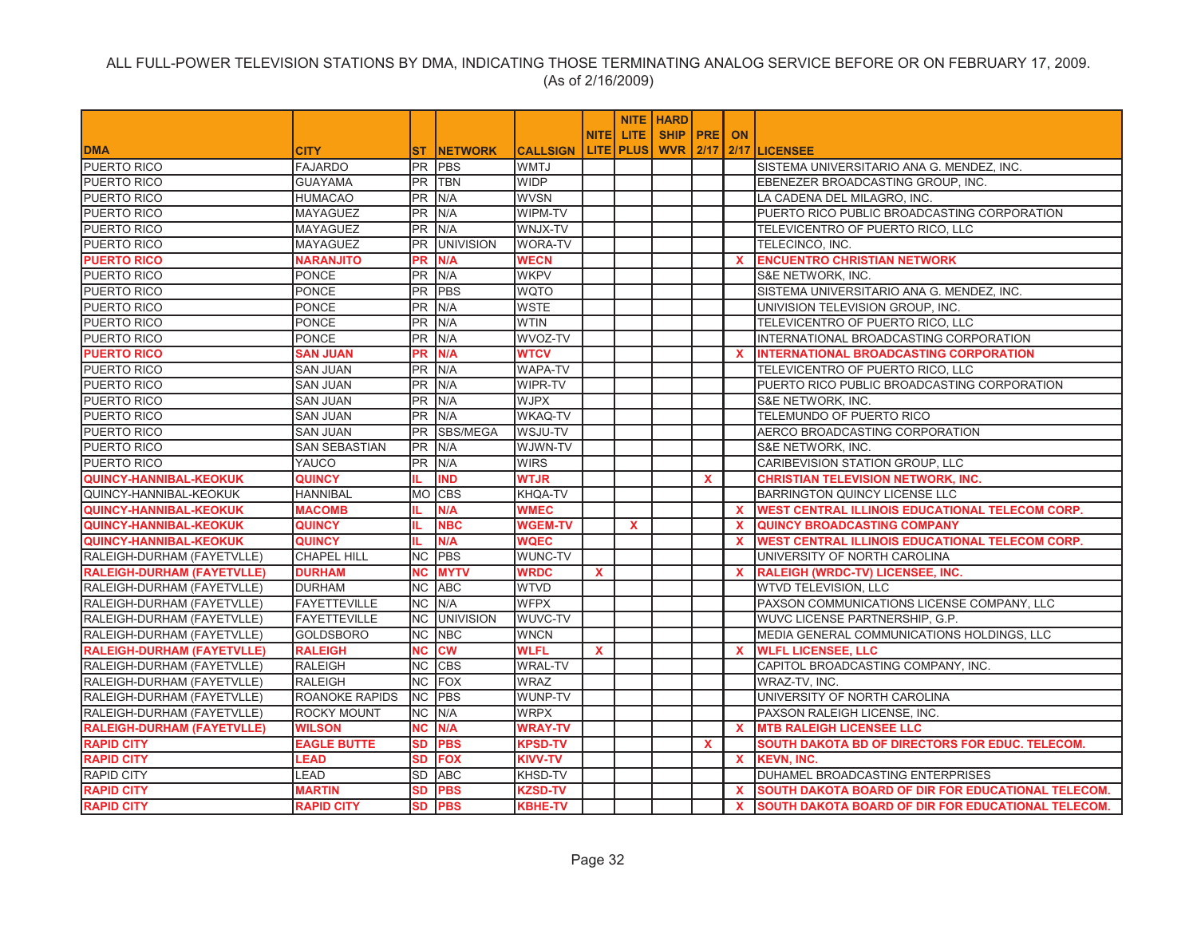ALL FULL-POWER TELEVISION STATIONS BY DMA, INDICATING THOSE TERMINATING ANALOG SERVICE BEFORE OR ON FEBRUARY 17, 2009.
(As of 2/16/2009)

| DMA | CITY | ST | NETWORK | CALLSIGN | NITE LITE | NITE LITE PLUS | HARD SHIP WVR | PRE 2/17 | ON 2/17 | LICENSEE |
|---|---|---|---|---|---|---|---|---|---|---|
| PUERTO RICO | FAJARDO | PR | PBS | WMTJ | | | | | | SISTEMA UNIVERSITARIO ANA G. MENDEZ, INC. |
| PUERTO RICO | GUAYAMA | PR | TBN | WIDP | | | | | | EBENEZER BROADCASTING GROUP, INC. |
| PUERTO RICO | HUMACAO | PR | N/A | WVSN | | | | | | LA CADENA DEL MILAGRO, INC. |
| PUERTO RICO | MAYAGUEZ | PR | N/A | WIPM-TV | | | | | | PUERTO RICO PUBLIC BROADCASTING CORPORATION |
| PUERTO RICO | MAYAGUEZ | PR | N/A | WNJX-TV | | | | | | TELEVICENTRO OF PUERTO RICO, LLC |
| PUERTO RICO | MAYAGUEZ | PR | UNIVISION | WORA-TV | | | | | | TELECINCO, INC. |
| **PUERTO RICO** | **NARANJITO** | **PR** | **N/A** | **WECN** | | | | | **X** | **ENCUENTRO CHRISTIAN NETWORK** |
| PUERTO RICO | PONCE | PR | N/A | WKPV | | | | | | S&E NETWORK, INC. |
| PUERTO RICO | PONCE | PR | PBS | WQTO | | | | | | SISTEMA UNIVERSITARIO ANA G. MENDEZ, INC. |
| PUERTO RICO | PONCE | PR | N/A | WSTE | | | | | | UNIVISION TELEVISION GROUP, INC. |
| PUERTO RICO | PONCE | PR | N/A | WTIN | | | | | | TELEVICENTRO OF PUERTO RICO, LLC |
| PUERTO RICO | PONCE | PR | N/A | WVOZ-TV | | | | | | INTERNATIONAL BROADCASTING CORPORATION |
| **PUERTO RICO** | **SAN JUAN** | **PR** | **N/A** | **WTCV** | | | | | **X** | **INTERNATIONAL BROADCASTING CORPORATION** |
| PUERTO RICO | SAN JUAN | PR | N/A | WAPA-TV | | | | | | TELEVICENTRO OF PUERTO RICO, LLC |
| PUERTO RICO | SAN JUAN | PR | N/A | WIPR-TV | | | | | | PUERTO RICO PUBLIC BROADCASTING CORPORATION |
| PUERTO RICO | SAN JUAN | PR | N/A | WJPX | | | | | | S&E NETWORK, INC. |
| PUERTO RICO | SAN JUAN | PR | N/A | WKAQ-TV | | | | | | TELEMUNDO OF PUERTO RICO |
| PUERTO RICO | SAN JUAN | PR | SBS/MEGA | WSJU-TV | | | | | | AERCO BROADCASTING CORPORATION |
| PUERTO RICO | SAN SEBASTIAN | PR | N/A | WJWN-TV | | | | | | S&E NETWORK, INC. |
| PUERTO RICO | YAUCO | PR | N/A | WIRS | | | | | | CARIBEVISION STATION GROUP, LLC |
| **QUINCY-HANNIBAL-KEOKUK** | **QUINCY** | **IL** | **IND** | **WTJR** | | | | **X** | | **CHRISTIAN TELEVISION NETWORK, INC.** |
| QUINCY-HANNIBAL-KEOKUK | HANNIBAL | MO | CBS | KHQA-TV | | | | | | BARRINGTON QUINCY LICENSE LLC |
| **QUINCY-HANNIBAL-KEOKUK** | **MACOMB** | **IL** | **N/A** | **WMEC** | | | | | **X** | **WEST CENTRAL ILLINOIS EDUCATIONAL TELECOM CORP.** |
| **QUINCY-HANNIBAL-KEOKUK** | **QUINCY** | **IL** | **NBC** | **WGEM-TV** | | **X** | | | **X** | **QUINCY BROADCASTING COMPANY** |
| **QUINCY-HANNIBAL-KEOKUK** | **QUINCY** | **IL** | **N/A** | **WQEC** | | | | | **X** | **WEST CENTRAL ILLINOIS EDUCATIONAL TELECOM CORP.** |
| RALEIGH-DURHAM (FAYETVLLE) | CHAPEL HILL | NC | PBS | WUNC-TV | | | | | | UNIVERSITY OF NORTH CAROLINA |
| **RALEIGH-DURHAM (FAYETVLLE)** | **DURHAM** | **NC** | **MYTV** | **WRDC** | **X** | | | | **X** | **RALEIGH (WRDC-TV) LICENSEE, INC.** |
| RALEIGH-DURHAM (FAYETVLLE) | DURHAM | NC | ABC | WTVD | | | | | | WTVD TELEVISION, LLC |
| RALEIGH-DURHAM (FAYETVLLE) | FAYETTEVILLE | NC | N/A | WFPX | | | | | | PAXSON COMMUNICATIONS LICENSE COMPANY, LLC |
| RALEIGH-DURHAM (FAYETVLLE) | FAYETTEVILLE | NC | UNIVISION | WUVC-TV | | | | | | WUVC LICENSE PARTNERSHIP, G.P. |
| RALEIGH-DURHAM (FAYETVLLE) | GOLDSBORO | NC | NBC | WNCN | | | | | | MEDIA GENERAL COMMUNICATIONS HOLDINGS, LLC |
| **RALEIGH-DURHAM (FAYETVLLE)** | **RALEIGH** | **NC** | **CW** | **WLFL** | **X** | | | | **X** | **WLFL LICENSEE, LLC** |
| RALEIGH-DURHAM (FAYETVLLE) | RALEIGH | NC | CBS | WRAL-TV | | | | | | CAPITOL BROADCASTING COMPANY, INC. |
| RALEIGH-DURHAM (FAYETVLLE) | RALEIGH | NC | FOX | WRAZ | | | | | | WRAZ-TV, INC. |
| RALEIGH-DURHAM (FAYETVLLE) | ROANOKE RAPIDS | NC | PBS | WUNP-TV | | | | | | UNIVERSITY OF NORTH CAROLINA |
| RALEIGH-DURHAM (FAYETVLLE) | ROCKY MOUNT | NC | N/A | WRPX | | | | | | PAXSON RALEIGH LICENSE, INC. |
| **RALEIGH-DURHAM (FAYETVLLE)** | **WILSON** | **NC** | **N/A** | **WRAY-TV** | | | | | **X** | **MTB RALEIGH LICENSEE LLC** |
| **RAPID CITY** | **EAGLE BUTTE** | **SD** | **PBS** | **KPSD-TV** | | | | **X** | | **SOUTH DAKOTA BD OF DIRECTORS FOR EDUC. TELECOM.** |
| **RAPID CITY** | **LEAD** | **SD** | **FOX** | **KIVV-TV** | | | | | **X** | **KEVN, INC.** |
| RAPID CITY | LEAD | SD | ABC | KHSD-TV | | | | | | DUHAMEL BROADCASTING ENTERPRISES |
| **RAPID CITY** | **MARTIN** | **SD** | **PBS** | **KZSD-TV** | | | | | **X** | **SOUTH DAKOTA BOARD OF DIR FOR EDUCATIONAL TELECOM.** |
| **RAPID CITY** | **RAPID CITY** | **SD** | **PBS** | **KBHE-TV** | | | | | **X** | **SOUTH DAKOTA BOARD OF DIR FOR EDUCATIONAL TELECOM.** |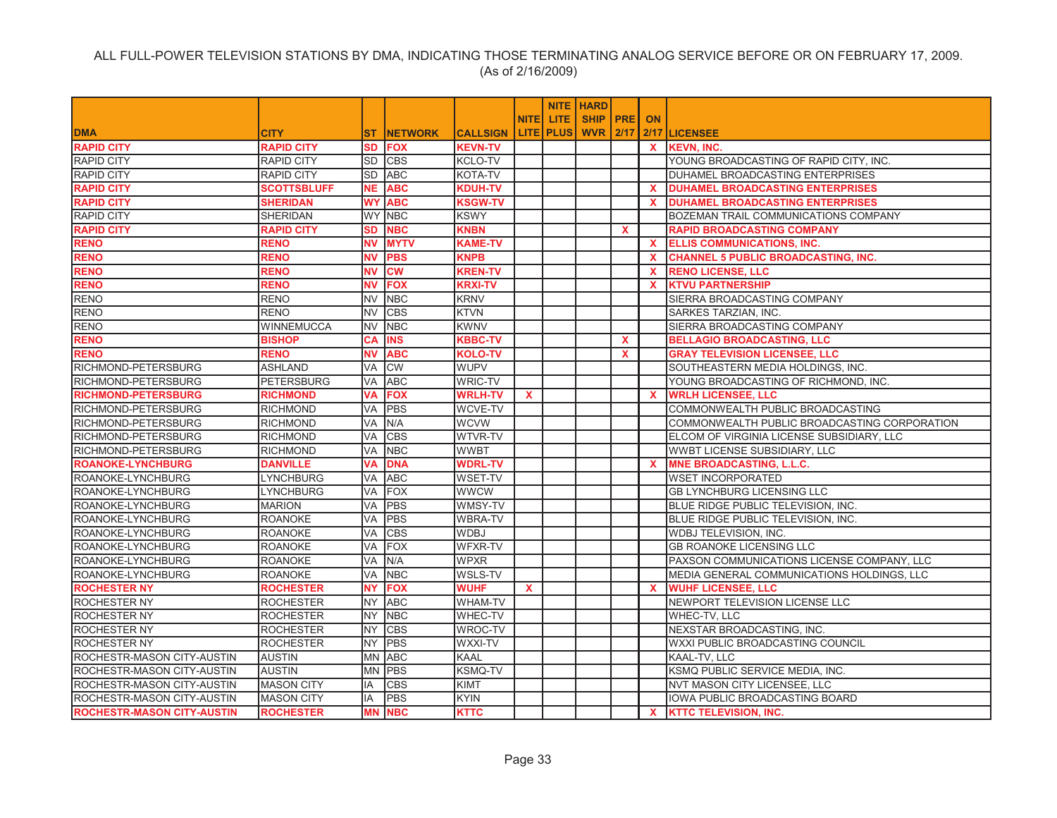ALL FULL-POWER TELEVISION STATIONS BY DMA, INDICATING THOSE TERMINATING ANALOG SERVICE BEFORE OR ON FEBRUARY 17, 2009.
(As of 2/16/2009)

| DMA | CITY | ST | NETWORK | CALLSIGN | NITE LITE | NITE LITE PLUS | HARD SHIP WVR | PRE 2/17 | ON 2/17 | LICENSEE |
|---|---|---|---|---|---|---|---|---|---|---|
| **RAPID CITY** | **RAPID CITY** | **SD** | **FOX** | **KEVN-TV** | | | | | **X** | **KEVN, INC.** |
| RAPID CITY | RAPID CITY | SD | CBS | KCLO-TV | | | | | | YOUNG BROADCASTING OF RAPID CITY, INC. |
| RAPID CITY | RAPID CITY | SD | ABC | KOTA-TV | | | | | | DUHAMEL BROADCASTING ENTERPRISES |
| **RAPID CITY** | **SCOTTSBLUFF** | **NE** | **ABC** | **KDUH-TV** | | | | | **X** | **DUHAMEL BROADCASTING ENTERPRISES** |
| **RAPID CITY** | **SHERIDAN** | **WY** | **ABC** | **KSGW-TV** | | | | | **X** | **DUHAMEL BROADCASTING ENTERPRISES** |
| RAPID CITY | SHERIDAN | WY | NBC | KSWY | | | | | | BOZEMAN TRAIL COMMUNICATIONS COMPANY |
| **RAPID CITY** | **RAPID CITY** | **SD** | **NBC** | **KNBN** | | | | **X** | | **RAPID BROADCASTING COMPANY** |
| **RENO** | **RENO** | **NV** | **MYTV** | **KAME-TV** | | | | | **X** | **ELLIS COMMUNICATIONS, INC.** |
| **RENO** | **RENO** | **NV** | **PBS** | **KNPB** | | | | | **X** | **CHANNEL 5 PUBLIC BROADCASTING, INC.** |
| **RENO** | **RENO** | **NV** | **CW** | **KREN-TV** | | | | | **X** | **RENO LICENSE, LLC** |
| **RENO** | **RENO** | **NV** | **FOX** | **KRXI-TV** | | | | | **X** | **KTVU PARTNERSHIP** |
| RENO | RENO | NV | NBC | KRNV | | | | | | SIERRA BROADCASTING COMPANY |
| RENO | RENO | NV | CBS | KTVN | | | | | | SARKES TARZIAN, INC. |
| RENO | WINNEMUCCA | NV | NBC | KWNV | | | | | | SIERRA BROADCASTING COMPANY |
| **RENO** | **BISHOP** | **CA** | **INS** | **KBBC-TV** | | | | **X** | | **BELLAGIO BROADCASTING, LLC** |
| **RENO** | **RENO** | **NV** | **ABC** | **KOLO-TV** | | | | **X** | | **GRAY TELEVISION LICENSEE, LLC** |
| RICHMOND-PETERSBURG | ASHLAND | VA | CW | WUPV | | | | | | SOUTHEASTERN MEDIA HOLDINGS, INC. |
| RICHMOND-PETERSBURG | PETERSBURG | VA | ABC | WRIC-TV | | | | | | YOUNG BROADCASTING OF RICHMOND, INC. |
| **RICHMOND-PETERSBURG** | **RICHMOND** | **VA** | **FOX** | **WRLH-TV** | **X** | | | | **X** | **WRLH LICENSEE, LLC** |
| RICHMOND-PETERSBURG | RICHMOND | VA | PBS | WCVE-TV | | | | | | COMMONWEALTH PUBLIC BROADCASTING |
| RICHMOND-PETERSBURG | RICHMOND | VA | N/A | WCVW | | | | | | COMMONWEALTH PUBLIC BROADCASTING CORPORATION |
| RICHMOND-PETERSBURG | RICHMOND | VA | CBS | WTVR-TV | | | | | | ELCOM OF VIRGINIA LICENSE SUBSIDIARY, LLC |
| RICHMOND-PETERSBURG | RICHMOND | VA | NBC | WWBT | | | | | | WWBT LICENSE SUBSIDIARY, LLC |
| **ROANOKE-LYNCHBURG** | **DANVILLE** | **VA** | **DNA** | **WDRL-TV** | | | | | **X** | **MNE BROADCASTING, L.L.C.** |
| ROANOKE-LYNCHBURG | LYNCHBURG | VA | ABC | WSET-TV | | | | | | WSET INCORPORATED |
| ROANOKE-LYNCHBURG | LYNCHBURG | VA | FOX | WWCW | | | | | | GB LYNCHBURG LICENSING LLC |
| ROANOKE-LYNCHBURG | MARION | VA | PBS | WMSY-TV | | | | | | BLUE RIDGE PUBLIC TELEVISION, INC. |
| ROANOKE-LYNCHBURG | ROANOKE | VA | PBS | WBRA-TV | | | | | | BLUE RIDGE PUBLIC TELEVISION, INC. |
| ROANOKE-LYNCHBURG | ROANOKE | VA | CBS | WDBJ | | | | | | WDBJ TELEVISION, INC. |
| ROANOKE-LYNCHBURG | ROANOKE | VA | FOX | WFXR-TV | | | | | | GB ROANOKE LICENSING LLC |
| ROANOKE-LYNCHBURG | ROANOKE | VA | N/A | WPXR | | | | | | PAXSON COMMUNICATIONS LICENSE COMPANY, LLC |
| ROANOKE-LYNCHBURG | ROANOKE | VA | NBC | WSLS-TV | | | | | | MEDIA GENERAL COMMUNICATIONS HOLDINGS, LLC |
| **ROCHESTER NY** | **ROCHESTER** | **NY** | **FOX** | **WUHF** | **X** | | | | **X** | **WUHF LICENSEE, LLC** |
| ROCHESTER NY | ROCHESTER | NY | ABC | WHAM-TV | | | | | | NEWPORT TELEVISION LICENSE LLC |
| ROCHESTER NY | ROCHESTER | NY | NBC | WHEC-TV | | | | | | WHEC-TV, LLC |
| ROCHESTER NY | ROCHESTER | NY | CBS | WROC-TV | | | | | | NEXSTAR BROADCASTING, INC. |
| ROCHESTER NY | ROCHESTER | NY | PBS | WXXI-TV | | | | | | WXXI PUBLIC BROADCASTING COUNCIL |
| ROCHESTR-MASON CITY-AUSTIN | AUSTIN | MN | ABC | KAAL | | | | | | KAAL-TV, LLC |
| ROCHESTR-MASON CITY-AUSTIN | AUSTIN | MN | PBS | KSMQ-TV | | | | | | KSMQ PUBLIC SERVICE MEDIA, INC. |
| ROCHESTR-MASON CITY-AUSTIN | MASON CITY | IA | CBS | KIMT | | | | | | NVT MASON CITY LICENSEE, LLC |
| ROCHESTR-MASON CITY-AUSTIN | MASON CITY | IA | PBS | KYIN | | | | | | IOWA PUBLIC BROADCASTING BOARD |
| **ROCHESTR-MASON CITY-AUSTIN** | **ROCHESTER** | **MN** | **NBC** | **KTTC** | | | | | **X** | **KTTC TELEVISION, INC.** |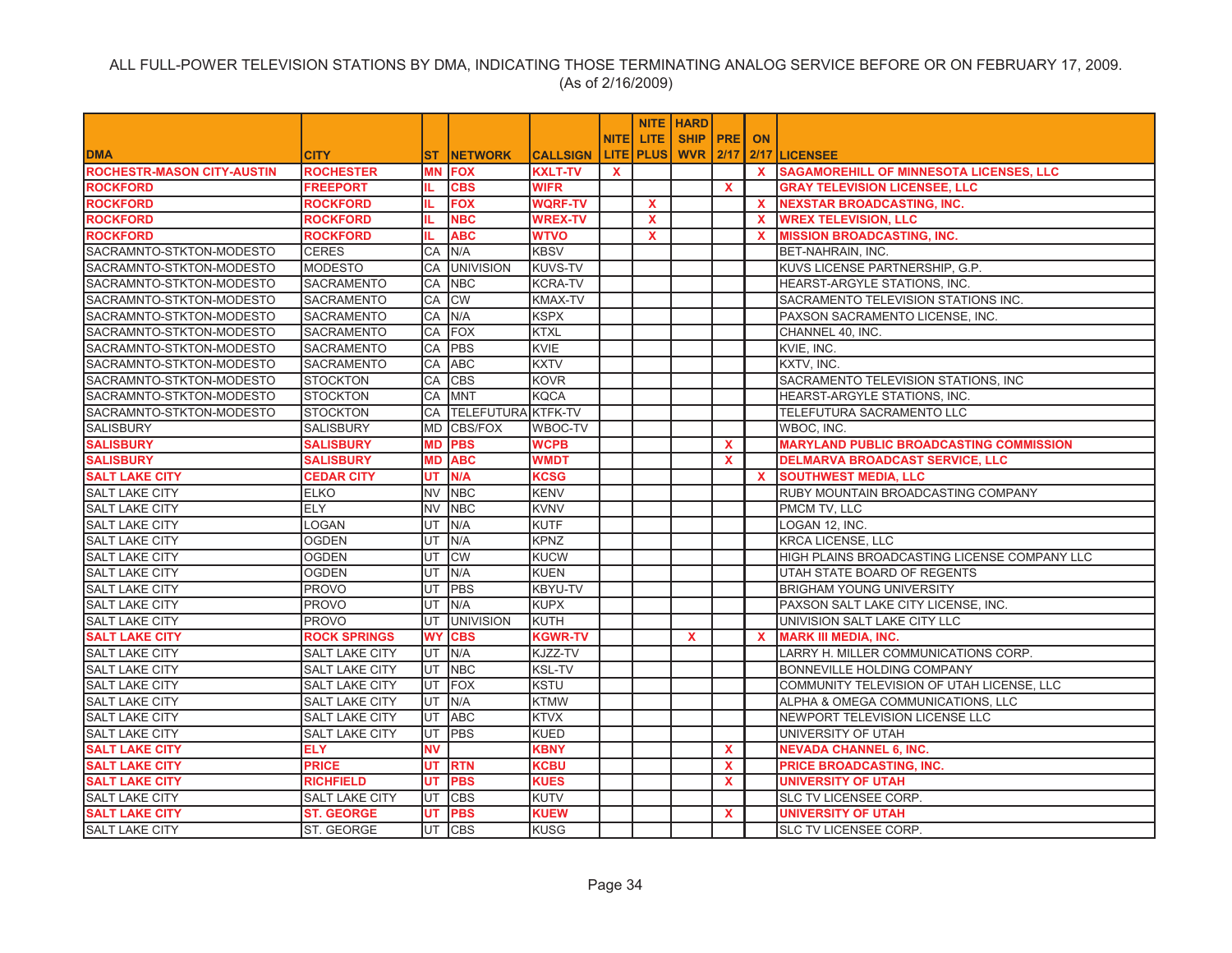ALL FULL-POWER TELEVISION STATIONS BY DMA, INDICATING THOSE TERMINATING ANALOG SERVICE BEFORE OR ON FEBRUARY 17, 2009.
(As of 2/16/2009)

| DMA | CITY | ST | NETWORK | CALLSIGN | NITE LITE | NITE LITE PLUS | HARD SHIP WVR | PRE 2/17 | ON 2/17 | LICENSEE |
|---|---|---|---|---|---|---|---|---|---|---|
| **ROCHESTR-MASON CITY-AUSTIN** | **ROCHESTER** | **MN** | **FOX** | **KXLT-TV** | **X** | | | | **X** | **SAGAMOREHILL OF MINNESOTA LICENSES, LLC** |
| **ROCKFORD** | **FREEPORT** | **IL** | **CBS** | **WIFR** | | | | **X** | | **GRAY TELEVISION LICENSEE, LLC** |
| **ROCKFORD** | **ROCKFORD** | **IL** | **FOX** | **WQRF-TV** | | **X** | | | **X** | **NEXSTAR BROADCASTING, INC.** |
| **ROCKFORD** | **ROCKFORD** | **IL** | **NBC** | **WREX-TV** | | **X** | | | **X** | **WREX TELEVISION, LLC** |
| **ROCKFORD** | **ROCKFORD** | **IL** | **ABC** | **WTVO** | | **X** | | | **X** | **MISSION BROADCASTING, INC.** |
| SACRAMNTO-STKTON-MODESTO | CERES | CA | N/A | KBSV | | | | | | BET-NAHRAIN, INC. |
| SACRAMNTO-STKTON-MODESTO | MODESTO | CA | UNIVISION | KUVS-TV | | | | | | KUVS LICENSE PARTNERSHIP, G.P. |
| SACRAMNTO-STKTON-MODESTO | SACRAMENTO | CA | NBC | KCRA-TV | | | | | | HEARST-ARGYLE STATIONS, INC. |
| SACRAMNTO-STKTON-MODESTO | SACRAMENTO | CA | CW | KMAX-TV | | | | | | SACRAMENTO TELEVISION STATIONS INC. |
| SACRAMNTO-STKTON-MODESTO | SACRAMENTO | CA | N/A | KSPX | | | | | | PAXSON SACRAMENTO LICENSE, INC. |
| SACRAMNTO-STKTON-MODESTO | SACRAMENTO | CA | FOX | KTXL | | | | | | CHANNEL 40, INC. |
| SACRAMNTO-STKTON-MODESTO | SACRAMENTO | CA | PBS | KVIE | | | | | | KVIE, INC. |
| SACRAMNTO-STKTON-MODESTO | SACRAMENTO | CA | ABC | KXTV | | | | | | KXTV, INC. |
| SACRAMNTO-STKTON-MODESTO | STOCKTON | CA | CBS | KOVR | | | | | | SACRAMENTO TELEVISION STATIONS, INC |
| SACRAMNTO-STKTON-MODESTO | STOCKTON | CA | MNT | KQCA | | | | | | HEARST-ARGYLE STATIONS, INC. |
| SACRAMNTO-STKTON-MODESTO | STOCKTON | CA | TELEFUTURA | KTFK-TV | | | | | | TELEFUTURA SACRAMENTO LLC |
| SALISBURY | SALISBURY | MD | CBS/FOX | WBOC-TV | | | | | | WBOC, INC. |
| **SALISBURY** | **SALISBURY** | **MD** | **PBS** | **WCPB** | | | | **X** | | **MARYLAND PUBLIC BROADCASTING COMMISSION** |
| **SALISBURY** | **SALISBURY** | **MD** | **ABC** | **WMDT** | | | | **X** | | **DELMARVA BROADCAST SERVICE, LLC** |
| **SALT LAKE CITY** | **CEDAR CITY** | **UT** | **N/A** | **KCSG** | | | | | **X** | **SOUTHWEST MEDIA, LLC** |
| SALT LAKE CITY | ELKO | NV | NBC | KENV | | | | | | RUBY MOUNTAIN BROADCASTING COMPANY |
| SALT LAKE CITY | ELY | NV | NBC | KVNV | | | | | | PMCM TV, LLC |
| SALT LAKE CITY | LOGAN | UT | N/A | KUTF | | | | | | LOGAN 12, INC. |
| SALT LAKE CITY | OGDEN | UT | N/A | KPNZ | | | | | | KRCA LICENSE, LLC |
| SALT LAKE CITY | OGDEN | UT | CW | KUCW | | | | | | HIGH PLAINS BROADCASTING LICENSE COMPANY LLC |
| SALT LAKE CITY | OGDEN | UT | N/A | KUEN | | | | | | UTAH STATE BOARD OF REGENTS |
| SALT LAKE CITY | PROVO | UT | PBS | KBYU-TV | | | | | | BRIGHAM YOUNG UNIVERSITY |
| SALT LAKE CITY | PROVO | UT | N/A | KUPX | | | | | | PAXSON SALT LAKE CITY LICENSE, INC. |
| SALT LAKE CITY | PROVO | UT | UNIVISION | KUTH | | | | | | UNIVISION SALT LAKE CITY LLC |
| **SALT LAKE CITY** | **ROCK SPRINGS** | **WY** | **CBS** | **KGWR-TV** | | | **X** | | **X** | **MARK III MEDIA, INC.** |
| SALT LAKE CITY | SALT LAKE CITY | UT | N/A | KJZZ-TV | | | | | | LARRY H. MILLER COMMUNICATIONS CORP. |
| SALT LAKE CITY | SALT LAKE CITY | UT | NBC | KSL-TV | | | | | | BONNEVILLE HOLDING COMPANY |
| SALT LAKE CITY | SALT LAKE CITY | UT | FOX | KSTU | | | | | | COMMUNITY TELEVISION OF UTAH LICENSE, LLC |
| SALT LAKE CITY | SALT LAKE CITY | UT | N/A | KTMW | | | | | | ALPHA & OMEGA COMMUNICATIONS, LLC |
| SALT LAKE CITY | SALT LAKE CITY | UT | ABC | KTVX | | | | | | NEWPORT TELEVISION LICENSE LLC |
| SALT LAKE CITY | SALT LAKE CITY | UT | PBS | KUED | | | | | | UNIVERSITY OF UTAH |
| **SALT LAKE CITY** | **ELY** | **NV** | | **KBNY** | | | | **X** | | **NEVADA CHANNEL 6, INC.** |
| **SALT LAKE CITY** | **PRICE** | **UT** | **RTN** | **KCBU** | | | | **X** | | **PRICE BROADCASTING, INC.** |
| **SALT LAKE CITY** | **RICHFIELD** | **UT** | **PBS** | **KUES** | | | | **X** | | **UNIVERSITY OF UTAH** |
| SALT LAKE CITY | SALT LAKE CITY | UT | CBS | KUTV | | | | | | SLC TV LICENSEE CORP. |
| **SALT LAKE CITY** | **ST. GEORGE** | **UT** | **PBS** | **KUEW** | | | | **X** | | **UNIVERSITY OF UTAH** |
| SALT LAKE CITY | ST. GEORGE | UT | CBS | KUSG | | | | | | SLC TV LICENSEE CORP. |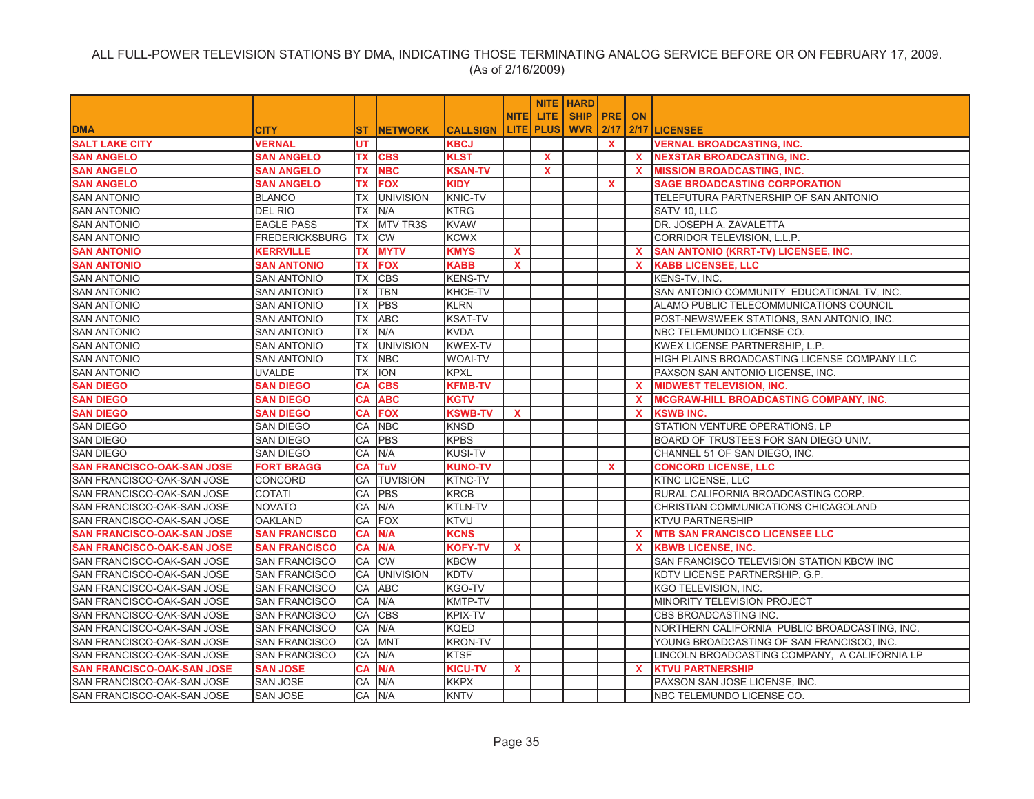ALL FULL-POWER TELEVISION STATIONS BY DMA, INDICATING THOSE TERMINATING ANALOG SERVICE BEFORE OR ON FEBRUARY 17, 2009.
(As of 2/16/2009)

| DMA | CITY | ST | NETWORK | CALLSIGN | NITE LITE | NITE LITE PLUS | HARD SHIP WVR | PRE 2/17 | ON 2/17 | LICENSEE |
|---|---|---|---|---|---|---|---|---|---|---|
| **SALT LAKE CITY** | **VERNAL** | **UT** | | **KBCJ** | | | | **X** | | **VERNAL BROADCASTING, INC.** |
| **SAN ANGELO** | **SAN ANGELO** | **TX** | **CBS** | **KLST** | | **X** | | | **X** | **NEXSTAR BROADCASTING, INC.** |
| **SAN ANGELO** | **SAN ANGELO** | **TX** | **NBC** | **KSAN-TV** | | **X** | | | **X** | **MISSION BROADCASTING, INC.** |
| **SAN ANGELO** | **SAN ANGELO** | **TX** | **FOX** | **KIDY** | | | | **X** | | **SAGE BROADCASTING CORPORATION** |
| SAN ANTONIO | BLANCO | TX | UNIVISION | KNIC-TV | | | | | | TELEFUTURA PARTNERSHIP OF SAN ANTONIO |
| SAN ANTONIO | DEL RIO | TX | N/A | KTRG | | | | | | SATV 10, LLC |
| SAN ANTONIO | EAGLE PASS | TX | MTV TR3S | KVAW | | | | | | DR. JOSEPH A. ZAVALETTA |
| SAN ANTONIO | FREDERICKSBURG | TX | CW | KCWX | | | | | | CORRIDOR TELEVISION, L.L.P. |
| **SAN ANTONIO** | **KERRVILLE** | **TX** | **MYTV** | **KMYS** | **X** | | | | **X** | **SAN ANTONIO (KRRT-TV) LICENSEE, INC.** |
| **SAN ANTONIO** | **SAN ANTONIO** | **TX** | **FOX** | **KABB** | **X** | | | | **X** | **KABB LICENSEE, LLC** |
| SAN ANTONIO | SAN ANTONIO | TX | CBS | KENS-TV | | | | | | KENS-TV, INC. |
| SAN ANTONIO | SAN ANTONIO | TX | TBN | KHCE-TV | | | | | | SAN ANTONIO COMMUNITY EDUCATIONAL TV, INC. |
| SAN ANTONIO | SAN ANTONIO | TX | PBS | KLRN | | | | | | ALAMO PUBLIC TELECOMMUNICATIONS COUNCIL |
| SAN ANTONIO | SAN ANTONIO | TX | ABC | KSAT-TV | | | | | | POST-NEWSWEEK STATIONS, SAN ANTONIO, INC. |
| SAN ANTONIO | SAN ANTONIO | TX | N/A | KVDA | | | | | | NBC TELEMUNDO LICENSE CO. |
| SAN ANTONIO | SAN ANTONIO | TX | UNIVISION | KWEX-TV | | | | | | KWEX LICENSE PARTNERSHIP, L.P. |
| SAN ANTONIO | SAN ANTONIO | TX | NBC | WOAI-TV | | | | | | HIGH PLAINS BROADCASTING LICENSE COMPANY LLC |
| SAN ANTONIO | UVALDE | TX | ION | KPXL | | | | | | PAXSON SAN ANTONIO LICENSE, INC. |
| **SAN DIEGO** | **SAN DIEGO** | **CA** | **CBS** | **KFMB-TV** | | | | | **X** | **MIDWEST TELEVISION, INC.** |
| **SAN DIEGO** | **SAN DIEGO** | **CA** | **ABC** | **KGTV** | | | | | **X** | **MCGRAW-HILL BROADCASTING COMPANY, INC.** |
| **SAN DIEGO** | **SAN DIEGO** | **CA** | **FOX** | **KSWB-TV** | **X** | | | | **X** | **KSWB INC.** |
| SAN DIEGO | SAN DIEGO | CA | NBC | KNSD | | | | | | STATION VENTURE OPERATIONS, LP |
| SAN DIEGO | SAN DIEGO | CA | PBS | KPBS | | | | | | BOARD OF TRUSTEES FOR SAN DIEGO UNIV. |
| SAN DIEGO | SAN DIEGO | CA | N/A | KUSI-TV | | | | | | CHANNEL 51 OF SAN DIEGO, INC. |
| **SAN FRANCISCO-OAK-SAN JOSE** | **FORT BRAGG** | **CA** | **TuV** | **KUNO-TV** | | | | **X** | | **CONCORD LICENSE, LLC** |
| SAN FRANCISCO-OAK-SAN JOSE | CONCORD | CA | TUVISION | KTNC-TV | | | | | | KTNC LICENSE, LLC |
| SAN FRANCISCO-OAK-SAN JOSE | COTATI | CA | PBS | KRCB | | | | | | RURAL CALIFORNIA BROADCASTING CORP. |
| SAN FRANCISCO-OAK-SAN JOSE | NOVATO | CA | N/A | KTLN-TV | | | | | | CHRISTIAN COMMUNICATIONS CHICAGOLAND |
| SAN FRANCISCO-OAK-SAN JOSE | OAKLAND | CA | FOX | KTVU | | | | | | KTVU PARTNERSHIP |
| **SAN FRANCISCO-OAK-SAN JOSE** | **SAN FRANCISCO** | **CA** | **N/A** | **KCNS** | | | | | **X** | **MTB SAN FRANCISCO LICENSEE LLC** |
| **SAN FRANCISCO-OAK-SAN JOSE** | **SAN FRANCISCO** | **CA** | **N/A** | **KOFY-TV** | **X** | | | | **X** | **KBWB LICENSE, INC.** |
| SAN FRANCISCO-OAK-SAN JOSE | SAN FRANCISCO | CA | CW | KBCW | | | | | | SAN FRANCISCO TELEVISION STATION KBCW INC |
| SAN FRANCISCO-OAK-SAN JOSE | SAN FRANCISCO | CA | UNIVISION | KDTV | | | | | | KDTV LICENSE PARTNERSHIP, G.P. |
| SAN FRANCISCO-OAK-SAN JOSE | SAN FRANCISCO | CA | ABC | KGO-TV | | | | | | KGO TELEVISION, INC. |
| SAN FRANCISCO-OAK-SAN JOSE | SAN FRANCISCO | CA | N/A | KMTP-TV | | | | | | MINORITY TELEVISION PROJECT |
| SAN FRANCISCO-OAK-SAN JOSE | SAN FRANCISCO | CA | CBS | KPIX-TV | | | | | | CBS BROADCASTING INC. |
| SAN FRANCISCO-OAK-SAN JOSE | SAN FRANCISCO | CA | N/A | KQED | | | | | | NORTHERN CALIFORNIA PUBLIC BROADCASTING, INC. |
| SAN FRANCISCO-OAK-SAN JOSE | SAN FRANCISCO | CA | MNT | KRON-TV | | | | | | YOUNG BROADCASTING OF SAN FRANCISCO, INC. |
| SAN FRANCISCO-OAK-SAN JOSE | SAN FRANCISCO | CA | N/A | KTSF | | | | | | LINCOLN BROADCASTING COMPANY, A CALIFORNIA LP |
| **SAN FRANCISCO-OAK-SAN JOSE** | **SAN JOSE** | **CA** | **N/A** | **KICU-TV** | **X** | | | | **X** | **KTVU PARTNERSHIP** |
| SAN FRANCISCO-OAK-SAN JOSE | SAN JOSE | CA | N/A | KKPX | | | | | | PAXSON SAN JOSE LICENSE, INC. |
| SAN FRANCISCO-OAK-SAN JOSE | SAN JOSE | CA | N/A | KNTV | | | | | | NBC TELEMUNDO LICENSE CO. |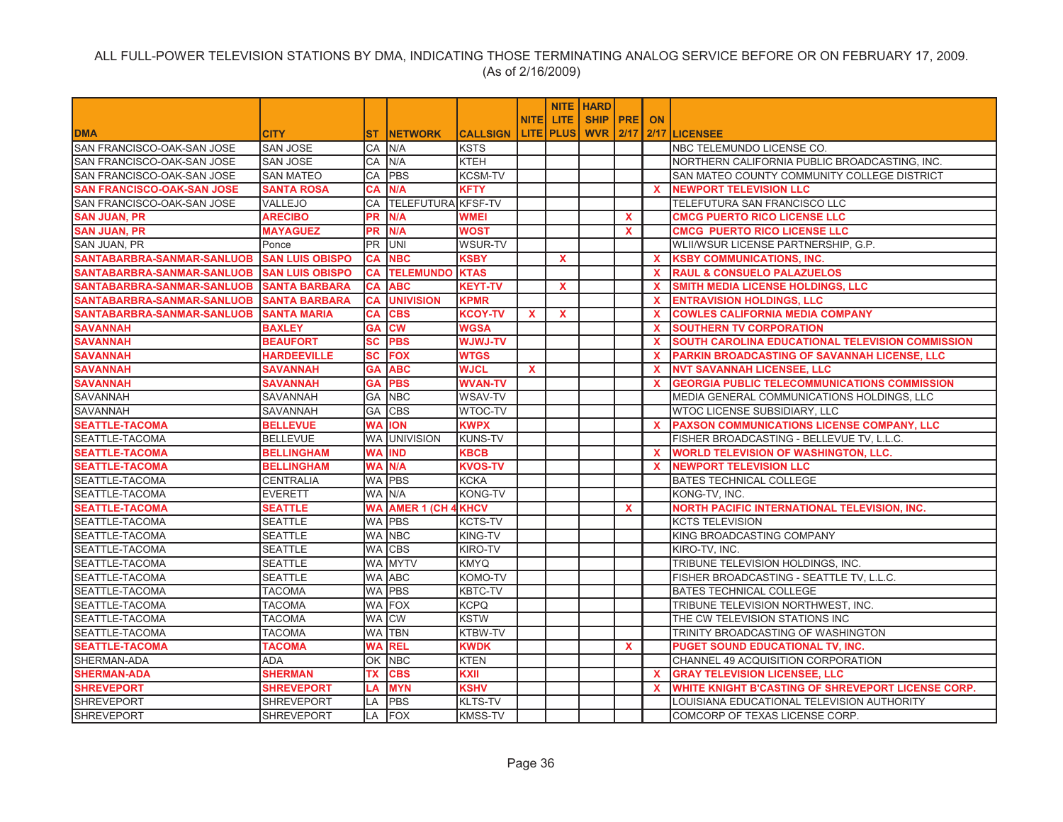ALL FULL-POWER TELEVISION STATIONS BY DMA, INDICATING THOSE TERMINATING ANALOG SERVICE BEFORE OR ON FEBRUARY 17, 2009.
(As of 2/16/2009)

| DMA | CITY | ST | NETWORK | CALLSIGN | NITE LITE | NITE LITE PLUS | HARD SHIP WVR | PRE 2/17 | ON 2/17 | LICENSEE |
|---|---|---|---|---|---|---|---|---|---|---|
| SAN FRANCISCO-OAK-SAN JOSE | SAN JOSE | CA | N/A | KSTS | | | | | | NBC TELEMUNDO LICENSE CO. |
| SAN FRANCISCO-OAK-SAN JOSE | SAN JOSE | CA | N/A | KTEH | | | | | | NORTHERN CALIFORNIA PUBLIC BROADCASTING, INC. |
| SAN FRANCISCO-OAK-SAN JOSE | SAN MATEO | CA | PBS | KCSM-TV | | | | | | SAN MATEO COUNTY COMMUNITY COLLEGE DISTRICT |
| SAN FRANCISCO-OAK-SAN JOSE | SANTA ROSA | CA | N/A | KFTY | | | | | X | NEWPORT TELEVISION LLC |
| SAN FRANCISCO-OAK-SAN JOSE | VALLEJO | CA | TELEFUTURA | KFSF-TV | | | | | | TELEFUTURA SAN FRANCISCO LLC |
| SAN JUAN, PR | ARECIBO | PR | N/A | WMEI | | | | X | | CMCG PUERTO RICO LICENSE LLC |
| SAN JUAN, PR | MAYAGUEZ | PR | N/A | WOST | | | | X | | CMCG PUERTO RICO LICENSE LLC |
| SAN JUAN, PR | Ponce | PR | UNI | WSUR-TV | | | | | | WLII/WSUR LICENSE PARTNERSHIP, G.P. |
| SANTABARBRA-SANMAR-SANLUOB | SAN LUIS OBISPO | CA | NBC | KSBY | | X | | | X | KSBY COMMUNICATIONS, INC. |
| SANTABARBRA-SANMAR-SANLUOB | SAN LUIS OBISPO | CA | TELEMUNDO | KTAS | | | | | X | RAUL & CONSUELO PALAZUELOS |
| SANTABARBRA-SANMAR-SANLUOB | SANTA BARBARA | CA | ABC | KEYT-TV | | X | | | X | SMITH MEDIA LICENSE HOLDINGS, LLC |
| SANTABARBRA-SANMAR-SANLUOB | SANTA BARBARA | CA | UNIVISION | KPMR | | | | | X | ENTRAVISION HOLDINGS, LLC |
| SANTABARBRA-SANMAR-SANLUOB | SANTA MARIA | CA | CBS | KCOY-TV | X | X | | | X | COWLES CALIFORNIA MEDIA COMPANY |
| SAVANNAH | BAXLEY | GA | CW | WGSA | | | | | X | SOUTHERN TV CORPORATION |
| SAVANNAH | BEAUFORT | SC | PBS | WJWJ-TV | | | | | X | SOUTH CAROLINA EDUCATIONAL TELEVISION COMMISSION |
| SAVANNAH | HARDEEVILLE | SC | FOX | WTGS | | | | | X | PARKIN BROADCASTING OF SAVANNAH LICENSE, LLC |
| SAVANNAH | SAVANNAH | GA | ABC | WJCL | X | | | | X | NVT SAVANNAH LICENSEE, LLC |
| SAVANNAH | SAVANNAH | GA | PBS | WVAN-TV | | | | | X | GEORGIA PUBLIC TELECOMMUNICATIONS COMMISSION |
| SAVANNAH | SAVANNAH | GA | NBC | WSAV-TV | | | | | | MEDIA GENERAL COMMUNICATIONS HOLDINGS, LLC |
| SAVANNAH | SAVANNAH | GA | CBS | WTOC-TV | | | | | | WTOC LICENSE SUBSIDIARY, LLC |
| SEATTLE-TACOMA | BELLEVUE | WA | ION | KWPX | | | | | X | PAXSON COMMUNICATIONS LICENSE COMPANY, LLC |
| SEATTLE-TACOMA | BELLEVUE | WA | UNIVISION | KUNS-TV | | | | | | FISHER BROADCASTING - BELLEVUE TV, L.L.C. |
| SEATTLE-TACOMA | BELLINGHAM | WA | IND | KBCB | | | | | X | WORLD TELEVISION OF WASHINGTON, LLC. |
| SEATTLE-TACOMA | BELLINGHAM | WA | N/A | KVOS-TV | | | | | X | NEWPORT TELEVISION LLC |
| SEATTLE-TACOMA | CENTRALIA | WA | PBS | KCKA | | | | | | BATES TECHNICAL COLLEGE |
| SEATTLE-TACOMA | EVERETT | WA | N/A | KONG-TV | | | | | | KONG-TV, INC. |
| SEATTLE-TACOMA | SEATTLE | WA | AMER 1 (CH 4 | KHCV | | | | X | | NORTH PACIFIC INTERNATIONAL TELEVISION, INC. |
| SEATTLE-TACOMA | SEATTLE | WA | PBS | KCTS-TV | | | | | | KCTS TELEVISION |
| SEATTLE-TACOMA | SEATTLE | WA | NBC | KING-TV | | | | | | KING BROADCASTING COMPANY |
| SEATTLE-TACOMA | SEATTLE | WA | CBS | KIRO-TV | | | | | | KIRO-TV, INC. |
| SEATTLE-TACOMA | SEATTLE | WA | MYTV | KMYQ | | | | | | TRIBUNE TELEVISION HOLDINGS, INC. |
| SEATTLE-TACOMA | SEATTLE | WA | ABC | KOMO-TV | | | | | | FISHER BROADCASTING - SEATTLE TV, L.L.C. |
| SEATTLE-TACOMA | TACOMA | WA | PBS | KBTC-TV | | | | | | BATES TECHNICAL COLLEGE |
| SEATTLE-TACOMA | TACOMA | WA | FOX | KCPQ | | | | | | TRIBUNE TELEVISION NORTHWEST, INC. |
| SEATTLE-TACOMA | TACOMA | WA | CW | KSTW | | | | | | THE CW TELEVISION STATIONS INC |
| SEATTLE-TACOMA | TACOMA | WA | TBN | KTBW-TV | | | | | | TRINITY BROADCASTING OF WASHINGTON |
| SEATTLE-TACOMA | TACOMA | WA | REL | KWDK | | | | X | | PUGET SOUND EDUCATIONAL TV, INC. |
| SHERMAN-ADA | ADA | OK | NBC | KTEN | | | | | | CHANNEL 49 ACQUISITION CORPORATION |
| SHERMAN-ADA | SHERMAN | TX | CBS | KXII | | | | | X | GRAY TELEVISION LICENSEE, LLC |
| SHREVEPORT | SHREVEPORT | LA | MYN | KSHV | | | | | X | WHITE KNIGHT B'CASTING OF SHREVEPORT LICENSE CORP. |
| SHREVEPORT | SHREVEPORT | LA | PBS | KLTS-TV | | | | | | LOUISIANA EDUCATIONAL TELEVISION AUTHORITY |
| SHREVEPORT | SHREVEPORT | LA | FOX | KMSS-TV | | | | | | COMCORP OF TEXAS LICENSE CORP. |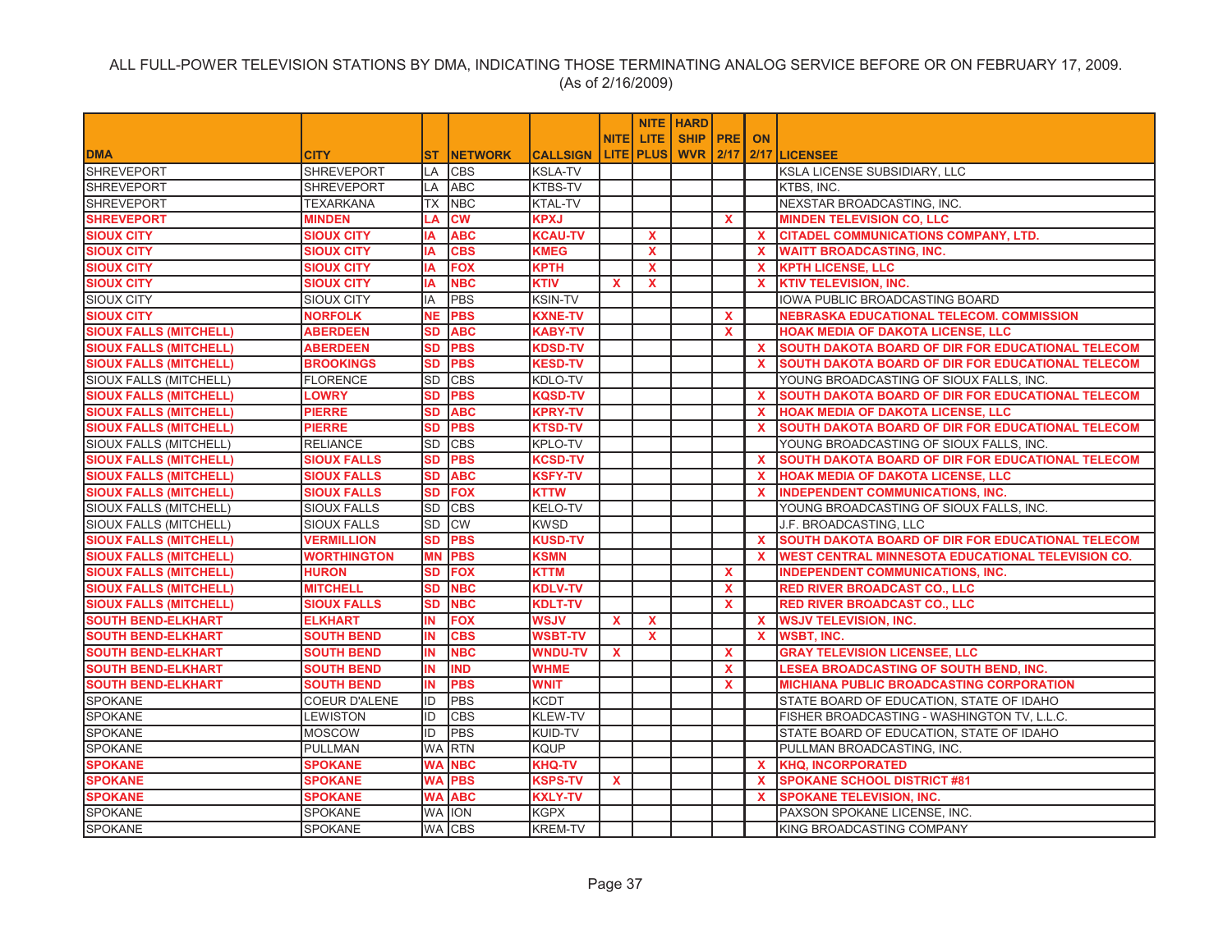ALL FULL-POWER TELEVISION STATIONS BY DMA, INDICATING THOSE TERMINATING ANALOG SERVICE BEFORE OR ON FEBRUARY 17, 2009.
(As of 2/16/2009)

| DMA | CITY | ST | NETWORK | CALLSIGN | NITE LITE | NITE LITE PLUS | HARD SHIP WVR | PRE 2/17 | ON 2/17 | LICENSEE |
|---|---|---|---|---|---|---|---|---|---|---|
| SHREVEPORT | SHREVEPORT | LA | CBS | KSLA-TV | | | | | | KSLA LICENSE SUBSIDIARY, LLC |
| SHREVEPORT | SHREVEPORT | LA | ABC | KTBS-TV | | | | | | KTBS, INC. |
| SHREVEPORT | TEXARKANA | TX | NBC | KTAL-TV | | | | | | NEXSTAR BROADCASTING, INC. |
| SHREVEPORT | MINDEN | LA | CW | KPXJ | | | | X | | MINDEN TELEVISION CO, LLC |
| SIOUX CITY | SIOUX CITY | IA | ABC | KCAU-TV | | X | | | X | CITADEL COMMUNICATIONS COMPANY, LTD. |
| SIOUX CITY | SIOUX CITY | IA | CBS | KMEG | | X | | | X | WAITT BROADCASTING, INC. |
| SIOUX CITY | SIOUX CITY | IA | FOX | KPTH | | X | | | X | KPTH LICENSE, LLC |
| SIOUX CITY | SIOUX CITY | IA | NBC | KTIV | X | X | | | X | KTIV TELEVISION, INC. |
| SIOUX CITY | SIOUX CITY | IA | PBS | KSIN-TV | | | | | | IOWA PUBLIC BROADCASTING BOARD |
| SIOUX CITY | NORFOLK | NE | PBS | KXNE-TV | | | | X | | NEBRASKA EDUCATIONAL TELECOM. COMMISSION |
| SIOUX FALLS (MITCHELL) | ABERDEEN | SD | ABC | KABY-TV | | | | X | | HOAK MEDIA OF DAKOTA LICENSE, LLC |
| SIOUX FALLS (MITCHELL) | ABERDEEN | SD | PBS | KDSD-TV | | | | | X | SOUTH DAKOTA BOARD OF DIR FOR EDUCATIONAL TELECOM |
| SIOUX FALLS (MITCHELL) | BROOKINGS | SD | PBS | KESD-TV | | | | | X | SOUTH DAKOTA BOARD OF DIR FOR EDUCATIONAL TELECOM |
| SIOUX FALLS (MITCHELL) | FLORENCE | SD | CBS | KDLO-TV | | | | | | YOUNG BROADCASTING OF SIOUX FALLS, INC. |
| SIOUX FALLS (MITCHELL) | LOWRY | SD | PBS | KQSD-TV | | | | | X | SOUTH DAKOTA BOARD OF DIR FOR EDUCATIONAL TELECOM |
| SIOUX FALLS (MITCHELL) | PIERRE | SD | ABC | KPRY-TV | | | | | X | HOAK MEDIA OF DAKOTA LICENSE, LLC |
| SIOUX FALLS (MITCHELL) | PIERRE | SD | PBS | KTSD-TV | | | | | X | SOUTH DAKOTA BOARD OF DIR FOR EDUCATIONAL TELECOM |
| SIOUX FALLS (MITCHELL) | RELIANCE | SD | CBS | KPLO-TV | | | | | | YOUNG BROADCASTING OF SIOUX FALLS, INC. |
| SIOUX FALLS (MITCHELL) | SIOUX FALLS | SD | PBS | KCSD-TV | | | | | X | SOUTH DAKOTA BOARD OF DIR FOR EDUCATIONAL TELECOM |
| SIOUX FALLS (MITCHELL) | SIOUX FALLS | SD | ABC | KSFY-TV | | | | | X | HOAK MEDIA OF DAKOTA LICENSE, LLC |
| SIOUX FALLS (MITCHELL) | SIOUX FALLS | SD | FOX | KTTW | | | | | X | INDEPENDENT COMMUNICATIONS, INC. |
| SIOUX FALLS (MITCHELL) | SIOUX FALLS | SD | CBS | KELO-TV | | | | | | YOUNG BROADCASTING OF SIOUX FALLS, INC. |
| SIOUX FALLS (MITCHELL) | SIOUX FALLS | SD | CW | KWSD | | | | | | J.F. BROADCASTING, LLC |
| SIOUX FALLS (MITCHELL) | VERMILLION | SD | PBS | KUSD-TV | | | | | X | SOUTH DAKOTA BOARD OF DIR FOR EDUCATIONAL TELECOM |
| SIOUX FALLS (MITCHELL) | WORTHINGTON | MN | PBS | KSMN | | | | | X | WEST CENTRAL MINNESOTA EDUCATIONAL TELEVISION CO. |
| SIOUX FALLS (MITCHELL) | HURON | SD | FOX | KTTM | | | | X | | INDEPENDENT COMMUNICATIONS, INC. |
| SIOUX FALLS (MITCHELL) | MITCHELL | SD | NBC | KDLV-TV | | | | X | | RED RIVER BROADCAST CO., LLC |
| SIOUX FALLS (MITCHELL) | SIOUX FALLS | SD | NBC | KDLT-TV | | | | X | | RED RIVER BROADCAST CO., LLC |
| SOUTH BEND-ELKHART | ELKHART | IN | FOX | WSJV | X | X | | | X | WSJV TELEVISION, INC. |
| SOUTH BEND-ELKHART | SOUTH BEND | IN | CBS | WSBT-TV | | X | | | X | WSBT, INC. |
| SOUTH BEND-ELKHART | SOUTH BEND | IN | NBC | WNDU-TV | X | | | X | | GRAY TELEVISION LICENSEE, LLC |
| SOUTH BEND-ELKHART | SOUTH BEND | IN | IND | WHME | | | | X | | LESEA BROADCASTING OF SOUTH BEND, INC. |
| SOUTH BEND-ELKHART | SOUTH BEND | IN | PBS | WNIT | | | | X | | MICHIANA PUBLIC BROADCASTING CORPORATION |
| SPOKANE | COEUR D'ALENE | ID | PBS | KCDT | | | | | | STATE BOARD OF EDUCATION, STATE OF IDAHO |
| SPOKANE | LEWISTON | ID | CBS | KLEW-TV | | | | | | FISHER BROADCASTING - WASHINGTON TV, L.L.C. |
| SPOKANE | MOSCOW | ID | PBS | KUID-TV | | | | | | STATE BOARD OF EDUCATION, STATE OF IDAHO |
| SPOKANE | PULLMAN | WA | RTN | KQUP | | | | | | PULLMAN BROADCASTING, INC. |
| SPOKANE | SPOKANE | WA | NBC | KHQ-TV | | | | | X | KHQ, INCORPORATED |
| SPOKANE | SPOKANE | WA | PBS | KSPS-TV | X | | | | X | SPOKANE SCHOOL DISTRICT #81 |
| SPOKANE | SPOKANE | WA | ABC | KXLY-TV | | | | | X | SPOKANE TELEVISION, INC. |
| SPOKANE | SPOKANE | WA | ION | KGPX | | | | | | PAXSON SPOKANE LICENSE, INC. |
| SPOKANE | SPOKANE | WA | CBS | KREM-TV | | | | | | KING BROADCASTING COMPANY |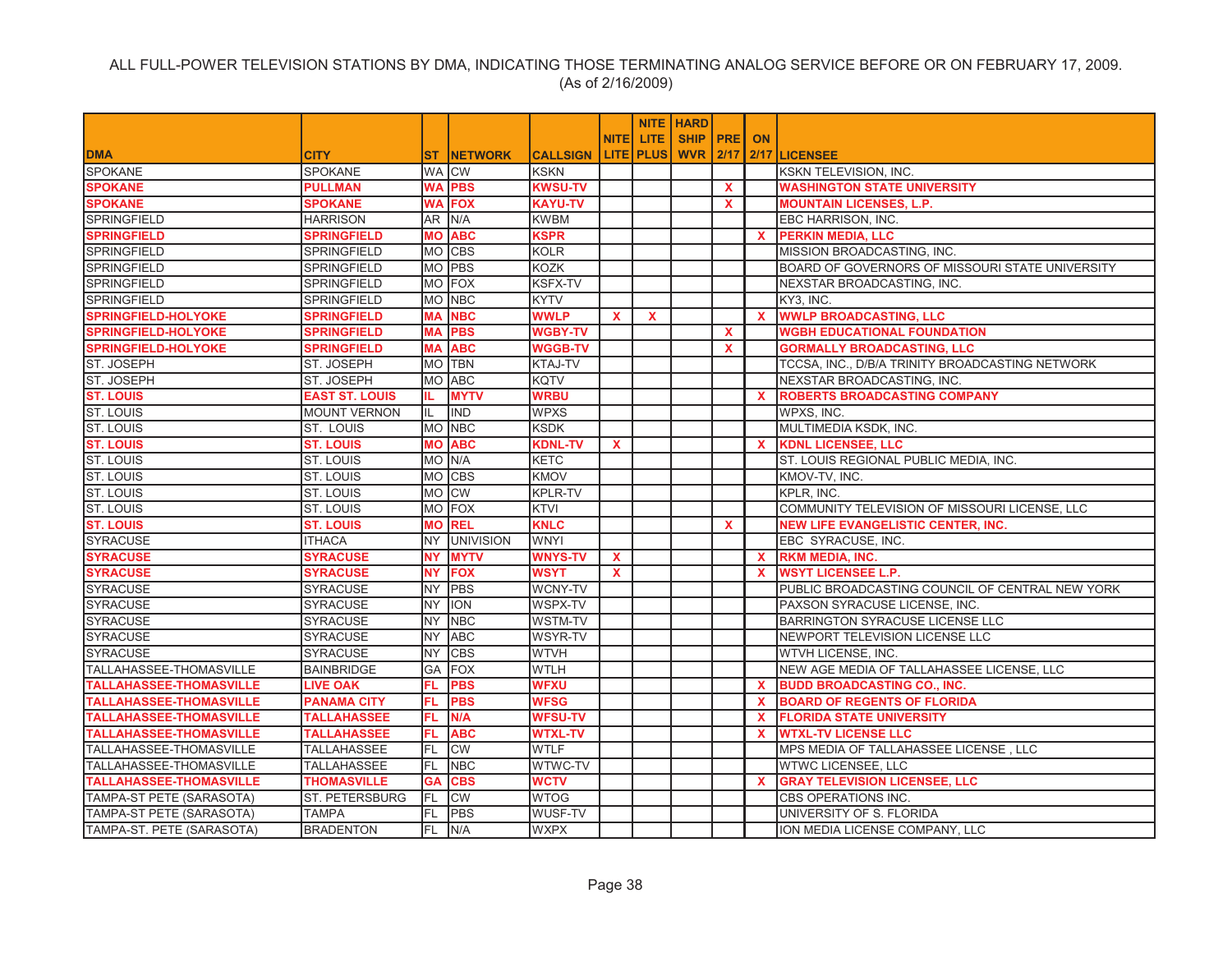ALL FULL-POWER TELEVISION STATIONS BY DMA, INDICATING THOSE TERMINATING ANALOG SERVICE BEFORE OR ON FEBRUARY 17, 2009.
(As of 2/16/2009)

| DMA | CITY | ST | NETWORK | CALLSIGN | NITE LITE | NITE LITE PLUS | HARD SHIP WVR | PRE 2/17 | ON 2/17 | LICENSEE |
|---|---|---|---|---|---|---|---|---|---|---|
| SPOKANE | SPOKANE | WA | CW | KSKN | | | | | | KSKN TELEVISION, INC. |
| **SPOKANE** | **PULLMAN** | **WA** | **PBS** | **KWSU-TV** | | | | **X** | | **WASHINGTON STATE UNIVERSITY** |
| **SPOKANE** | **SPOKANE** | **WA** | **FOX** | **KAYU-TV** | | | | **X** | | **MOUNTAIN LICENSES, L.P.** |
| SPRINGFIELD | HARRISON | AR | N/A | KWBM | | | | | | EBC HARRISON, INC. |
| **SPRINGFIELD** | **SPRINGFIELD** | **MO** | **ABC** | **KSPR** | | | | | **X** | **PERKIN MEDIA, LLC** |
| SPRINGFIELD | SPRINGFIELD | MO | CBS | KOLR | | | | | | MISSION BROADCASTING, INC. |
| SPRINGFIELD | SPRINGFIELD | MO | PBS | KOZK | | | | | | BOARD OF GOVERNORS OF MISSOURI STATE UNIVERSITY |
| SPRINGFIELD | SPRINGFIELD | MO | FOX | KSFX-TV | | | | | | NEXSTAR BROADCASTING, INC. |
| SPRINGFIELD | SPRINGFIELD | MO | NBC | KYTV | | | | | | KY3, INC. |
| **SPRINGFIELD-HOLYOKE** | **SPRINGFIELD** | **MA** | **NBC** | **WWLP** | **X** | **X** | | | **X** | **WWLP BROADCASTING, LLC** |
| **SPRINGFIELD-HOLYOKE** | **SPRINGFIELD** | **MA** | **PBS** | **WGBY-TV** | | | | **X** | | **WGBH EDUCATIONAL FOUNDATION** |
| **SPRINGFIELD-HOLYOKE** | **SPRINGFIELD** | **MA** | **ABC** | **WGGB-TV** | | | | **X** | | **GORMALLY BROADCASTING, LLC** |
| ST. JOSEPH | ST. JOSEPH | MO | TBN | KTAJ-TV | | | | | | TCCSA, INC., D/B/A TRINITY BROADCASTING NETWORK |
| ST. JOSEPH | ST. JOSEPH | MO | ABC | KQTV | | | | | | NEXSTAR BROADCASTING, INC. |
| **ST. LOUIS** | **EAST ST. LOUIS** | **IL** | **MYTV** | **WRBU** | | | | | **X** | **ROBERTS BROADCASTING COMPANY** |
| ST. LOUIS | MOUNT VERNON | IL | IND | WPXS | | | | | | WPXS, INC. |
| ST. LOUIS | ST. LOUIS | MO | NBC | KSDK | | | | | | MULTIMEDIA KSDK, INC. |
| **ST. LOUIS** | **ST. LOUIS** | **MO** | **ABC** | **KDNL-TV** | **X** | | | | **X** | **KDNL LICENSEE, LLC** |
| ST. LOUIS | ST. LOUIS | MO | N/A | KETC | | | | | | ST. LOUIS REGIONAL PUBLIC MEDIA, INC. |
| ST. LOUIS | ST. LOUIS | MO | CBS | KMOV | | | | | | KMOV-TV, INC. |
| ST. LOUIS | ST. LOUIS | MO | CW | KPLR-TV | | | | | | KPLR, INC. |
| ST. LOUIS | ST. LOUIS | MO | FOX | KTVI | | | | | | COMMUNITY TELEVISION OF MISSOURI LICENSE, LLC |
| **ST. LOUIS** | **ST. LOUIS** | **MO** | **REL** | **KNLC** | | | | **X** | | **NEW LIFE EVANGELISTIC CENTER, INC.** |
| SYRACUSE | ITHACA | NY | UNIVISION | WNYI | | | | | | EBC SYRACUSE, INC. |
| **SYRACUSE** | **SYRACUSE** | **NY** | **MYTV** | **WNYS-TV** | **X** | | | | **X** | **RKM MEDIA, INC.** |
| **SYRACUSE** | **SYRACUSE** | **NY** | **FOX** | **WSYT** | **X** | | | | **X** | **WSYT LICENSEE L.P.** |
| SYRACUSE | SYRACUSE | NY | PBS | WCNY-TV | | | | | | PUBLIC BROADCASTING COUNCIL OF CENTRAL NEW YORK |
| SYRACUSE | SYRACUSE | NY | ION | WSPX-TV | | | | | | PAXSON SYRACUSE LICENSE, INC. |
| SYRACUSE | SYRACUSE | NY | NBC | WSTM-TV | | | | | | BARRINGTON SYRACUSE LICENSE LLC |
| SYRACUSE | SYRACUSE | NY | ABC | WSYR-TV | | | | | | NEWPORT TELEVISION LICENSE LLC |
| SYRACUSE | SYRACUSE | NY | CBS | WTVH | | | | | | WTVH LICENSE, INC. |
| TALLAHASSEE-THOMASVILLE | BAINBRIDGE | GA | FOX | WTLH | | | | | | NEW AGE MEDIA OF TALLAHASSEE LICENSE, LLC |
| **TALLAHASSEE-THOMASVILLE** | **LIVE OAK** | **FL** | **PBS** | **WFXU** | | | | | **X** | **BUDD BROADCASTING CO., INC.** |
| **TALLAHASSEE-THOMASVILLE** | **PANAMA CITY** | **FL** | **PBS** | **WFSG** | | | | | **X** | **BOARD OF REGENTS OF FLORIDA** |
| **TALLAHASSEE-THOMASVILLE** | **TALLAHASSEE** | **FL** | **N/A** | **WFSU-TV** | | | | | **X** | **FLORIDA STATE UNIVERSITY** |
| **TALLAHASSEE-THOMASVILLE** | **TALLAHASSEE** | **FL** | **ABC** | **WTXL-TV** | | | | | **X** | **WTXL-TV LICENSE LLC** |
| TALLAHASSEE-THOMASVILLE | TALLAHASSEE | FL | CW | WTLF | | | | | | MPS MEDIA OF TALLAHASSEE LICENSE , LLC |
| TALLAHASSEE-THOMASVILLE | TALLAHASSEE | FL | NBC | WTWC-TV | | | | | | WTWC LICENSEE, LLC |
| **TALLAHASSEE-THOMASVILLE** | **THOMASVILLE** | **GA** | **CBS** | **WCTV** | | | | | **X** | **GRAY TELEVISION LICENSEE, LLC** |
| TAMPA-ST PETE (SARASOTA) | ST. PETERSBURG | FL | CW | WTOG | | | | | | CBS OPERATIONS INC. |
| TAMPA-ST PETE (SARASOTA) | TAMPA | FL | PBS | WUSF-TV | | | | | | UNIVERSITY OF S. FLORIDA |
| TAMPA-ST. PETE (SARASOTA) | BRADENTON | FL | N/A | WXPX | | | | | | ION MEDIA LICENSE COMPANY, LLC |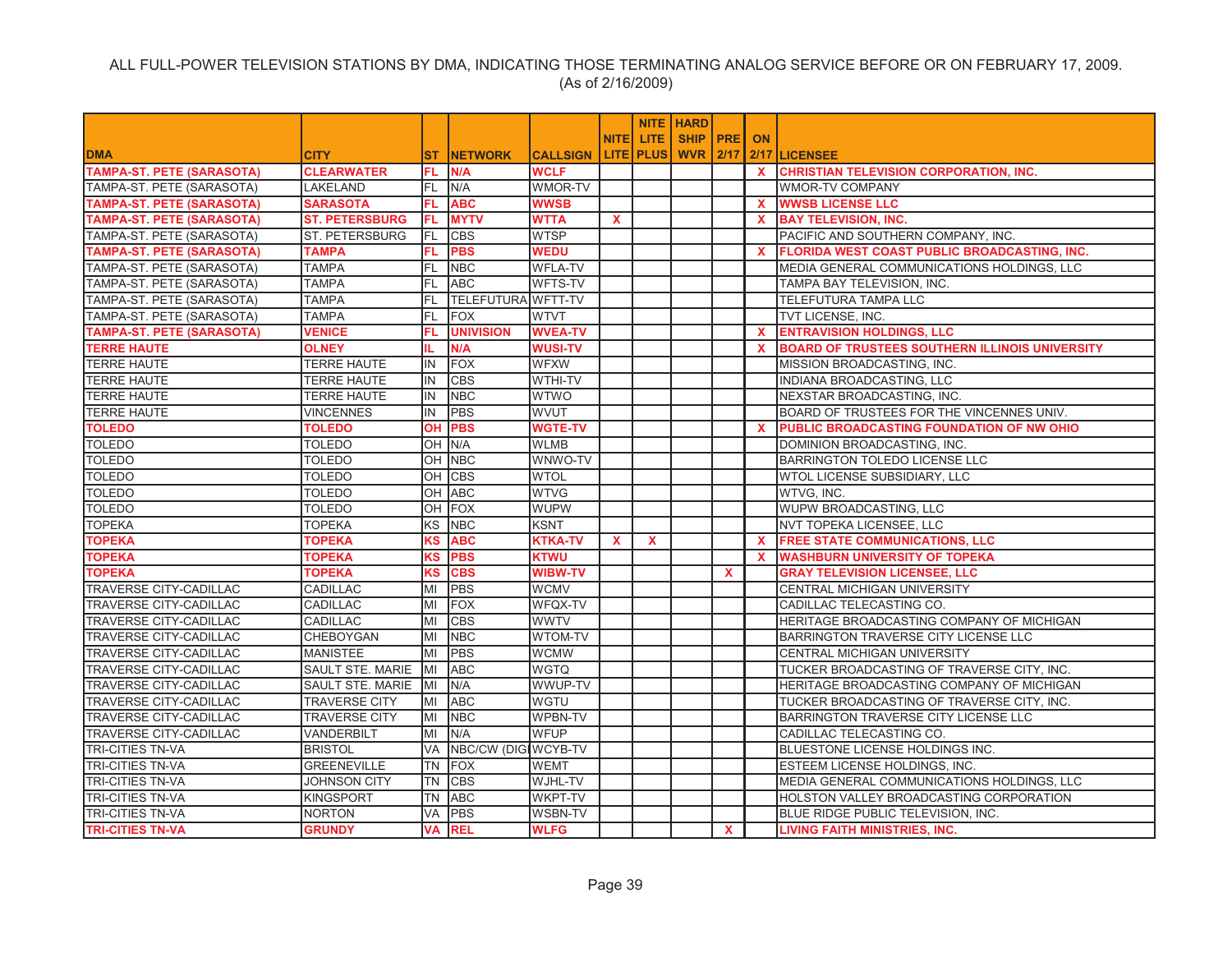ALL FULL-POWER TELEVISION STATIONS BY DMA, INDICATING THOSE TERMINATING ANALOG SERVICE BEFORE OR ON FEBRUARY 17, 2009.
(As of 2/16/2009)

| DMA | CITY | ST | NETWORK | CALLSIGN | NITE LITE | NITE LITE PLUS | HARD SHIP WVR | PRE 2/17 | ON 2/17 | LICENSEE |
|---|---|---|---|---|---|---|---|---|---|---|
| **TAMPA-ST. PETE (SARASOTA)** | **CLEARWATER** | **FL** | **N/A** | **WCLF** | | | | | **X** | **CHRISTIAN TELEVISION CORPORATION, INC.** |
| TAMPA-ST. PETE (SARASOTA) | LAKELAND | FL | N/A | WMOR-TV | | | | | | WMOR-TV COMPANY |
| **TAMPA-ST. PETE (SARASOTA)** | **SARASOTA** | **FL** | **ABC** | **WWSB** | | | | | **X** | **WWSB LICENSE LLC** |
| **TAMPA-ST. PETE (SARASOTA)** | **ST. PETERSBURG** | **FL** | **MYTV** | **WTTA** | **X** | | | | **X** | **BAY TELEVISION, INC.** |
| TAMPA-ST. PETE (SARASOTA) | ST. PETERSBURG | FL | CBS | WTSP | | | | | | PACIFIC AND SOUTHERN COMPANY, INC. |
| **TAMPA-ST. PETE (SARASOTA)** | **TAMPA** | **FL** | **PBS** | **WEDU** | | | | | **X** | **FLORIDA WEST COAST PUBLIC BROADCASTING, INC.** |
| TAMPA-ST. PETE (SARASOTA) | TAMPA | FL | NBC | WFLA-TV | | | | | | MEDIA GENERAL COMMUNICATIONS HOLDINGS, LLC |
| TAMPA-ST. PETE (SARASOTA) | TAMPA | FL | ABC | WFTS-TV | | | | | | TAMPA BAY TELEVISION, INC. |
| TAMPA-ST. PETE (SARASOTA) | TAMPA | FL | TELEFUTURA | WFTT-TV | | | | | | TELEFUTURA TAMPA LLC |
| TAMPA-ST. PETE (SARASOTA) | TAMPA | FL | FOX | WTVT | | | | | | TVT LICENSE, INC. |
| **TAMPA-ST. PETE (SARASOTA)** | **VENICE** | **FL** | **UNIVISION** | **WVEA-TV** | | | | | **X** | **ENTRAVISION HOLDINGS, LLC** |
| **TERRE HAUTE** | **OLNEY** | **IL** | **N/A** | **WUSI-TV** | | | | | **X** | **BOARD OF TRUSTEES SOUTHERN ILLINOIS UNIVERSITY** |
| TERRE HAUTE | TERRE HAUTE | IN | FOX | WFXW | | | | | | MISSION BROADCASTING, INC. |
| TERRE HAUTE | TERRE HAUTE | IN | CBS | WTHI-TV | | | | | | INDIANA BROADCASTING, LLC |
| TERRE HAUTE | TERRE HAUTE | IN | NBC | WTWO | | | | | | NEXSTAR BROADCASTING, INC. |
| TERRE HAUTE | VINCENNES | IN | PBS | WVUT | | | | | | BOARD OF TRUSTEES FOR THE VINCENNES UNIV. |
| **TOLEDO** | **TOLEDO** | **OH** | **PBS** | **WGTE-TV** | | | | | **X** | **PUBLIC BROADCASTING FOUNDATION OF NW OHIO** |
| TOLEDO | TOLEDO | OH | N/A | WLMB | | | | | | DOMINION BROADCASTING, INC. |
| TOLEDO | TOLEDO | OH | NBC | WNWO-TV | | | | | | BARRINGTON TOLEDO LICENSE LLC |
| TOLEDO | TOLEDO | OH | CBS | WTOL | | | | | | WTOL LICENSE SUBSIDIARY, LLC |
| TOLEDO | TOLEDO | OH | ABC | WTVG | | | | | | WTVG, INC. |
| TOLEDO | TOLEDO | OH | FOX | WUPW | | | | | | WUPW BROADCASTING, LLC |
| TOPEKA | TOPEKA | KS | NBC | KSNT | | | | | | NVT TOPEKA LICENSEE, LLC |
| **TOPEKA** | **TOPEKA** | **KS** | **ABC** | **KTKA-TV** | **X** | **X** | | | **X** | **FREE STATE COMMUNICATIONS, LLC** |
| **TOPEKA** | **TOPEKA** | **KS** | **PBS** | **KTWU** | | | | | **X** | **WASHBURN UNIVERSITY OF TOPEKA** |
| **TOPEKA** | **TOPEKA** | **KS** | **CBS** | **WIBW-TV** | | | | **X** | | **GRAY TELEVISION LICENSEE, LLC** |
| TRAVERSE CITY-CADILLAC | CADILLAC | MI | PBS | WCMV | | | | | | CENTRAL MICHIGAN UNIVERSITY |
| TRAVERSE CITY-CADILLAC | CADILLAC | MI | FOX | WFQX-TV | | | | | | CADILLAC TELECASTING CO. |
| TRAVERSE CITY-CADILLAC | CADILLAC | MI | CBS | WWTV | | | | | | HERITAGE BROADCASTING COMPANY OF MICHIGAN |
| TRAVERSE CITY-CADILLAC | CHEBOYGAN | MI | NBC | WTOM-TV | | | | | | BARRINGTON TRAVERSE CITY LICENSE LLC |
| TRAVERSE CITY-CADILLAC | MANISTEE | MI | PBS | WCMW | | | | | | CENTRAL MICHIGAN UNIVERSITY |
| TRAVERSE CITY-CADILLAC | SAULT STE. MARIE | MI | ABC | WGTQ | | | | | | TUCKER BROADCASTING OF TRAVERSE CITY, INC. |
| TRAVERSE CITY-CADILLAC | SAULT STE. MARIE | MI | N/A | WWUP-TV | | | | | | HERITAGE BROADCASTING COMPANY OF MICHIGAN |
| TRAVERSE CITY-CADILLAC | TRAVERSE CITY | MI | ABC | WGTU | | | | | | TUCKER BROADCASTING OF TRAVERSE CITY, INC. |
| TRAVERSE CITY-CADILLAC | TRAVERSE CITY | MI | NBC | WPBN-TV | | | | | | BARRINGTON TRAVERSE CITY LICENSE LLC |
| TRAVERSE CITY-CADILLAC | VANDERBILT | MI | N/A | WFUP | | | | | | CADILLAC TELECASTING CO. |
| TRI-CITIES TN-VA | BRISTOL | VA | NBC/CW (DIGI | WCYB-TV | | | | | | BLUESTONE LICENSE HOLDINGS INC. |
| TRI-CITIES TN-VA | GREENEVILLE | TN | FOX | WEMT | | | | | | ESTEEM LICENSE HOLDINGS, INC. |
| TRI-CITIES TN-VA | JOHNSON CITY | TN | CBS | WJHL-TV | | | | | | MEDIA GENERAL COMMUNICATIONS HOLDINGS, LLC |
| TRI-CITIES TN-VA | KINGSPORT | TN | ABC | WKPT-TV | | | | | | HOLSTON VALLEY BROADCASTING CORPORATION |
| TRI-CITIES TN-VA | NORTON | VA | PBS | WSBN-TV | | | | | | BLUE RIDGE PUBLIC TELEVISION, INC. |
| **TRI-CITIES TN-VA** | **GRUNDY** | **VA** | **REL** | **WLFG** | | | | **X** | | **LIVING FAITH MINISTRIES, INC.** |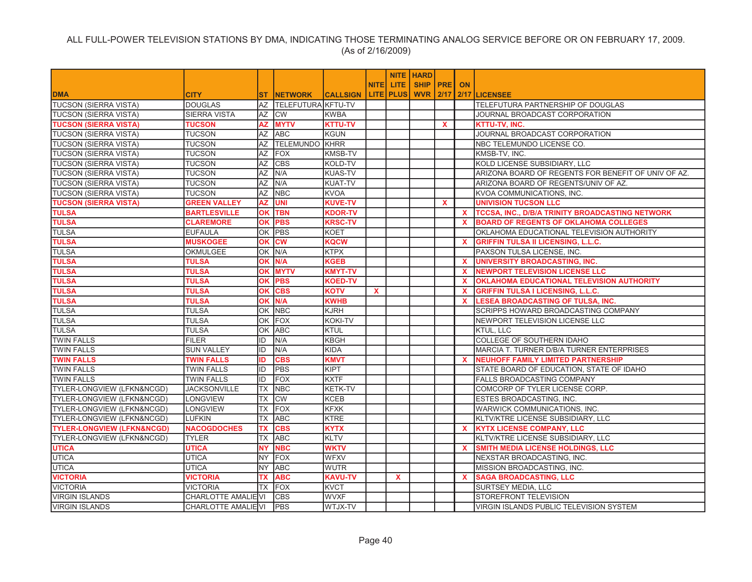ALL FULL-POWER TELEVISION STATIONS BY DMA, INDICATING THOSE TERMINATING ANALOG SERVICE BEFORE OR ON FEBRUARY 17, 2009.
(As of 2/16/2009)

| DMA | CITY | ST | NETWORK | CALLSIGN | NITE LITE | NITE LITE PLUS | HARD SHIP WVR | PRE 2/17 | ON 2/17 | LICENSEE |
|---|---|---|---|---|---|---|---|---|---|---|
| TUCSON (SIERRA VISTA) | DOUGLAS | AZ | TELEFUTURA | KFTU-TV | | | | | | TELEFUTURA PARTNERSHIP OF DOUGLAS |
| TUCSON (SIERRA VISTA) | SIERRA VISTA | AZ | CW | KWBA | | | | | | JOURNAL BROADCAST CORPORATION |
| **TUCSON (SIERRA VISTA)** | **TUCSON** | **AZ** | **MYTV** | **KTTU-TV** | | | | **X** | | **KTTU-TV, INC.** |
| TUCSON (SIERRA VISTA) | TUCSON | AZ | ABC | KGUN | | | | | | JOURNAL BROADCAST CORPORATION |
| TUCSON (SIERRA VISTA) | TUCSON | AZ | TELEMUNDO | KHRR | | | | | | NBC TELEMUNDO LICENSE CO. |
| TUCSON (SIERRA VISTA) | TUCSON | AZ | FOX | KMSB-TV | | | | | | KMSB-TV, INC. |
| TUCSON (SIERRA VISTA) | TUCSON | AZ | CBS | KOLD-TV | | | | | | KOLD LICENSE SUBSIDIARY, LLC |
| TUCSON (SIERRA VISTA) | TUCSON | AZ | N/A | KUAS-TV | | | | | | ARIZONA BOARD OF REGENTS FOR BENEFIT OF UNIV OF AZ. |
| TUCSON (SIERRA VISTA) | TUCSON | AZ | N/A | KUAT-TV | | | | | | ARIZONA BOARD OF REGENTS/UNIV OF AZ. |
| TUCSON (SIERRA VISTA) | TUCSON | AZ | NBC | KVOA | | | | | | KVOA COMMUNICATIONS, INC. |
| **TUCSON (SIERRA VISTA)** | **GREEN VALLEY** | **AZ** | **UNI** | **KUVE-TV** | | | | **X** | | **UNIVISION TUCSON LLC** |
| **TULSA** | **BARTLESVILLE** | **OK** | **TBN** | **KDOR-TV** | | | | | **X** | **TCCSA, INC., D/B/A TRINITY BROADCASTING NETWORK** |
| **TULSA** | **CLAREMORE** | **OK** | **PBS** | **KRSC-TV** | | | | | **X** | **BOARD OF REGENTS OF OKLAHOMA COLLEGES** |
| TULSA | EUFAULA | OK | PBS | KOET | | | | | | OKLAHOMA EDUCATIONAL TELEVISION AUTHORITY |
| **TULSA** | **MUSKOGEE** | **OK** | **CW** | **KQCW** | | | | | **X** | **GRIFFIN TULSA II LICENSING, L.L.C.** |
| TULSA | OKMULGEE | OK | N/A | KTPX | | | | | | PAXSON TULSA LICENSE, INC. |
| **TULSA** | **TULSA** | **OK** | **N/A** | **KGEB** | | | | | **X** | **UNIVERSITY BROADCASTING, INC.** |
| **TULSA** | **TULSA** | **OK** | **MYTV** | **KMYT-TV** | | | | | **X** | **NEWPORT TELEVISION LICENSE LLC** |
| **TULSA** | **TULSA** | **OK** | **PBS** | **KOED-TV** | | | | | **X** | **OKLAHOMA EDUCATIONAL TELEVISION AUTHORITY** |
| **TULSA** | **TULSA** | **OK** | **CBS** | **KOTV** | **X** | | | | **X** | **GRIFFIN TULSA I LICENSING, L.L.C.** |
| **TULSA** | **TULSA** | **OK** | **N/A** | **KWHB** | | | | | **X** | **LESEA BROADCASTING OF TULSA, INC.** |
| TULSA | TULSA | OK | NBC | KJRH | | | | | | SCRIPPS HOWARD BROADCASTING COMPANY |
| TULSA | TULSA | OK | FOX | KOKI-TV | | | | | | NEWPORT TELEVISION LICENSE LLC |
| TULSA | TULSA | OK | ABC | KTUL | | | | | | KTUL, LLC |
| TWIN FALLS | FILER | ID | N/A | KBGH | | | | | | COLLEGE OF SOUTHERN IDAHO |
| TWIN FALLS | SUN VALLEY | ID | N/A | KIDA | | | | | | MARCIA T. TURNER D/B/A TURNER ENTERPRISES |
| **TWIN FALLS** | **TWIN FALLS** | **ID** | **CBS** | **KMVT** | | | | | **X** | **NEUHOFF FAMILY LIMITED PARTNERSHIP** |
| TWIN FALLS | TWIN FALLS | ID | PBS | KIPT | | | | | | STATE BOARD OF EDUCATION, STATE OF IDAHO |
| TWIN FALLS | TWIN FALLS | ID | FOX | KXTF | | | | | | FALLS BROADCASTING COMPANY |
| TYLER-LONGVIEW (LFKN&NCGD) | JACKSONVILLE | TX | NBC | KETK-TV | | | | | | COMCORP OF TYLER LICENSE CORP. |
| TYLER-LONGVIEW (LFKN&NCGD) | LONGVIEW | TX | CW | KCEB | | | | | | ESTES BROADCASTING, INC. |
| TYLER-LONGVIEW (LFKN&NCGD) | LONGVIEW | TX | FOX | KFXK | | | | | | WARWICK COMMUNICATIONS, INC. |
| TYLER-LONGVIEW (LFKN&NCGD) | LUFKIN | TX | ABC | KTRE | | | | | | KLTV/KTRE LICENSE SUBSIDIARY, LLC |
| **TYLER-LONGVIEW (LFKN&NCGD)** | **NACOGDOCHES** | **TX** | **CBS** | **KYTX** | | | | | **X** | **KYTX LICENSE COMPANY, LLC** |
| TYLER-LONGVIEW (LFKN&NCGD) | TYLER | TX | ABC | KLTV | | | | | | KLTV/KTRE LICENSE SUBSIDIARY, LLC |
| **UTICA** | **UTICA** | **NY** | **NBC** | **WKTV** | | | | | **X** | **SMITH MEDIA LICENSE HOLDINGS, LLC** |
| UTICA | UTICA | NY | FOX | WFXV | | | | | | NEXSTAR BROADCASTING, INC. |
| UTICA | UTICA | NY | ABC | WUTR | | | | | | MISSION BROADCASTING, INC. |
| **VICTORIA** | **VICTORIA** | **TX** | **ABC** | **KAVU-TV** | | **X** | | | **X** | **SAGA BROADCASTING, LLC** |
| VICTORIA | VICTORIA | TX | FOX | KVCT | | | | | | SURTSEY MEDIA, LLC |
| VIRGIN ISLANDS | CHARLOTTE AMALIE | VI | CBS | WVXF | | | | | | STOREFRONT TELEVISION |
| VIRGIN ISLANDS | CHARLOTTE AMALIE | VI | PBS | WTJX-TV | | | | | | VIRGIN ISLANDS PUBLIC TELEVISION SYSTEM |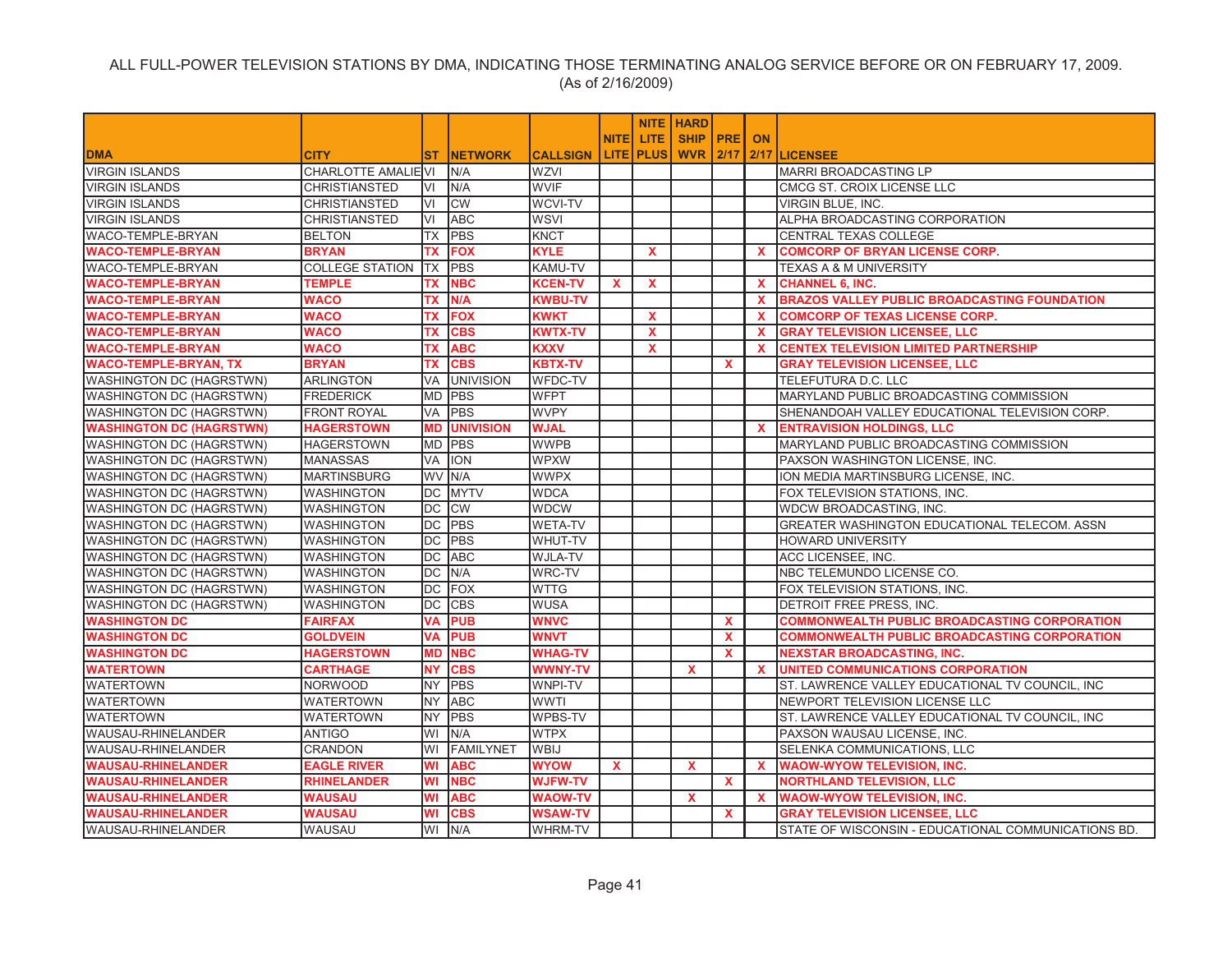ALL FULL-POWER TELEVISION STATIONS BY DMA, INDICATING THOSE TERMINATING ANALOG SERVICE BEFORE OR ON FEBRUARY 17, 2009.
(As of 2/16/2009)

| DMA | CITY | ST | NETWORK | CALLSIGN | NITE LITE | NITE LITE PLUS | HARD SHIP WVR | PRE 2/17 | ON 2/17 | LICENSEE |
|---|---|---|---|---|---|---|---|---|---|---|
| VIRGIN ISLANDS | CHARLOTTE AMALIE | VI | N/A | WZVI | | | | | | MARRI BROADCASTING LP |
| VIRGIN ISLANDS | CHRISTIANSTED | VI | N/A | WVIF | | | | | | CMCG ST. CROIX LICENSE LLC |
| VIRGIN ISLANDS | CHRISTIANSTED | VI | CW | WCVI-TV | | | | | | VIRGIN BLUE, INC. |
| VIRGIN ISLANDS | CHRISTIANSTED | VI | ABC | WSVI | | | | | | ALPHA BROADCASTING CORPORATION |
| WACO-TEMPLE-BRYAN | BELTON | TX | PBS | KNCT | | | | | | CENTRAL TEXAS COLLEGE |
| **WACO-TEMPLE-BRYAN** | **BRYAN** | **TX** | **FOX** | **KYLE** | | **X** | | | **X** | **COMCORP OF BRYAN LICENSE CORP.** |
| WACO-TEMPLE-BRYAN | COLLEGE STATION | TX | PBS | KAMU-TV | | | | | | TEXAS A & M UNIVERSITY |
| **WACO-TEMPLE-BRYAN** | **TEMPLE** | **TX** | **NBC** | **KCEN-TV** | **X** | **X** | | | **X** | **CHANNEL 6, INC.** |
| **WACO-TEMPLE-BRYAN** | **WACO** | **TX** | **N/A** | **KWBU-TV** | | | | | **X** | **BRAZOS VALLEY PUBLIC BROADCASTING FOUNDATION** |
| **WACO-TEMPLE-BRYAN** | **WACO** | **TX** | **FOX** | **KWKT** | | **X** | | | **X** | **COMCORP OF TEXAS LICENSE CORP.** |
| **WACO-TEMPLE-BRYAN** | **WACO** | **TX** | **CBS** | **KWTX-TV** | | **X** | | | **X** | **GRAY TELEVISION LICENSEE, LLC** |
| **WACO-TEMPLE-BRYAN** | **WACO** | **TX** | **ABC** | **KXXV** | | **X** | | | **X** | **CENTEX TELEVISION LIMITED PARTNERSHIP** |
| **WACO-TEMPLE-BRYAN, TX** | **BRYAN** | **TX** | **CBS** | **KBTX-TV** | | | | **X** | | **GRAY TELEVISION LICENSEE, LLC** |
| WASHINGTON DC (HAGRSTWN) | ARLINGTON | VA | UNIVISION | WFDC-TV | | | | | | TELEFUTURA D.C. LLC |
| WASHINGTON DC (HAGRSTWN) | FREDERICK | MD | PBS | WFPT | | | | | | MARYLAND PUBLIC BROADCASTING COMMISSION |
| WASHINGTON DC (HAGRSTWN) | FRONT ROYAL | VA | PBS | WVPY | | | | | | SHENANDOAH VALLEY EDUCATIONAL TELEVISION CORP. |
| **WASHINGTON DC (HAGRSTWN)** | **HAGERSTOWN** | **MD** | **UNIVISION** | **WJAL** | | | | | **X** | **ENTRAVISION HOLDINGS, LLC** |
| WASHINGTON DC (HAGRSTWN) | HAGERSTOWN | MD | PBS | WWPB | | | | | | MARYLAND PUBLIC BROADCASTING COMMISSION |
| WASHINGTON DC (HAGRSTWN) | MANASSAS | VA | ION | WPXW | | | | | | PAXSON WASHINGTON LICENSE, INC. |
| WASHINGTON DC (HAGRSTWN) | MARTINSBURG | WV | N/A | WWPX | | | | | | ION MEDIA MARTINSBURG LICENSE, INC. |
| WASHINGTON DC (HAGRSTWN) | WASHINGTON | DC | MYTV | WDCA | | | | | | FOX TELEVISION STATIONS, INC. |
| WASHINGTON DC (HAGRSTWN) | WASHINGTON | DC | CW | WDCW | | | | | | WDCW BROADCASTING, INC. |
| WASHINGTON DC (HAGRSTWN) | WASHINGTON | DC | PBS | WETA-TV | | | | | | GREATER WASHINGTON EDUCATIONAL TELECOM. ASSN |
| WASHINGTON DC (HAGRSTWN) | WASHINGTON | DC | PBS | WHUT-TV | | | | | | HOWARD UNIVERSITY |
| WASHINGTON DC (HAGRSTWN) | WASHINGTON | DC | ABC | WJLA-TV | | | | | | ACC LICENSEE, INC. |
| WASHINGTON DC (HAGRSTWN) | WASHINGTON | DC | N/A | WRC-TV | | | | | | NBC TELEMUNDO LICENSE CO. |
| WASHINGTON DC (HAGRSTWN) | WASHINGTON | DC | FOX | WTTG | | | | | | FOX TELEVISION STATIONS, INC. |
| WASHINGTON DC (HAGRSTWN) | WASHINGTON | DC | CBS | WUSA | | | | | | DETROIT FREE PRESS, INC. |
| **WASHINGTON DC** | **FAIRFAX** | **VA** | **PUB** | **WNVC** | | | | **X** | | **COMMONWEALTH PUBLIC BROADCASTING CORPORATION** |
| **WASHINGTON DC** | **GOLDVEIN** | **VA** | **PUB** | **WNVT** | | | | **X** | | **COMMONWEALTH PUBLIC BROADCASTING CORPORATION** |
| **WASHINGTON DC** | **HAGERSTOWN** | **MD** | **NBC** | **WHAG-TV** | | | | **X** | | **NEXSTAR BROADCASTING, INC.** |
| **WATERTOWN** | **CARTHAGE** | **NY** | **CBS** | **WWNY-TV** | | | **X** | | **X** | **UNITED COMMUNICATIONS CORPORATION** |
| WATERTOWN | NORWOOD | NY | PBS | WNPI-TV | | | | | | ST. LAWRENCE VALLEY EDUCATIONAL TV COUNCIL, INC |
| WATERTOWN | WATERTOWN | NY | ABC | WWTI | | | | | | NEWPORT TELEVISION LICENSE LLC |
| WATERTOWN | WATERTOWN | NY | PBS | WPBS-TV | | | | | | ST. LAWRENCE VALLEY EDUCATIONAL TV COUNCIL, INC |
| WAUSAU-RHINELANDER | ANTIGO | WI | N/A | WTPX | | | | | | PAXSON WAUSAU LICENSE, INC. |
| WAUSAU-RHINELANDER | CRANDON | WI | FAMILYNET | WBIJ | | | | | | SELENKA COMMUNICATIONS, LLC |
| **WAUSAU-RHINELANDER** | **EAGLE RIVER** | **WI** | **ABC** | **WYOW** | **X** | | **X** | | **X** | **WAOW-WYOW TELEVISION, INC.** |
| **WAUSAU-RHINELANDER** | **RHINELANDER** | **WI** | **NBC** | **WJFW-TV** | | | | **X** | | **NORTHLAND TELEVISION, LLC** |
| **WAUSAU-RHINELANDER** | **WAUSAU** | **WI** | **ABC** | **WAOW-TV** | | | **X** | | **X** | **WAOW-WYOW TELEVISION, INC.** |
| **WAUSAU-RHINELANDER** | **WAUSAU** | **WI** | **CBS** | **WSAW-TV** | | | | **X** | | **GRAY TELEVISION LICENSEE, LLC** |
| WAUSAU-RHINELANDER | WAUSAU | WI | N/A | WHRM-TV | | | | | | STATE OF WISCONSIN - EDUCATIONAL COMMUNICATIONS BD. |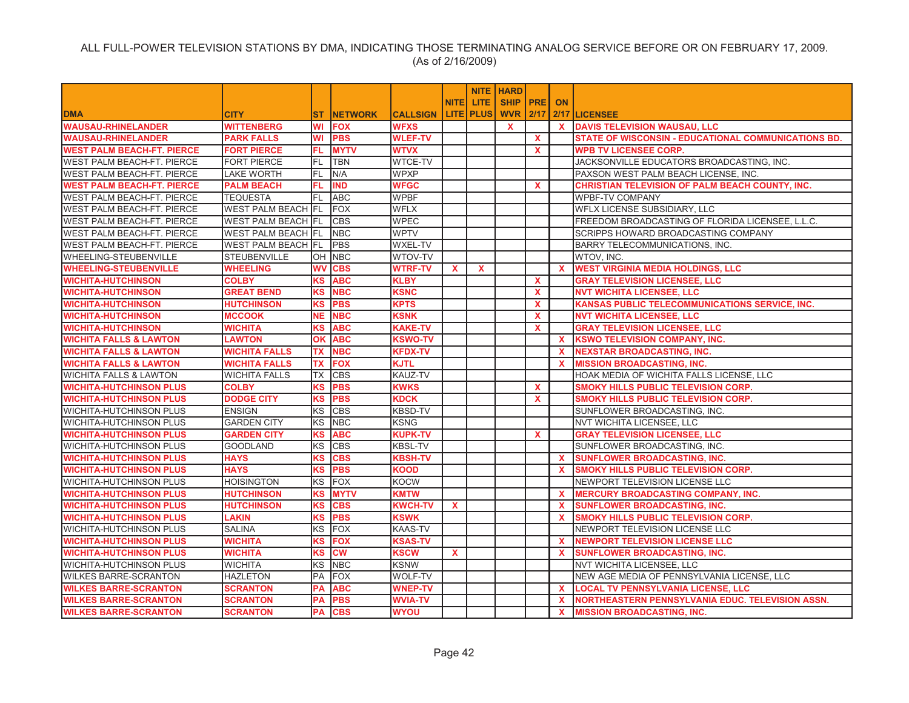ALL FULL-POWER TELEVISION STATIONS BY DMA, INDICATING THOSE TERMINATING ANALOG SERVICE BEFORE OR ON FEBRUARY 17, 2009.
(As of 2/16/2009)

| DMA | CITY | ST | NETWORK | CALLSIGN | NITE LITE | NITE LITE PLUS | HARD SHIP WVR | PRE 2/17 | ON 2/17 | LICENSEE |
|---|---|---|---|---|---|---|---|---|---|---|
| **WAUSAU-RHINELANDER** | **WITTENBERG** | **WI** | **FOX** | **WFXS** | | | **X** | | **X** | **DAVIS TELEVISION WAUSAU, LLC** |
| **WAUSAU-RHINELANDER** | **PARK FALLS** | **WI** | **PBS** | **WLEF-TV** | | | | **X** | | **STATE OF WISCONSIN - EDUCATIONAL COMMUNICATIONS BD.** |
| **WEST PALM BEACH-FT. PIERCE** | **FORT PIERCE** | **FL** | **MYTV** | **WTVX** | | | | **X** | | **WPB TV LICENSEE CORP.** |
| WEST PALM BEACH-FT. PIERCE | FORT PIERCE | FL | TBN | WTCE-TV | | | | | | JACKSONVILLE EDUCATORS BROADCASTING, INC. |
| WEST PALM BEACH-FT. PIERCE | LAKE WORTH | FL | N/A | WPXP | | | | | | PAXSON WEST PALM BEACH LICENSE, INC. |
| **WEST PALM BEACH-FT. PIERCE** | **PALM BEACH** | **FL** | **IND** | **WFGC** | | | | **X** | | **CHRISTIAN TELEVISION OF PALM BEACH COUNTY, INC.** |
| WEST PALM BEACH-FT. PIERCE | TEQUESTA | FL | ABC | WPBF | | | | | | WPBF-TV COMPANY |
| WEST PALM BEACH-FT. PIERCE | WEST PALM BEACH | FL | FOX | WFLX | | | | | | WFLX LICENSE SUBSIDIARY, LLC |
| WEST PALM BEACH-FT. PIERCE | WEST PALM BEACH | FL | CBS | WPEC | | | | | | FREEDOM BROADCASTING OF FLORIDA LICENSEE, L.L.C. |
| WEST PALM BEACH-FT. PIERCE | WEST PALM BEACH | FL | NBC | WPTV | | | | | | SCRIPPS HOWARD BROADCASTING COMPANY |
| WEST PALM BEACH-FT. PIERCE | WEST PALM BEACH | FL | PBS | WXEL-TV | | | | | | BARRY TELECOMMUNICATIONS, INC. |
| WHEELING-STEUBENVILLE | STEUBENVILLE | OH | NBC | WTOV-TV | | | | | | WTOV, INC. |
| **WHEELING-STEUBENVILLE** | **WHEELING** | **WV** | **CBS** | **WTRF-TV** | **X** | **X** | | | **X** | **WEST VIRGINIA MEDIA HOLDINGS, LLC** |
| **WICHITA-HUTCHINSON** | **COLBY** | **KS** | **ABC** | **KLBY** | | | | **X** | | **GRAY TELEVISION LICENSEE, LLC** |
| **WICHITA-HUTCHINSON** | **GREAT BEND** | **KS** | **NBC** | **KSNC** | | | | **X** | | **NVT WICHITA LICENSEE, LLC** |
| **WICHITA-HUTCHINSON** | **HUTCHINSON** | **KS** | **PBS** | **KPTS** | | | | **X** | | **KANSAS PUBLIC TELECOMMUNICATIONS SERVICE, INC.** |
| **WICHITA-HUTCHINSON** | **MCCOOK** | **NE** | **NBC** | **KSNK** | | | | **X** | | **NVT WICHITA LICENSEE, LLC** |
| **WICHITA-HUTCHINSON** | **WICHITA** | **KS** | **ABC** | **KAKE-TV** | | | | **X** | | **GRAY TELEVISION LICENSEE, LLC** |
| **WICHITA FALLS & LAWTON** | **LAWTON** | **OK** | **ABC** | **KSWO-TV** | | | | | **X** | **KSWO TELEVISION COMPANY, INC.** |
| **WICHITA FALLS & LAWTON** | **WICHITA FALLS** | **TX** | **NBC** | **KFDX-TV** | | | | | **X** | **NEXSTAR BROADCASTING, INC.** |
| **WICHITA FALLS & LAWTON** | **WICHITA FALLS** | **TX** | **FOX** | **KJTL** | | | | | **X** | **MISSION BROADCASTING, INC.** |
| WICHITA FALLS & LAWTON | WICHITA FALLS | TX | CBS | KAUZ-TV | | | | | | HOAK MEDIA OF WICHITA FALLS LICENSE, LLC |
| **WICHITA-HUTCHINSON PLUS** | **COLBY** | **KS** | **PBS** | **KWKS** | | | | **X** | | **SMOKY HILLS PUBLIC TELEVISION CORP.** |
| **WICHITA-HUTCHINSON PLUS** | **DODGE CITY** | **KS** | **PBS** | **KDCK** | | | | **X** | | **SMOKY HILLS PUBLIC TELEVISION CORP.** |
| WICHITA-HUTCHINSON PLUS | ENSIGN | KS | CBS | KBSD-TV | | | | | | SUNFLOWER BROADCASTING, INC. |
| WICHITA-HUTCHINSON PLUS | GARDEN CITY | KS | NBC | KSNG | | | | | | NVT WICHITA LICENSEE, LLC |
| **WICHITA-HUTCHINSON PLUS** | **GARDEN CITY** | **KS** | **ABC** | **KUPK-TV** | | | | **X** | | **GRAY TELEVISION LICENSEE, LLC** |
| WICHITA-HUTCHINSON PLUS | GOODLAND | KS | CBS | KBSL-TV | | | | | | SUNFLOWER BROADCASTING, INC. |
| **WICHITA-HUTCHINSON PLUS** | **HAYS** | **KS** | **CBS** | **KBSH-TV** | | | | | **X** | **SUNFLOWER BROADCASTING, INC.** |
| **WICHITA-HUTCHINSON PLUS** | **HAYS** | **KS** | **PBS** | **KOOD** | | | | | **X** | **SMOKY HILLS PUBLIC TELEVISION CORP.** |
| WICHITA-HUTCHINSON PLUS | HOISINGTON | KS | FOX | KOCW | | | | | | NEWPORT TELEVISION LICENSE LLC |
| **WICHITA-HUTCHINSON PLUS** | **HUTCHINSON** | **KS** | **MYTV** | **KMTW** | | | | | **X** | **MERCURY BROADCASTING COMPANY, INC.** |
| **WICHITA-HUTCHINSON PLUS** | **HUTCHINSON** | **KS** | **CBS** | **KWCH-TV** | **X** | | | | **X** | **SUNFLOWER BROADCASTING, INC.** |
| **WICHITA-HUTCHINSON PLUS** | **LAKIN** | **KS** | **PBS** | **KSWK** | | | | | **X** | **SMOKY HILLS PUBLIC TELEVISION CORP.** |
| WICHITA-HUTCHINSON PLUS | SALINA | KS | FOX | KAAS-TV | | | | | | NEWPORT TELEVISION LICENSE LLC |
| **WICHITA-HUTCHINSON PLUS** | **WICHITA** | **KS** | **FOX** | **KSAS-TV** | | | | | **X** | **NEWPORT TELEVISION LICENSE LLC** |
| **WICHITA-HUTCHINSON PLUS** | **WICHITA** | **KS** | **CW** | **KSCW** | **X** | | | | **X** | **SUNFLOWER BROADCASTING, INC.** |
| WICHITA-HUTCHINSON PLUS | WICHITA | KS | NBC | KSNW | | | | | | NVT WICHITA LICENSEE, LLC |
| WILKES BARRE-SCRANTON | HAZLETON | PA | FOX | WOLF-TV | | | | | | NEW AGE MEDIA OF PENNSYLVANIA LICENSE, LLC |
| **WILKES BARRE-SCRANTON** | **SCRANTON** | **PA** | **ABC** | **WNEP-TV** | | | | | **X** | **LOCAL TV PENNSYLVANIA LICENSE, LLC** |
| **WILKES BARRE-SCRANTON** | **SCRANTON** | **PA** | **PBS** | **WVIA-TV** | | | | | **X** | **NORTHEASTERN PENNSYLVANIA EDUC. TELEVISION ASSN.** |
| **WILKES BARRE-SCRANTON** | **SCRANTON** | **PA** | **CBS** | **WYOU** | | | | | **X** | **MISSION BROADCASTING, INC.** |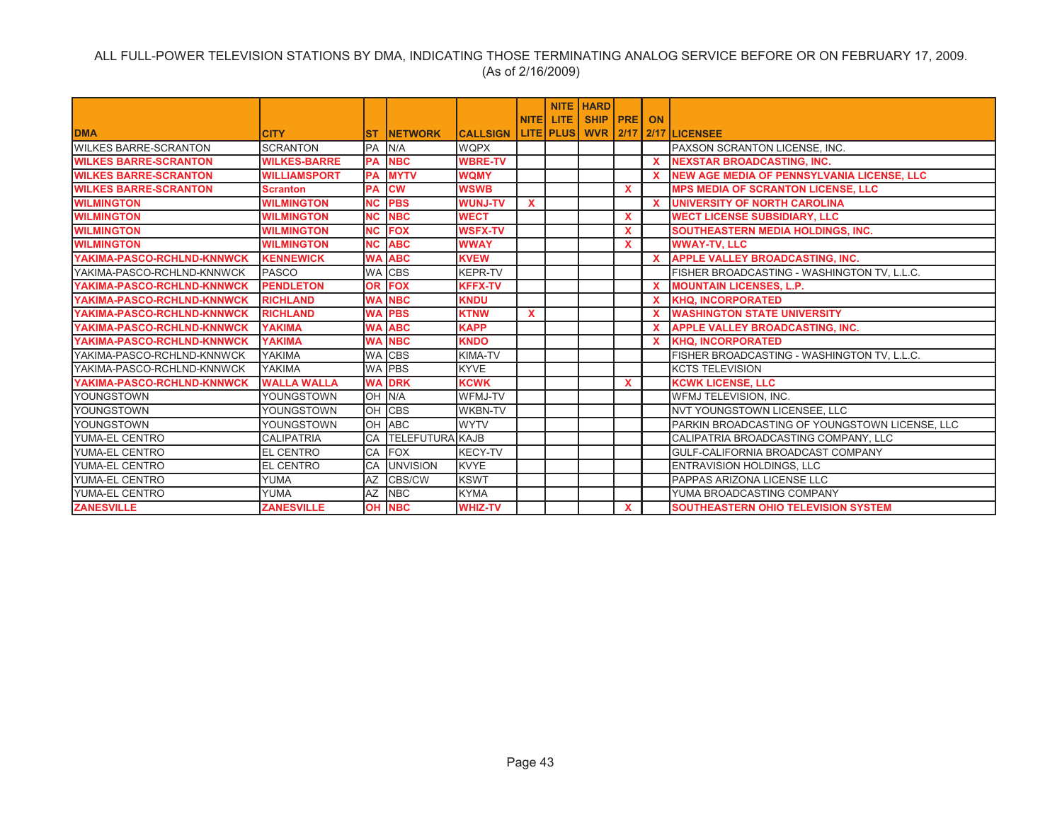ALL FULL-POWER TELEVISION STATIONS BY DMA, INDICATING THOSE TERMINATING ANALOG SERVICE BEFORE OR ON FEBRUARY 17, 2009.
(As of 2/16/2009)

| DMA | CITY | ST | NETWORK | CALLSIGN | NITE LITE | NITE LITE PLUS | HARD SHIP WVR | PRE 2/17 | ON 2/17 | LICENSEE |
|---|---|---|---|---|---|---|---|---|---|---|
| WILKES BARRE-SCRANTON | SCRANTON | PA | N/A | WQPX | | | | | | PAXSON SCRANTON LICENSE, INC. |
| **WILKES BARRE-SCRANTON** | **WILKES-BARRE** | **PA** | **NBC** | **WBRE-TV** | | | | | **X** | **NEXSTAR BROADCASTING, INC.** |
| **WILKES BARRE-SCRANTON** | **WILLIAMSPORT** | **PA** | **MYTV** | **WQMY** | | | | | **X** | **NEW AGE MEDIA OF PENNSYLVANIA LICENSE, LLC** |
| **WILKES BARRE-SCRANTON** | **Scranton** | **PA** | **CW** | **WSWB** | | | | **X** | | **MPS MEDIA OF SCRANTON LICENSE, LLC** |
| **WILMINGTON** | **WILMINGTON** | **NC** | **PBS** | **WUNJ-TV** | **X** | | | | **X** | **UNIVERSITY OF NORTH CAROLINA** |
| **WILMINGTON** | **WILMINGTON** | **NC** | **NBC** | **WECT** | | | | **X** | | **WECT LICENSE SUBSIDIARY, LLC** |
| **WILMINGTON** | **WILMINGTON** | **NC** | **FOX** | **WSFX-TV** | | | | **X** | | **SOUTHEASTERN MEDIA HOLDINGS, INC.** |
| **WILMINGTON** | **WILMINGTON** | **NC** | **ABC** | **WWAY** | | | | **X** | | **WWAY-TV, LLC** |
| **YAKIMA-PASCO-RCHLND-KNNWCK** | **KENNEWICK** | **WA** | **ABC** | **KVEW** | | | | | **X** | **APPLE VALLEY BROADCASTING, INC.** |
| YAKIMA-PASCO-RCHLND-KNNWCK | PASCO | WA | CBS | KEPR-TV | | | | | | FISHER BROADCASTING - WASHINGTON TV, L.L.C. |
| **YAKIMA-PASCO-RCHLND-KNNWCK** | **PENDLETON** | **OR** | **FOX** | **KFFX-TV** | | | | | **X** | **MOUNTAIN LICENSES, L.P.** |
| **YAKIMA-PASCO-RCHLND-KNNWCK** | **RICHLAND** | **WA** | **NBC** | **KNDU** | | | | | **X** | **KHQ, INCORPORATED** |
| **YAKIMA-PASCO-RCHLND-KNNWCK** | **RICHLAND** | **WA** | **PBS** | **KTNW** | **X** | | | | **X** | **WASHINGTON STATE UNIVERSITY** |
| **YAKIMA-PASCO-RCHLND-KNNWCK** | **YAKIMA** | **WA** | **ABC** | **KAPP** | | | | | **X** | **APPLE VALLEY BROADCASTING, INC.** |
| **YAKIMA-PASCO-RCHLND-KNNWCK** | **YAKIMA** | **WA** | **NBC** | **KNDO** | | | | | **X** | **KHQ, INCORPORATED** |
| YAKIMA-PASCO-RCHLND-KNNWCK | YAKIMA | WA | CBS | KIMA-TV | | | | | | FISHER BROADCASTING - WASHINGTON TV, L.L.C. |
| YAKIMA-PASCO-RCHLND-KNNWCK | YAKIMA | WA | PBS | KYVE | | | | | | KCTS TELEVISION |
| **YAKIMA-PASCO-RCHLND-KNNWCK** | **WALLA WALLA** | **WA** | **DRK** | **KCWK** | | | | **X** | | **KCWK LICENSE, LLC** |
| YOUNGSTOWN | YOUNGSTOWN | OH | N/A | WFMJ-TV | | | | | | WFMJ TELEVISION, INC. |
| YOUNGSTOWN | YOUNGSTOWN | OH | CBS | WKBN-TV | | | | | | NVT YOUNGSTOWN LICENSEE, LLC |
| YOUNGSTOWN | YOUNGSTOWN | OH | ABC | WYTV | | | | | | PARKIN BROADCASTING OF YOUNGSTOWN LICENSE, LLC |
| YUMA-EL CENTRO | CALIPATRIA | CA | TELEFUTURA | KAJB | | | | | | CALIPATRIA BROADCASTING COMPANY, LLC |
| YUMA-EL CENTRO | EL CENTRO | CA | FOX | KECY-TV | | | | | | GULF-CALIFORNIA BROADCAST COMPANY |
| YUMA-EL CENTRO | EL CENTRO | CA | UNVISION | KVYE | | | | | | ENTRAVISION HOLDINGS, LLC |
| YUMA-EL CENTRO | YUMA | AZ | CBS/CW | KSWT | | | | | | PAPPAS ARIZONA LICENSE LLC |
| YUMA-EL CENTRO | YUMA | AZ | NBC | KYMA | | | | | | YUMA BROADCASTING COMPANY |
| **ZANESVILLE** | **ZANESVILLE** | **OH** | **NBC** | **WHIZ-TV** | | | | **X** | | **SOUTHEASTERN OHIO TELEVISION SYSTEM** |